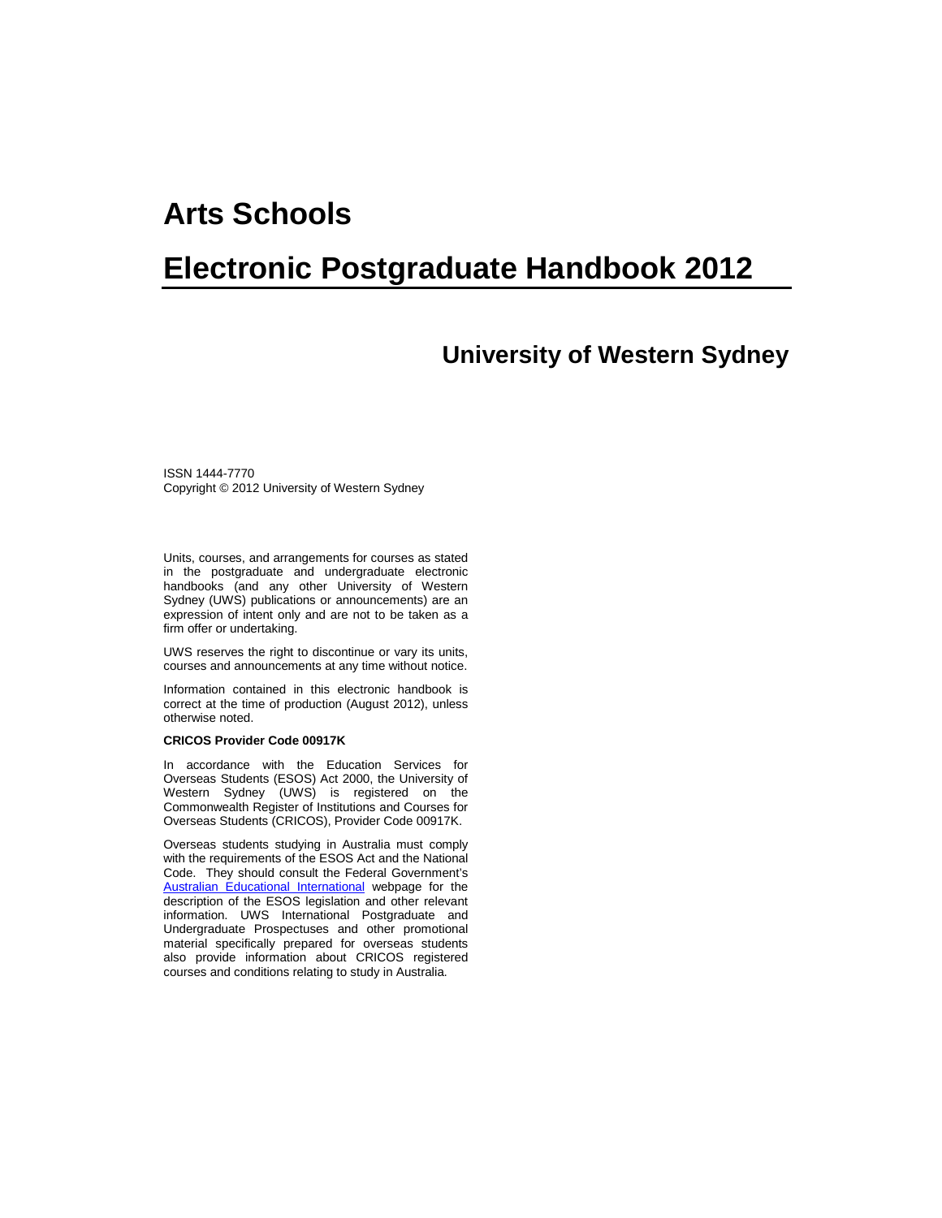# Arts Schools

# Electronic Postgraduate Handbook 2012

## University of Western Sydney

ISSN 1444-7770
Copyright © 2012 University of Western Sydney

Units, courses, and arrangements for courses as stated in the postgraduate and undergraduate electronic handbooks (and any other University of Western Sydney (UWS) publications or announcements) are an expression of intent only and are not to be taken as a firm offer or undertaking.

UWS reserves the right to discontinue or vary its units, courses and announcements at any time without notice.

Information contained in this electronic handbook is correct at the time of production (August 2012), unless otherwise noted.

**CRICOS Provider Code 00917K**

In accordance with the Education Services for Overseas Students (ESOS) Act 2000, the University of Western Sydney (UWS) is registered on the Commonwealth Register of Institutions and Courses for Overseas Students (CRICOS), Provider Code 00917K.

Overseas students studying in Australia must comply with the requirements of the ESOS Act and the National Code. They should consult the Federal Government's Australian Educational International webpage for the description of the ESOS legislation and other relevant information. UWS International Postgraduate and Undergraduate Prospectuses and other promotional material specifically prepared for overseas students also provide information about CRICOS registered courses and conditions relating to study in Australia.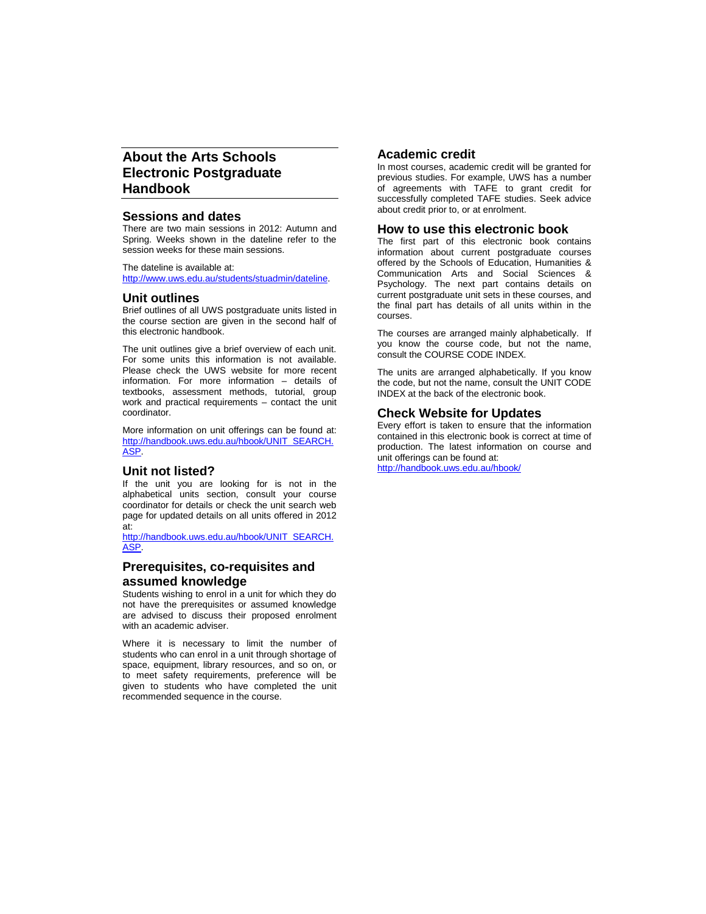# About the Arts Schools Electronic Postgraduate Handbook

## Sessions and dates

There are two main sessions in 2012: Autumn and Spring. Weeks shown in the dateline refer to the session weeks for these main sessions.

The dateline is available at:
http://www.uws.edu.au/students/stuadmin/dateline.

## Unit outlines

Brief outlines of all UWS postgraduate units listed in the course section are given in the second half of this electronic handbook.

The unit outlines give a brief overview of each unit. For some units this information is not available. Please check the UWS website for more recent information. For more information – details of textbooks, assessment methods, tutorial, group work and practical requirements – contact the unit coordinator.

More information on unit offerings can be found at:
http://handbook.uws.edu.au/hbook/UNIT_SEARCH.ASP.

## Unit not listed?

If the unit you are looking for is not in the alphabetical units section, consult your course coordinator for details or check the unit search web page for updated details on all units offered in 2012 at:
http://handbook.uws.edu.au/hbook/UNIT_SEARCH.ASP.

## Prerequisites, co-requisites and assumed knowledge

Students wishing to enrol in a unit for which they do not have the prerequisites or assumed knowledge are advised to discuss their proposed enrolment with an academic adviser.

Where it is necessary to limit the number of students who can enrol in a unit through shortage of space, equipment, library resources, and so on, or to meet safety requirements, preference will be given to students who have completed the unit recommended sequence in the course.

## Academic credit

In most courses, academic credit will be granted for previous studies. For example, UWS has a number of agreements with TAFE to grant credit for successfully completed TAFE studies. Seek advice about credit prior to, or at enrolment.

## How to use this electronic book

The first part of this electronic book contains information about current postgraduate courses offered by the Schools of Education, Humanities & Communication Arts and Social Sciences & Psychology. The next part contains details on current postgraduate unit sets in these courses, and the final part has details of all units within in the courses.

The courses are arranged mainly alphabetically. If you know the course code, but not the name, consult the COURSE CODE INDEX.

The units are arranged alphabetically. If you know the code, but not the name, consult the UNIT CODE INDEX at the back of the electronic book.

## Check Website for Updates

Every effort is taken to ensure that the information contained in this electronic book is correct at time of production. The latest information on course and unit offerings can be found at:
http://handbook.uws.edu.au/hbook/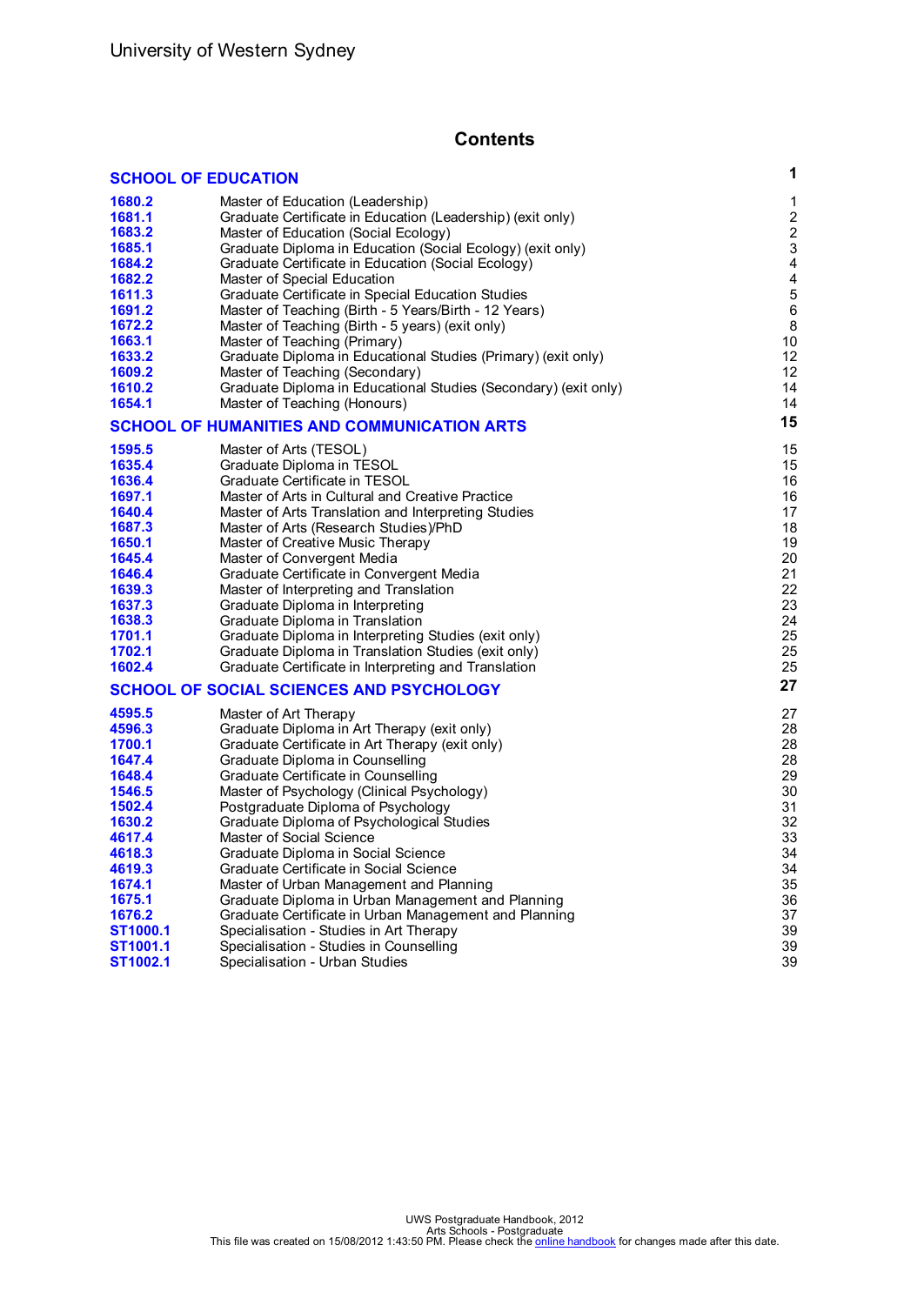# Contents

| | | |
|---|---|---|
| **SCHOOL OF EDUCATION** | | **1** |
| **1680.2** | Master of Education (Leadership) | 1 |
| **1681.1** | Graduate Certificate in Education (Leadership) (exit only) | 2 |
| **1683.2** | Master of Education (Social Ecology) | 2 |
| **1685.1** | Graduate Diploma in Education (Social Ecology) (exit only) | 3 |
| **1684.2** | Graduate Certificate in Education (Social Ecology) | 4 |
| **1682.2** | Master of Special Education | 4 |
| **1611.3** | Graduate Certificate in Special Education Studies | 5 |
| **1691.2** | Master of Teaching (Birth - 5 Years/Birth - 12 Years) | 6 |
| **1672.2** | Master of Teaching (Birth - 5 years) (exit only) | 8 |
| **1663.1** | Master of Teaching (Primary) | 10 |
| **1633.2** | Graduate Diploma in Educational Studies (Primary) (exit only) | 12 |
| **1609.2** | Master of Teaching (Secondary) | 12 |
| **1610.2** | Graduate Diploma in Educational Studies (Secondary) (exit only) | 14 |
| **1654.1** | Master of Teaching (Honours) | 14 |
| **SCHOOL OF HUMANITIES AND COMMUNICATION ARTS** | | **15** |
| **1595.5** | Master of Arts (TESOL) | 15 |
| **1635.4** | Graduate Diploma in TESOL | 15 |
| **1636.4** | Graduate Certificate in TESOL | 16 |
| **1697.1** | Master of Arts in Cultural and Creative Practice | 16 |
| **1640.4** | Master of Arts Translation and Interpreting Studies | 17 |
| **1687.3** | Master of Arts (Research Studies)/PhD | 18 |
| **1650.1** | Master of Creative Music Therapy | 19 |
| **1645.4** | Master of Convergent Media | 20 |
| **1646.4** | Graduate Certificate in Convergent Media | 21 |
| **1639.3** | Master of Interpreting and Translation | 22 |
| **1637.3** | Graduate Diploma in Interpreting | 23 |
| **1638.3** | Graduate Diploma in Translation | 24 |
| **1701.1** | Graduate Diploma in Interpreting Studies (exit only) | 25 |
| **1702.1** | Graduate Diploma in Translation Studies (exit only) | 25 |
| **1602.4** | Graduate Certificate in Interpreting and Translation | 25 |
| **SCHOOL OF SOCIAL SCIENCES AND PSYCHOLOGY** | | **27** |
| **4595.5** | Master of Art Therapy | 27 |
| **4596.3** | Graduate Diploma in Art Therapy (exit only) | 28 |
| **1700.1** | Graduate Certificate in Art Therapy (exit only) | 28 |
| **1647.4** | Graduate Diploma in Counselling | 28 |
| **1648.4** | Graduate Certificate in Counselling | 29 |
| **1546.5** | Master of Psychology (Clinical Psychology) | 30 |
| **1502.4** | Postgraduate Diploma of Psychology | 31 |
| **1630.2** | Graduate Diploma of Psychological Studies | 32 |
| **4617.4** | Master of Social Science | 33 |
| **4618.3** | Graduate Diploma in Social Science | 34 |
| **4619.3** | Graduate Certificate in Social Science | 34 |
| **1674.1** | Master of Urban Management and Planning | 35 |
| **1675.1** | Graduate Diploma in Urban Management and Planning | 36 |
| **1676.2** | Graduate Certificate in Urban Management and Planning | 37 |
| **ST1000.1** | Specialisation - Studies in Art Therapy | 39 |
| **ST1001.1** | Specialisation - Studies in Counselling | 39 |
| **ST1002.1** | Specialisation - Urban Studies | 39 |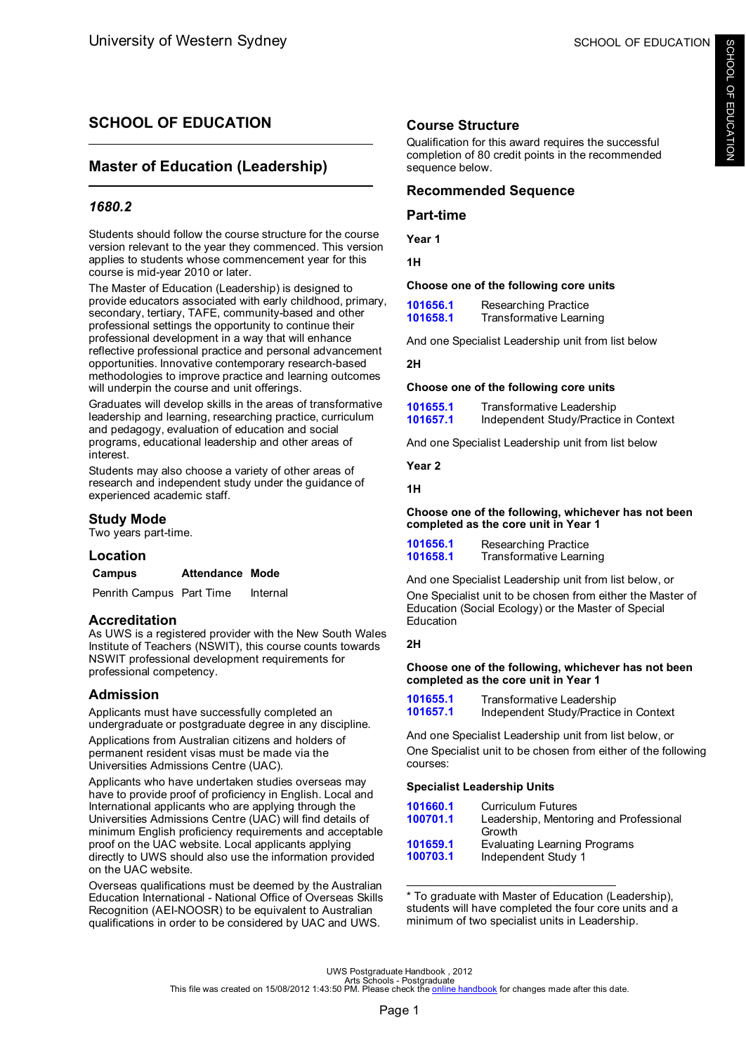# SCHOOL OF EDUCATION

## Master of Education (Leadership)

### *1680.2*

Students should follow the course structure for the course version relevant to the year they commenced. This version applies to students whose commencement year for this course is mid-year 2010 or later.

The Master of Education (Leadership) is designed to provide educators associated with early childhood, primary, secondary, tertiary, TAFE, community-based and other professional settings the opportunity to continue their professional development in a way that will enhance reflective professional practice and personal advancement opportunities. Innovative contemporary research-based methodologies to improve practice and learning outcomes will underpin the course and unit offerings.

Graduates will develop skills in the areas of transformative leadership and learning, researching practice, curriculum and pedagogy, evaluation of education and social programs, educational leadership and other areas of interest.

Students may also choose a variety of other areas of research and independent study under the guidance of experienced academic staff.

### Study Mode

Two years part-time.

### Location

| Campus | Attendance | Mode |
|---|---|---|
| Penrith Campus | Part Time | Internal |

### Accreditation

As UWS is a registered provider with the New South Wales Institute of Teachers (NSWIT), this course counts towards NSWIT professional development requirements for professional competency.

### Admission

Applicants must have successfully completed an undergraduate or postgraduate degree in any discipline.

Applications from Australian citizens and holders of permanent resident visas must be made via the Universities Admissions Centre (UAC).

Applicants who have undertaken studies overseas may have to provide proof of proficiency in English. Local and International applicants who are applying through the Universities Admissions Centre (UAC) will find details of minimum English proficiency requirements and acceptable proof on the UAC website. Local applicants applying directly to UWS should also use the information provided on the UAC website.

Overseas qualifications must be deemed by the Australian Education International - National Office of Overseas Skills Recognition (AEI-NOOSR) to be equivalent to Australian qualifications in order to be considered by UAC and UWS.

### Course Structure

Qualification for this award requires the successful completion of 80 credit points in the recommended sequence below.

### Recommended Sequence

### Part-time

**Year 1**

**1H**

**Choose one of the following core units**

| | |
|---|---|
| 101656.1 | Researching Practice |
| 101658.1 | Transformative Learning |

And one Specialist Leadership unit from list below

**2H**

**Choose one of the following core units**

| | |
|---|---|
| 101655.1 | Transformative Leadership |
| 101657.1 | Independent Study/Practice in Context |

And one Specialist Leadership unit from list below

**Year 2**

**1H**

**Choose one of the following, whichever has not been completed as the core unit in Year 1**

| | |
|---|---|
| 101656.1 | Researching Practice |
| 101658.1 | Transformative Learning |

And one Specialist Leadership unit from list below, or

One Specialist unit to be chosen from either the Master of Education (Social Ecology) or the Master of Special Education

**2H**

**Choose one of the following, whichever has not been completed as the core unit in Year 1**

| | |
|---|---|
| 101655.1 | Transformative Leadership |
| 101657.1 | Independent Study/Practice in Context |

And one Specialist Leadership unit from list below, or

One Specialist unit to be chosen from either of the following courses:

**Specialist Leadership Units**

| | |
|---|---|
| 101660.1 | Curriculum Futures |
| 100701.1 | Leadership, Mentoring and Professional Growth |
| 101659.1 | Evaluating Learning Programs |
| 100703.1 | Independent Study 1 |

* To graduate with Master of Education (Leadership), students will have completed the four core units and a minimum of two specialist units in Leadership.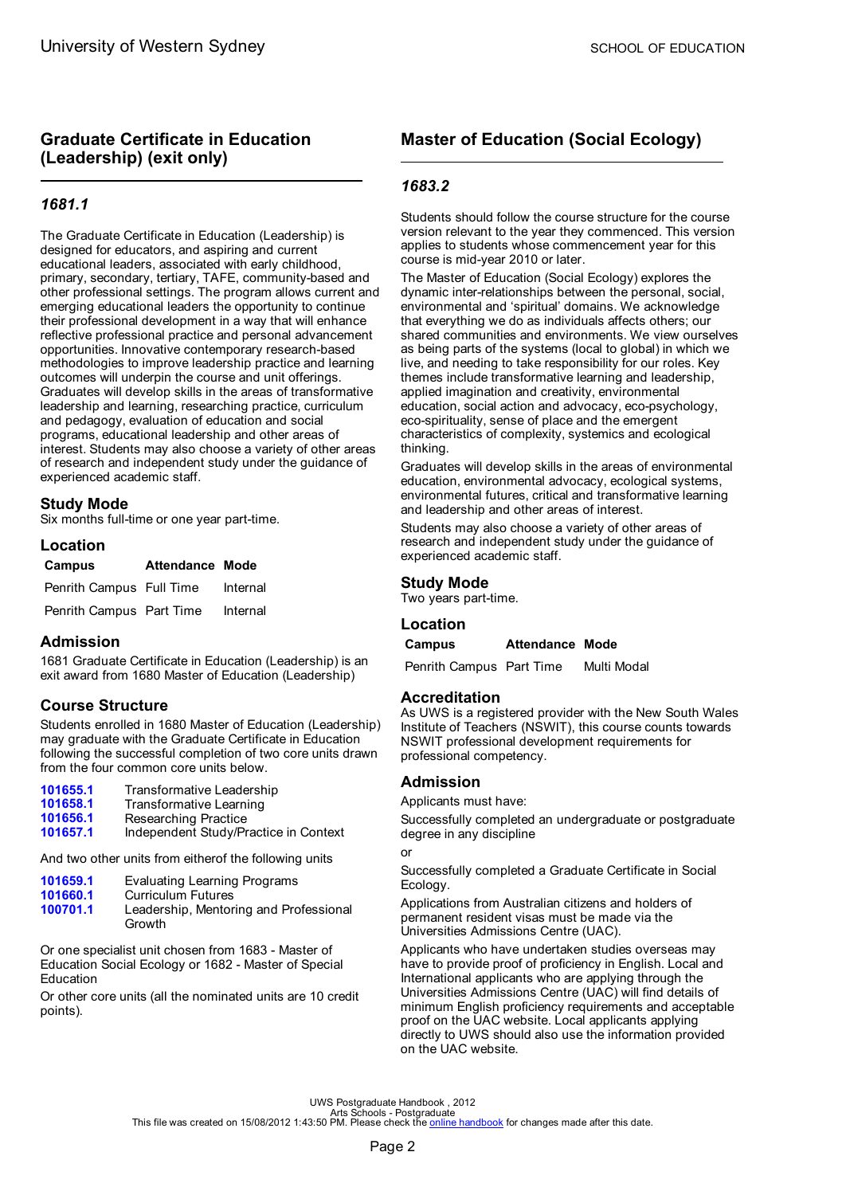## Graduate Certificate in Education (Leadership) (exit only)

### *1681.1*

The Graduate Certificate in Education (Leadership) is designed for educators, and aspiring and current educational leaders, associated with early childhood, primary, secondary, tertiary, TAFE, community-based and other professional settings. The program allows current and emerging educational leaders the opportunity to continue their professional development in a way that will enhance reflective professional practice and personal advancement opportunities. Innovative contemporary research-based methodologies to improve leadership practice and learning outcomes will underpin the course and unit offerings. Graduates will develop skills in the areas of transformative leadership and learning, researching practice, curriculum and pedagogy, evaluation of education and social programs, educational leadership and other areas of interest. Students may also choose a variety of other areas of research and independent study under the guidance of experienced academic staff.

### Study Mode

Six months full-time or one year part-time.

### Location

| Campus | Attendance | Mode |
|---|---|---|
| Penrith Campus | Full Time | Internal |
| Penrith Campus | Part Time | Internal |

### Admission

1681 Graduate Certificate in Education (Leadership) is an exit award from 1680 Master of Education (Leadership)

### Course Structure

Students enrolled in 1680 Master of Education (Leadership) may graduate with the Graduate Certificate in Education following the successful completion of two core units drawn from the four common core units below.

| | |
|---|---|
| **101655.1** | Transformative Leadership |
| **101658.1** | Transformative Learning |
| **101656.1** | Researching Practice |
| **101657.1** | Independent Study/Practice in Context |

And two other units from eitherof the following units

| | |
|---|---|
| **101659.1** | Evaluating Learning Programs |
| **101660.1** | Curriculum Futures |
| **100701.1** | Leadership, Mentoring and Professional Growth |

Or one specialist unit chosen from 1683 - Master of Education Social Ecology or 1682 - Master of Special Education

Or other core units (all the nominated units are 10 credit points).

## Master of Education (Social Ecology)

### *1683.2*

Students should follow the course structure for the course version relevant to the year they commenced. This version applies to students whose commencement year for this course is mid-year 2010 or later.

The Master of Education (Social Ecology) explores the dynamic inter-relationships between the personal, social, environmental and 'spiritual' domains. We acknowledge that everything we do as individuals affects others; our shared communities and environments. We view ourselves as being parts of the systems (local to global) in which we live, and needing to take responsibility for our roles. Key themes include transformative learning and leadership, applied imagination and creativity, environmental education, social action and advocacy, eco-psychology, eco-spirituality, sense of place and the emergent characteristics of complexity, systemics and ecological thinking.

Graduates will develop skills in the areas of environmental education, environmental advocacy, ecological systems, environmental futures, critical and transformative learning and leadership and other areas of interest.

Students may also choose a variety of other areas of research and independent study under the guidance of experienced academic staff.

### Study Mode

Two years part-time.

### Location

| Campus | Attendance | Mode |
|---|---|---|
| Penrith Campus | Part Time | Multi Modal |

### Accreditation

As UWS is a registered provider with the New South Wales Institute of Teachers (NSWIT), this course counts towards NSWIT professional development requirements for professional competency.

### Admission

Applicants must have:

Successfully completed an undergraduate or postgraduate degree in any discipline

or

Successfully completed a Graduate Certificate in Social Ecology.

Applications from Australian citizens and holders of permanent resident visas must be made via the Universities Admissions Centre (UAC).

Applicants who have undertaken studies overseas may have to provide proof of proficiency in English. Local and International applicants who are applying through the Universities Admissions Centre (UAC) will find details of minimum English proficiency requirements and acceptable proof on the UAC website. Local applicants applying directly to UWS should also use the information provided on the UAC website.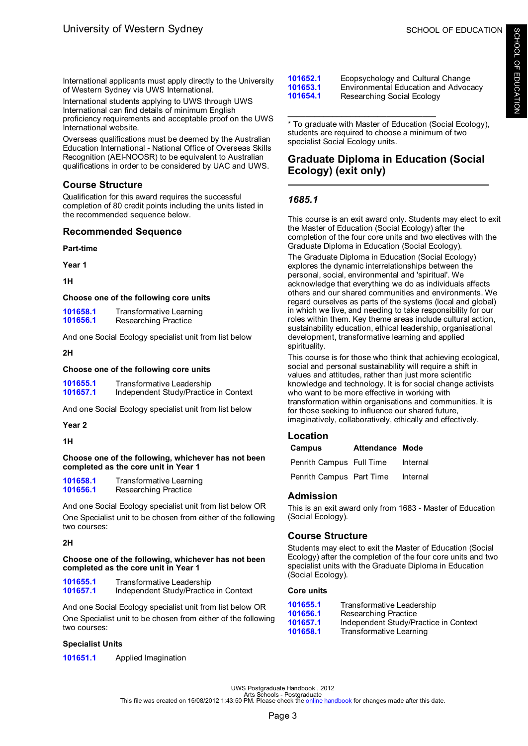International applicants must apply directly to the University of Western Sydney via UWS International.

International students applying to UWS through UWS International can find details of minimum English proficiency requirements and acceptable proof on the UWS International website.

Overseas qualifications must be deemed by the Australian Education International - National Office of Overseas Skills Recognition (AEI-NOOSR) to be equivalent to Australian qualifications in order to be considered by UAC and UWS.

## Course Structure

Qualification for this award requires the successful completion of 80 credit points including the units listed in the recommended sequence below.

## Recommended Sequence

**Part-time**

**Year 1**

**1H**

**Choose one of the following core units**

| | |
|---|---|
| 101658.1 | Transformative Learning |
| 101656.1 | Researching Practice |

And one Social Ecology specialist unit from list below

**2H**

**Choose one of the following core units**

| | |
|---|---|
| 101655.1 | Transformative Leadership |
| 101657.1 | Independent Study/Practice in Context |

And one Social Ecology specialist unit from list below

**Year 2**

**1H**

**Choose one of the following, whichever has not been completed as the core unit in Year 1**

| | |
|---|---|
| 101658.1 | Transformative Learning |
| 101656.1 | Researching Practice |

And one Social Ecology specialist unit from list below OR

One Specialist unit to be chosen from either of the following two courses:

**2H**

**Choose one of the following, whichever has not been completed as the core unit in Year 1**

| | |
|---|---|
| 101655.1 | Transformative Leadership |
| 101657.1 | Independent Study/Practice in Context |

And one Social Ecology specialist unit from list below OR

One Specialist unit to be chosen from either of the following two courses:

**Specialist Units**

| | |
|---|---|
| 101651.1 | Applied Imagination |
| 101652.1 | Ecopsychology and Cultural Change |
| 101653.1 | Environmental Education and Advocacy |
| 101654.1 | Researching Social Ecology |

* To graduate with Master of Education (Social Ecology), students are required to choose a minimum of two specialist Social Ecology units.

## Graduate Diploma in Education (Social Ecology) (exit only)

### *1685.1*

This course is an exit award only. Students may elect to exit the Master of Education (Social Ecology) after the completion of the four core units and two electives with the Graduate Diploma in Education (Social Ecology).

The Graduate Diploma in Education (Social Ecology) explores the dynamic interrelationships between the personal, social, environmental and 'spiritual'. We acknowledge that everything we do as individuals affects others and our shared communities and environments. We regard ourselves as parts of the systems (local and global) in which we live, and needing to take responsibility for our roles within them. Key theme areas include cultural action, sustainability education, ethical leadership, organisational development, transformative learning and applied spirituality.

This course is for those who think that achieving ecological, social and personal sustainability will require a shift in values and attitudes, rather than just more scientific knowledge and technology. It is for social change activists who want to be more effective in working with transformation within organisations and communities. It is for those seeking to influence our shared future, imaginatively, collaboratively, ethically and effectively.

## Location

| Campus | Attendance | Mode |
|---|---|---|
| Penrith Campus | Full Time | Internal |
| Penrith Campus | Part Time | Internal |

## Admission

This is an exit award only from 1683 - Master of Education (Social Ecology).

## Course Structure

Students may elect to exit the Master of Education (Social Ecology) after the completion of the four core units and two specialist units with the Graduate Diploma in Education (Social Ecology).

**Core units**

| | |
|---|---|
| 101655.1 | Transformative Leadership |
| 101656.1 | Researching Practice |
| 101657.1 | Independent Study/Practice in Context |
| 101658.1 | Transformative Learning |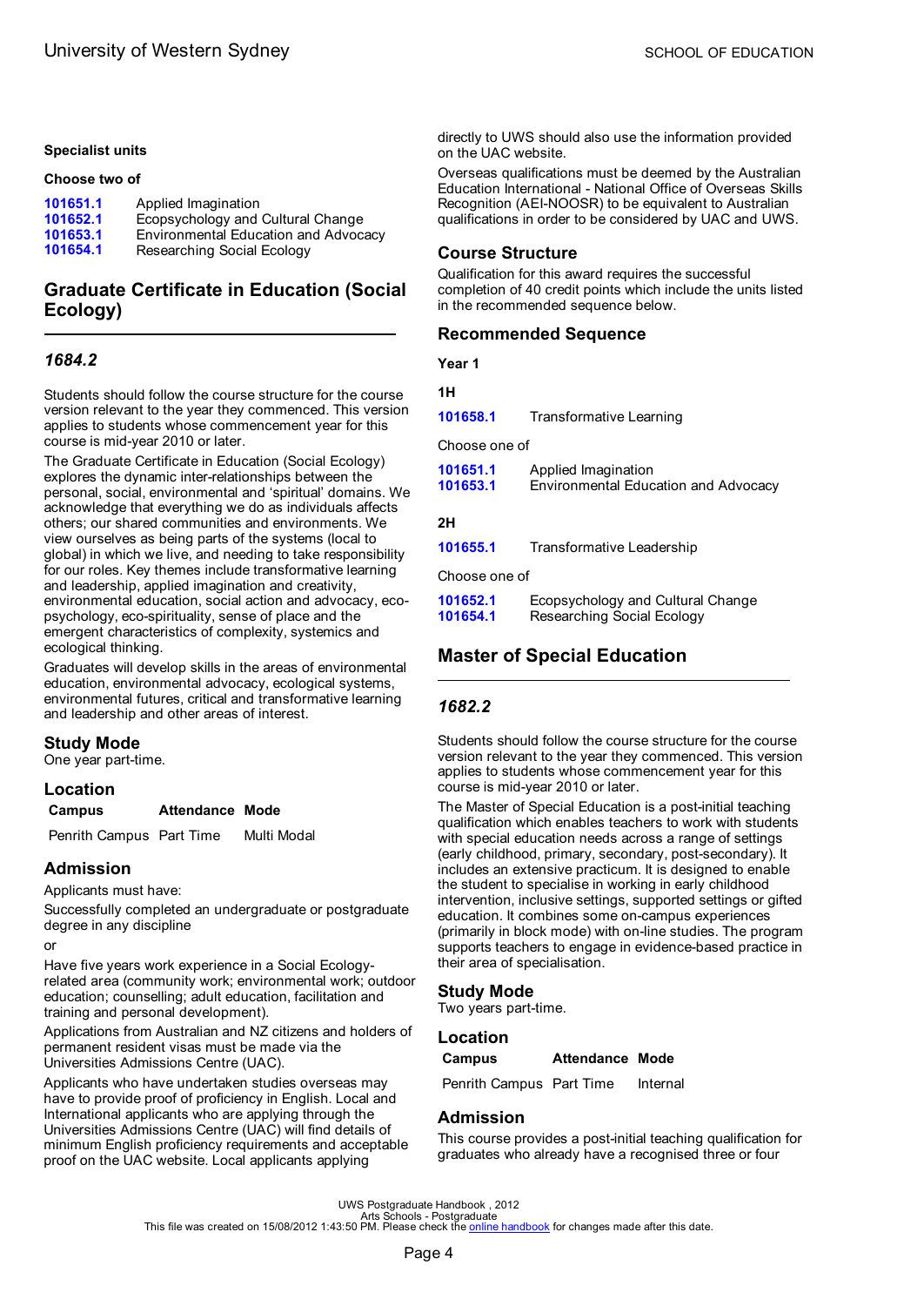### Specialist units

**Choose two of**

| | |
|---|---|
| 101651.1 | Applied Imagination |
| 101652.1 | Ecopsychology and Cultural Change |
| 101653.1 | Environmental Education and Advocacy |
| 101654.1 | Researching Social Ecology |

## Graduate Certificate in Education (Social Ecology)

### *1684.2*

Students should follow the course structure for the course version relevant to the year they commenced. This version applies to students whose commencement year for this course is mid-year 2010 or later.

The Graduate Certificate in Education (Social Ecology) explores the dynamic inter-relationships between the personal, social, environmental and 'spiritual' domains. We acknowledge that everything we do as individuals affects others; our shared communities and environments. We view ourselves as being parts of the systems (local to global) in which we live, and needing to take responsibility for our roles. Key themes include transformative learning and leadership, applied imagination and creativity, environmental education, social action and advocacy, eco-psychology, eco-spirituality, sense of place and the emergent characteristics of complexity, systemics and ecological thinking.

Graduates will develop skills in the areas of environmental education, environmental advocacy, ecological systems, environmental futures, critical and transformative learning and leadership and other areas of interest.

### Study Mode

One year part-time.

### Location

| Campus | Attendance | Mode |
|---|---|---|
| Penrith Campus | Part Time | Multi Modal |

### Admission

Applicants must have:

Successfully completed an undergraduate or postgraduate degree in any discipline

or

Have five years work experience in a Social Ecology-related area (community work; environmental work; outdoor education; counselling; adult education, facilitation and training and personal development).

Applications from Australian and NZ citizens and holders of permanent resident visas must be made via the Universities Admissions Centre (UAC).

Applicants who have undertaken studies overseas may have to provide proof of proficiency in English. Local and International applicants who are applying through the Universities Admissions Centre (UAC) will find details of minimum English proficiency requirements and acceptable proof on the UAC website. Local applicants applying directly to UWS should also use the information provided on the UAC website.

Overseas qualifications must be deemed by the Australian Education International - National Office of Overseas Skills Recognition (AEI-NOOSR) to be equivalent to Australian qualifications in order to be considered by UAC and UWS.

### Course Structure

Qualification for this award requires the successful completion of 40 credit points which include the units listed in the recommended sequence below.

### Recommended Sequence

**Year 1**

**1H**

| | |
|---|---|
| 101658.1 | Transformative Learning |

Choose one of

| | |
|---|---|
| 101651.1 | Applied Imagination |
| 101653.1 | Environmental Education and Advocacy |

**2H**

| | |
|---|---|
| 101655.1 | Transformative Leadership |

Choose one of

| | |
|---|---|
| 101652.1 | Ecopsychology and Cultural Change |
| 101654.1 | Researching Social Ecology |

## Master of Special Education

### *1682.2*

Students should follow the course structure for the course version relevant to the year they commenced. This version applies to students whose commencement year for this course is mid-year 2010 or later.

The Master of Special Education is a post-initial teaching qualification which enables teachers to work with students with special education needs across a range of settings (early childhood, primary, secondary, post-secondary). It includes an extensive practicum. It is designed to enable the student to specialise in working in early childhood intervention, inclusive settings, supported settings or gifted education. It combines some on-campus experiences (primarily in block mode) with on-line studies. The program supports teachers to engage in evidence-based practice in their area of specialisation.

### Study Mode

Two years part-time.

### Location

| Campus | Attendance | Mode |
|---|---|---|
| Penrith Campus | Part Time | Internal |

### Admission

This course provides a post-initial teaching qualification for graduates who already have a recognised three or four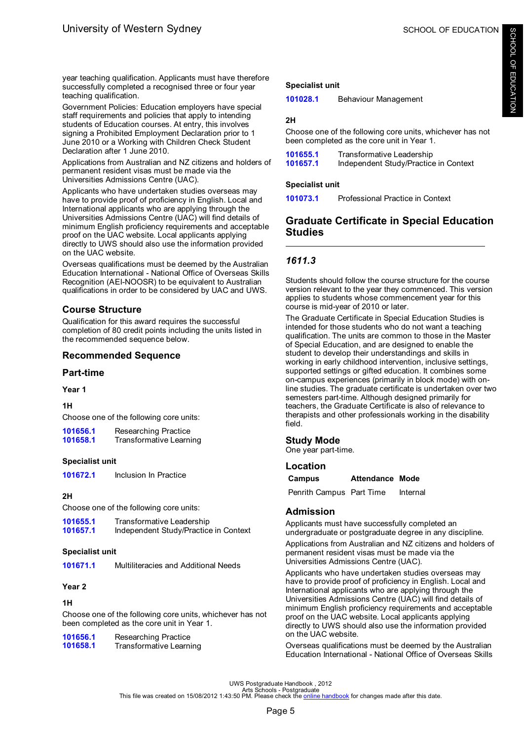year teaching qualification. Applicants must have therefore successfully completed a recognised three or four year teaching qualification.

Government Policies: Education employers have special staff requirements and policies that apply to intending students of Education courses. At entry, this involves signing a Prohibited Employment Declaration prior to 1 June 2010 or a Working with Children Check Student Declaration after 1 June 2010.

Applications from Australian and NZ citizens and holders of permanent resident visas must be made via the Universities Admissions Centre (UAC).

Applicants who have undertaken studies overseas may have to provide proof of proficiency in English. Local and International applicants who are applying through the Universities Admissions Centre (UAC) will find details of minimum English proficiency requirements and acceptable proof on the UAC website. Local applicants applying directly to UWS should also use the information provided on the UAC website.

Overseas qualifications must be deemed by the Australian Education International - National Office of Overseas Skills Recognition (AEI-NOOSR) to be equivalent to Australian qualifications in order to be considered by UAC and UWS.

## Course Structure

Qualification for this award requires the successful completion of 80 credit points including the units listed in the recommended sequence below.

## Recommended Sequence

## Part-time

### Year 1

#### 1H

Choose one of the following core units:

| | |
|---|---|
| 101656.1 | Researching Practice |
| 101658.1 | Transformative Learning |

**Specialist unit**

| | |
|---|---|
| 101672.1 | Inclusion In Practice |

#### 2H

Choose one of the following core units:

| | |
|---|---|
| 101655.1 | Transformative Leadership |
| 101657.1 | Independent Study/Practice in Context |

**Specialist unit**

| | |
|---|---|
| 101671.1 | Multiliteracies and Additional Needs |

### Year 2

#### 1H

Choose one of the following core units, whichever has not been completed as the core unit in Year 1.

| | |
|---|---|
| 101656.1 | Researching Practice |
| 101658.1 | Transformative Learning |

**Specialist unit**

| | |
|---|---|
| 101028.1 | Behaviour Management |

#### 2H

Choose one of the following core units, whichever has not been completed as the core unit in Year 1.

| | |
|---|---|
| 101655.1 | Transformative Leadership |
| 101657.1 | Independent Study/Practice in Context |

**Specialist unit**

| | |
|---|---|
| 101073.1 | Professional Practice in Context |

## Graduate Certificate in Special Education Studies

### *1611.3*

Students should follow the course structure for the course version relevant to the year they commenced. This version applies to students whose commencement year for this course is mid-year of 2010 or later.

The Graduate Certificate in Special Education Studies is intended for those students who do not want a teaching qualification. The units are common to those in the Master of Special Education, and are designed to enable the student to develop their understandings and skills in working in early childhood intervention, inclusive settings, supported settings or gifted education. It combines some on-campus experiences (primarily in block mode) with on-line studies. The graduate certificate is undertaken over two semesters part-time. Although designed primarily for teachers, the Graduate Certificate is also of relevance to therapists and other professionals working in the disability field.

## Study Mode

One year part-time.

## Location

| Campus | Attendance | Mode |
|---|---|---|
| Penrith Campus | Part Time | Internal |

## Admission

Applicants must have successfully completed an undergraduate or postgraduate degree in any discipline.

Applications from Australian and NZ citizens and holders of permanent resident visas must be made via the Universities Admissions Centre (UAC).

Applicants who have undertaken studies overseas may have to provide proof of proficiency in English. Local and International applicants who are applying through the Universities Admissions Centre (UAC) will find details of minimum English proficiency requirements and acceptable proof on the UAC website. Local applicants applying directly to UWS should also use the information provided on the UAC website.

Overseas qualifications must be deemed by the Australian Education International - National Office of Overseas Skills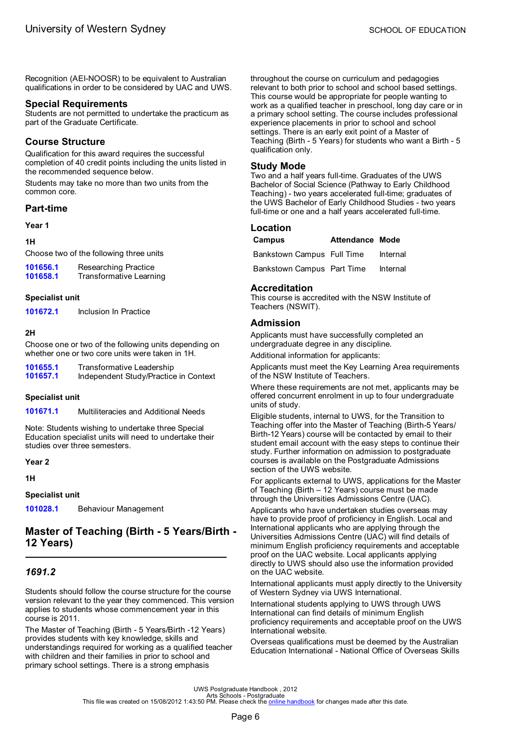Recognition (AEI-NOOSR) to be equivalent to Australian qualifications in order to be considered by UAC and UWS.

### Special Requirements

Students are not permitted to undertake the practicum as part of the Graduate Certificate.

### Course Structure

Qualification for this award requires the successful completion of 40 credit points including the units listed in the recommended sequence below.

Students may take no more than two units from the common core.

### Part-time

**Year 1**

**1H**

Choose two of the following three units

| | |
|---|---|
| **101656.1** | Researching Practice |
| **101658.1** | Transformative Learning |

**Specialist unit**

| | |
|---|---|
| **101672.1** | Inclusion In Practice |

**2H**

Choose one or two of the following units depending on whether one or two core units were taken in 1H.

| | |
|---|---|
| **101655.1** | Transformative Leadership |
| **101657.1** | Independent Study/Practice in Context |

**Specialist unit**

| | |
|---|---|
| **101671.1** | Multiliteracies and Additional Needs |

Note: Students wishing to undertake three Special Education specialist units will need to undertake their studies over three semesters.

**Year 2**

**1H**

**Specialist unit**

| | |
|---|---|
| **101028.1** | Behaviour Management |

## Master of Teaching (Birth - 5 Years/Birth - 12 Years)

### *1691.2*

Students should follow the course structure for the course version relevant to the year they commenced. This version applies to students whose commencement year in this course is 2011.

The Master of Teaching (Birth - 5 Years/Birth -12 Years) provides students with key knowledge, skills and understandings required for working as a qualified teacher with children and their families in prior to school and primary school settings. There is a strong emphasis throughout the course on curriculum and pedagogies relevant to both prior to school and school based settings. This course would be appropriate for people wanting to work as a qualified teacher in preschool, long day care or in a primary school setting. The course includes professional experience placements in prior to school and school settings. There is an early exit point of a Master of Teaching (Birth - 5 Years) for students who want a Birth - 5 qualification only.

### Study Mode

Two and a half years full-time. Graduates of the UWS Bachelor of Social Science (Pathway to Early Childhood Teaching) - two years accelerated full-time; graduates of the UWS Bachelor of Early Childhood Studies - two years full-time or one and a half years accelerated full-time.

### Location

| Campus | Attendance | Mode |
|---|---|---|
| Bankstown Campus | Full Time | Internal |
| Bankstown Campus | Part Time | Internal |

### Accreditation

This course is accredited with the NSW Institute of Teachers (NSWIT).

### Admission

Applicants must have successfully completed an undergraduate degree in any discipline.

Additional information for applicants:

Applicants must meet the Key Learning Area requirements of the NSW Institute of Teachers.

Where these requirements are not met, applicants may be offered concurrent enrolment in up to four undergraduate units of study.

Eligible students, internal to UWS, for the Transition to Teaching offer into the Master of Teaching (Birth-5 Years/ Birth-12 Years) course will be contacted by email to their student email account with the easy steps to continue their study. Further information on admission to postgraduate courses is available on the Postgraduate Admissions section of the UWS website.

For applicants external to UWS, applications for the Master of Teaching (Birth – 12 Years) course must be made through the Universities Admissions Centre (UAC).

Applicants who have undertaken studies overseas may have to provide proof of proficiency in English. Local and International applicants who are applying through the Universities Admissions Centre (UAC) will find details of minimum English proficiency requirements and acceptable proof on the UAC website. Local applicants applying directly to UWS should also use the information provided on the UAC website.

International applicants must apply directly to the University of Western Sydney via UWS International.

International students applying to UWS through UWS International can find details of minimum English proficiency requirements and acceptable proof on the UWS International website.

Overseas qualifications must be deemed by the Australian Education International - National Office of Overseas Skills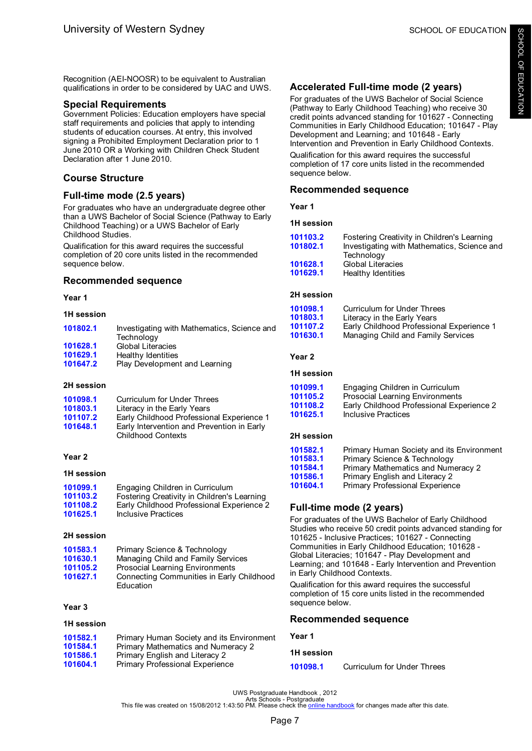Recognition (AEI-NOOSR) to be equivalent to Australian qualifications in order to be considered by UAC and UWS.

## Special Requirements

Government Policies: Education employers have special staff requirements and policies that apply to intending students of education courses. At entry, this involved signing a Prohibited Employment Declaration prior to 1 June 2010 OR a Working with Children Check Student Declaration after 1 June 2010.

## Course Structure

## Full-time mode (2.5 years)

For graduates who have an undergraduate degree other than a UWS Bachelor of Social Science (Pathway to Early Childhood Teaching) or a UWS Bachelor of Early Childhood Studies.

Qualification for this award requires the successful completion of 20 core units listed in the recommended sequence below.

## Recommended sequence

### Year 1

#### 1H session

| | |
|---|---|
| 101802.1 | Investigating with Mathematics, Science and Technology |
| 101628.1 | Global Literacies |
| 101629.1 | Healthy Identities |
| 101647.2 | Play Development and Learning |

#### 2H session

| | |
|---|---|
| 101098.1 | Curriculum for Under Threes |
| 101803.1 | Literacy in the Early Years |
| 101107.2 | Early Childhood Professional Experience 1 |
| 101648.1 | Early Intervention and Prevention in Early Childhood Contexts |

### Year 2

#### 1H session

| | |
|---|---|
| 101099.1 | Engaging Children in Curriculum |
| 101103.2 | Fostering Creativity in Children's Learning |
| 101108.2 | Early Childhood Professional Experience 2 |
| 101625.1 | Inclusive Practices |

#### 2H session

| | |
|---|---|
| 101583.1 | Primary Science & Technology |
| 101630.1 | Managing Child and Family Services |
| 101105.2 | Prosocial Learning Environments |
| 101627.1 | Connecting Communities in Early Childhood Education |

### Year 3

#### 1H session

| | |
|---|---|
| 101582.1 | Primary Human Society and its Environment |
| 101584.1 | Primary Mathematics and Numeracy 2 |
| 101586.1 | Primary English and Literacy 2 |
| 101604.1 | Primary Professional Experience |

## Accelerated Full-time mode (2 years)

For graduates of the UWS Bachelor of Social Science (Pathway to Early Childhood Teaching) who receive 30 credit points advanced standing for 101627 - Connecting Communities in Early Childhood Education; 101647 - Play Development and Learning; and 101648 - Early Intervention and Prevention in Early Childhood Contexts.

Qualification for this award requires the successful completion of 17 core units listed in the recommended sequence below.

## Recommended sequence

### Year 1

#### 1H session

| | |
|---|---|
| 101103.2 | Fostering Creativity in Children's Learning |
| 101802.1 | Investigating with Mathematics, Science and Technology |
| 101628.1 | Global Literacies |
| 101629.1 | Healthy Identities |

#### 2H session

| | |
|---|---|
| 101098.1 | Curriculum for Under Threes |
| 101803.1 | Literacy in the Early Years |
| 101107.2 | Early Childhood Professional Experience 1 |
| 101630.1 | Managing Child and Family Services |

### Year 2

#### 1H session

| | |
|---|---|
| 101099.1 | Engaging Children in Curriculum |
| 101105.2 | Prosocial Learning Environments |
| 101108.2 | Early Childhood Professional Experience 2 |
| 101625.1 | Inclusive Practices |

#### 2H session

| | |
|---|---|
| 101582.1 | Primary Human Society and its Environment |
| 101583.1 | Primary Science & Technology |
| 101584.1 | Primary Mathematics and Numeracy 2 |
| 101586.1 | Primary English and Literacy 2 |
| 101604.1 | Primary Professional Experience |

## Full-time mode (2 years)

For graduates of the UWS Bachelor of Early Childhood Studies who receive 50 credit points advanced standing for 101625 - Inclusive Practices; 101627 - Connecting Communities in Early Childhood Education; 101628 - Global Literacies; 101647 - Play Development and Learning; and 101648 - Early Intervention and Prevention in Early Childhood Contexts.

Qualification for this award requires the successful completion of 15 core units listed in the recommended sequence below.

## Recommended sequence

### Year 1

#### 1H session

| | |
|---|---|
| 101098.1 | Curriculum for Under Threes |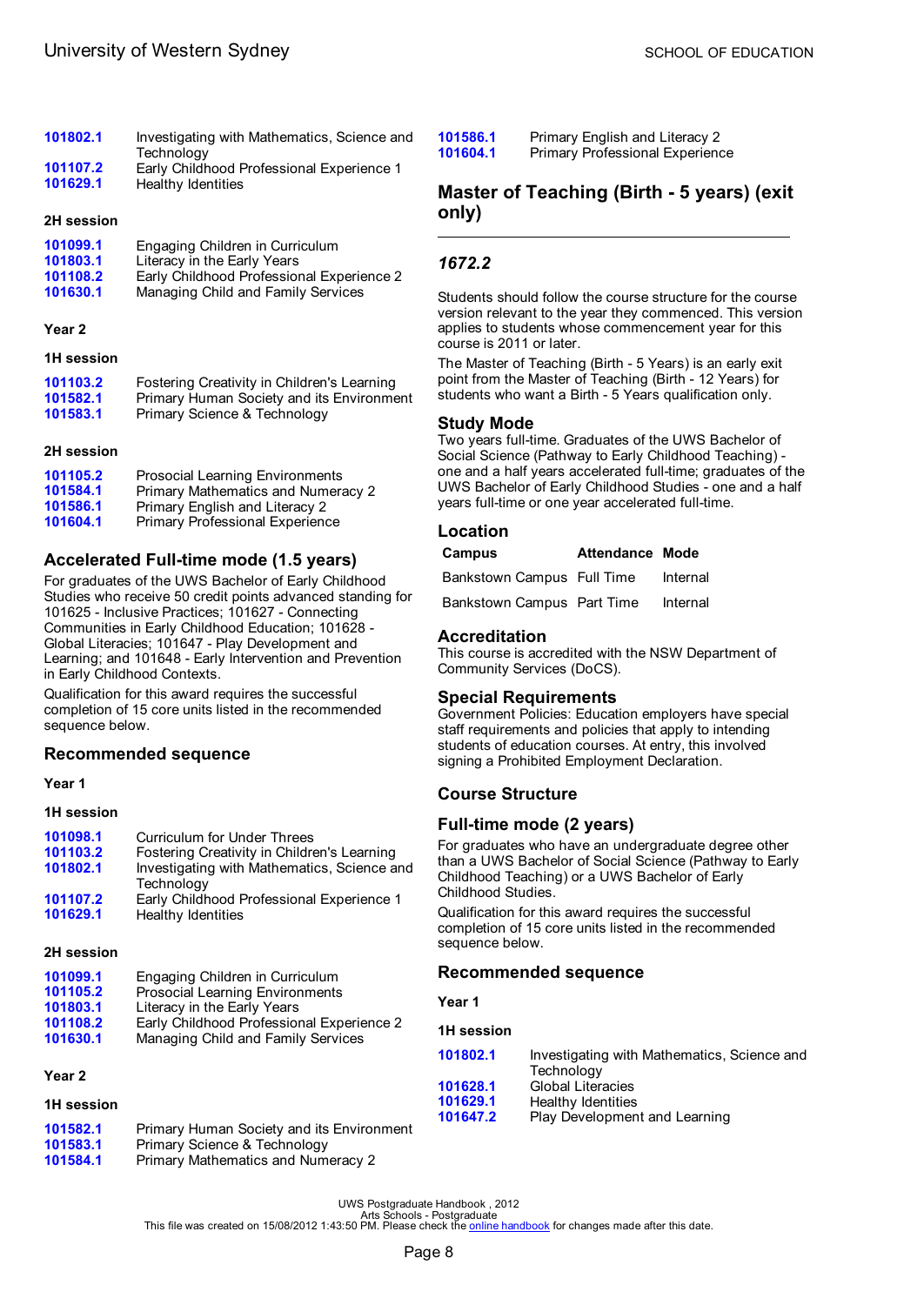101802.1 Investigating with Mathematics, Science and Technology
101107.2 Early Childhood Professional Experience 1
101629.1 Healthy Identities

#### 2H session

101099.1 Engaging Children in Curriculum
101803.1 Literacy in the Early Years
101108.2 Early Childhood Professional Experience 2
101630.1 Managing Child and Family Services

#### Year 2

#### 1H session

101103.2 Fostering Creativity in Children's Learning
101582.1 Primary Human Society and its Environment
101583.1 Primary Science & Technology

#### 2H session

101105.2 Prosocial Learning Environments
101584.1 Primary Mathematics and Numeracy 2
101586.1 Primary English and Literacy 2
101604.1 Primary Professional Experience

### Accelerated Full-time mode (1.5 years)

For graduates of the UWS Bachelor of Early Childhood Studies who receive 50 credit points advanced standing for 101625 - Inclusive Practices; 101627 - Connecting Communities in Early Childhood Education; 101628 - Global Literacies; 101647 - Play Development and Learning; and 101648 - Early Intervention and Prevention in Early Childhood Contexts.

Qualification for this award requires the successful completion of 15 core units listed in the recommended sequence below.

### Recommended sequence

#### Year 1

#### 1H session

101098.1 Curriculum for Under Threes
101103.2 Fostering Creativity in Children's Learning
101802.1 Investigating with Mathematics, Science and Technology
101107.2 Early Childhood Professional Experience 1
101629.1 Healthy Identities

#### 2H session

101099.1 Engaging Children in Curriculum
101105.2 Prosocial Learning Environments
101803.1 Literacy in the Early Years
101108.2 Early Childhood Professional Experience 2
101630.1 Managing Child and Family Services

#### Year 2

#### 1H session

101582.1 Primary Human Society and its Environment
101583.1 Primary Science & Technology
101584.1 Primary Mathematics and Numeracy 2
101586.1 Primary English and Literacy 2
101604.1 Primary Professional Experience

## Master of Teaching (Birth - 5 years) (exit only)

### *1672.2*

Students should follow the course structure for the course version relevant to the year they commenced. This version applies to students whose commencement year for this course is 2011 or later.

The Master of Teaching (Birth - 5 Years) is an early exit point from the Master of Teaching (Birth - 12 Years) for students who want a Birth - 5 Years qualification only.

### Study Mode

Two years full-time. Graduates of the UWS Bachelor of Social Science (Pathway to Early Childhood Teaching) - one and a half years accelerated full-time; graduates of the UWS Bachelor of Early Childhood Studies - one and a half years full-time or one year accelerated full-time.

### Location

| Campus | Attendance | Mode |
|---|---|---|
| Bankstown Campus | Full Time | Internal |
| Bankstown Campus | Part Time | Internal |

### Accreditation

This course is accredited with the NSW Department of Community Services (DoCS).

### Special Requirements

Government Policies: Education employers have special staff requirements and policies that apply to intending students of education courses. At entry, this involved signing a Prohibited Employment Declaration.

### Course Structure

### Full-time mode (2 years)

For graduates who have an undergraduate degree other than a UWS Bachelor of Social Science (Pathway to Early Childhood Teaching) or a UWS Bachelor of Early Childhood Studies.

Qualification for this award requires the successful completion of 15 core units listed in the recommended sequence below.

### Recommended sequence

#### Year 1

#### 1H session

101802.1 Investigating with Mathematics, Science and Technology
101628.1 Global Literacies
101629.1 Healthy Identities
101647.2 Play Development and Learning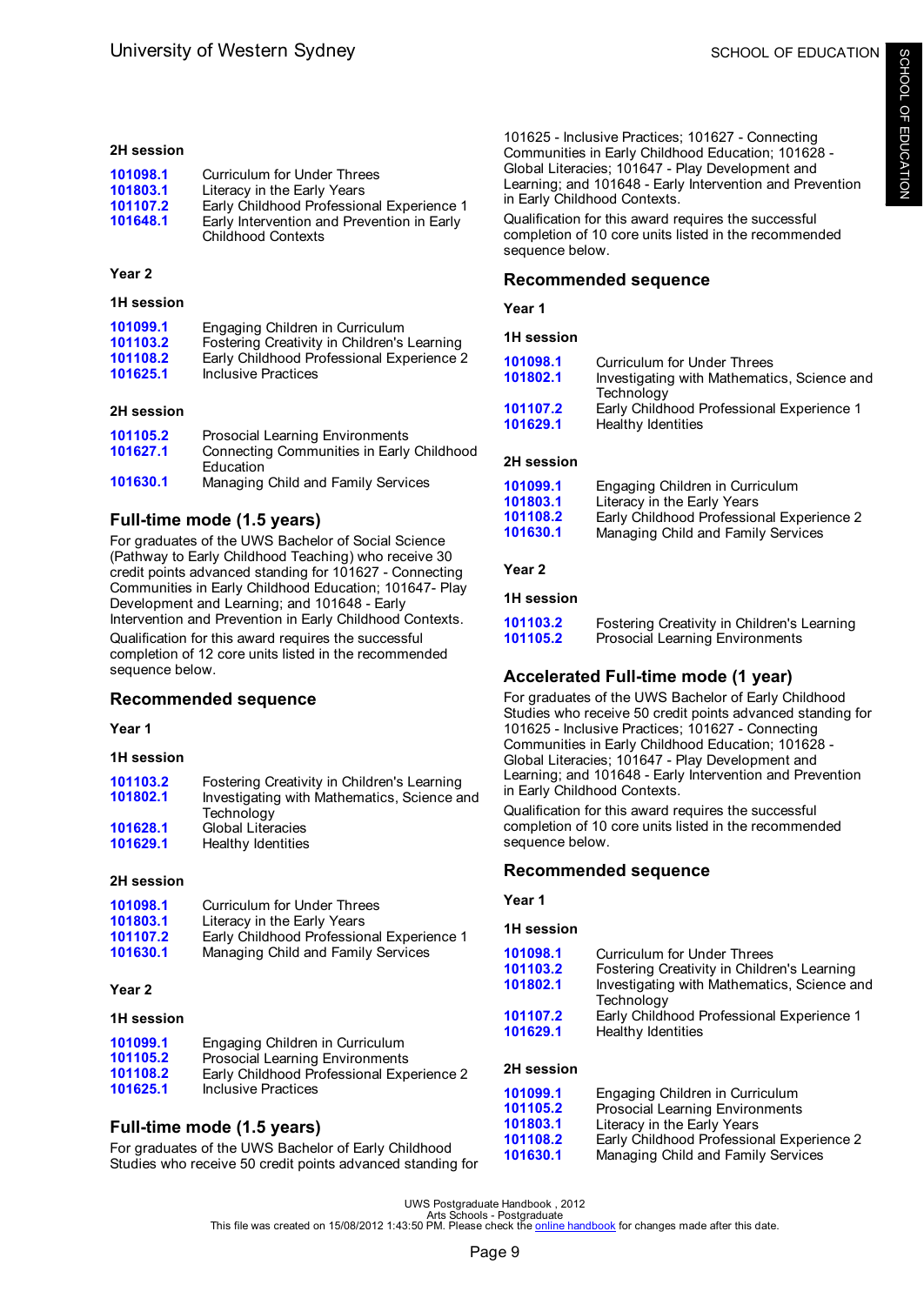### 2H session

| | |
|---|---|
| 101098.1 | Curriculum for Under Threes |
| 101803.1 | Literacy in the Early Years |
| 101107.2 | Early Childhood Professional Experience 1 |
| 101648.1 | Early Intervention and Prevention in Early Childhood Contexts |

### Year 2

### 1H session

| | |
|---|---|
| 101099.1 | Engaging Children in Curriculum |
| 101103.2 | Fostering Creativity in Children's Learning |
| 101108.2 | Early Childhood Professional Experience 2 |
| 101625.1 | Inclusive Practices |

### 2H session

| | |
|---|---|
| 101105.2 | Prosocial Learning Environments |
| 101627.1 | Connecting Communities in Early Childhood Education |
| 101630.1 | Managing Child and Family Services |

## Full-time mode (1.5 years)

For graduates of the UWS Bachelor of Social Science (Pathway to Early Childhood Teaching) who receive 30 credit points advanced standing for 101627 - Connecting Communities in Early Childhood Education; 101647- Play Development and Learning; and 101648 - Early Intervention and Prevention in Early Childhood Contexts.

Qualification for this award requires the successful completion of 12 core units listed in the recommended sequence below.

## Recommended sequence

### Year 1

### 1H session

| | |
|---|---|
| 101103.2 | Fostering Creativity in Children's Learning |
| 101802.1 | Investigating with Mathematics, Science and Technology |
| 101628.1 | Global Literacies |
| 101629.1 | Healthy Identities |

### 2H session

| | |
|---|---|
| 101098.1 | Curriculum for Under Threes |
| 101803.1 | Literacy in the Early Years |
| 101107.2 | Early Childhood Professional Experience 1 |
| 101630.1 | Managing Child and Family Services |

### Year 2

### 1H session

| | |
|---|---|
| 101099.1 | Engaging Children in Curriculum |
| 101105.2 | Prosocial Learning Environments |
| 101108.2 | Early Childhood Professional Experience 2 |
| 101625.1 | Inclusive Practices |

## Full-time mode (1.5 years)

For graduates of the UWS Bachelor of Early Childhood Studies who receive 50 credit points advanced standing for 101625 - Inclusive Practices; 101627 - Connecting Communities in Early Childhood Education; 101628 - Global Literacies; 101647 - Play Development and Learning; and 101648 - Early Intervention and Prevention in Early Childhood Contexts.

Qualification for this award requires the successful completion of 10 core units listed in the recommended sequence below.

## Recommended sequence

### Year 1

### 1H session

| | |
|---|---|
| 101098.1 | Curriculum for Under Threes |
| 101802.1 | Investigating with Mathematics, Science and Technology |
| 101107.2 | Early Childhood Professional Experience 1 |
| 101629.1 | Healthy Identities |

### 2H session

| | |
|---|---|
| 101099.1 | Engaging Children in Curriculum |
| 101803.1 | Literacy in the Early Years |
| 101108.2 | Early Childhood Professional Experience 2 |
| 101630.1 | Managing Child and Family Services |

### Year 2

### 1H session

| | |
|---|---|
| 101103.2 | Fostering Creativity in Children's Learning |
| 101105.2 | Prosocial Learning Environments |

## Accelerated Full-time mode (1 year)

For graduates of the UWS Bachelor of Early Childhood Studies who receive 50 credit points advanced standing for 101625 - Inclusive Practices; 101627 - Connecting Communities in Early Childhood Education; 101628 - Global Literacies; 101647 - Play Development and Learning; and 101648 - Early Intervention and Prevention in Early Childhood Contexts.

Qualification for this award requires the successful completion of 10 core units listed in the recommended sequence below.

## Recommended sequence

### Year 1

### 1H session

| | |
|---|---|
| 101098.1 | Curriculum for Under Threes |
| 101103.2 | Fostering Creativity in Children's Learning |
| 101802.1 | Investigating with Mathematics, Science and Technology |
| 101107.2 | Early Childhood Professional Experience 1 |
| 101629.1 | Healthy Identities |

### 2H session

| | |
|---|---|
| 101099.1 | Engaging Children in Curriculum |
| 101105.2 | Prosocial Learning Environments |
| 101803.1 | Literacy in the Early Years |
| 101108.2 | Early Childhood Professional Experience 2 |
| 101630.1 | Managing Child and Family Services |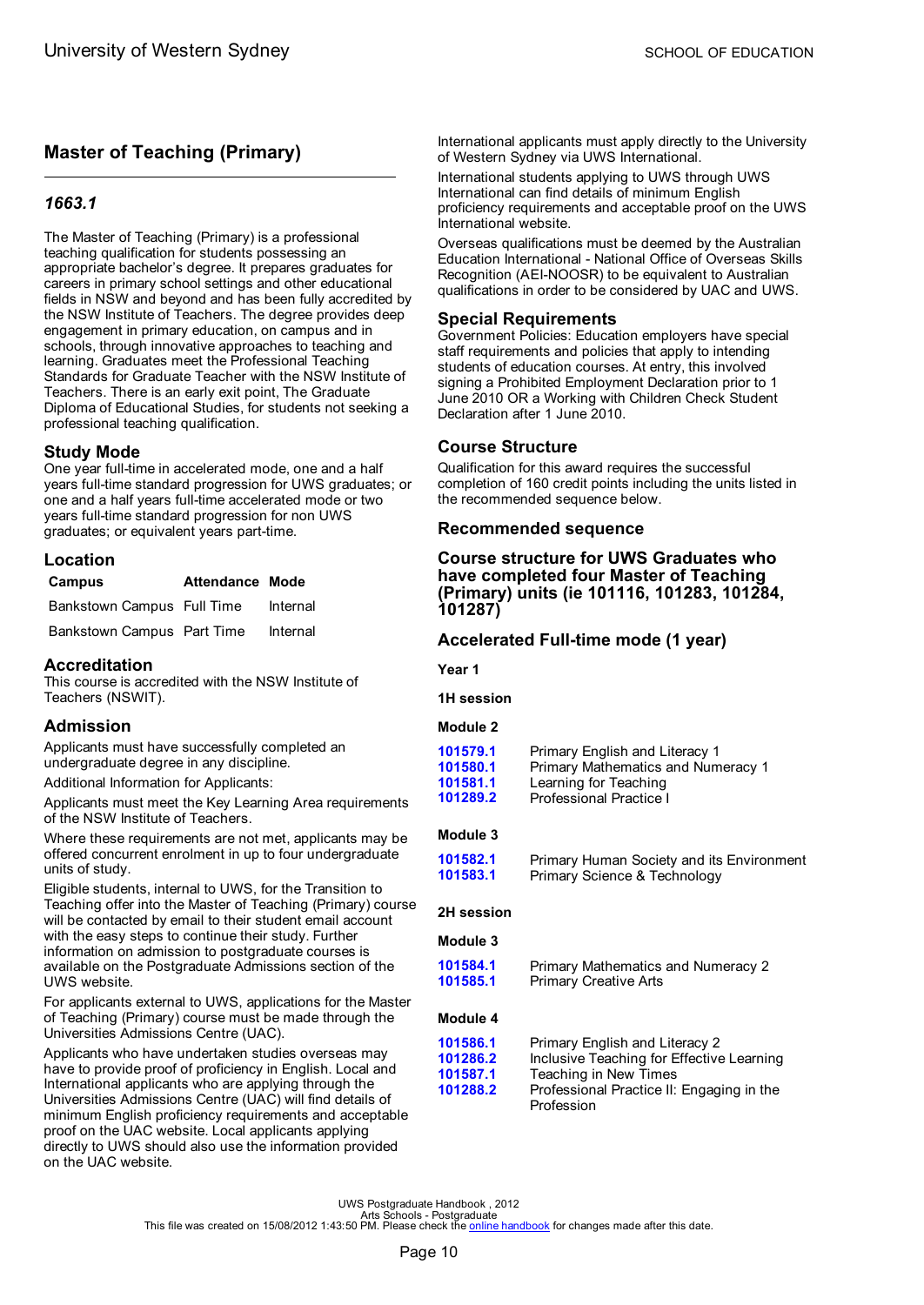## Master of Teaching (Primary)

### *1663.1*

The Master of Teaching (Primary) is a professional teaching qualification for students possessing an appropriate bachelor's degree. It prepares graduates for careers in primary school settings and other educational fields in NSW and beyond and has been fully accredited by the NSW Institute of Teachers. The degree provides deep engagement in primary education, on campus and in schools, through innovative approaches to teaching and learning. Graduates meet the Professional Teaching Standards for Graduate Teacher with the NSW Institute of Teachers. There is an early exit point, The Graduate Diploma of Educational Studies, for students not seeking a professional teaching qualification.

### Study Mode

One year full-time in accelerated mode, one and a half years full-time standard progression for UWS graduates; or one and a half years full-time accelerated mode or two years full-time standard progression for non UWS graduates; or equivalent years part-time.

### Location

| Campus | Attendance | Mode |
|---|---|---|
| Bankstown Campus | Full Time | Internal |
| Bankstown Campus | Part Time | Internal |

### Accreditation

This course is accredited with the NSW Institute of Teachers (NSWIT).

### Admission

Applicants must have successfully completed an undergraduate degree in any discipline.

Additional Information for Applicants:

Applicants must meet the Key Learning Area requirements of the NSW Institute of Teachers.

Where these requirements are not met, applicants may be offered concurrent enrolment in up to four undergraduate units of study.

Eligible students, internal to UWS, for the Transition to Teaching offer into the Master of Teaching (Primary) course will be contacted by email to their student email account with the easy steps to continue their study. Further information on admission to postgraduate courses is available on the Postgraduate Admissions section of the UWS website.

For applicants external to UWS, applications for the Master of Teaching (Primary) course must be made through the Universities Admissions Centre (UAC).

Applicants who have undertaken studies overseas may have to provide proof of proficiency in English. Local and International applicants who are applying through the Universities Admissions Centre (UAC) will find details of minimum English proficiency requirements and acceptable proof on the UAC website. Local applicants applying directly to UWS should also use the information provided on the UAC website.

International applicants must apply directly to the University of Western Sydney via UWS International.

International students applying to UWS through UWS International can find details of minimum English proficiency requirements and acceptable proof on the UWS International website.

Overseas qualifications must be deemed by the Australian Education International - National Office of Overseas Skills Recognition (AEI-NOOSR) to be equivalent to Australian qualifications in order to be considered by UAC and UWS.

### Special Requirements

Government Policies: Education employers have special staff requirements and policies that apply to intending students of education courses. At entry, this involved signing a Prohibited Employment Declaration prior to 1 June 2010 OR a Working with Children Check Student Declaration after 1 June 2010.

### Course Structure

Qualification for this award requires the successful completion of 160 credit points including the units listed in the recommended sequence below.

### Recommended sequence

### Course structure for UWS Graduates who have completed four Master of Teaching (Primary) units (ie 101116, 101283, 101284, 101287)

### Accelerated Full-time mode (1 year)

**Year 1**

**1H session**

**Module 2**

| | |
|---|---|
| 101579.1 | Primary English and Literacy 1 |
| 101580.1 | Primary Mathematics and Numeracy 1 |
| 101581.1 | Learning for Teaching |
| 101289.2 | Professional Practice I |

**Module 3**

| | |
|---|---|
| 101582.1 | Primary Human Society and its Environment |
| 101583.1 | Primary Science & Technology |

**2H session**

**Module 3**

| | |
|---|---|
| 101584.1 | Primary Mathematics and Numeracy 2 |
| 101585.1 | Primary Creative Arts |

**Module 4**

| | |
|---|---|
| 101586.1 | Primary English and Literacy 2 |
| 101286.2 | Inclusive Teaching for Effective Learning |
| 101587.1 | Teaching in New Times |
| 101288.2 | Professional Practice II: Engaging in the Profession |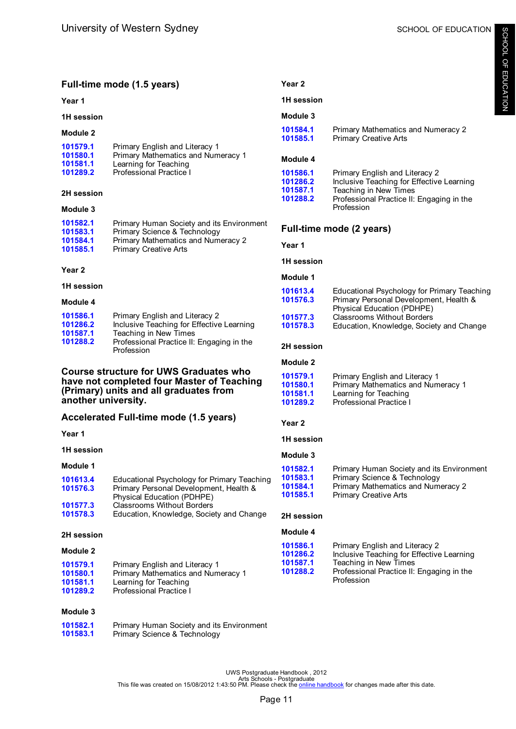## Full-time mode (1.5 years)

### Year 1

#### 1H session

##### Module 2

| | |
|---|---|
| 101579.1 | Primary English and Literacy 1 |
| 101580.1 | Primary Mathematics and Numeracy 1 |
| 101581.1 | Learning for Teaching |
| 101289.2 | Professional Practice I |

#### 2H session

##### Module 3

| | |
|---|---|
| 101582.1 | Primary Human Society and its Environment |
| 101583.1 | Primary Science & Technology |
| 101584.1 | Primary Mathematics and Numeracy 2 |
| 101585.1 | Primary Creative Arts |

### Year 2

#### 1H session

##### Module 4

| | |
|---|---|
| 101586.1 | Primary English and Literacy 2 |
| 101286.2 | Inclusive Teaching for Effective Learning |
| 101587.1 | Teaching in New Times |
| 101288.2 | Professional Practice II: Engaging in the Profession |

## Course structure for UWS Graduates who have not completed four Master of Teaching (Primary) units and all graduates from another university.

## Accelerated Full-time mode (1.5 years)

### Year 1

#### 1H session

##### Module 1

| | |
|---|---|
| 101613.4 | Educational Psychology for Primary Teaching |
| 101576.3 | Primary Personal Development, Health & Physical Education (PDHPE) |
| 101577.3 | Classrooms Without Borders |
| 101578.3 | Education, Knowledge, Society and Change |

#### 2H session

##### Module 2

| | |
|---|---|
| 101579.1 | Primary English and Literacy 1 |
| 101580.1 | Primary Mathematics and Numeracy 1 |
| 101581.1 | Learning for Teaching |
| 101289.2 | Professional Practice I |

##### Module 3

| | |
|---|---|
| 101582.1 | Primary Human Society and its Environment |
| 101583.1 | Primary Science & Technology |

### Year 2

#### 1H session

##### Module 3

| | |
|---|---|
| 101584.1 | Primary Mathematics and Numeracy 2 |
| 101585.1 | Primary Creative Arts |

##### Module 4

| | |
|---|---|
| 101586.1 | Primary English and Literacy 2 |
| 101286.2 | Inclusive Teaching for Effective Learning |
| 101587.1 | Teaching in New Times |
| 101288.2 | Professional Practice II: Engaging in the Profession |

## Full-time mode (2 years)

### Year 1

#### 1H session

##### Module 1

| | |
|---|---|
| 101613.4 | Educational Psychology for Primary Teaching |
| 101576.3 | Primary Personal Development, Health & Physical Education (PDHPE) |
| 101577.3 | Classrooms Without Borders |
| 101578.3 | Education, Knowledge, Society and Change |

#### 2H session

##### Module 2

| | |
|---|---|
| 101579.1 | Primary English and Literacy 1 |
| 101580.1 | Primary Mathematics and Numeracy 1 |
| 101581.1 | Learning for Teaching |
| 101289.2 | Professional Practice I |

### Year 2

#### 1H session

##### Module 3

| | |
|---|---|
| 101582.1 | Primary Human Society and its Environment |
| 101583.1 | Primary Science & Technology |
| 101584.1 | Primary Mathematics and Numeracy 2 |
| 101585.1 | Primary Creative Arts |

#### 2H session

##### Module 4

| | |
|---|---|
| 101586.1 | Primary English and Literacy 2 |
| 101286.2 | Inclusive Teaching for Effective Learning |
| 101587.1 | Teaching in New Times |
| 101288.2 | Professional Practice II: Engaging in the Profession |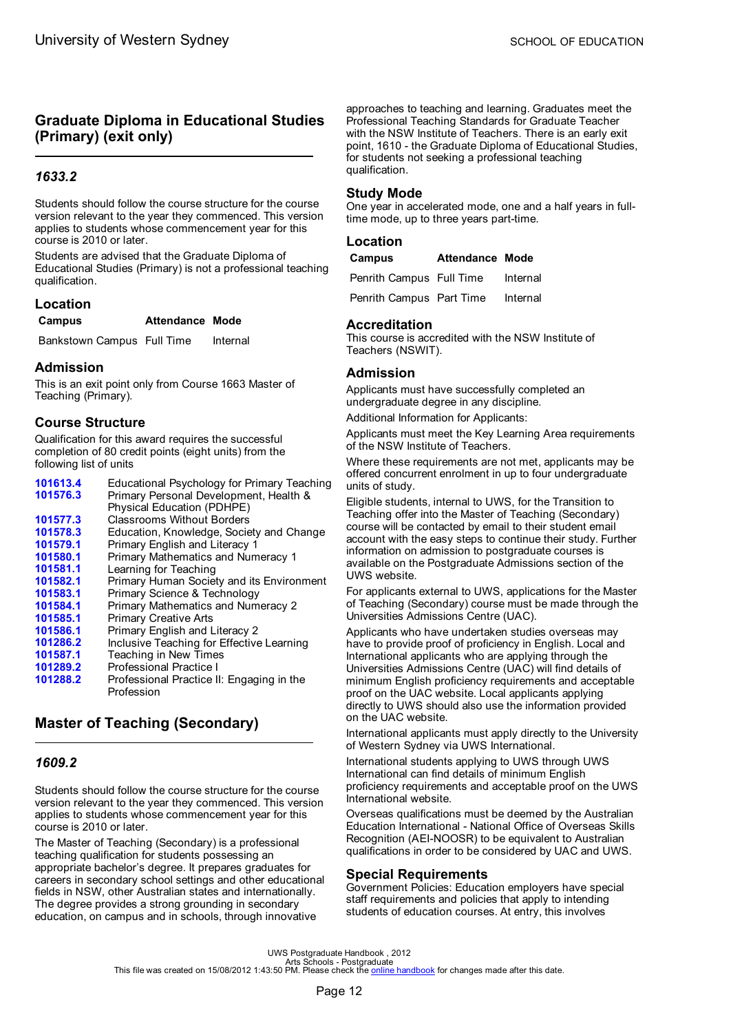## Graduate Diploma in Educational Studies (Primary) (exit only)

### *1633.2*

Students should follow the course structure for the course version relevant to the year they commenced. This version applies to students whose commencement year for this course is 2010 or later.

Students are advised that the Graduate Diploma of Educational Studies (Primary) is not a professional teaching qualification.

### Location

| Campus | Attendance | Mode |
|---|---|---|
| Bankstown Campus | Full Time | Internal |

### Admission

This is an exit point only from Course 1663 Master of Teaching (Primary).

### Course Structure

Qualification for this award requires the successful completion of 80 credit points (eight units) from the following list of units

| | |
|---|---|
| **101613.4** | Educational Psychology for Primary Teaching |
| **101576.3** | Primary Personal Development, Health & Physical Education (PDHPE) |
| **101577.3** | Classrooms Without Borders |
| **101578.3** | Education, Knowledge, Society and Change |
| **101579.1** | Primary English and Literacy 1 |
| **101580.1** | Primary Mathematics and Numeracy 1 |
| **101581.1** | Learning for Teaching |
| **101582.1** | Primary Human Society and its Environment |
| **101583.1** | Primary Science & Technology |
| **101584.1** | Primary Mathematics and Numeracy 2 |
| **101585.1** | Primary Creative Arts |
| **101586.1** | Primary English and Literacy 2 |
| **101286.2** | Inclusive Teaching for Effective Learning |
| **101587.1** | Teaching in New Times |
| **101289.2** | Professional Practice I |
| **101288.2** | Professional Practice II: Engaging in the Profession |

## Master of Teaching (Secondary)

### *1609.2*

Students should follow the course structure for the course version relevant to the year they commenced. This version applies to students whose commencement year for this course is 2010 or later.

The Master of Teaching (Secondary) is a professional teaching qualification for students possessing an appropriate bachelor's degree. It prepares graduates for careers in secondary school settings and other educational fields in NSW, other Australian states and internationally. The degree provides a strong grounding in secondary education, on campus and in schools, through innovative approaches to teaching and learning. Graduates meet the Professional Teaching Standards for Graduate Teacher with the NSW Institute of Teachers. There is an early exit point, 1610 - the Graduate Diploma of Educational Studies, for students not seeking a professional teaching qualification.

### Study Mode

One year in accelerated mode, one and a half years in full-time mode, up to three years part-time.

### Location

| Campus | Attendance | Mode |
|---|---|---|
| Penrith Campus | Full Time | Internal |
| Penrith Campus | Part Time | Internal |

### Accreditation

This course is accredited with the NSW Institute of Teachers (NSWIT).

### Admission

Applicants must have successfully completed an undergraduate degree in any discipline.

Additional Information for Applicants:

Applicants must meet the Key Learning Area requirements of the NSW Institute of Teachers.

Where these requirements are not met, applicants may be offered concurrent enrolment in up to four undergraduate units of study.

Eligible students, internal to UWS, for the Transition to Teaching offer into the Master of Teaching (Secondary) course will be contacted by email to their student email account with the easy steps to continue their study. Further information on admission to postgraduate courses is available on the Postgraduate Admissions section of the UWS website.

For applicants external to UWS, applications for the Master of Teaching (Secondary) course must be made through the Universities Admissions Centre (UAC).

Applicants who have undertaken studies overseas may have to provide proof of proficiency in English. Local and International applicants who are applying through the Universities Admissions Centre (UAC) will find details of minimum English proficiency requirements and acceptable proof on the UAC website. Local applicants applying directly to UWS should also use the information provided on the UAC website.

International applicants must apply directly to the University of Western Sydney via UWS International.

International students applying to UWS through UWS International can find details of minimum English proficiency requirements and acceptable proof on the UWS International website.

Overseas qualifications must be deemed by the Australian Education International - National Office of Overseas Skills Recognition (AEI-NOOSR) to be equivalent to Australian qualifications in order to be considered by UAC and UWS.

### Special Requirements

Government Policies: Education employers have special staff requirements and policies that apply to intending students of education courses. At entry, this involves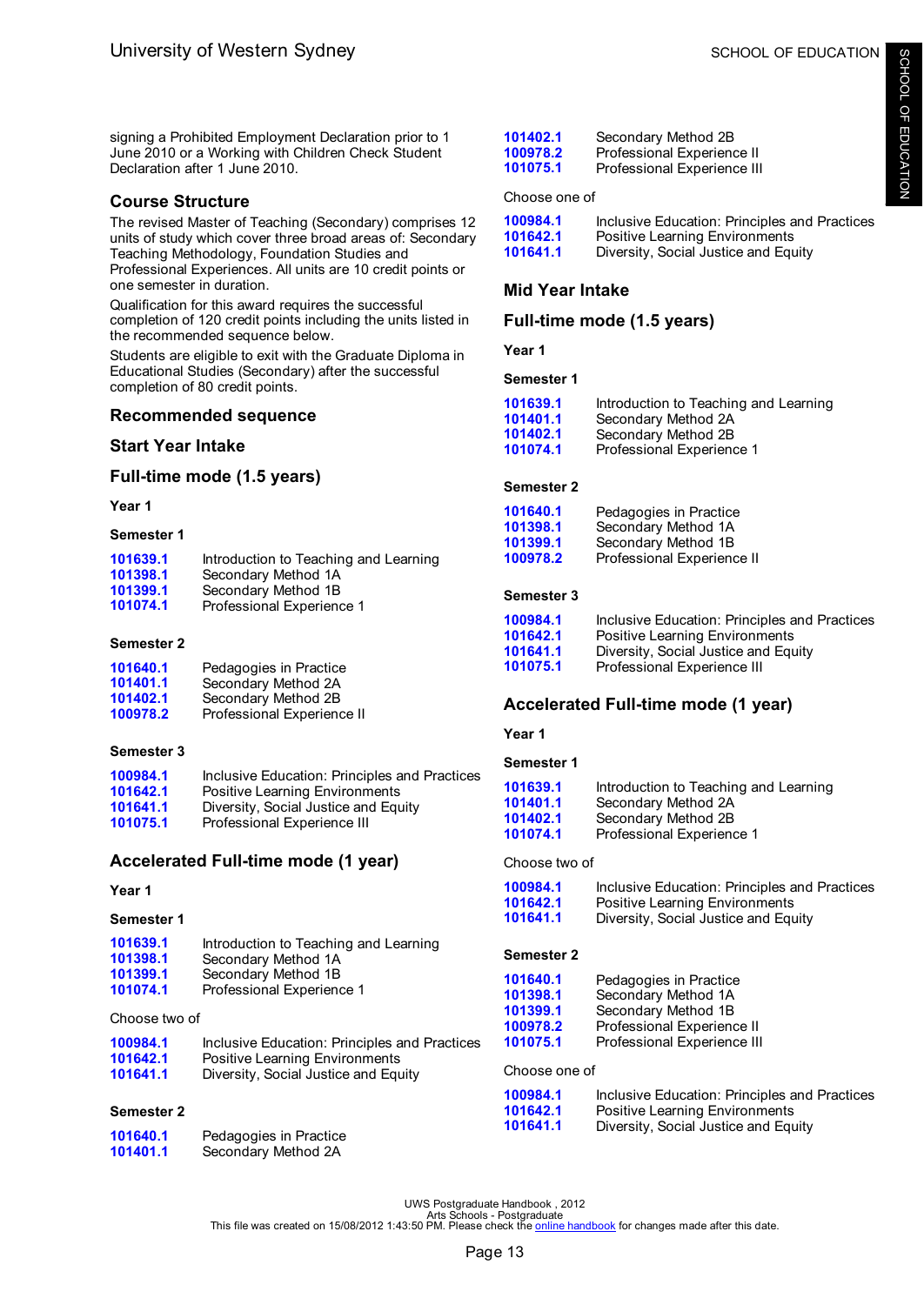signing a Prohibited Employment Declaration prior to 1 June 2010 or a Working with Children Check Student Declaration after 1 June 2010.

## Course Structure

The revised Master of Teaching (Secondary) comprises 12 units of study which cover three broad areas of: Secondary Teaching Methodology, Foundation Studies and Professional Experiences. All units are 10 credit points or one semester in duration.

Qualification for this award requires the successful completion of 120 credit points including the units listed in the recommended sequence below.

Students are eligible to exit with the Graduate Diploma in Educational Studies (Secondary) after the successful completion of 80 credit points.

## Recommended sequence

### Start Year Intake

### Full-time mode (1.5 years)

**Year 1**

**Semester 1**

| | |
|---|---|
| 101639.1 | Introduction to Teaching and Learning |
| 101398.1 | Secondary Method 1A |
| 101399.1 | Secondary Method 1B |
| 101074.1 | Professional Experience 1 |

**Semester 2**

| | |
|---|---|
| 101640.1 | Pedagogies in Practice |
| 101401.1 | Secondary Method 2A |
| 101402.1 | Secondary Method 2B |
| 100978.2 | Professional Experience II |

**Semester 3**

| | |
|---|---|
| 100984.1 | Inclusive Education: Principles and Practices |
| 101642.1 | Positive Learning Environments |
| 101641.1 | Diversity, Social Justice and Equity |
| 101075.1 | Professional Experience III |

### Accelerated Full-time mode (1 year)

**Year 1**

**Semester 1**

| | |
|---|---|
| 101639.1 | Introduction to Teaching and Learning |
| 101398.1 | Secondary Method 1A |
| 101399.1 | Secondary Method 1B |
| 101074.1 | Professional Experience 1 |

Choose two of

| | |
|---|---|
| 100984.1 | Inclusive Education: Principles and Practices |
| 101642.1 | Positive Learning Environments |
| 101641.1 | Diversity, Social Justice and Equity |

**Semester 2**

| | |
|---|---|
| 101640.1 | Pedagogies in Practice |
| 101401.1 | Secondary Method 2A |
| 101402.1 | Secondary Method 2B |
| 100978.2 | Professional Experience II |
| 101075.1 | Professional Experience III |

Choose one of

| | |
|---|---|
| 100984.1 | Inclusive Education: Principles and Practices |
| 101642.1 | Positive Learning Environments |
| 101641.1 | Diversity, Social Justice and Equity |

### Mid Year Intake

### Full-time mode (1.5 years)

**Year 1**

**Semester 1**

| | |
|---|---|
| 101639.1 | Introduction to Teaching and Learning |
| 101401.1 | Secondary Method 2A |
| 101402.1 | Secondary Method 2B |
| 101074.1 | Professional Experience 1 |

**Semester 2**

| | |
|---|---|
| 101640.1 | Pedagogies in Practice |
| 101398.1 | Secondary Method 1A |
| 101399.1 | Secondary Method 1B |
| 100978.2 | Professional Experience II |

**Semester 3**

| | |
|---|---|
| 100984.1 | Inclusive Education: Principles and Practices |
| 101642.1 | Positive Learning Environments |
| 101641.1 | Diversity, Social Justice and Equity |
| 101075.1 | Professional Experience III |

### Accelerated Full-time mode (1 year)

**Year 1**

**Semester 1**

| | |
|---|---|
| 101639.1 | Introduction to Teaching and Learning |
| 101401.1 | Secondary Method 2A |
| 101402.1 | Secondary Method 2B |
| 101074.1 | Professional Experience 1 |

Choose two of

| | |
|---|---|
| 100984.1 | Inclusive Education: Principles and Practices |
| 101642.1 | Positive Learning Environments |
| 101641.1 | Diversity, Social Justice and Equity |

**Semester 2**

| | |
|---|---|
| 101640.1 | Pedagogies in Practice |
| 101398.1 | Secondary Method 1A |
| 101399.1 | Secondary Method 1B |
| 100978.2 | Professional Experience II |
| 101075.1 | Professional Experience III |

Choose one of

| | |
|---|---|
| 100984.1 | Inclusive Education: Principles and Practices |
| 101642.1 | Positive Learning Environments |
| 101641.1 | Diversity, Social Justice and Equity |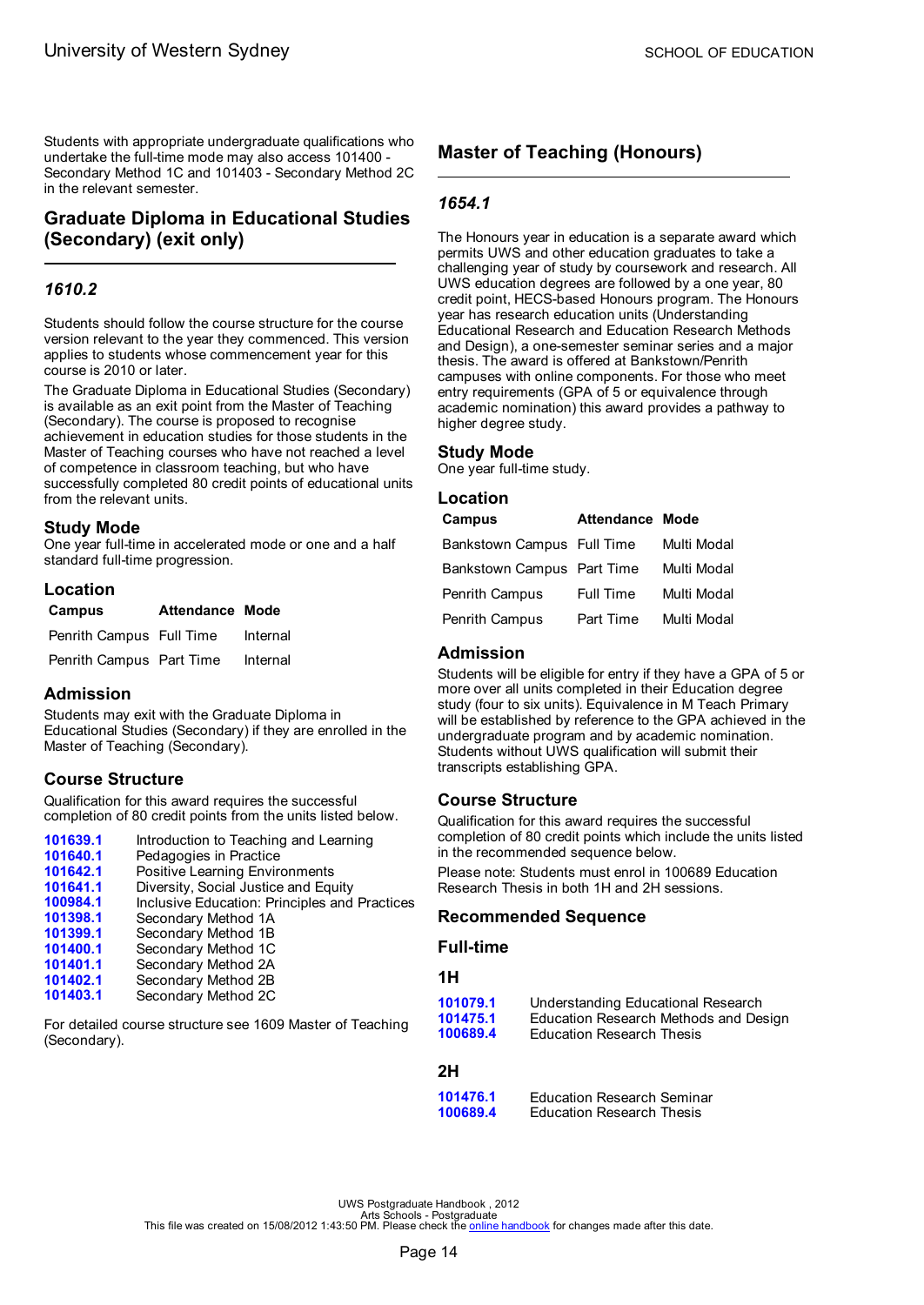Students with appropriate undergraduate qualifications who undertake the full-time mode may also access 101400 - Secondary Method 1C and 101403 - Secondary Method 2C in the relevant semester.

## Graduate Diploma in Educational Studies (Secondary) (exit only)

### *1610.2*

Students should follow the course structure for the course version relevant to the year they commenced. This version applies to students whose commencement year for this course is 2010 or later.

The Graduate Diploma in Educational Studies (Secondary) is available as an exit point from the Master of Teaching (Secondary). The course is proposed to recognise achievement in education studies for those students in the Master of Teaching courses who have not reached a level of competence in classroom teaching, but who have successfully completed 80 credit points of educational units from the relevant units.

### Study Mode

One year full-time in accelerated mode or one and a half standard full-time progression.

### Location

| Campus | Attendance | Mode |
|---|---|---|
| Penrith Campus | Full Time | Internal |
| Penrith Campus | Part Time | Internal |

### Admission

Students may exit with the Graduate Diploma in Educational Studies (Secondary) if they are enrolled in the Master of Teaching (Secondary).

### Course Structure

Qualification for this award requires the successful completion of 80 credit points from the units listed below.

| | |
|---|---|
| **101639.1** | Introduction to Teaching and Learning |
| **101640.1** | Pedagogies in Practice |
| **101642.1** | Positive Learning Environments |
| **101641.1** | Diversity, Social Justice and Equity |
| **100984.1** | Inclusive Education: Principles and Practices |
| **101398.1** | Secondary Method 1A |
| **101399.1** | Secondary Method 1B |
| **101400.1** | Secondary Method 1C |
| **101401.1** | Secondary Method 2A |
| **101402.1** | Secondary Method 2B |
| **101403.1** | Secondary Method 2C |

For detailed course structure see 1609 Master of Teaching (Secondary).

## Master of Teaching (Honours)

### *1654.1*

The Honours year in education is a separate award which permits UWS and other education graduates to take a challenging year of study by coursework and research. All UWS education degrees are followed by a one year, 80 credit point, HECS-based Honours program. The Honours year has research education units (Understanding Educational Research and Education Research Methods and Design), a one-semester seminar series and a major thesis. The award is offered at Bankstown/Penrith campuses with online components. For those who meet entry requirements (GPA of 5 or equivalence through academic nomination) this award provides a pathway to higher degree study.

### Study Mode

One year full-time study.

### Location

| Campus | Attendance | Mode |
|---|---|---|
| Bankstown Campus | Full Time | Multi Modal |
| Bankstown Campus | Part Time | Multi Modal |
| Penrith Campus | Full Time | Multi Modal |
| Penrith Campus | Part Time | Multi Modal |

### Admission

Students will be eligible for entry if they have a GPA of 5 or more over all units completed in their Education degree study (four to six units). Equivalence in M Teach Primary will be established by reference to the GPA achieved in the undergraduate program and by academic nomination. Students without UWS qualification will submit their transcripts establishing GPA.

### Course Structure

Qualification for this award requires the successful completion of 80 credit points which include the units listed in the recommended sequence below.

Please note: Students must enrol in 100689 Education Research Thesis in both 1H and 2H sessions.

### Recommended Sequence

#### Full-time

#### 1H

| | |
|---|---|
| **101079.1** | Understanding Educational Research |
| **101475.1** | Education Research Methods and Design |
| **100689.4** | Education Research Thesis |

#### 2H

| | |
|---|---|
| **101476.1** | Education Research Seminar |
| **100689.4** | Education Research Thesis |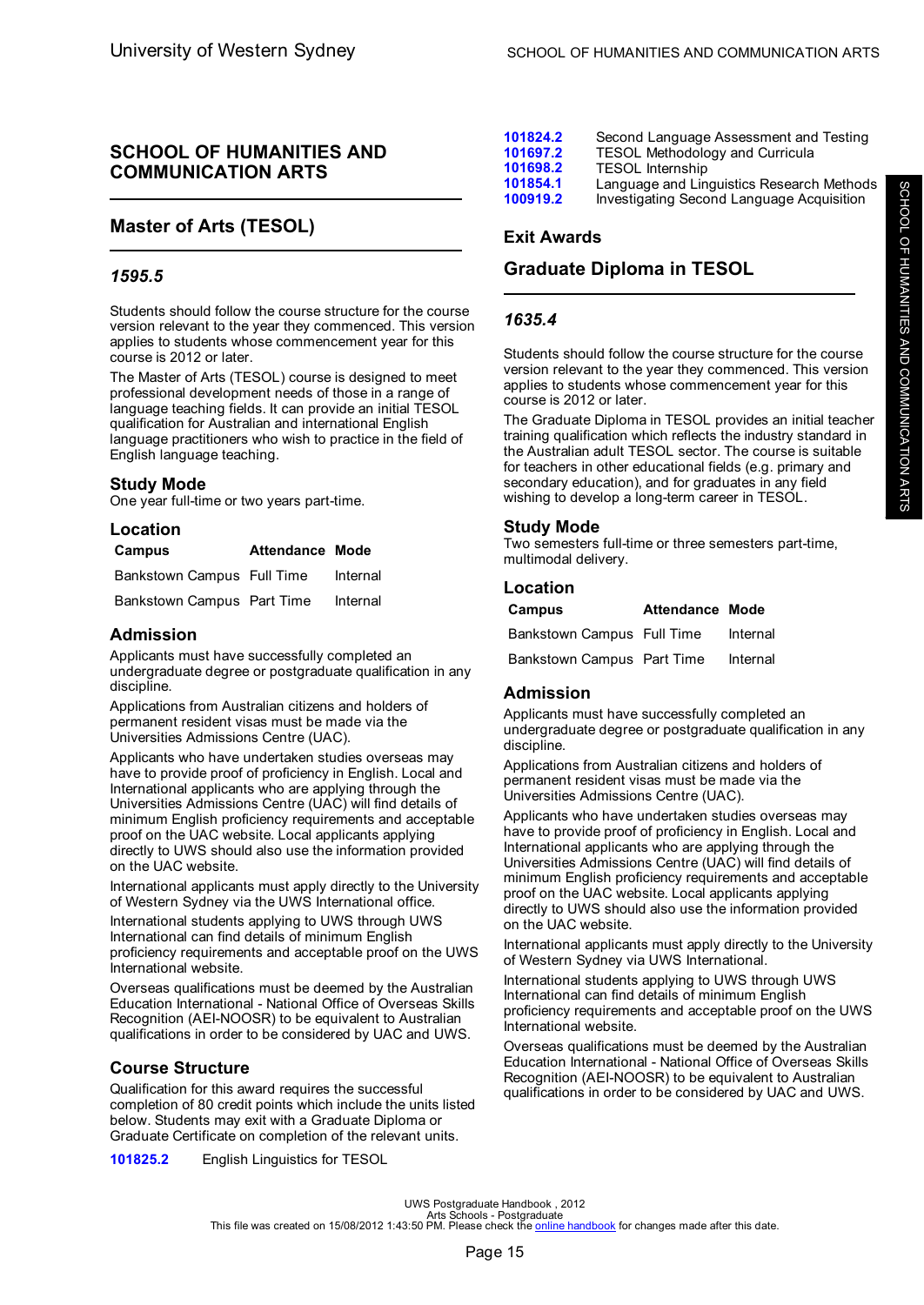# SCHOOL OF HUMANITIES AND COMMUNICATION ARTS

## Master of Arts (TESOL)

### *1595.5*

Students should follow the course structure for the course version relevant to the year they commenced. This version applies to students whose commencement year for this course is 2012 or later.

The Master of Arts (TESOL) course is designed to meet professional development needs of those in a range of language teaching fields. It can provide an initial TESOL qualification for Australian and international English language practitioners who wish to practice in the field of English language teaching.

### Study Mode

One year full-time or two years part-time.

### Location

| Campus | Attendance | Mode |
|---|---|---|
| Bankstown Campus | Full Time | Internal |
| Bankstown Campus | Part Time | Internal |

### Admission

Applicants must have successfully completed an undergraduate degree or postgraduate qualification in any discipline.

Applications from Australian citizens and holders of permanent resident visas must be made via the Universities Admissions Centre (UAC).

Applicants who have undertaken studies overseas may have to provide proof of proficiency in English. Local and International applicants who are applying through the Universities Admissions Centre (UAC) will find details of minimum English proficiency requirements and acceptable proof on the UAC website. Local applicants applying directly to UWS should also use the information provided on the UAC website.

International applicants must apply directly to the University of Western Sydney via the UWS International office.

International students applying to UWS through UWS International can find details of minimum English proficiency requirements and acceptable proof on the UWS International website.

Overseas qualifications must be deemed by the Australian Education International - National Office of Overseas Skills Recognition (AEI-NOOSR) to be equivalent to Australian qualifications in order to be considered by UAC and UWS.

### Course Structure

Qualification for this award requires the successful completion of 80 credit points which include the units listed below. Students may exit with a Graduate Diploma or Graduate Certificate on completion of the relevant units.

| | |
|---|---|
| **101825.2** | English Linguistics for TESOL |
| **101824.2** | Second Language Assessment and Testing |
| **101697.2** | TESOL Methodology and Curricula |
| **101698.2** | TESOL Internship |
| **101854.1** | Language and Linguistics Research Methods |
| **100919.2** | Investigating Second Language Acquisition |

### Exit Awards

## Graduate Diploma in TESOL

### *1635.4*

Students should follow the course structure for the course version relevant to the year they commenced. This version applies to students whose commencement year for this course is 2012 or later.

The Graduate Diploma in TESOL provides an initial teacher training qualification which reflects the industry standard in the Australian adult TESOL sector. The course is suitable for teachers in other educational fields (e.g. primary and secondary education), and for graduates in any field wishing to develop a long-term career in TESOL.

### Study Mode

Two semesters full-time or three semesters part-time, multimodal delivery.

### Location

| Campus | Attendance | Mode |
|---|---|---|
| Bankstown Campus | Full Time | Internal |
| Bankstown Campus | Part Time | Internal |

### Admission

Applicants must have successfully completed an undergraduate degree or postgraduate qualification in any discipline.

Applications from Australian citizens and holders of permanent resident visas must be made via the Universities Admissions Centre (UAC).

Applicants who have undertaken studies overseas may have to provide proof of proficiency in English. Local and International applicants who are applying through the Universities Admissions Centre (UAC) will find details of minimum English proficiency requirements and acceptable proof on the UAC website. Local applicants applying directly to UWS should also use the information provided on the UAC website.

International applicants must apply directly to the University of Western Sydney via UWS International.

International students applying to UWS through UWS International can find details of minimum English proficiency requirements and acceptable proof on the UWS International website.

Overseas qualifications must be deemed by the Australian Education International - National Office of Overseas Skills Recognition (AEI-NOOSR) to be equivalent to Australian qualifications in order to be considered by UAC and UWS.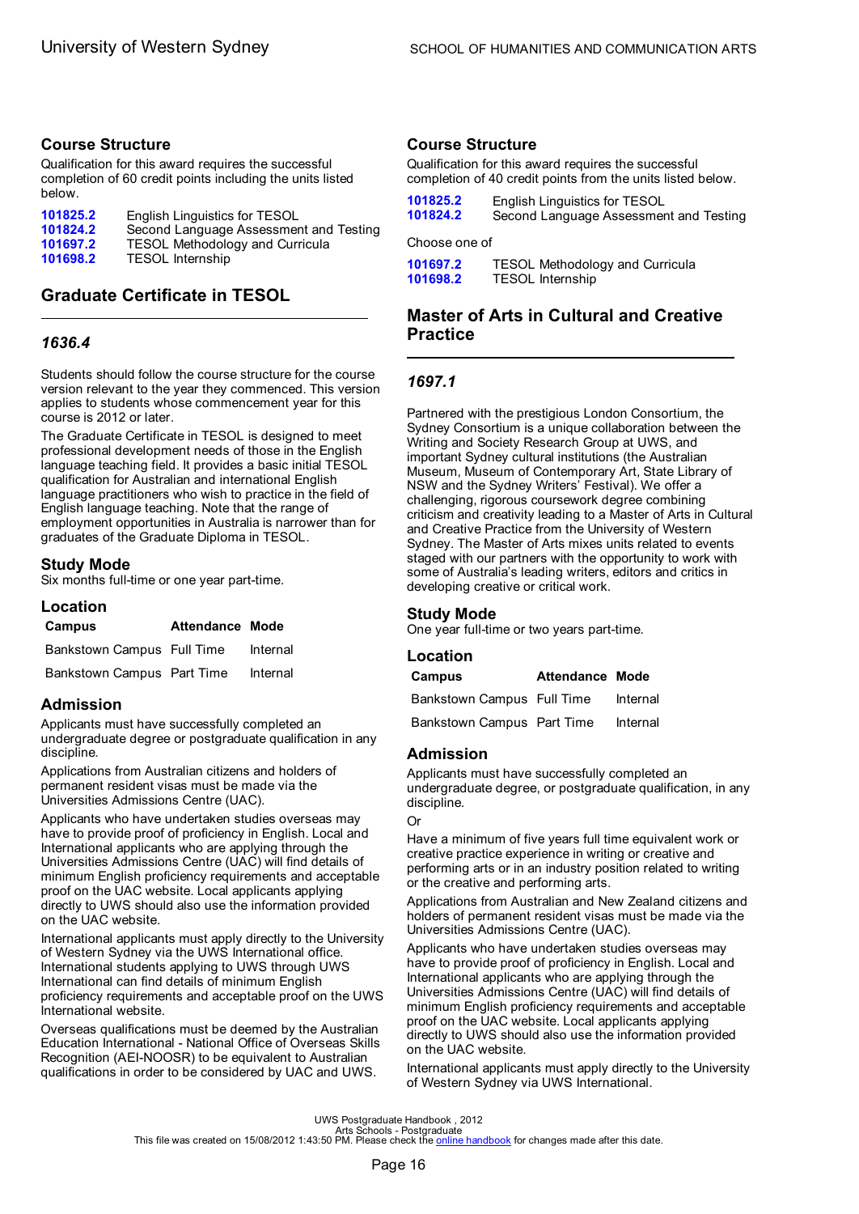## Course Structure

Qualification for this award requires the successful completion of 60 credit points including the units listed below.

| | |
|---|---|
| **101825.2** | English Linguistics for TESOL |
| **101824.2** | Second Language Assessment and Testing |
| **101697.2** | TESOL Methodology and Curricula |
| **101698.2** | TESOL Internship |

## Graduate Certificate in TESOL

### *1636.4*

Students should follow the course structure for the course version relevant to the year they commenced. This version applies to students whose commencement year for this course is 2012 or later.

The Graduate Certificate in TESOL is designed to meet professional development needs of those in the English language teaching field. It provides a basic initial TESOL qualification for Australian and international English language practitioners who wish to practice in the field of English language teaching. Note that the range of employment opportunities in Australia is narrower than for graduates of the Graduate Diploma in TESOL.

### Study Mode

Six months full-time or one year part-time.

### Location

| Campus | Attendance | Mode |
|---|---|---|
| Bankstown Campus | Full Time | Internal |
| Bankstown Campus | Part Time | Internal |

### Admission

Applicants must have successfully completed an undergraduate degree or postgraduate qualification in any discipline.

Applications from Australian citizens and holders of permanent resident visas must be made via the Universities Admissions Centre (UAC).

Applicants who have undertaken studies overseas may have to provide proof of proficiency in English. Local and International applicants who are applying through the Universities Admissions Centre (UAC) will find details of minimum English proficiency requirements and acceptable proof on the UAC website. Local applicants applying directly to UWS should also use the information provided on the UAC website.

International applicants must apply directly to the University of Western Sydney via the UWS International office. International students applying to UWS through UWS International can find details of minimum English proficiency requirements and acceptable proof on the UWS International website.

Overseas qualifications must be deemed by the Australian Education International - National Office of Overseas Skills Recognition (AEI-NOOSR) to be equivalent to Australian qualifications in order to be considered by UAC and UWS.

## Course Structure

Qualification for this award requires the successful completion of 40 credit points from the units listed below.

| | |
|---|---|
| **101825.2** | English Linguistics for TESOL |
| **101824.2** | Second Language Assessment and Testing |

Choose one of

| | |
|---|---|
| **101697.2** | TESOL Methodology and Curricula |
| **101698.2** | TESOL Internship |

## Master of Arts in Cultural and Creative Practice

### *1697.1*

Partnered with the prestigious London Consortium, the Sydney Consortium is a unique collaboration between the Writing and Society Research Group at UWS, and important Sydney cultural institutions (the Australian Museum, Museum of Contemporary Art, State Library of NSW and the Sydney Writers' Festival). We offer a challenging, rigorous coursework degree combining criticism and creativity leading to a Master of Arts in Cultural and Creative Practice from the University of Western Sydney. The Master of Arts mixes units related to events staged with our partners with the opportunity to work with some of Australia's leading writers, editors and critics in developing creative or critical work.

### Study Mode

One year full-time or two years part-time.

### Location

| Campus | Attendance | Mode |
|---|---|---|
| Bankstown Campus | Full Time | Internal |
| Bankstown Campus | Part Time | Internal |

### Admission

Applicants must have successfully completed an undergraduate degree, or postgraduate qualification, in any discipline.

Or

Have a minimum of five years full time equivalent work or creative practice experience in writing or creative and performing arts or in an industry position related to writing or the creative and performing arts.

Applications from Australian and New Zealand citizens and holders of permanent resident visas must be made via the Universities Admissions Centre (UAC).

Applicants who have undertaken studies overseas may have to provide proof of proficiency in English. Local and International applicants who are applying through the Universities Admissions Centre (UAC) will find details of minimum English proficiency requirements and acceptable proof on the UAC website. Local applicants applying directly to UWS should also use the information provided on the UAC website.

International applicants must apply directly to the University of Western Sydney via UWS International.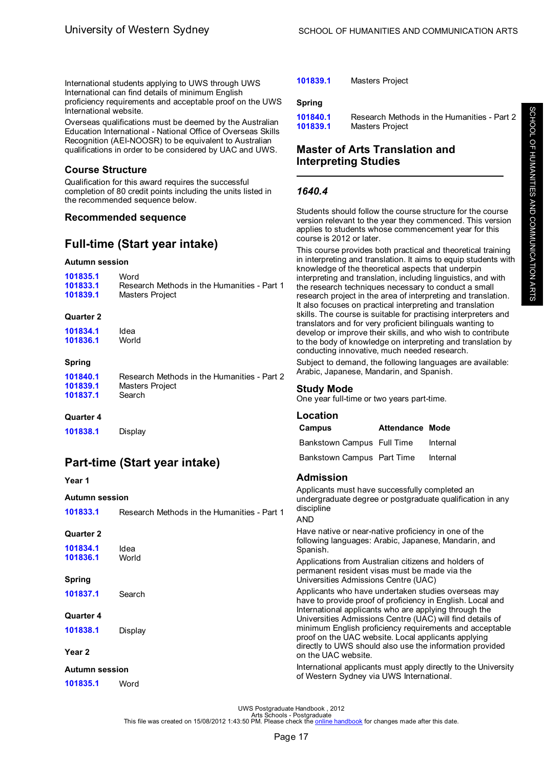International students applying to UWS through UWS International can find details of minimum English proficiency requirements and acceptable proof on the UWS International website.

Overseas qualifications must be deemed by the Australian Education International - National Office of Overseas Skills Recognition (AEI-NOOSR) to be equivalent to Australian qualifications in order to be considered by UAC and UWS.

### Course Structure

Qualification for this award requires the successful completion of 80 credit points including the units listed in the recommended sequence below.

### Recommended sequence

## Full-time (Start year intake)

**Autumn session**

| | |
|---|---|
| 101835.1 | Word |
| 101833.1 | Research Methods in the Humanities - Part 1 |
| 101839.1 | Masters Project |

**Quarter 2**

| | |
|---|---|
| 101834.1 | Idea |
| 101836.1 | World |

**Spring**

| | |
|---|---|
| 101840.1 | Research Methods in the Humanities - Part 2 |
| 101839.1 | Masters Project |
| 101837.1 | Search |

**Quarter 4**

| | |
|---|---|
| 101838.1 | Display |

## Part-time (Start year intake)

**Year 1**

**Autumn session**

| | |
|---|---|
| 101833.1 | Research Methods in the Humanities - Part 1 |

**Quarter 2**

| | |
|---|---|
| 101834.1 | Idea |
| 101836.1 | World |

**Spring**

| | |
|---|---|
| 101837.1 | Search |

**Quarter 4**

| | |
|---|---|
| 101838.1 | Display |

**Year 2**

**Autumn session**

| | |
|---|---|
| 101835.1 | Word |
| 101839.1 | Masters Project |

**Spring**

| | |
|---|---|
| 101840.1 | Research Methods in the Humanities - Part 2 |
| 101839.1 | Masters Project |

## Master of Arts Translation and Interpreting Studies

### *1640.4*

Students should follow the course structure for the course version relevant to the year they commenced. This version applies to students whose commencement year for this course is 2012 or later.

This course provides both practical and theoretical training in interpreting and translation. It aims to equip students with knowledge of the theoretical aspects that underpin interpreting and translation, including linguistics, and with the research techniques necessary to conduct a small research project in the area of interpreting and translation. It also focuses on practical interpreting and translation skills. The course is suitable for practising interpreters and translators and for very proficient bilinguals wanting to develop or improve their skills, and who wish to contribute to the body of knowledge on interpreting and translation by conducting innovative, much needed research.

Subject to demand, the following languages are available: Arabic, Japanese, Mandarin, and Spanish.

### Study Mode

One year full-time or two years part-time.

### Location

| Campus | Attendance | Mode |
|---|---|---|
| Bankstown Campus | Full Time | Internal |
| Bankstown Campus | Part Time | Internal |

### Admission

Applicants must have successfully completed an undergraduate degree or postgraduate qualification in any discipline

AND

Have native or near-native proficiency in one of the following languages: Arabic, Japanese, Mandarin, and Spanish.

Applications from Australian citizens and holders of permanent resident visas must be made via the Universities Admissions Centre (UAC)

Applicants who have undertaken studies overseas may have to provide proof of proficiency in English. Local and International applicants who are applying through the Universities Admissions Centre (UAC) will find details of minimum English proficiency requirements and acceptable proof on the UAC website. Local applicants applying directly to UWS should also use the information provided on the UAC website.

International applicants must apply directly to the University of Western Sydney via UWS International.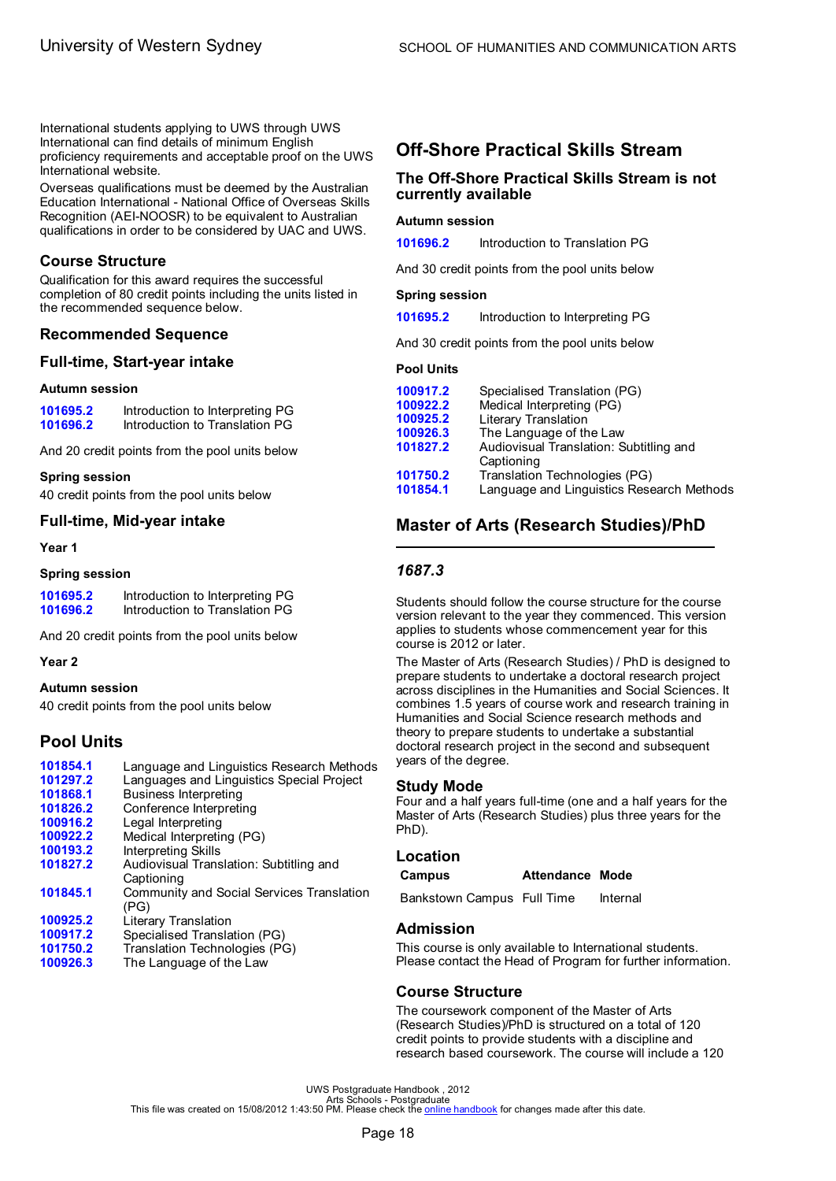International students applying to UWS through UWS International can find details of minimum English proficiency requirements and acceptable proof on the UWS International website.

Overseas qualifications must be deemed by the Australian Education International - National Office of Overseas Skills Recognition (AEI-NOOSR) to be equivalent to Australian qualifications in order to be considered by UAC and UWS.

## Course Structure

Qualification for this award requires the successful completion of 80 credit points including the units listed in the recommended sequence below.

## Recommended Sequence

### Full-time, Start-year intake

**Autumn session**

| | |
|---|---|
| 101695.2 | Introduction to Interpreting PG |
| 101696.2 | Introduction to Translation PG |

And 20 credit points from the pool units below

**Spring session**

40 credit points from the pool units below

### Full-time, Mid-year intake

**Year 1**

**Spring session**

| | |
|---|---|
| 101695.2 | Introduction to Interpreting PG |
| 101696.2 | Introduction to Translation PG |

And 20 credit points from the pool units below

**Year 2**

**Autumn session**

40 credit points from the pool units below

## Pool Units

| | |
|---|---|
| 101854.1 | Language and Linguistics Research Methods |
| 101297.2 | Languages and Linguistics Special Project |
| 101868.1 | Business Interpreting |
| 101826.2 | Conference Interpreting |
| 100916.2 | Legal Interpreting |
| 100922.2 | Medical Interpreting (PG) |
| 100193.2 | Interpreting Skills |
| 101827.2 | Audiovisual Translation: Subtitling and Captioning |
| 101845.1 | Community and Social Services Translation (PG) |
| 100925.2 | Literary Translation |
| 100917.2 | Specialised Translation (PG) |
| 101750.2 | Translation Technologies (PG) |
| 100926.3 | The Language of the Law |

## Off-Shore Practical Skills Stream

### The Off-Shore Practical Skills Stream is not currently available

**Autumn session**

| | |
|---|---|
| 101696.2 | Introduction to Translation PG |

And 30 credit points from the pool units below

**Spring session**

| | |
|---|---|
| 101695.2 | Introduction to Interpreting PG |

And 30 credit points from the pool units below

**Pool Units**

| | |
|---|---|
| 100917.2 | Specialised Translation (PG) |
| 100922.2 | Medical Interpreting (PG) |
| 100925.2 | Literary Translation |
| 100926.3 | The Language of the Law |
| 101827.2 | Audiovisual Translation: Subtitling and Captioning |
| 101750.2 | Translation Technologies (PG) |
| 101854.1 | Language and Linguistics Research Methods |

## Master of Arts (Research Studies)/PhD

### *1687.3*

Students should follow the course structure for the course version relevant to the year they commenced. This version applies to students whose commencement year for this course is 2012 or later.

The Master of Arts (Research Studies) / PhD is designed to prepare students to undertake a doctoral research project across disciplines in the Humanities and Social Sciences. It combines 1.5 years of course work and research training in Humanities and Social Science research methods and theory to prepare students to undertake a substantial doctoral research project in the second and subsequent years of the degree.

### Study Mode

Four and a half years full-time (one and a half years for the Master of Arts (Research Studies) plus three years for the PhD).

### Location

| Campus | Attendance | Mode |
|---|---|---|
| Bankstown Campus | Full Time | Internal |

### Admission

This course is only available to International students. Please contact the Head of Program for further information.

### Course Structure

The coursework component of the Master of Arts (Research Studies)/PhD is structured on a total of 120 credit points to provide students with a discipline and research based coursework. The course will include a 120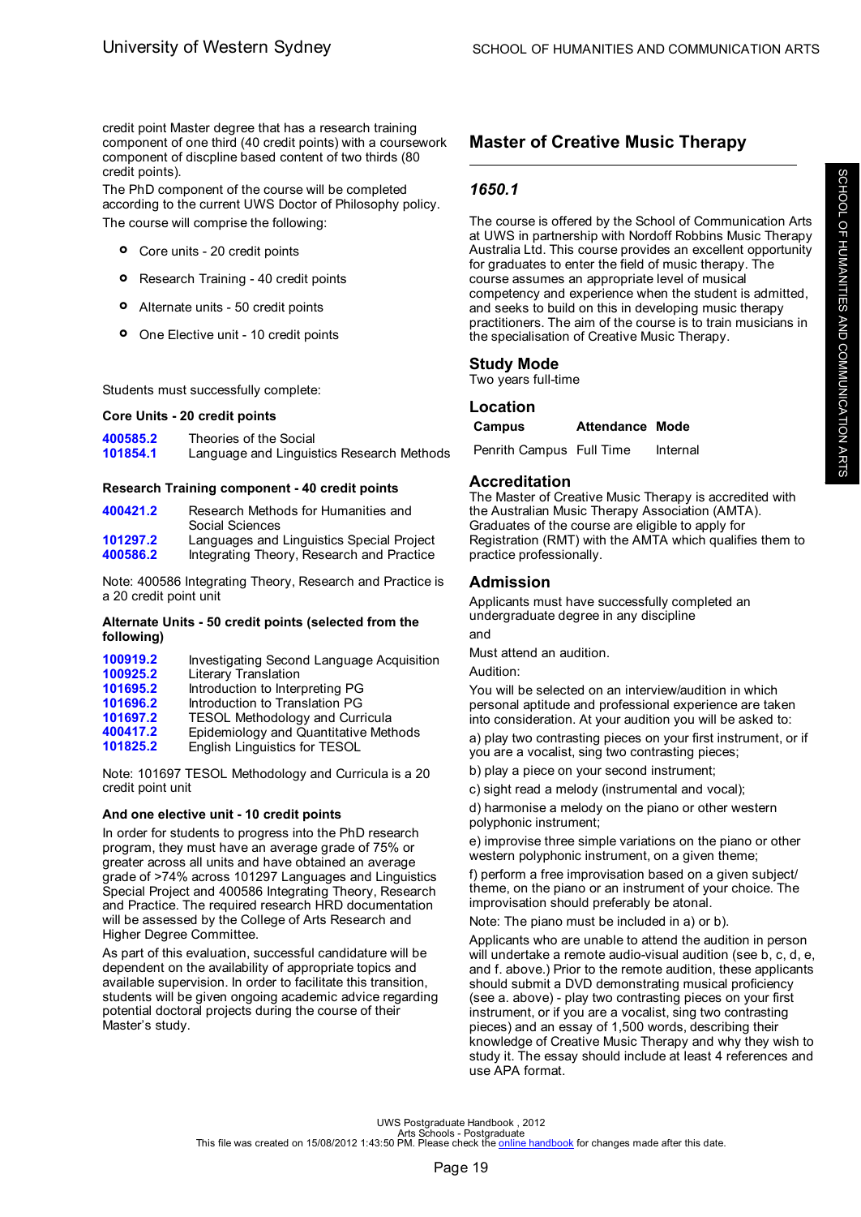credit point Master degree that has a research training component of one third (40 credit points) with a coursework component of discpline based content of two thirds (80 credit points).

The PhD component of the course will be completed according to the current UWS Doctor of Philosophy policy.

The course will comprise the following:

- Core units - 20 credit points
- Research Training - 40 credit points
- Alternate units - 50 credit points
- One Elective unit - 10 credit points

Students must successfully complete:

**Core Units - 20 credit points**

| | |
|---|---|
| **400585.2** | Theories of the Social |
| **101854.1** | Language and Linguistics Research Methods |

**Research Training component - 40 credit points**

| | |
|---|---|
| **400421.2** | Research Methods for Humanities and Social Sciences |
| **101297.2** | Languages and Linguistics Special Project |
| **400586.2** | Integrating Theory, Research and Practice |

Note: 400586 Integrating Theory, Research and Practice is a 20 credit point unit

**Alternate Units - 50 credit points (selected from the following)**

| | |
|---|---|
| **100919.2** | Investigating Second Language Acquisition |
| **100925.2** | Literary Translation |
| **101695.2** | Introduction to Interpreting PG |
| **101696.2** | Introduction to Translation PG |
| **101697.2** | TESOL Methodology and Curricula |
| **400417.2** | Epidemiology and Quantitative Methods |
| **101825.2** | English Linguistics for TESOL |

Note: 101697 TESOL Methodology and Curricula is a 20 credit point unit

**And one elective unit - 10 credit points**

In order for students to progress into the PhD research program, they must have an average grade of 75% or greater across all units and have obtained an average grade of >74% across 101297 Languages and Linguistics Special Project and 400586 Integrating Theory, Research and Practice. The required research HRD documentation will be assessed by the College of Arts Research and Higher Degree Committee.

As part of this evaluation, successful candidature will be dependent on the availability of appropriate topics and available supervision. In order to facilitate this transition, students will be given ongoing academic advice regarding potential doctoral projects during the course of their Master's study.

## Master of Creative Music Therapy

### *1650.1*

The course is offered by the School of Communication Arts at UWS in partnership with Nordoff Robbins Music Therapy Australia Ltd. This course provides an excellent opportunity for graduates to enter the field of music therapy. The course assumes an appropriate level of musical competency and experience when the student is admitted, and seeks to build on this in developing music therapy practitioners. The aim of the course is to train musicians in the specialisation of Creative Music Therapy.

### Study Mode

Two years full-time

### Location

| Campus | Attendance | Mode |
|---|---|---|
| Penrith Campus | Full Time | Internal |

### Accreditation

The Master of Creative Music Therapy is accredited with the Australian Music Therapy Association (AMTA). Graduates of the course are eligible to apply for Registration (RMT) with the AMTA which qualifies them to practice professionally.

### Admission

Applicants must have successfully completed an undergraduate degree in any discipline

and

Must attend an audition.

Audition:

You will be selected on an interview/audition in which personal aptitude and professional experience are taken into consideration. At your audition you will be asked to:

a) play two contrasting pieces on your first instrument, or if you are a vocalist, sing two contrasting pieces;

b) play a piece on your second instrument;

c) sight read a melody (instrumental and vocal);

d) harmonise a melody on the piano or other western polyphonic instrument;

e) improvise three simple variations on the piano or other western polyphonic instrument, on a given theme;

f) perform a free improvisation based on a given subject/ theme, on the piano or an instrument of your choice. The improvisation should preferably be atonal.

Note: The piano must be included in a) or b).

Applicants who are unable to attend the audition in person will undertake a remote audio-visual audition (see b, c, d, e, and f. above.) Prior to the remote audition, these applicants should submit a DVD demonstrating musical proficiency (see a. above) - play two contrasting pieces on your first instrument, or if you are a vocalist, sing two contrasting pieces) and an essay of 1,500 words, describing their knowledge of Creative Music Therapy and why they wish to study it. The essay should include at least 4 references and use APA format.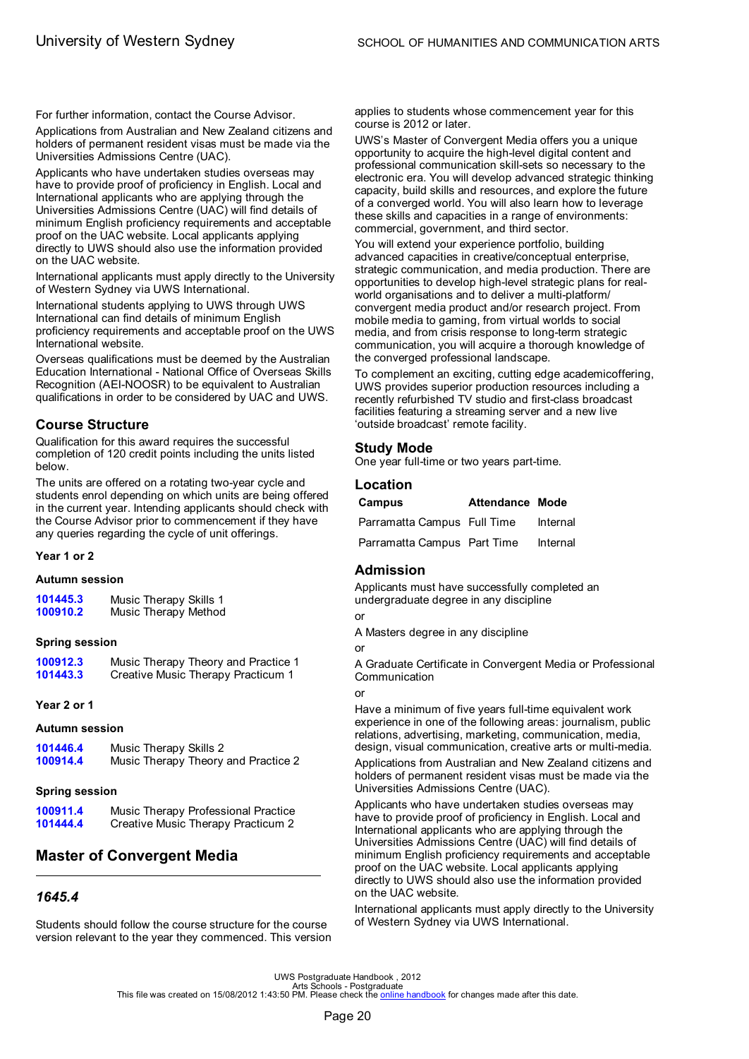For further information, contact the Course Advisor.

Applications from Australian and New Zealand citizens and holders of permanent resident visas must be made via the Universities Admissions Centre (UAC).

Applicants who have undertaken studies overseas may have to provide proof of proficiency in English. Local and International applicants who are applying through the Universities Admissions Centre (UAC) will find details of minimum English proficiency requirements and acceptable proof on the UAC website. Local applicants applying directly to UWS should also use the information provided on the UAC website.

International applicants must apply directly to the University of Western Sydney via UWS International.

International students applying to UWS through UWS International can find details of minimum English proficiency requirements and acceptable proof on the UWS International website.

Overseas qualifications must be deemed by the Australian Education International - National Office of Overseas Skills Recognition (AEI-NOOSR) to be equivalent to Australian qualifications in order to be considered by UAC and UWS.

## Course Structure

Qualification for this award requires the successful completion of 120 credit points including the units listed below.

The units are offered on a rotating two-year cycle and students enrol depending on which units are being offered in the current year. Intending applicants should check with the Course Advisor prior to commencement if they have any queries regarding the cycle of unit offerings.

### Year 1 or 2

#### Autumn session

| | |
|---|---|
| **101445.3** | Music Therapy Skills 1 |
| **100910.2** | Music Therapy Method |

#### Spring session

| | |
|---|---|
| **100912.3** | Music Therapy Theory and Practice 1 |
| **101443.3** | Creative Music Therapy Practicum 1 |

### Year 2 or 1

#### Autumn session

| | |
|---|---|
| **101446.4** | Music Therapy Skills 2 |
| **100914.4** | Music Therapy Theory and Practice 2 |

#### Spring session

| | |
|---|---|
| **100911.4** | Music Therapy Professional Practice |
| **101444.4** | Creative Music Therapy Practicum 2 |

## Master of Convergent Media

### *1645.4*

Students should follow the course structure for the course version relevant to the year they commenced. This version applies to students whose commencement year for this course is 2012 or later.

UWS's Master of Convergent Media offers you a unique opportunity to acquire the high-level digital content and professional communication skill-sets so necessary to the electronic era. You will develop advanced strategic thinking capacity, build skills and resources, and explore the future of a converged world. You will also learn how to leverage these skills and capacities in a range of environments: commercial, government, and third sector.

You will extend your experience portfolio, building advanced capacities in creative/conceptual enterprise, strategic communication, and media production. There are opportunities to develop high-level strategic plans for real-world organisations and to deliver a multi-platform/ convergent media product and/or research project. From mobile media to gaming, from virtual worlds to social media, and from crisis response to long-term strategic communication, you will acquire a thorough knowledge of the converged professional landscape.

To complement an exciting, cutting edge academicoffering, UWS provides superior production resources including a recently refurbished TV studio and first-class broadcast facilities featuring a streaming server and a new live 'outside broadcast' remote facility.

## Study Mode

One year full-time or two years part-time.

## Location

| Campus | Attendance | Mode |
|---|---|---|
| Parramatta Campus | Full Time | Internal |
| Parramatta Campus | Part Time | Internal |

## Admission

Applicants must have successfully completed an undergraduate degree in any discipline

or

A Masters degree in any discipline

or

A Graduate Certificate in Convergent Media or Professional Communication

or

Have a minimum of five years full-time equivalent work experience in one of the following areas: journalism, public relations, advertising, marketing, communication, media, design, visual communication, creative arts or multi-media.

Applications from Australian and New Zealand citizens and holders of permanent resident visas must be made via the Universities Admissions Centre (UAC).

Applicants who have undertaken studies overseas may have to provide proof of proficiency in English. Local and International applicants who are applying through the Universities Admissions Centre (UAC) will find details of minimum English proficiency requirements and acceptable proof on the UAC website. Local applicants applying directly to UWS should also use the information provided on the UAC website.

International applicants must apply directly to the University of Western Sydney via UWS International.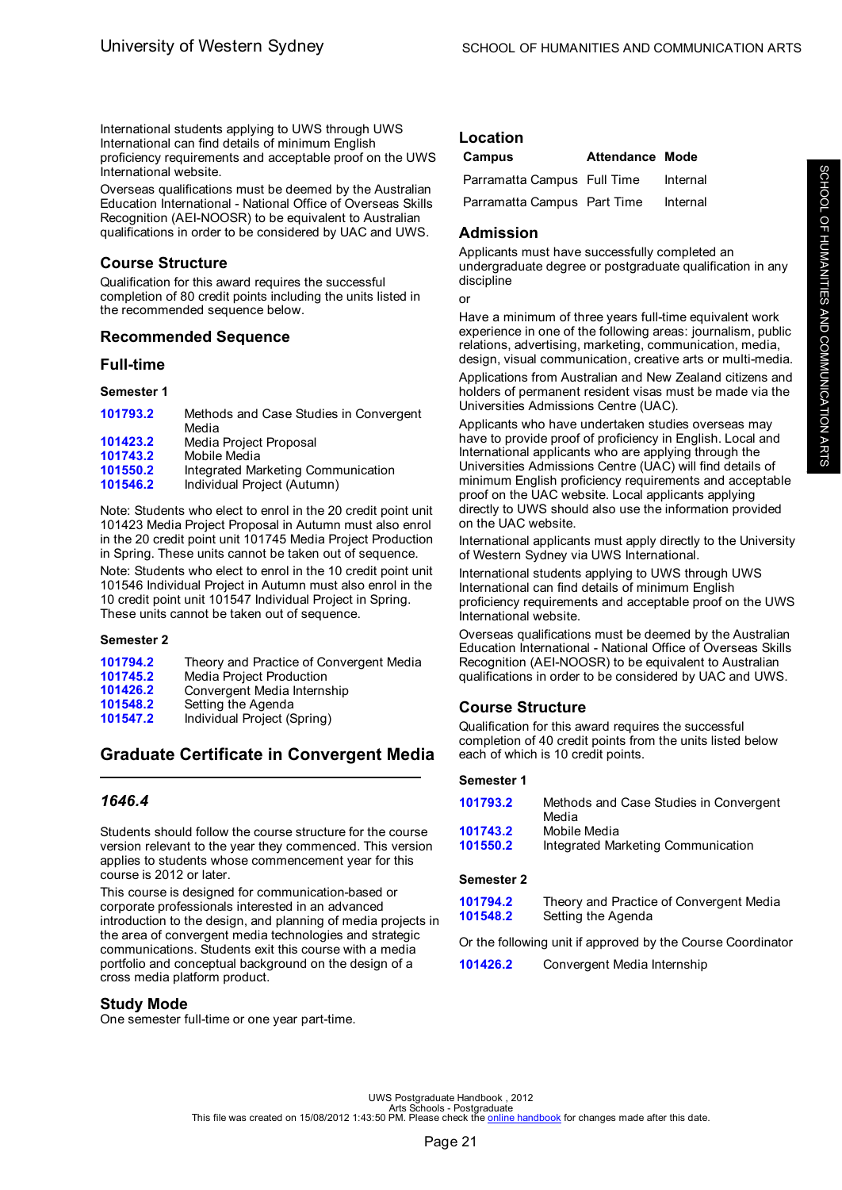International students applying to UWS through UWS International can find details of minimum English proficiency requirements and acceptable proof on the UWS International website.

Overseas qualifications must be deemed by the Australian Education International - National Office of Overseas Skills Recognition (AEI-NOOSR) to be equivalent to Australian qualifications in order to be considered by UAC and UWS.

## Course Structure

Qualification for this award requires the successful completion of 80 credit points including the units listed in the recommended sequence below.

## Recommended Sequence

### Full-time

#### Semester 1

| | |
|---|---|
| 101793.2 | Methods and Case Studies in Convergent Media |
| 101423.2 | Media Project Proposal |
| 101743.2 | Mobile Media |
| 101550.2 | Integrated Marketing Communication |
| 101546.2 | Individual Project (Autumn) |

Note: Students who elect to enrol in the 20 credit point unit 101423 Media Project Proposal in Autumn must also enrol in the 20 credit point unit 101745 Media Project Production in Spring. These units cannot be taken out of sequence.

Note: Students who elect to enrol in the 10 credit point unit 101546 Individual Project in Autumn must also enrol in the 10 credit point unit 101547 Individual Project in Spring. These units cannot be taken out of sequence.

#### Semester 2

| | |
|---|---|
| 101794.2 | Theory and Practice of Convergent Media |
| 101745.2 | Media Project Production |
| 101426.2 | Convergent Media Internship |
| 101548.2 | Setting the Agenda |
| 101547.2 | Individual Project (Spring) |

## Graduate Certificate in Convergent Media

### *1646.4*

Students should follow the course structure for the course version relevant to the year they commenced. This version applies to students whose commencement year for this course is 2012 or later.

This course is designed for communication-based or corporate professionals interested in an advanced introduction to the design, and planning of media projects in the area of convergent media technologies and strategic communications. Students exit this course with a media portfolio and conceptual background on the design of a cross media platform product.

## Study Mode

One semester full-time or one year part-time.

## Location

| Campus | Attendance | Mode |
|---|---|---|
| Parramatta Campus | Full Time | Internal |
| Parramatta Campus | Part Time | Internal |

## Admission

Applicants must have successfully completed an undergraduate degree or postgraduate qualification in any discipline

or

Have a minimum of three years full-time equivalent work experience in one of the following areas: journalism, public relations, advertising, marketing, communication, media, design, visual communication, creative arts or multi-media.

Applications from Australian and New Zealand citizens and holders of permanent resident visas must be made via the Universities Admissions Centre (UAC).

Applicants who have undertaken studies overseas may have to provide proof of proficiency in English. Local and International applicants who are applying through the Universities Admissions Centre (UAC) will find details of minimum English proficiency requirements and acceptable proof on the UAC website. Local applicants applying directly to UWS should also use the information provided on the UAC website.

International applicants must apply directly to the University of Western Sydney via UWS International.

International students applying to UWS through UWS International can find details of minimum English proficiency requirements and acceptable proof on the UWS International website.

Overseas qualifications must be deemed by the Australian Education International - National Office of Overseas Skills Recognition (AEI-NOOSR) to be equivalent to Australian qualifications in order to be considered by UAC and UWS.

## Course Structure

Qualification for this award requires the successful completion of 40 credit points from the units listed below each of which is 10 credit points.

#### Semester 1

| | |
|---|---|
| 101793.2 | Methods and Case Studies in Convergent Media |
| 101743.2 | Mobile Media |
| 101550.2 | Integrated Marketing Communication |

#### Semester 2

| | |
|---|---|
| 101794.2 | Theory and Practice of Convergent Media |
| 101548.2 | Setting the Agenda |

Or the following unit if approved by the Course Coordinator

| | |
|---|---|
| 101426.2 | Convergent Media Internship |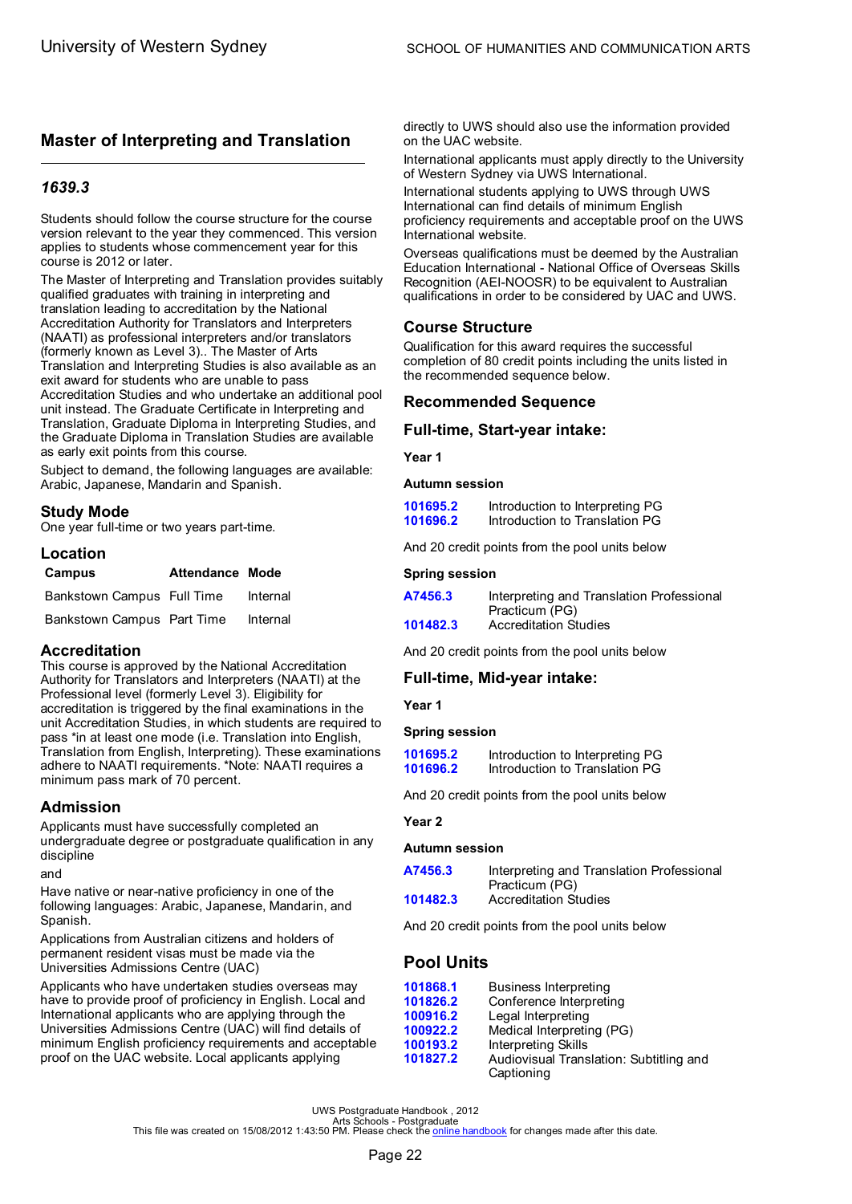## Master of Interpreting and Translation

### *1639.3*

Students should follow the course structure for the course version relevant to the year they commenced. This version applies to students whose commencement year for this course is 2012 or later.

The Master of Interpreting and Translation provides suitably qualified graduates with training in interpreting and translation leading to accreditation by the National Accreditation Authority for Translators and Interpreters (NAATI) as professional interpreters and/or translators (formerly known as Level 3).. The Master of Arts Translation and Interpreting Studies is also available as an exit award for students who are unable to pass Accreditation Studies and who undertake an additional pool unit instead. The Graduate Certificate in Interpreting and Translation, Graduate Diploma in Interpreting Studies, and the Graduate Diploma in Translation Studies are available as early exit points from this course.

Subject to demand, the following languages are available: Arabic, Japanese, Mandarin and Spanish.

### Study Mode

One year full-time or two years part-time.

### Location

| Campus | Attendance | Mode |
|---|---|---|
| Bankstown Campus | Full Time | Internal |
| Bankstown Campus | Part Time | Internal |

### Accreditation

This course is approved by the National Accreditation Authority for Translators and Interpreters (NAATI) at the Professional level (formerly Level 3). Eligibility for accreditation is triggered by the final examinations in the unit Accreditation Studies, in which students are required to pass *in at least one mode (i.e. Translation into English, Translation from English, Interpreting). These examinations adhere to NAATI requirements. *Note: NAATI requires a minimum pass mark of 70 percent.

### Admission

Applicants must have successfully completed an undergraduate degree or postgraduate qualification in any discipline

and

Have native or near-native proficiency in one of the following languages: Arabic, Japanese, Mandarin, and Spanish.

Applications from Australian citizens and holders of permanent resident visas must be made via the Universities Admissions Centre (UAC)

Applicants who have undertaken studies overseas may have to provide proof of proficiency in English. Local and International applicants who are applying through the Universities Admissions Centre (UAC) will find details of minimum English proficiency requirements and acceptable proof on the UAC website. Local applicants applying directly to UWS should also use the information provided on the UAC website.

International applicants must apply directly to the University of Western Sydney via UWS International.

International students applying to UWS through UWS International can find details of minimum English proficiency requirements and acceptable proof on the UWS International website.

Overseas qualifications must be deemed by the Australian Education International - National Office of Overseas Skills Recognition (AEI-NOOSR) to be equivalent to Australian qualifications in order to be considered by UAC and UWS.

### Course Structure

Qualification for this award requires the successful completion of 80 credit points including the units listed in the recommended sequence below.

### Recommended Sequence

### Full-time, Start-year intake:

**Year 1**

**Autumn session**

| | |
|---|---|
| 101695.2 | Introduction to Interpreting PG |
| 101696.2 | Introduction to Translation PG |

And 20 credit points from the pool units below

**Spring session**

| | |
|---|---|
| A7456.3 | Interpreting and Translation Professional Practicum (PG) |
| 101482.3 | Accreditation Studies |

And 20 credit points from the pool units below

### Full-time, Mid-year intake:

**Year 1**

**Spring session**

| | |
|---|---|
| 101695.2 | Introduction to Interpreting PG |
| 101696.2 | Introduction to Translation PG |

And 20 credit points from the pool units below

**Year 2**

**Autumn session**

| | |
|---|---|
| A7456.3 | Interpreting and Translation Professional Practicum (PG) |
| 101482.3 | Accreditation Studies |

And 20 credit points from the pool units below

### Pool Units

| | |
|---|---|
| 101868.1 | Business Interpreting |
| 101826.2 | Conference Interpreting |
| 100916.2 | Legal Interpreting |
| 100922.2 | Medical Interpreting (PG) |
| 100193.2 | Interpreting Skills |
| 101827.2 | Audiovisual Translation: Subtitling and Captioning |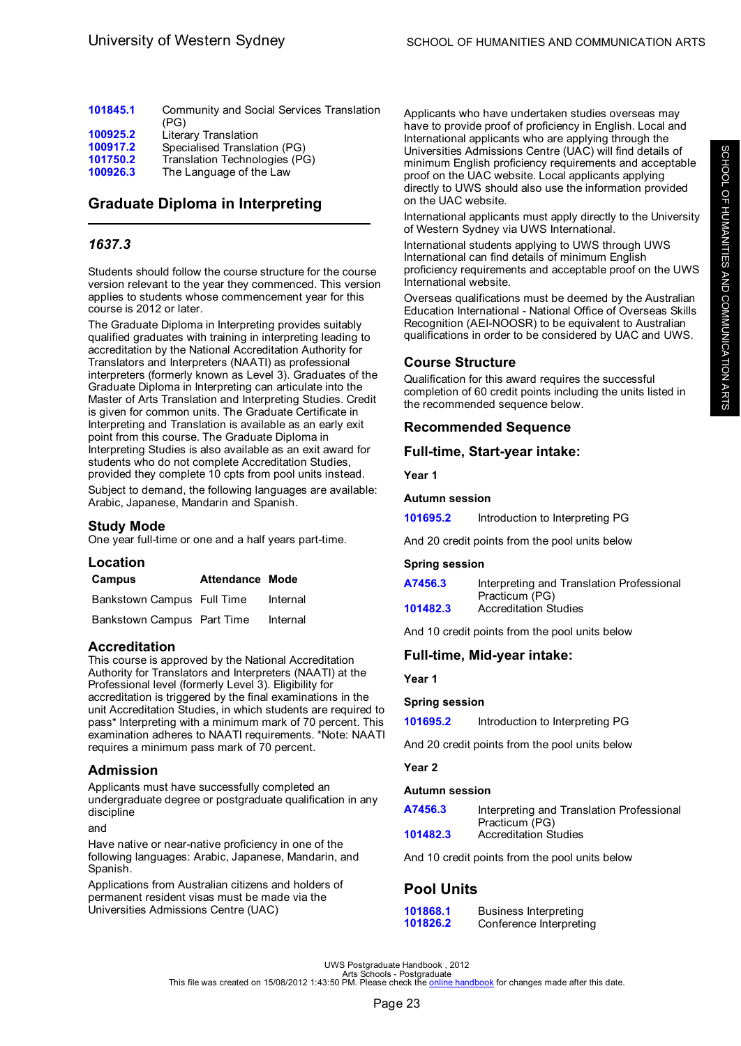| | |
|---|---|
| 101845.1 | Community and Social Services Translation (PG) |
| 100925.2 | Literary Translation |
| 100917.2 | Specialised Translation (PG) |
| 101750.2 | Translation Technologies (PG) |
| 100926.3 | The Language of the Law |

## Graduate Diploma in Interpreting

### *1637.3*

Students should follow the course structure for the course version relevant to the year they commenced. This version applies to students whose commencement year for this course is 2012 or later.

The Graduate Diploma in Interpreting provides suitably qualified graduates with training in interpreting leading to accreditation by the National Accreditation Authority for Translators and Interpreters (NAATI) as professional interpreters (formerly known as Level 3). Graduates of the Graduate Diploma in Interpreting can articulate into the Master of Arts Translation and Interpreting Studies. Credit is given for common units. The Graduate Certificate in Interpreting and Translation is available as an early exit point from this course. The Graduate Diploma in Interpreting Studies is also available as an exit award for students who do not complete Accreditation Studies, provided they complete 10 cpts from pool units instead.

Subject to demand, the following languages are available: Arabic, Japanese, Mandarin and Spanish.

### Study Mode

One year full-time or one and a half years part-time.

### Location

| Campus | Attendance | Mode |
|---|---|---|
| Bankstown Campus | Full Time | Internal |
| Bankstown Campus | Part Time | Internal |

### Accreditation

This course is approved by the National Accreditation Authority for Translators and Interpreters (NAATI) at the Professional level (formerly Level 3). Eligibility for accreditation is triggered by the final examinations in the unit Accreditation Studies, in which students are required to pass* Interpreting with a minimum mark of 70 percent. This examination adheres to NAATI requirements. *Note: NAATI requires a minimum pass mark of 70 percent.

### Admission

Applicants must have successfully completed an undergraduate degree or postgraduate qualification in any discipline

and

Have native or near-native proficiency in one of the following languages: Arabic, Japanese, Mandarin, and Spanish.

Applications from Australian citizens and holders of permanent resident visas must be made via the Universities Admissions Centre (UAC)

Applicants who have undertaken studies overseas may have to provide proof of proficiency in English. Local and International applicants who are applying through the Universities Admissions Centre (UAC) will find details of minimum English proficiency requirements and acceptable proof on the UAC website. Local applicants applying directly to UWS should also use the information provided on the UAC website.

International applicants must apply directly to the University of Western Sydney via UWS International.

International students applying to UWS through UWS International can find details of minimum English proficiency requirements and acceptable proof on the UWS International website.

Overseas qualifications must be deemed by the Australian Education International - National Office of Overseas Skills Recognition (AEI-NOOSR) to be equivalent to Australian qualifications in order to be considered by UAC and UWS.

### Course Structure

Qualification for this award requires the successful completion of 60 credit points including the units listed in the recommended sequence below.

### Recommended Sequence

### Full-time, Start-year intake:

**Year 1**

**Autumn session**

| | |
|---|---|
| 101695.2 | Introduction to Interpreting PG |

And 20 credit points from the pool units below

**Spring session**

| | |
|---|---|
| A7456.3 | Interpreting and Translation Professional Practicum (PG) |
| 101482.3 | Accreditation Studies |

And 10 credit points from the pool units below

### Full-time, Mid-year intake:

**Year 1**

**Spring session**

| | |
|---|---|
| 101695.2 | Introduction to Interpreting PG |

And 20 credit points from the pool units below

**Year 2**

**Autumn session**

| | |
|---|---|
| A7456.3 | Interpreting and Translation Professional Practicum (PG) |
| 101482.3 | Accreditation Studies |

And 10 credit points from the pool units below

## Pool Units

| | |
|---|---|
| 101868.1 | Business Interpreting |
| 101826.2 | Conference Interpreting |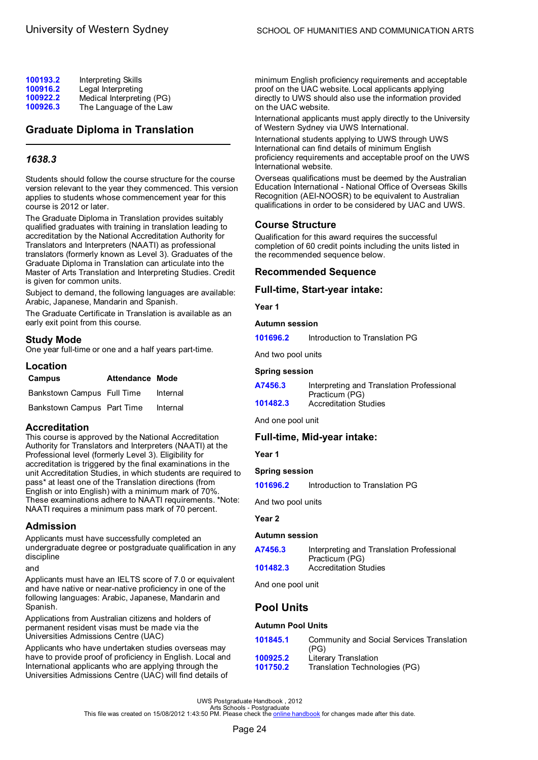| | |
|---|---|
| 100193.2 | Interpreting Skills |
| 100916.2 | Legal Interpreting |
| 100922.2 | Medical Interpreting (PG) |
| 100926.3 | The Language of the Law |

## Graduate Diploma in Translation

### *1638.3*

Students should follow the course structure for the course version relevant to the year they commenced. This version applies to students whose commencement year for this course is 2012 or later.

The Graduate Diploma in Translation provides suitably qualified graduates with training in translation leading to accreditation by the National Accreditation Authority for Translators and Interpreters (NAATI) as professional translators (formerly known as Level 3). Graduates of the Graduate Diploma in Translation can articulate into the Master of Arts Translation and Interpreting Studies. Credit is given for common units.

Subject to demand, the following languages are available: Arabic, Japanese, Mandarin and Spanish.

The Graduate Certificate in Translation is available as an early exit point from this course.

### Study Mode

One year full-time or one and a half years part-time.

### Location

| Campus | Attendance | Mode |
|---|---|---|
| Bankstown Campus | Full Time | Internal |
| Bankstown Campus | Part Time | Internal |

### Accreditation

This course is approved by the National Accreditation Authority for Translators and Interpreters (NAATI) at the Professional level (formerly Level 3). Eligibility for accreditation is triggered by the final examinations in the unit Accreditation Studies, in which students are required to pass* at least one of the Translation directions (from English or into English) with a minimum mark of 70%. These examinations adhere to NAATI requirements. *Note: NAATI requires a minimum pass mark of 70 percent.

### Admission

Applicants must have successfully completed an undergraduate degree or postgraduate qualification in any discipline

and

Applicants must have an IELTS score of 7.0 or equivalent and have native or near-native proficiency in one of the following languages: Arabic, Japanese, Mandarin and Spanish.

Applications from Australian citizens and holders of permanent resident visas must be made via the Universities Admissions Centre (UAC)

Applicants who have undertaken studies overseas may have to provide proof of proficiency in English. Local and International applicants who are applying through the Universities Admissions Centre (UAC) will find details of minimum English proficiency requirements and acceptable proof on the UAC website. Local applicants applying directly to UWS should also use the information provided on the UAC website.

International applicants must apply directly to the University of Western Sydney via UWS International.

International students applying to UWS through UWS International can find details of minimum English proficiency requirements and acceptable proof on the UWS International website.

Overseas qualifications must be deemed by the Australian Education International - National Office of Overseas Skills Recognition (AEI-NOOSR) to be equivalent to Australian qualifications in order to be considered by UAC and UWS.

### Course Structure

Qualification for this award requires the successful completion of 60 credit points including the units listed in the recommended sequence below.

### Recommended Sequence

### Full-time, Start-year intake:

**Year 1**

**Autumn session**

| | |
|---|---|
| 101696.2 | Introduction to Translation PG |

And two pool units

**Spring session**

| | |
|---|---|
| A7456.3 | Interpreting and Translation Professional Practicum (PG) |
| 101482.3 | Accreditation Studies |

And one pool unit

### Full-time, Mid-year intake:

**Year 1**

**Spring session**

| | |
|---|---|
| 101696.2 | Introduction to Translation PG |

And two pool units

**Year 2**

**Autumn session**

| | |
|---|---|
| A7456.3 | Interpreting and Translation Professional Practicum (PG) |
| 101482.3 | Accreditation Studies |

And one pool unit

## Pool Units

**Autumn Pool Units**

| | |
|---|---|
| 101845.1 | Community and Social Services Translation (PG) |
| 100925.2 | Literary Translation |
| 101750.2 | Translation Technologies (PG) |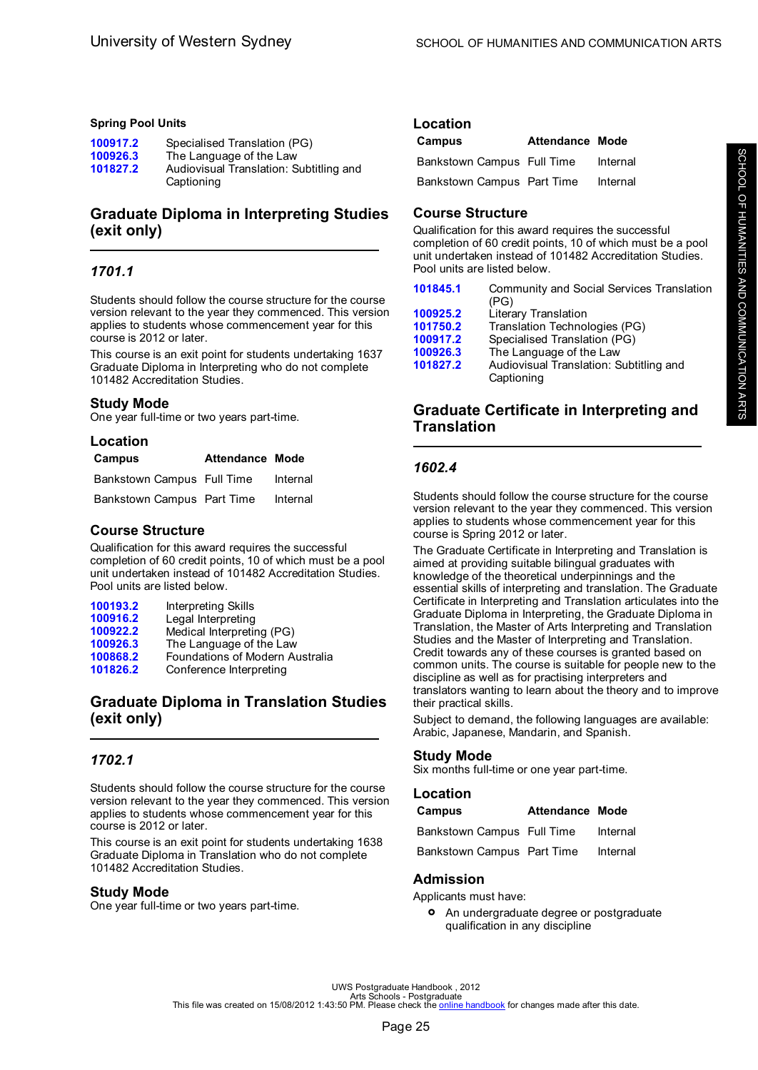**Spring Pool Units**

| | |
|---|---|
| 100917.2 | Specialised Translation (PG) |
| 100926.3 | The Language of the Law |
| 101827.2 | Audiovisual Translation: Subtitling and Captioning |

## Graduate Diploma in Interpreting Studies (exit only)

### *1701.1*

Students should follow the course structure for the course version relevant to the year they commenced. This version applies to students whose commencement year for this course is 2012 or later.

This course is an exit point for students undertaking 1637 Graduate Diploma in Interpreting who do not complete 101482 Accreditation Studies.

### Study Mode

One year full-time or two years part-time.

### Location

| Campus | Attendance | Mode |
|---|---|---|
| Bankstown Campus | Full Time | Internal |
| Bankstown Campus | Part Time | Internal |

### Course Structure

Qualification for this award requires the successful completion of 60 credit points, 10 of which must be a pool unit undertaken instead of 101482 Accreditation Studies. Pool units are listed below.

| | |
|---|---|
| 100193.2 | Interpreting Skills |
| 100916.2 | Legal Interpreting |
| 100922.2 | Medical Interpreting (PG) |
| 100926.3 | The Language of the Law |
| 100868.2 | Foundations of Modern Australia |
| 101826.2 | Conference Interpreting |

## Graduate Diploma in Translation Studies (exit only)

### *1702.1*

Students should follow the course structure for the course version relevant to the year they commenced. This version applies to students whose commencement year for this course is 2012 or later.

This course is an exit point for students undertaking 1638 Graduate Diploma in Translation who do not complete 101482 Accreditation Studies.

### Study Mode

One year full-time or two years part-time.

### Location

| Campus | Attendance | Mode |
|---|---|---|
| Bankstown Campus | Full Time | Internal |
| Bankstown Campus | Part Time | Internal |

### Course Structure

Qualification for this award requires the successful completion of 60 credit points, 10 of which must be a pool unit undertaken instead of 101482 Accreditation Studies. Pool units are listed below.

| | |
|---|---|
| 101845.1 | Community and Social Services Translation (PG) |
| 100925.2 | Literary Translation |
| 101750.2 | Translation Technologies (PG) |
| 100917.2 | Specialised Translation (PG) |
| 100926.3 | The Language of the Law |
| 101827.2 | Audiovisual Translation: Subtitling and Captioning |

## Graduate Certificate in Interpreting and Translation

### *1602.4*

Students should follow the course structure for the course version relevant to the year they commenced. This version applies to students whose commencement year for this course is Spring 2012 or later.

The Graduate Certificate in Interpreting and Translation is aimed at providing suitable bilingual graduates with knowledge of the theoretical underpinnings and the essential skills of interpreting and translation. The Graduate Certificate in Interpreting and Translation articulates into the Graduate Diploma in Interpreting, the Graduate Diploma in Translation, the Master of Arts Interpreting and Translation Studies and the Master of Interpreting and Translation. Credit towards any of these courses is granted based on common units. The course is suitable for people new to the discipline as well as for practising interpreters and translators wanting to learn about the theory and to improve their practical skills.

Subject to demand, the following languages are available: Arabic, Japanese, Mandarin, and Spanish.

### Study Mode

Six months full-time or one year part-time.

### Location

| Campus | Attendance | Mode |
|---|---|---|
| Bankstown Campus | Full Time | Internal |
| Bankstown Campus | Part Time | Internal |

### Admission

Applicants must have:

- An undergraduate degree or postgraduate qualification in any discipline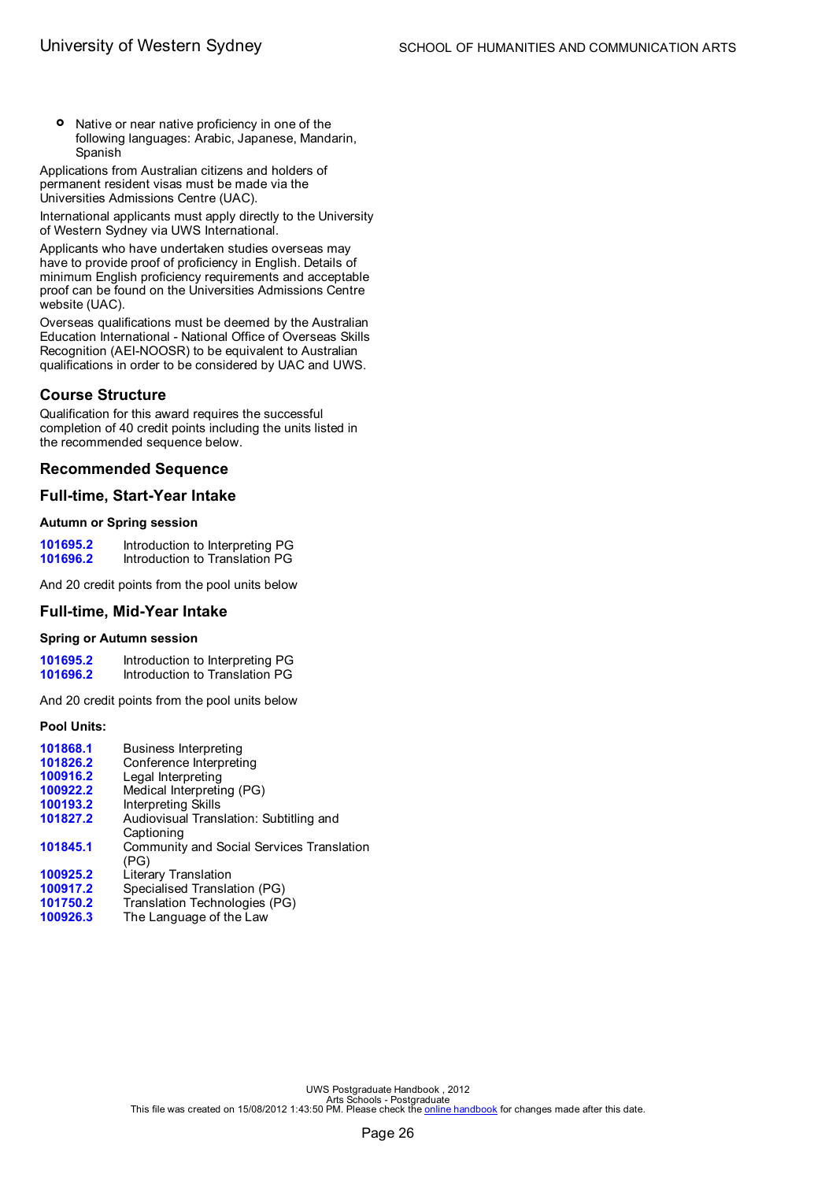- Native or near native proficiency in one of the following languages: Arabic, Japanese, Mandarin, Spanish

Applications from Australian citizens and holders of permanent resident visas must be made via the Universities Admissions Centre (UAC).

International applicants must apply directly to the University of Western Sydney via UWS International.

Applicants who have undertaken studies overseas may have to provide proof of proficiency in English. Details of minimum English proficiency requirements and acceptable proof can be found on the Universities Admissions Centre website (UAC).

Overseas qualifications must be deemed by the Australian Education International - National Office of Overseas Skills Recognition (AEI-NOOSR) to be equivalent to Australian qualifications in order to be considered by UAC and UWS.

## Course Structure

Qualification for this award requires the successful completion of 40 credit points including the units listed in the recommended sequence below.

## Recommended Sequence

## Full-time, Start-Year Intake

#### Autumn or Spring session

| | |
|---|---|
| **101695.2** | Introduction to Interpreting PG |
| **101696.2** | Introduction to Translation PG |

And 20 credit points from the pool units below

## Full-time, Mid-Year Intake

#### Spring or Autumn session

| | |
|---|---|
| **101695.2** | Introduction to Interpreting PG |
| **101696.2** | Introduction to Translation PG |

And 20 credit points from the pool units below

#### Pool Units:

| | |
|---|---|
| **101868.1** | Business Interpreting |
| **101826.2** | Conference Interpreting |
| **100916.2** | Legal Interpreting |
| **100922.2** | Medical Interpreting (PG) |
| **100193.2** | Interpreting Skills |
| **101827.2** | Audiovisual Translation: Subtitling and Captioning |
| **101845.1** | Community and Social Services Translation (PG) |
| **100925.2** | Literary Translation |
| **100917.2** | Specialised Translation (PG) |
| **101750.2** | Translation Technologies (PG) |
| **100926.3** | The Language of the Law |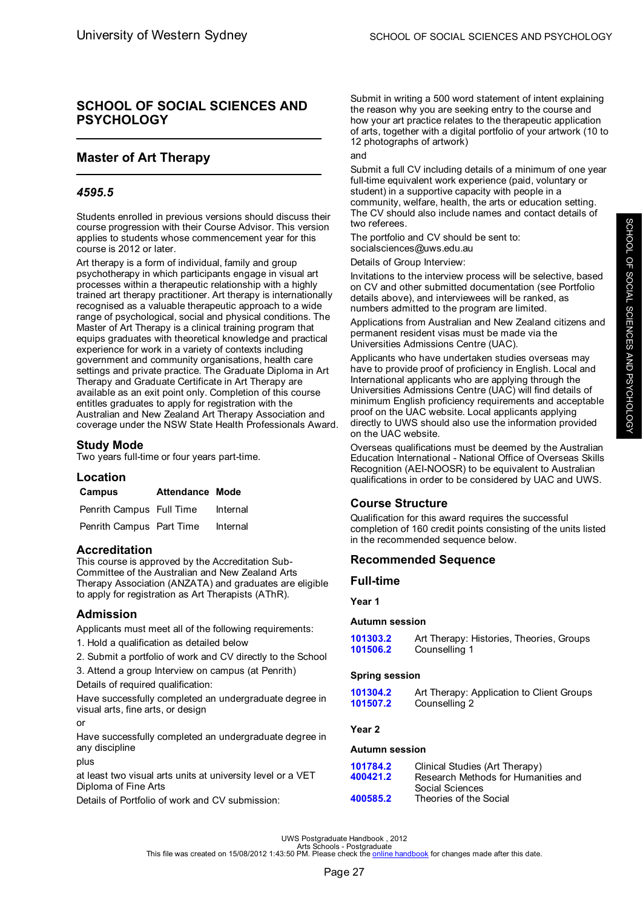# SCHOOL OF SOCIAL SCIENCES AND PSYCHOLOGY

## Master of Art Therapy

### *4595.5*

Students enrolled in previous versions should discuss their course progression with their Course Advisor. This version applies to students whose commencement year for this course is 2012 or later.

Art therapy is a form of individual, family and group psychotherapy in which participants engage in visual art processes within a therapeutic relationship with a highly trained art therapy practitioner. Art therapy is internationally recognised as a valuable therapeutic approach to a wide range of psychological, social and physical conditions. The Master of Art Therapy is a clinical training program that equips graduates with theoretical knowledge and practical experience for work in a variety of contexts including government and community organisations, health care settings and private practice. The Graduate Diploma in Art Therapy and Graduate Certificate in Art Therapy are available as an exit point only. Completion of this course entitles graduates to apply for registration with the Australian and New Zealand Art Therapy Association and coverage under the NSW State Health Professionals Award.

### Study Mode

Two years full-time or four years part-time.

### Location

| Campus | Attendance | Mode |
|---|---|---|
| Penrith Campus | Full Time | Internal |
| Penrith Campus | Part Time | Internal |

### Accreditation

This course is approved by the Accreditation Sub-Committee of the Australian and New Zealand Arts Therapy Association (ANZATA) and graduates are eligible to apply for registration as Art Therapists (AThR).

### Admission

Applicants must meet all of the following requirements:

1. Hold a qualification as detailed below
2. Submit a portfolio of work and CV directly to the School
3. Attend a group Interview on campus (at Penrith)

Details of required qualification:

Have successfully completed an undergraduate degree in visual arts, fine arts, or design

or

Have successfully completed an undergraduate degree in any discipline

plus

at least two visual arts units at university level or a VET Diploma of Fine Arts

Details of Portfolio of work and CV submission:

Submit in writing a 500 word statement of intent explaining the reason why you are seeking entry to the course and how your art practice relates to the therapeutic application of arts, together with a digital portfolio of your artwork (10 to 12 photographs of artwork)

and

Submit a full CV including details of a minimum of one year full-time equivalent work experience (paid, voluntary or student) in a supportive capacity with people in a community, welfare, health, the arts or education setting. The CV should also include names and contact details of two referees.

The portfolio and CV should be sent to: socialsciences@uws.edu.au

Details of Group Interview:

Invitations to the interview process will be selective, based on CV and other submitted documentation (see Portfolio details above), and interviewees will be ranked, as numbers admitted to the program are limited.

Applications from Australian and New Zealand citizens and permanent resident visas must be made via the Universities Admissions Centre (UAC).

Applicants who have undertaken studies overseas may have to provide proof of proficiency in English. Local and International applicants who are applying through the Universities Admissions Centre (UAC) will find details of minimum English proficiency requirements and acceptable proof on the UAC website. Local applicants applying directly to UWS should also use the information provided on the UAC website.

Overseas qualifications must be deemed by the Australian Education International - National Office of Overseas Skills Recognition (AEI-NOOSR) to be equivalent to Australian qualifications in order to be considered by UAC and UWS.

### Course Structure

Qualification for this award requires the successful completion of 160 credit points consisting of the units listed in the recommended sequence below.

### Recommended Sequence

### Full-time

**Year 1**

**Autumn session**

| | |
|---|---|
| 101303.2 | Art Therapy: Histories, Theories, Groups |
| 101506.2 | Counselling 1 |

**Spring session**

| | |
|---|---|
| 101304.2 | Art Therapy: Application to Client Groups |
| 101507.2 | Counselling 2 |

**Year 2**

**Autumn session**

| | |
|---|---|
| 101784.2 | Clinical Studies (Art Therapy) |
| 400421.2 | Research Methods for Humanities and Social Sciences |
| 400585.2 | Theories of the Social |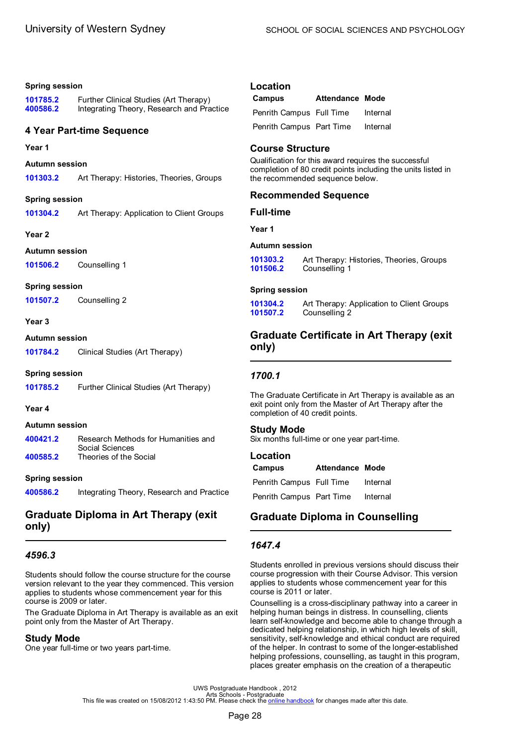#### Spring session

| | |
|---|---|
| 101785.2 | Further Clinical Studies (Art Therapy) |
| 400586.2 | Integrating Theory, Research and Practice |

### 4 Year Part-time Sequence

#### Year 1

#### Autumn session

| | |
|---|---|
| 101303.2 | Art Therapy: Histories, Theories, Groups |

#### Spring session

| | |
|---|---|
| 101304.2 | Art Therapy: Application to Client Groups |

#### Year 2

#### Autumn session

| | |
|---|---|
| 101506.2 | Counselling 1 |

#### Spring session

| | |
|---|---|
| 101507.2 | Counselling 2 |

#### Year 3

#### Autumn session

| | |
|---|---|
| 101784.2 | Clinical Studies (Art Therapy) |

#### Spring session

| | |
|---|---|
| 101785.2 | Further Clinical Studies (Art Therapy) |

#### Year 4

#### Autumn session

| | |
|---|---|
| 400421.2 | Research Methods for Humanities and Social Sciences |
| 400585.2 | Theories of the Social |

#### Spring session

| | |
|---|---|
| 400586.2 | Integrating Theory, Research and Practice |

## Graduate Diploma in Art Therapy (exit only)

### *4596.3*

Students should follow the course structure for the course version relevant to the year they commenced. This version applies to students whose commencement year for this course is 2009 or later.

The Graduate Diploma in Art Therapy is available as an exit point only from the Master of Art Therapy.

### Study Mode

One year full-time or two years part-time.

### Location

| Campus | Attendance | Mode |
|---|---|---|
| Penrith Campus | Full Time | Internal |
| Penrith Campus | Part Time | Internal |

### Course Structure

Qualification for this award requires the successful completion of 80 credit points including the units listed in the recommended sequence below.

### Recommended Sequence

### Full-time

#### Year 1

#### Autumn session

| | |
|---|---|
| 101303.2 | Art Therapy: Histories, Theories, Groups |
| 101506.2 | Counselling 1 |

#### Spring session

| | |
|---|---|
| 101304.2 | Art Therapy: Application to Client Groups |
| 101507.2 | Counselling 2 |

## Graduate Certificate in Art Therapy (exit only)

### *1700.1*

The Graduate Certificate in Art Therapy is available as an exit point only from the Master of Art Therapy after the completion of 40 credit points.

### Study Mode

Six months full-time or one year part-time.

### Location

| Campus | Attendance | Mode |
|---|---|---|
| Penrith Campus | Full Time | Internal |
| Penrith Campus | Part Time | Internal |

## Graduate Diploma in Counselling

### *1647.4*

Students enrolled in previous versions should discuss their course progression with their Course Advisor. This version applies to students whose commencement year for this course is 2011 or later.

Counselling is a cross-disciplinary pathway into a career in helping human beings in distress. In counselling, clients learn self-knowledge and become able to change through a dedicated helping relationship, in which high levels of skill, sensitivity, self-knowledge and ethical conduct are required of the helper. In contrast to some of the longer-established helping professions, counselling, as taught in this program, places greater emphasis on the creation of a therapeutic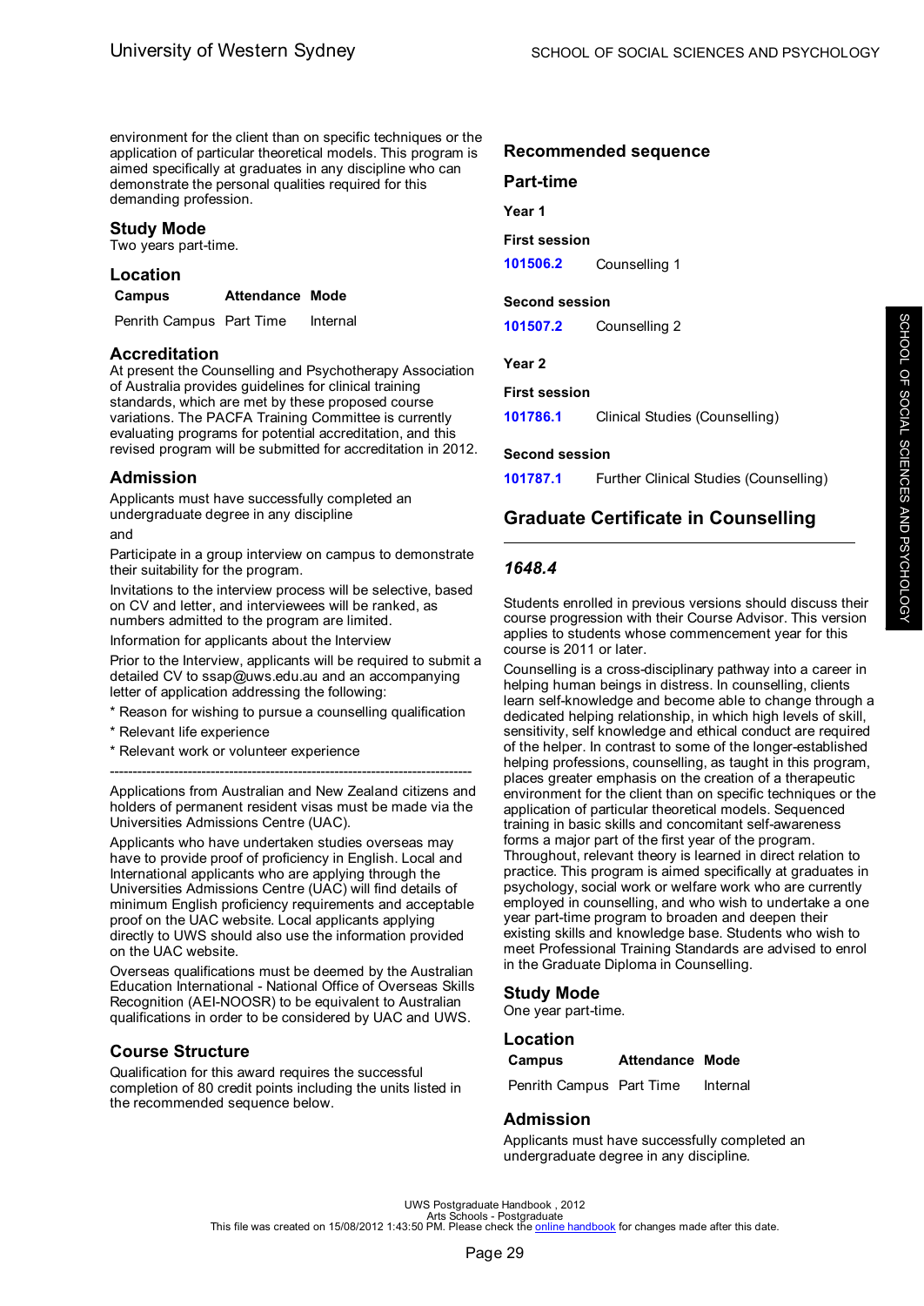environment for the client than on specific techniques or the application of particular theoretical models. This program is aimed specifically at graduates in any discipline who can demonstrate the personal qualities required for this demanding profession.

## Study Mode

Two years part-time.

## Location

| Campus | Attendance | Mode |
|---|---|---|
| Penrith Campus | Part Time | Internal |

## Accreditation

At present the Counselling and Psychotherapy Association of Australia provides guidelines for clinical training standards, which are met by these proposed course variations. The PACFA Training Committee is currently evaluating programs for potential accreditation, and this revised program will be submitted for accreditation in 2012.

## Admission

Applicants must have successfully completed an undergraduate degree in any discipline

and

Participate in a group interview on campus to demonstrate their suitability for the program.

Invitations to the interview process will be selective, based on CV and letter, and interviewees will be ranked, as numbers admitted to the program are limited.

Information for applicants about the Interview

Prior to the Interview, applicants will be required to submit a detailed CV to ssap@uws.edu.au and an accompanying letter of application addressing the following:

* Reason for wishing to pursue a counselling qualification

* Relevant life experience

* Relevant work or volunteer experience

---

Applications from Australian and New Zealand citizens and holders of permanent resident visas must be made via the Universities Admissions Centre (UAC).

Applicants who have undertaken studies overseas may have to provide proof of proficiency in English. Local and International applicants who are applying through the Universities Admissions Centre (UAC) will find details of minimum English proficiency requirements and acceptable proof on the UAC website. Local applicants applying directly to UWS should also use the information provided on the UAC website.

Overseas qualifications must be deemed by the Australian Education International - National Office of Overseas Skills Recognition (AEI-NOOSR) to be equivalent to Australian qualifications in order to be considered by UAC and UWS.

## Course Structure

Qualification for this award requires the successful completion of 80 credit points including the units listed in the recommended sequence below.

## Recommended sequence

### Part-time

**Year 1**

**First session**

| | |
|---|---|
| 101506.2 | Counselling 1 |

**Second session**

| | |
|---|---|
| 101507.2 | Counselling 2 |

**Year 2**

**First session**

| | |
|---|---|
| 101786.1 | Clinical Studies (Counselling) |

**Second session**

| | |
|---|---|
| 101787.1 | Further Clinical Studies (Counselling) |

# Graduate Certificate in Counselling

### *1648.4*

Students enrolled in previous versions should discuss their course progression with their Course Advisor. This version applies to students whose commencement year for this course is 2011 or later.

Counselling is a cross-disciplinary pathway into a career in helping human beings in distress. In counselling, clients learn self-knowledge and become able to change through a dedicated helping relationship, in which high levels of skill, sensitivity, self knowledge and ethical conduct are required of the helper. In contrast to some of the longer-established helping professions, counselling, as taught in this program, places greater emphasis on the creation of a therapeutic environment for the client than on specific techniques or the application of particular theoretical models. Sequenced training in basic skills and concomitant self-awareness forms a major part of the first year of the program. Throughout, relevant theory is learned in direct relation to practice. This program is aimed specifically at graduates in psychology, social work or welfare work who are currently employed in counselling, and who wish to undertake a one year part-time program to broaden and deepen their existing skills and knowledge base. Students who wish to meet Professional Training Standards are advised to enrol in the Graduate Diploma in Counselling.

## Study Mode

One year part-time.

## Location

| Campus | Attendance | Mode |
|---|---|---|
| Penrith Campus | Part Time | Internal |

## Admission

Applicants must have successfully completed an undergraduate degree in any discipline.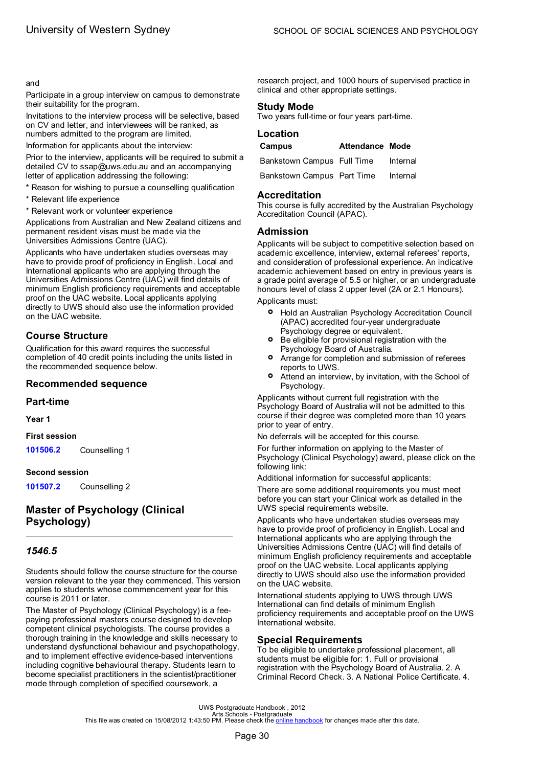and

Participate in a group interview on campus to demonstrate their suitability for the program.

Invitations to the interview process will be selective, based on CV and letter, and interviewees will be ranked, as numbers admitted to the program are limited.

Information for applicants about the interview:

Prior to the interview, applicants will be required to submit a detailed CV to ssap@uws.edu.au and an accompanying letter of application addressing the following:

* Reason for wishing to pursue a counselling qualification
* Relevant life experience
* Relevant work or volunteer experience

Applications from Australian and New Zealand citizens and permanent resident visas must be made via the Universities Admissions Centre (UAC).

Applicants who have undertaken studies overseas may have to provide proof of proficiency in English. Local and International applicants who are applying through the Universities Admissions Centre (UAC) will find details of minimum English proficiency requirements and acceptable proof on the UAC website. Local applicants applying directly to UWS should also use the information provided on the UAC website.

### Course Structure

Qualification for this award requires the successful completion of 40 credit points including the units listed in the recommended sequence below.

### Recommended sequence

### Part-time

**Year 1**

**First session**

| | |
|---|---|
| **101506.2** | Counselling 1 |

**Second session**

| | |
|---|---|
| **101507.2** | Counselling 2 |

## Master of Psychology (Clinical Psychology)

### *1546.5*

Students should follow the course structure for the course version relevant to the year they commenced. This version applies to students whose commencement year for this course is 2011 or later.

The Master of Psychology (Clinical Psychology) is a fee-paying professional masters course designed to develop competent clinical psychologists. The course provides a thorough training in the knowledge and skills necessary to understand dysfunctional behaviour and psychopathology, and to implement effective evidence-based interventions including cognitive behavioural therapy. Students learn to become specialist practitioners in the scientist/practitioner mode through completion of specified coursework, a research project, and 1000 hours of supervised practice in clinical and other appropriate settings.

### Study Mode

Two years full-time or four years part-time.

### Location

| Campus | Attendance | Mode |
|---|---|---|
| Bankstown Campus | Full Time | Internal |
| Bankstown Campus | Part Time | Internal |

### Accreditation

This course is fully accredited by the Australian Psychology Accreditation Council (APAC).

### Admission

Applicants will be subject to competitive selection based on academic excellence, interview, external referees' reports, and consideration of professional experience. An indicative academic achievement based on entry in previous years is a grade point average of 5.5 or higher, or an undergraduate honours level of class 2 upper level (2A or 2.1 Honours).

Applicants must:

- Hold an Australian Psychology Accreditation Council (APAC) accredited four-year undergraduate Psychology degree or equivalent.
- Be eligible for provisional registration with the Psychology Board of Australia.
- Arrange for completion and submission of referees reports to UWS.
- Attend an interview, by invitation, with the School of Psychology.

Applicants without current full registration with the Psychology Board of Australia will not be admitted to this course if their degree was completed more than 10 years prior to year of entry.

No deferrals will be accepted for this course.

For further information on applying to the Master of Psychology (Clinical Psychology) award, please click on the following link:

Additional information for successful applicants:

There are some additional requirements you must meet before you can start your Clinical work as detailed in the UWS special requirements website.

Applicants who have undertaken studies overseas may have to provide proof of proficiency in English. Local and International applicants who are applying through the Universities Admissions Centre (UAC) will find details of minimum English proficiency requirements and acceptable proof on the UAC website. Local applicants applying directly to UWS should also use the information provided on the UAC website.

International students applying to UWS through UWS International can find details of minimum English proficiency requirements and acceptable proof on the UWS International website.

### Special Requirements

To be eligible to undertake professional placement, all students must be eligible for: 1. Full or provisional registration with the Psychology Board of Australia. 2. A Criminal Record Check. 3. A National Police Certificate. 4.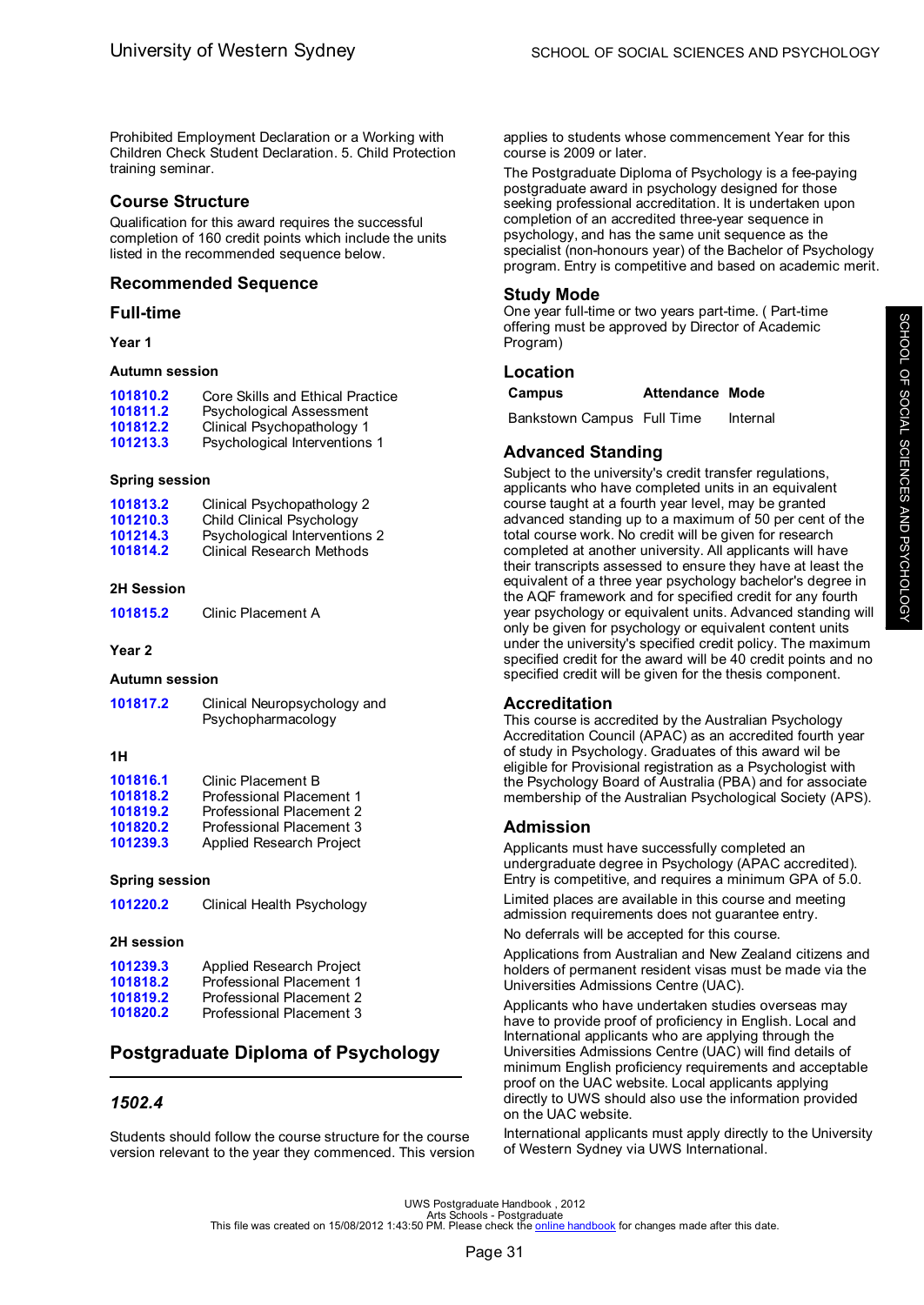Prohibited Employment Declaration or a Working with Children Check Student Declaration. 5. Child Protection training seminar.

## Course Structure

Qualification for this award requires the successful completion of 160 credit points which include the units listed in the recommended sequence below.

## Recommended Sequence

## Full-time

### Year 1

#### Autumn session

| | |
|---|---|
| **101810.2** | Core Skills and Ethical Practice |
| **101811.2** | Psychological Assessment |
| **101812.2** | Clinical Psychopathology 1 |
| **101213.3** | Psychological Interventions 1 |

#### Spring session

| | |
|---|---|
| **101813.2** | Clinical Psychopathology 2 |
| **101210.3** | Child Clinical Psychology |
| **101214.3** | Psychological Interventions 2 |
| **101814.2** | Clinical Research Methods |

#### 2H Session

| | |
|---|---|
| **101815.2** | Clinic Placement A |

### Year 2

#### Autumn session

| | |
|---|---|
| **101817.2** | Clinical Neuropsychology and Psychopharmacology |

#### 1H

| | |
|---|---|
| **101816.1** | Clinic Placement B |
| **101818.2** | Professional Placement 1 |
| **101819.2** | Professional Placement 2 |
| **101820.2** | Professional Placement 3 |
| **101239.3** | Applied Research Project |

#### Spring session

| | |
|---|---|
| **101220.2** | Clinical Health Psychology |

#### 2H session

| | |
|---|---|
| **101239.3** | Applied Research Project |
| **101818.2** | Professional Placement 1 |
| **101819.2** | Professional Placement 2 |
| **101820.2** | Professional Placement 3 |

# Postgraduate Diploma of Psychology

## *1502.4*

Students should follow the course structure for the course version relevant to the year they commenced. This version applies to students whose commencement Year for this course is 2009 or later.

The Postgraduate Diploma of Psychology is a fee-paying postgraduate award in psychology designed for those seeking professional accreditation. It is undertaken upon completion of an accredited three-year sequence in psychology, and has the same unit sequence as the specialist (non-honours year) of the Bachelor of Psychology program. Entry is competitive and based on academic merit.

## Study Mode

One year full-time or two years part-time. ( Part-time offering must be approved by Director of Academic Program)

## Location

| Campus | Attendance | Mode |
|---|---|---|
| Bankstown Campus | Full Time | Internal |

## Advanced Standing

Subject to the university's credit transfer regulations, applicants who have completed units in an equivalent course taught at a fourth year level, may be granted advanced standing up to a maximum of 50 per cent of the total course work. No credit will be given for research completed at another university. All applicants will have their transcripts assessed to ensure they have at least the equivalent of a three year psychology bachelor's degree in the AQF framework and for specified credit for any fourth year psychology or equivalent units. Advanced standing will only be given for psychology or equivalent content units under the university's specified credit policy. The maximum specified credit for the award will be 40 credit points and no specified credit will be given for the thesis component.

## Accreditation

This course is accredited by the Australian Psychology Accreditation Council (APAC) as an accredited fourth year of study in Psychology. Graduates of this award wil be eligible for Provisional registration as a Psychologist with the Psychology Board of Australia (PBA) and for associate membership of the Australian Psychological Society (APS).

## Admission

Applicants must have successfully completed an undergraduate degree in Psychology (APAC accredited). Entry is competitive, and requires a minimum GPA of 5.0.

Limited places are available in this course and meeting admission requirements does not guarantee entry.

No deferrals will be accepted for this course.

Applications from Australian and New Zealand citizens and holders of permanent resident visas must be made via the Universities Admissions Centre (UAC).

Applicants who have undertaken studies overseas may have to provide proof of proficiency in English. Local and International applicants who are applying through the Universities Admissions Centre (UAC) will find details of minimum English proficiency requirements and acceptable proof on the UAC website. Local applicants applying directly to UWS should also use the information provided on the UAC website.

International applicants must apply directly to the University of Western Sydney via UWS International.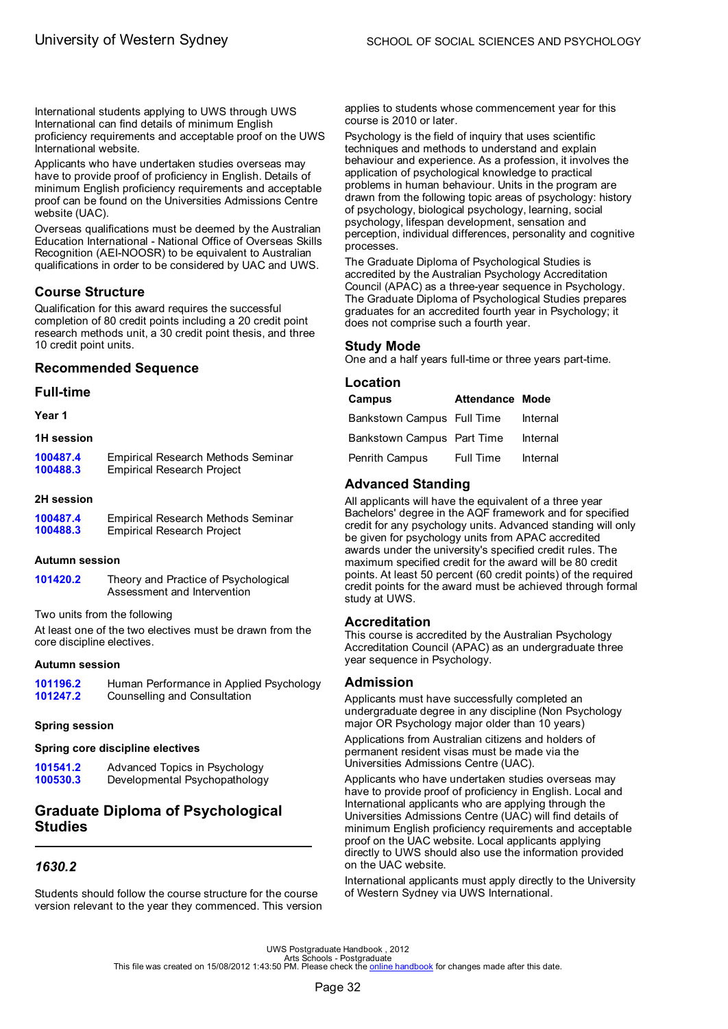International students applying to UWS through UWS International can find details of minimum English proficiency requirements and acceptable proof on the UWS International website.

Applicants who have undertaken studies overseas may have to provide proof of proficiency in English. Details of minimum English proficiency requirements and acceptable proof can be found on the Universities Admissions Centre website (UAC).

Overseas qualifications must be deemed by the Australian Education International - National Office of Overseas Skills Recognition (AEI-NOOSR) to be equivalent to Australian qualifications in order to be considered by UAC and UWS.

## Course Structure

Qualification for this award requires the successful completion of 80 credit points including a 20 credit point research methods unit, a 30 credit point thesis, and three 10 credit point units.

## Recommended Sequence

## Full-time

### Year 1

#### 1H session

| | |
|---|---|
| **100487.4** | Empirical Research Methods Seminar |
| **100488.3** | Empirical Research Project |

#### 2H session

| | |
|---|---|
| **100487.4** | Empirical Research Methods Seminar |
| **100488.3** | Empirical Research Project |

#### Autumn session

| | |
|---|---|
| **101420.2** | Theory and Practice of Psychological Assessment and Intervention |

Two units from the following

At least one of the two electives must be drawn from the core discipline electives.

#### Autumn session

| | |
|---|---|
| **101196.2** | Human Performance in Applied Psychology |
| **101247.2** | Counselling and Consultation |

#### Spring session

#### Spring core discipline electives

| | |
|---|---|
| **101541.2** | Advanced Topics in Psychology |
| **100530.3** | Developmental Psychopathology |

## Graduate Diploma of Psychological Studies

### *1630.2*

Students should follow the course structure for the course version relevant to the year they commenced. This version applies to students whose commencement year for this course is 2010 or later.

Psychology is the field of inquiry that uses scientific techniques and methods to understand and explain behaviour and experience. As a profession, it involves the application of psychological knowledge to practical problems in human behaviour. Units in the program are drawn from the following topic areas of psychology: history of psychology, biological psychology, learning, social psychology, lifespan development, sensation and perception, individual differences, personality and cognitive processes.

The Graduate Diploma of Psychological Studies is accredited by the Australian Psychology Accreditation Council (APAC) as a three-year sequence in Psychology. The Graduate Diploma of Psychological Studies prepares graduates for an accredited fourth year in Psychology; it does not comprise such a fourth year.

## Study Mode

One and a half years full-time or three years part-time.

## Location

| Campus | Attendance | Mode |
|---|---|---|
| Bankstown Campus | Full Time | Internal |
| Bankstown Campus | Part Time | Internal |
| Penrith Campus | Full Time | Internal |

## Advanced Standing

All applicants will have the equivalent of a three year Bachelors' degree in the AQF framework and for specified credit for any psychology units. Advanced standing will only be given for psychology units from APAC accredited awards under the university's specified credit rules. The maximum specified credit for the award will be 80 credit points. At least 50 percent (60 credit points) of the required credit points for the award must be achieved through formal study at UWS.

## Accreditation

This course is accredited by the Australian Psychology Accreditation Council (APAC) as an undergraduate three year sequence in Psychology.

## Admission

Applicants must have successfully completed an undergraduate degree in any discipline (Non Psychology major OR Psychology major older than 10 years)

Applications from Australian citizens and holders of permanent resident visas must be made via the Universities Admissions Centre (UAC).

Applicants who have undertaken studies overseas may have to provide proof of proficiency in English. Local and International applicants who are applying through the Universities Admissions Centre (UAC) will find details of minimum English proficiency requirements and acceptable proof on the UAC website. Local applicants applying directly to UWS should also use the information provided on the UAC website.

International applicants must apply directly to the University of Western Sydney via UWS International.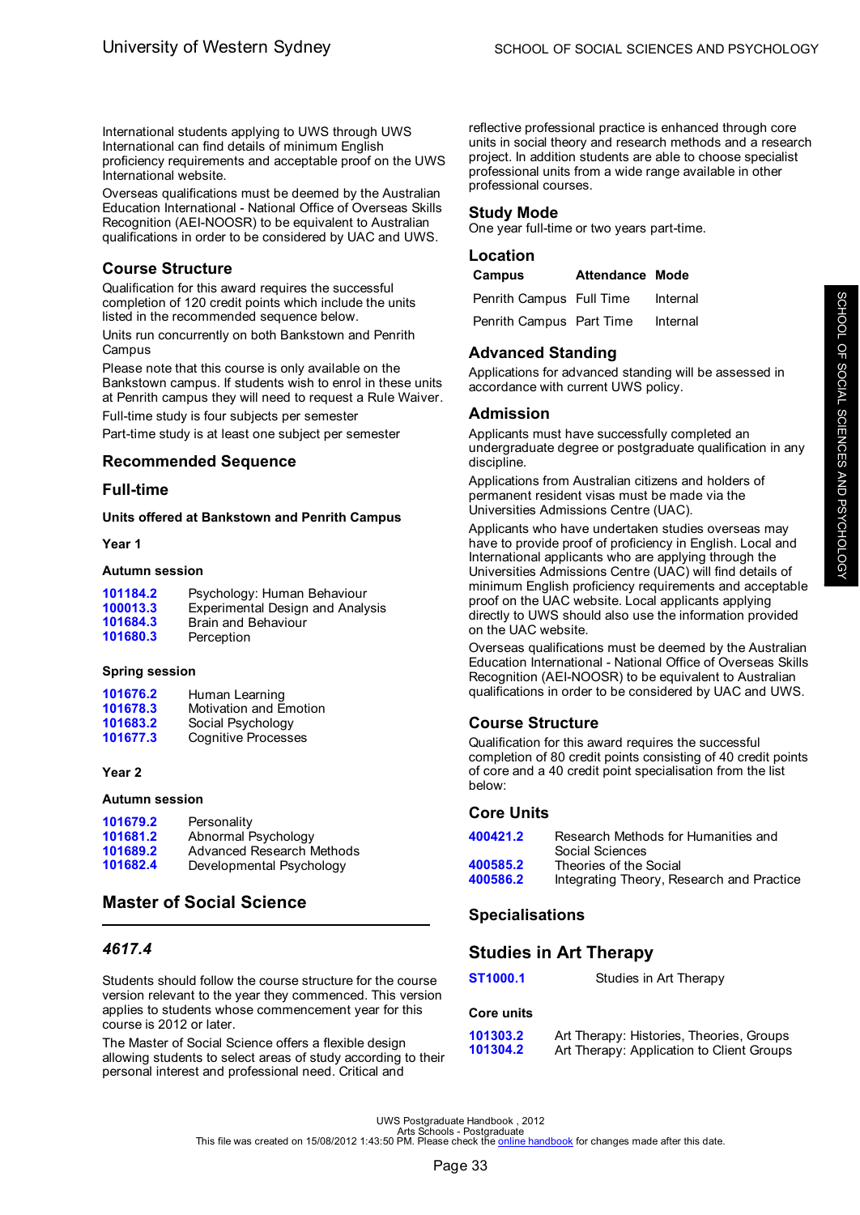International students applying to UWS through UWS International can find details of minimum English proficiency requirements and acceptable proof on the UWS International website.

Overseas qualifications must be deemed by the Australian Education International - National Office of Overseas Skills Recognition (AEI-NOOSR) to be equivalent to Australian qualifications in order to be considered by UAC and UWS.

## Course Structure

Qualification for this award requires the successful completion of 120 credit points which include the units listed in the recommended sequence below.

Units run concurrently on both Bankstown and Penrith Campus

Please note that this course is only available on the Bankstown campus. If students wish to enrol in these units at Penrith campus they will need to request a Rule Waiver.

Full-time study is four subjects per semester

Part-time study is at least one subject per semester

## Recommended Sequence

## Full-time

**Units offered at Bankstown and Penrith Campus**

**Year 1**

**Autumn session**

- **101184.2** Psychology: Human Behaviour
- **100013.3** Experimental Design and Analysis
- **101684.3** Brain and Behaviour
- **101680.3** Perception

**Spring session**

- **101676.2** Human Learning
- **101678.3** Motivation and Emotion
- **101683.2** Social Psychology
- **101677.3** Cognitive Processes

**Year 2**

**Autumn session**

- **101679.2** Personality
- **101681.2** Abnormal Psychology
- **101689.2** Advanced Research Methods
- **101682.4** Developmental Psychology

# Master of Social Science

## *4617.4*

Students should follow the course structure for the course version relevant to the year they commenced. This version applies to students whose commencement year for this course is 2012 or later.

The Master of Social Science offers a flexible design allowing students to select areas of study according to their personal interest and professional need. Critical and reflective professional practice is enhanced through core units in social theory and research methods and a research project. In addition students are able to choose specialist professional units from a wide range available in other professional courses.

## Study Mode

One year full-time or two years part-time.

## Location

| Campus | Attendance | Mode |
|---|---|---|
| Penrith Campus | Full Time | Internal |
| Penrith Campus | Part Time | Internal |

## Advanced Standing

Applications for advanced standing will be assessed in accordance with current UWS policy.

## Admission

Applicants must have successfully completed an undergraduate degree or postgraduate qualification in any discipline.

Applications from Australian citizens and holders of permanent resident visas must be made via the Universities Admissions Centre (UAC).

Applicants who have undertaken studies overseas may have to provide proof of proficiency in English. Local and International applicants who are applying through the Universities Admissions Centre (UAC) will find details of minimum English proficiency requirements and acceptable proof on the UAC website. Local applicants applying directly to UWS should also use the information provided on the UAC website.

Overseas qualifications must be deemed by the Australian Education International - National Office of Overseas Skills Recognition (AEI-NOOSR) to be equivalent to Australian qualifications in order to be considered by UAC and UWS.

## Course Structure

Qualification for this award requires the successful completion of 80 credit points consisting of 40 credit points of core and a 40 credit point specialisation from the list below:

## Core Units

- **400421.2** Research Methods for Humanities and Social Sciences
- **400585.2** Theories of the Social
- **400586.2** Integrating Theory, Research and Practice

## Specialisations

## Studies in Art Therapy

**ST1000.1** Studies in Art Therapy

**Core units**

- **101303.2** Art Therapy: Histories, Theories, Groups
- **101304.2** Art Therapy: Application to Client Groups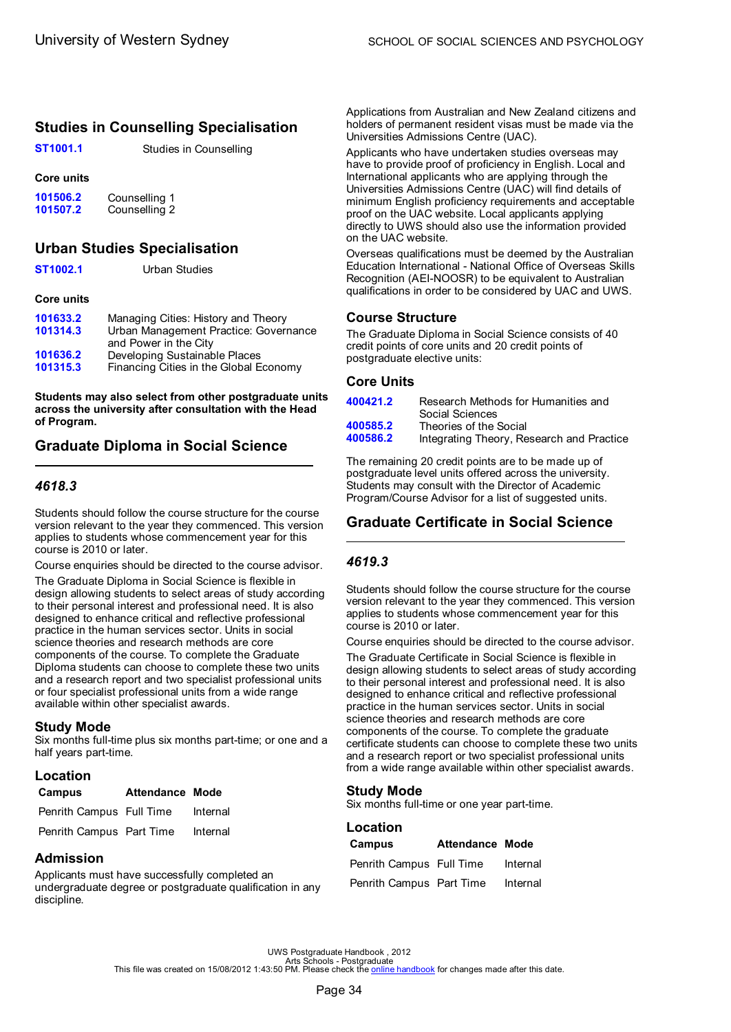## Studies in Counselling Specialisation

| | |
|---|---|
| **ST1001.1** | Studies in Counselling |

### Core units

| | |
|---|---|
| **101506.2** | Counselling 1 |
| **101507.2** | Counselling 2 |

## Urban Studies Specialisation

| | |
|---|---|
| **ST1002.1** | Urban Studies |

### Core units

| | |
|---|---|
| **101633.2** | Managing Cities: History and Theory |
| **101314.3** | Urban Management Practice: Governance and Power in the City |
| **101636.2** | Developing Sustainable Places |
| **101315.3** | Financing Cities in the Global Economy |

**Students may also select from other postgraduate units across the university after consultation with the Head of Program.**

## Graduate Diploma in Social Science

### *4618.3*

Students should follow the course structure for the course version relevant to the year they commenced. This version applies to students whose commencement year for this course is 2010 or later.

Course enquiries should be directed to the course advisor.

The Graduate Diploma in Social Science is flexible in design allowing students to select areas of study according to their personal interest and professional need. It is also designed to enhance critical and reflective professional practice in the human services sector. Units in social science theories and research methods are core components of the course. To complete the Graduate Diploma students can choose to complete these two units and a research report and two specialist professional units or four specialist professional units from a wide range available within other specialist awards.

### Study Mode

Six months full-time plus six months part-time; or one and a half years part-time.

### Location

| Campus | Attendance | Mode |
|---|---|---|
| Penrith Campus | Full Time | Internal |
| Penrith Campus | Part Time | Internal |

### Admission

Applicants must have successfully completed an undergraduate degree or postgraduate qualification in any discipline.

Applications from Australian and New Zealand citizens and holders of permanent resident visas must be made via the Universities Admissions Centre (UAC).

Applicants who have undertaken studies overseas may have to provide proof of proficiency in English. Local and International applicants who are applying through the Universities Admissions Centre (UAC) will find details of minimum English proficiency requirements and acceptable proof on the UAC website. Local applicants applying directly to UWS should also use the information provided on the UAC website.

Overseas qualifications must be deemed by the Australian Education International - National Office of Overseas Skills Recognition (AEI-NOOSR) to be equivalent to Australian qualifications in order to be considered by UAC and UWS.

### Course Structure

The Graduate Diploma in Social Science consists of 40 credit points of core units and 20 credit points of postgraduate elective units:

### Core Units

| | |
|---|---|
| **400421.2** | Research Methods for Humanities and Social Sciences |
| **400585.2** | Theories of the Social |
| **400586.2** | Integrating Theory, Research and Practice |

The remaining 20 credit points are to be made up of postgraduate level units offered across the university. Students may consult with the Director of Academic Program/Course Advisor for a list of suggested units.

## Graduate Certificate in Social Science

### *4619.3*

Students should follow the course structure for the course version relevant to the year they commenced. This version applies to students whose commencement year for this course is 2010 or later.

Course enquiries should be directed to the course advisor.

The Graduate Certificate in Social Science is flexible in design allowing students to select areas of study according to their personal interest and professional need. It is also designed to enhance critical and reflective professional practice in the human services sector. Units in social science theories and research methods are core components of the course. To complete the graduate certificate students can choose to complete these two units and a research report or two specialist professional units from a wide range available within other specialist awards.

### Study Mode

Six months full-time or one year part-time.

### Location

| Campus | Attendance | Mode |
|---|---|---|
| Penrith Campus | Full Time | Internal |
| Penrith Campus | Part Time | Internal |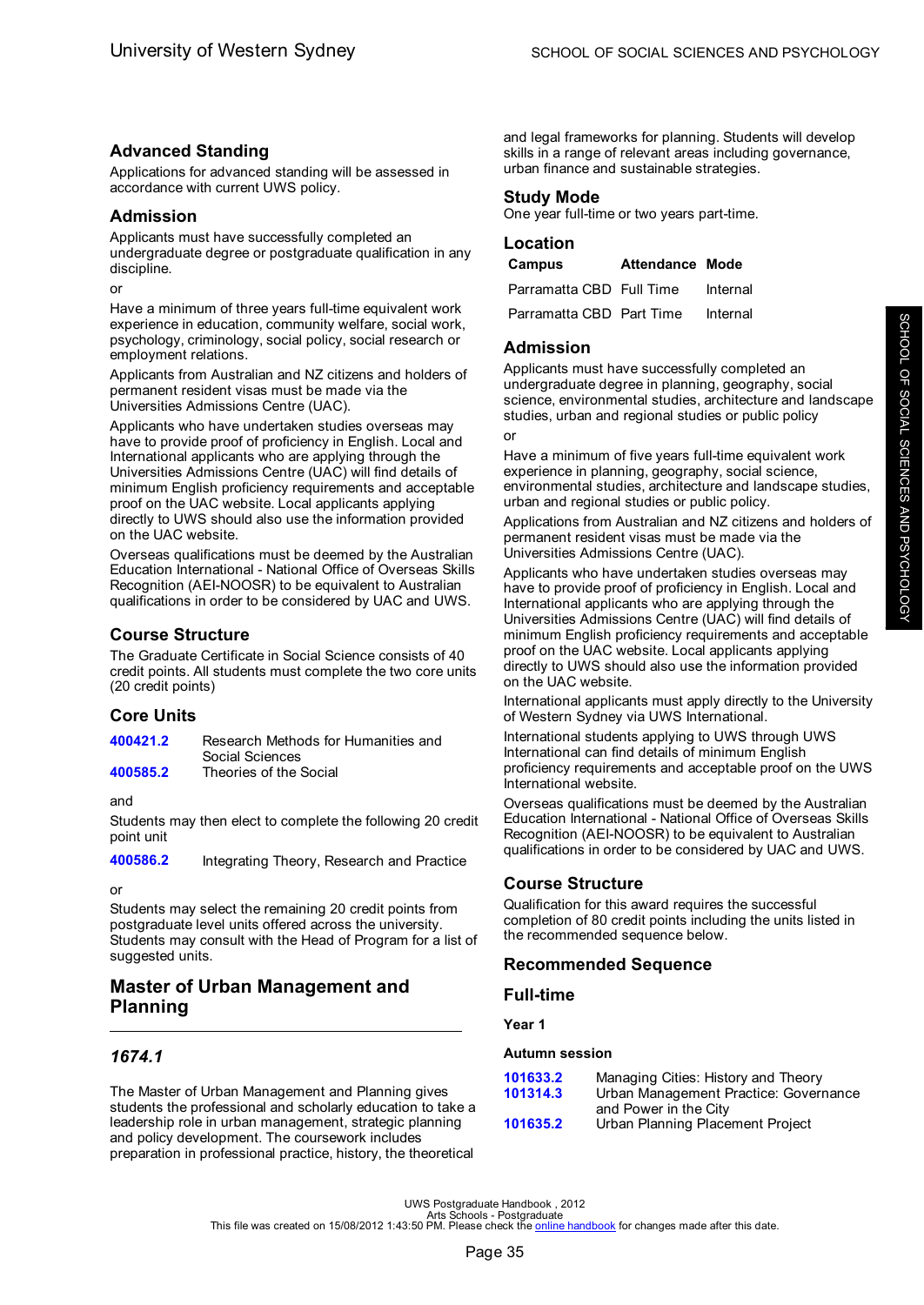## Advanced Standing

Applications for advanced standing will be assessed in accordance with current UWS policy.

## Admission

Applicants must have successfully completed an undergraduate degree or postgraduate qualification in any discipline.

or

Have a minimum of three years full-time equivalent work experience in education, community welfare, social work, psychology, criminology, social policy, social research or employment relations.

Applicants from Australian and NZ citizens and holders of permanent resident visas must be made via the Universities Admissions Centre (UAC).

Applicants who have undertaken studies overseas may have to provide proof of proficiency in English. Local and International applicants who are applying through the Universities Admissions Centre (UAC) will find details of minimum English proficiency requirements and acceptable proof on the UAC website. Local applicants applying directly to UWS should also use the information provided on the UAC website.

Overseas qualifications must be deemed by the Australian Education International - National Office of Overseas Skills Recognition (AEI-NOOSR) to be equivalent to Australian qualifications in order to be considered by UAC and UWS.

## Course Structure

The Graduate Certificate in Social Science consists of 40 credit points. All students must complete the two core units (20 credit points)

## Core Units

| | |
|---|---|
| **400421.2** | Research Methods for Humanities and Social Sciences |
| **400585.2** | Theories of the Social |

and

Students may then elect to complete the following 20 credit point unit

| | |
|---|---|
| **400586.2** | Integrating Theory, Research and Practice |

or

Students may select the remaining 20 credit points from postgraduate level units offered across the university. Students may consult with the Head of Program for a list of suggested units.

# Master of Urban Management and Planning

### *1674.1*

The Master of Urban Management and Planning gives students the professional and scholarly education to take a leadership role in urban management, strategic planning and policy development. The coursework includes preparation in professional practice, history, the theoretical and legal frameworks for planning. Students will develop skills in a range of relevant areas including governance, urban finance and sustainable strategies.

## Study Mode

One year full-time or two years part-time.

## Location

| Campus | Attendance | Mode |
|---|---|---|
| Parramatta CBD | Full Time | Internal |
| Parramatta CBD | Part Time | Internal |

## Admission

Applicants must have successfully completed an undergraduate degree in planning, geography, social science, environmental studies, architecture and landscape studies, urban and regional studies or public policy

or

Have a minimum of five years full-time equivalent work experience in planning, geography, social science, environmental studies, architecture and landscape studies, urban and regional studies or public policy.

Applications from Australian and NZ citizens and holders of permanent resident visas must be made via the Universities Admissions Centre (UAC).

Applicants who have undertaken studies overseas may have to provide proof of proficiency in English. Local and International applicants who are applying through the Universities Admissions Centre (UAC) will find details of minimum English proficiency requirements and acceptable proof on the UAC website. Local applicants applying directly to UWS should also use the information provided on the UAC website.

International applicants must apply directly to the University of Western Sydney via UWS International.

International students applying to UWS through UWS International can find details of minimum English proficiency requirements and acceptable proof on the UWS International website.

Overseas qualifications must be deemed by the Australian Education International - National Office of Overseas Skills Recognition (AEI-NOOSR) to be equivalent to Australian qualifications in order to be considered by UAC and UWS.

## Course Structure

Qualification for this award requires the successful completion of 80 credit points including the units listed in the recommended sequence below.

## Recommended Sequence

## Full-time

**Year 1**

**Autumn session**

| | |
|---|---|
| **101633.2** | Managing Cities: History and Theory |
| **101314.3** | Urban Management Practice: Governance and Power in the City |
| **101635.2** | Urban Planning Placement Project |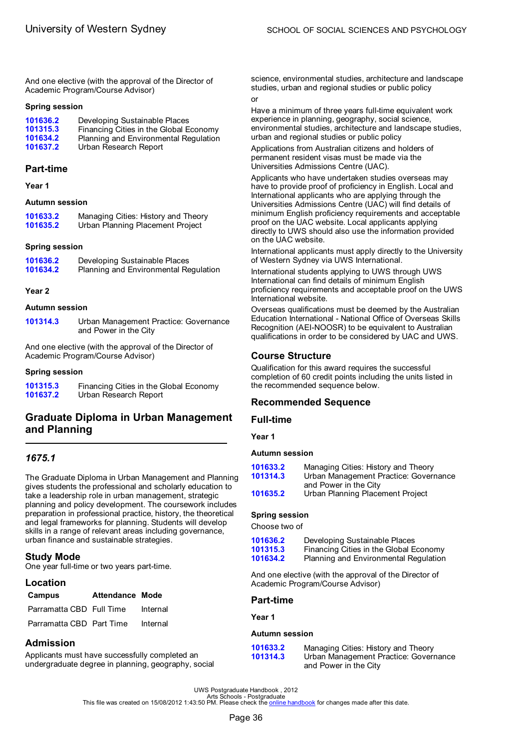And one elective (with the approval of the Director of Academic Program/Course Advisor)

**Spring session**

| | |
|---|---|
| **101636.2** | Developing Sustainable Places |
| **101315.3** | Financing Cities in the Global Economy |
| **101634.2** | Planning and Environmental Regulation |
| **101637.2** | Urban Research Report |

### Part-time

**Year 1**

**Autumn session**

| | |
|---|---|
| **101633.2** | Managing Cities: History and Theory |
| **101635.2** | Urban Planning Placement Project |

**Spring session**

| | |
|---|---|
| **101636.2** | Developing Sustainable Places |
| **101634.2** | Planning and Environmental Regulation |

**Year 2**

**Autumn session**

| | |
|---|---|
| **101314.3** | Urban Management Practice: Governance and Power in the City |

And one elective (with the approval of the Director of Academic Program/Course Advisor)

**Spring session**

| | |
|---|---|
| **101315.3** | Financing Cities in the Global Economy |
| **101637.2** | Urban Research Report |

## Graduate Diploma in Urban Management and Planning

### *1675.1*

The Graduate Diploma in Urban Management and Planning gives students the professional and scholarly education to take a leadership role in urban management, strategic planning and policy development. The coursework includes preparation in professional practice, history, the theoretical and legal frameworks for planning. Students will develop skills in a range of relevant areas including governance, urban finance and sustainable strategies.

### Study Mode

One year full-time or two years part-time.

### Location

| Campus | Attendance | Mode |
|---|---|---|
| Parramatta CBD | Full Time | Internal |
| Parramatta CBD | Part Time | Internal |

### Admission

Applicants must have successfully completed an undergraduate degree in planning, geography, social science, environmental studies, architecture and landscape studies, urban and regional studies or public policy

or

Have a minimum of three years full-time equivalent work experience in planning, geography, social science, environmental studies, architecture and landscape studies, urban and regional studies or public policy

Applications from Australian citizens and holders of permanent resident visas must be made via the Universities Admissions Centre (UAC).

Applicants who have undertaken studies overseas may have to provide proof of proficiency in English. Local and International applicants who are applying through the Universities Admissions Centre (UAC) will find details of minimum English proficiency requirements and acceptable proof on the UAC website. Local applicants applying directly to UWS should also use the information provided on the UAC website.

International applicants must apply directly to the University of Western Sydney via UWS International.

International students applying to UWS through UWS International can find details of minimum English proficiency requirements and acceptable proof on the UWS International website.

Overseas qualifications must be deemed by the Australian Education International - National Office of Overseas Skills Recognition (AEI-NOOSR) to be equivalent to Australian qualifications in order to be considered by UAC and UWS.

### Course Structure

Qualification for this award requires the successful completion of 60 credit points including the units listed in the recommended sequence below.

### Recommended Sequence

### Full-time

**Year 1**

**Autumn session**

| | |
|---|---|
| **101633.2** | Managing Cities: History and Theory |
| **101314.3** | Urban Management Practice: Governance and Power in the City |
| **101635.2** | Urban Planning Placement Project |

**Spring session**

Choose two of

| | |
|---|---|
| **101636.2** | Developing Sustainable Places |
| **101315.3** | Financing Cities in the Global Economy |
| **101634.2** | Planning and Environmental Regulation |

And one elective (with the approval of the Director of Academic Program/Course Advisor)

### Part-time

**Year 1**

**Autumn session**

| | |
|---|---|
| **101633.2** | Managing Cities: History and Theory |
| **101314.3** | Urban Management Practice: Governance and Power in the City |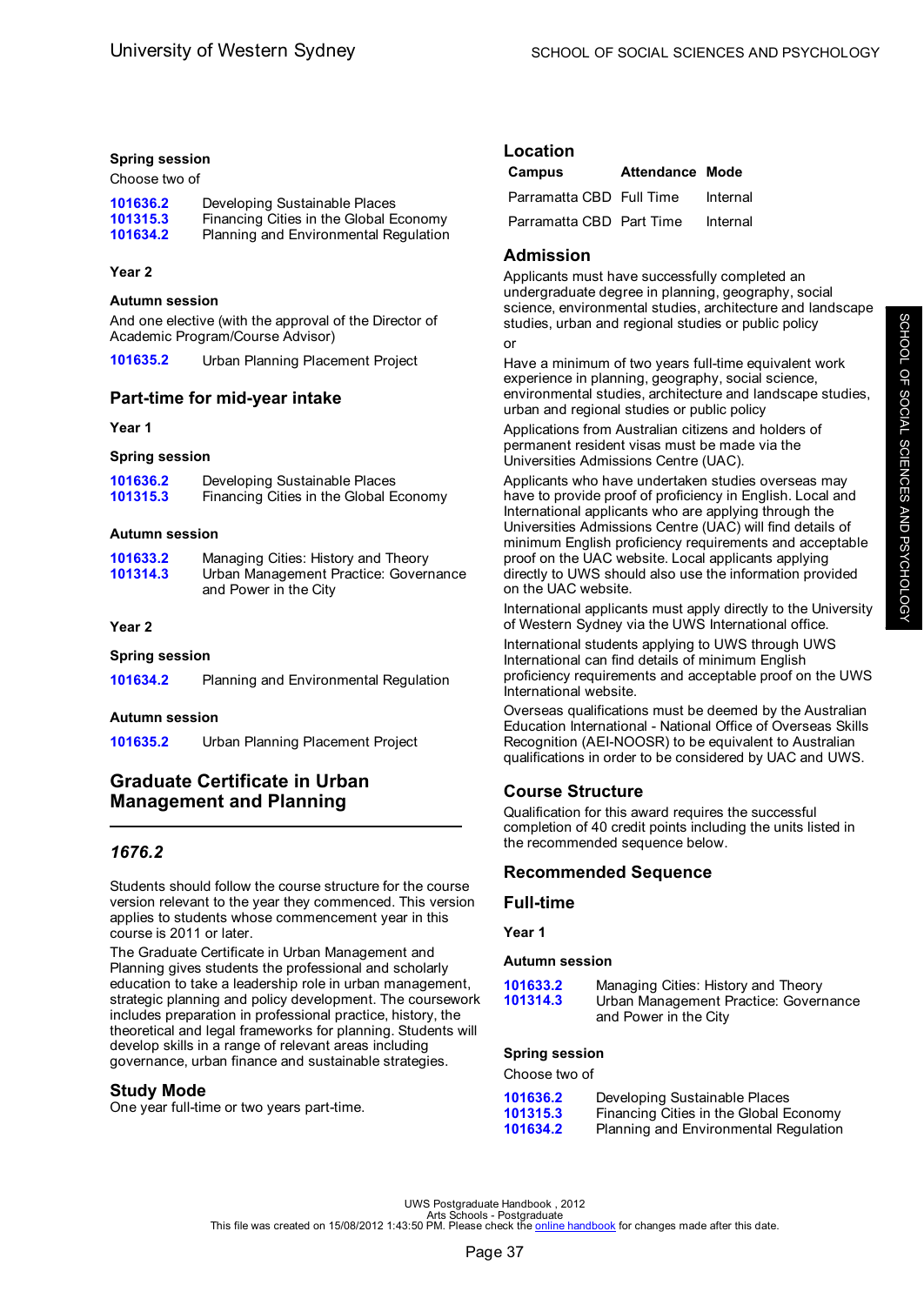#### Spring session

Choose two of

| | |
|---|---|
| 101636.2 | Developing Sustainable Places |
| 101315.3 | Financing Cities in the Global Economy |
| 101634.2 | Planning and Environmental Regulation |

#### Year 2

#### Autumn session

And one elective (with the approval of the Director of Academic Program/Course Advisor)

| | |
|---|---|
| 101635.2 | Urban Planning Placement Project |

### Part-time for mid-year intake

#### Year 1

#### Spring session

| | |
|---|---|
| 101636.2 | Developing Sustainable Places |
| 101315.3 | Financing Cities in the Global Economy |

#### Autumn session

| | |
|---|---|
| 101633.2 | Managing Cities: History and Theory |
| 101314.3 | Urban Management Practice: Governance and Power in the City |

#### Year 2

#### Spring session

| | |
|---|---|
| 101634.2 | Planning and Environmental Regulation |

#### Autumn session

| | |
|---|---|
| 101635.2 | Urban Planning Placement Project |

## Graduate Certificate in Urban Management and Planning

### *1676.2*

Students should follow the course structure for the course version relevant to the year they commenced. This version applies to students whose commencement year in this course is 2011 or later.

The Graduate Certificate in Urban Management and Planning gives students the professional and scholarly education to take a leadership role in urban management, strategic planning and policy development. The coursework includes preparation in professional practice, history, the theoretical and legal frameworks for planning. Students will develop skills in a range of relevant areas including governance, urban finance and sustainable strategies.

### Study Mode

One year full-time or two years part-time.

### Location

| Campus | Attendance | Mode |
|---|---|---|
| Parramatta CBD | Full Time | Internal |
| Parramatta CBD | Part Time | Internal |

### Admission

Applicants must have successfully completed an undergraduate degree in planning, geography, social science, environmental studies, architecture and landscape studies, urban and regional studies or public policy

or

Have a minimum of two years full-time equivalent work experience in planning, geography, social science, environmental studies, architecture and landscape studies, urban and regional studies or public policy

Applications from Australian citizens and holders of permanent resident visas must be made via the Universities Admissions Centre (UAC).

Applicants who have undertaken studies overseas may have to provide proof of proficiency in English. Local and International applicants who are applying through the Universities Admissions Centre (UAC) will find details of minimum English proficiency requirements and acceptable proof on the UAC website. Local applicants applying directly to UWS should also use the information provided on the UAC website.

International applicants must apply directly to the University of Western Sydney via the UWS International office.

International students applying to UWS through UWS International can find details of minimum English proficiency requirements and acceptable proof on the UWS International website.

Overseas qualifications must be deemed by the Australian Education International - National Office of Overseas Skills Recognition (AEI-NOOSR) to be equivalent to Australian qualifications in order to be considered by UAC and UWS.

### Course Structure

Qualification for this award requires the successful completion of 40 credit points including the units listed in the recommended sequence below.

### Recommended Sequence

### Full-time

#### Year 1

#### Autumn session

| | |
|---|---|
| 101633.2 | Managing Cities: History and Theory |
| 101314.3 | Urban Management Practice: Governance and Power in the City |

#### Spring session

Choose two of

| | |
|---|---|
| 101636.2 | Developing Sustainable Places |
| 101315.3 | Financing Cities in the Global Economy |
| 101634.2 | Planning and Environmental Regulation |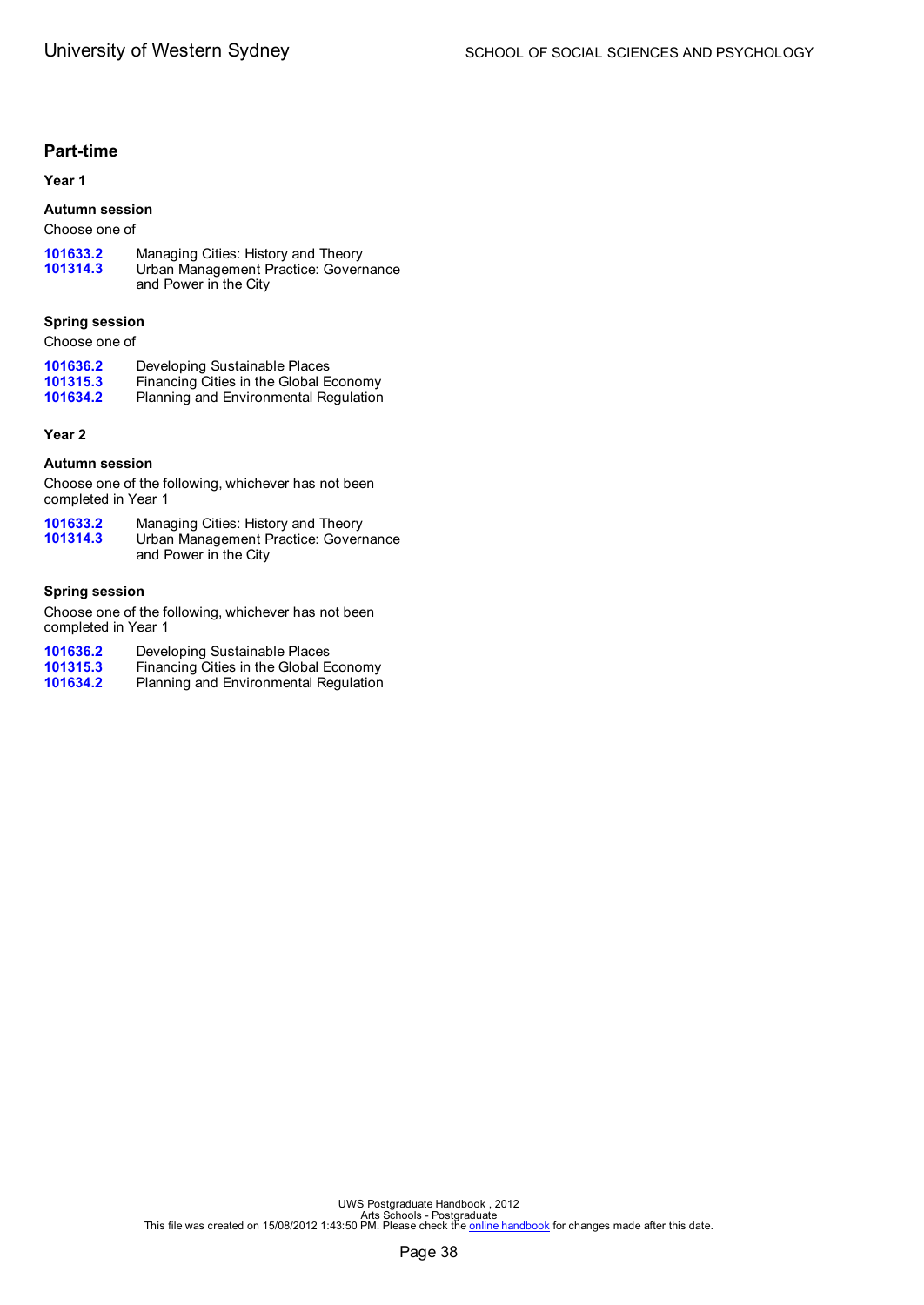## Part-time

### Year 1

#### Autumn session

Choose one of

| | |
|---|---|
| **101633.2** | Managing Cities: History and Theory |
| **101314.3** | Urban Management Practice: Governance and Power in the City |

#### Spring session

Choose one of

| | |
|---|---|
| **101636.2** | Developing Sustainable Places |
| **101315.3** | Financing Cities in the Global Economy |
| **101634.2** | Planning and Environmental Regulation |

### Year 2

#### Autumn session

Choose one of the following, whichever has not been completed in Year 1

| | |
|---|---|
| **101633.2** | Managing Cities: History and Theory |
| **101314.3** | Urban Management Practice: Governance and Power in the City |

#### Spring session

Choose one of the following, whichever has not been completed in Year 1

| | |
|---|---|
| **101636.2** | Developing Sustainable Places |
| **101315.3** | Financing Cities in the Global Economy |
| **101634.2** | Planning and Environmental Regulation |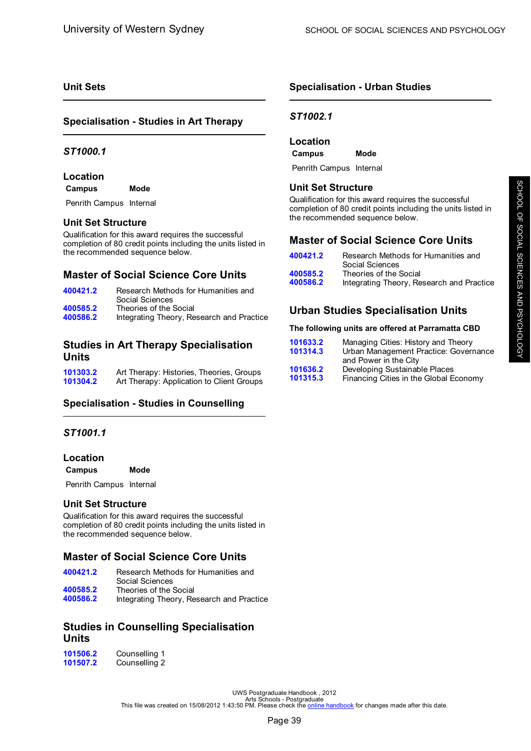## Unit Sets

### Specialisation - Studies in Art Therapy

***ST1000.1***

#### Location

| Campus | Mode |
|---|---|
| Penrith Campus | Internal |

#### Unit Set Structure

Qualification for this award requires the successful completion of 80 credit points including the units listed in the recommended sequence below.

#### Master of Social Science Core Units

| | |
|---|---|
| 400421.2 | Research Methods for Humanities and Social Sciences |
| 400585.2 | Theories of the Social |
| 400586.2 | Integrating Theory, Research and Practice |

#### Studies in Art Therapy Specialisation Units

| | |
|---|---|
| 101303.2 | Art Therapy: Histories, Theories, Groups |
| 101304.2 | Art Therapy: Application to Client Groups |

### Specialisation - Studies in Counselling

***ST1001.1***

#### Location

| Campus | Mode |
|---|---|
| Penrith Campus | Internal |

#### Unit Set Structure

Qualification for this award requires the successful completion of 80 credit points including the units listed in the recommended sequence below.

#### Master of Social Science Core Units

| | |
|---|---|
| 400421.2 | Research Methods for Humanities and Social Sciences |
| 400585.2 | Theories of the Social |
| 400586.2 | Integrating Theory, Research and Practice |

#### Studies in Counselling Specialisation Units

| | |
|---|---|
| 101506.2 | Counselling 1 |
| 101507.2 | Counselling 2 |

### Specialisation - Urban Studies

***ST1002.1***

#### Location

| Campus | Mode |
|---|---|
| Penrith Campus | Internal |

#### Unit Set Structure

Qualification for this award requires the successful completion of 80 credit points including the units listed in the recommended sequence below.

#### Master of Social Science Core Units

| | |
|---|---|
| 400421.2 | Research Methods for Humanities and Social Sciences |
| 400585.2 | Theories of the Social |
| 400586.2 | Integrating Theory, Research and Practice |

#### Urban Studies Specialisation Units

**The following units are offered at Parramatta CBD**

| | |
|---|---|
| 101633.2 | Managing Cities: History and Theory |
| 101314.3 | Urban Management Practice: Governance and Power in the City |
| 101636.2 | Developing Sustainable Places |
| 101315.3 | Financing Cities in the Global Economy |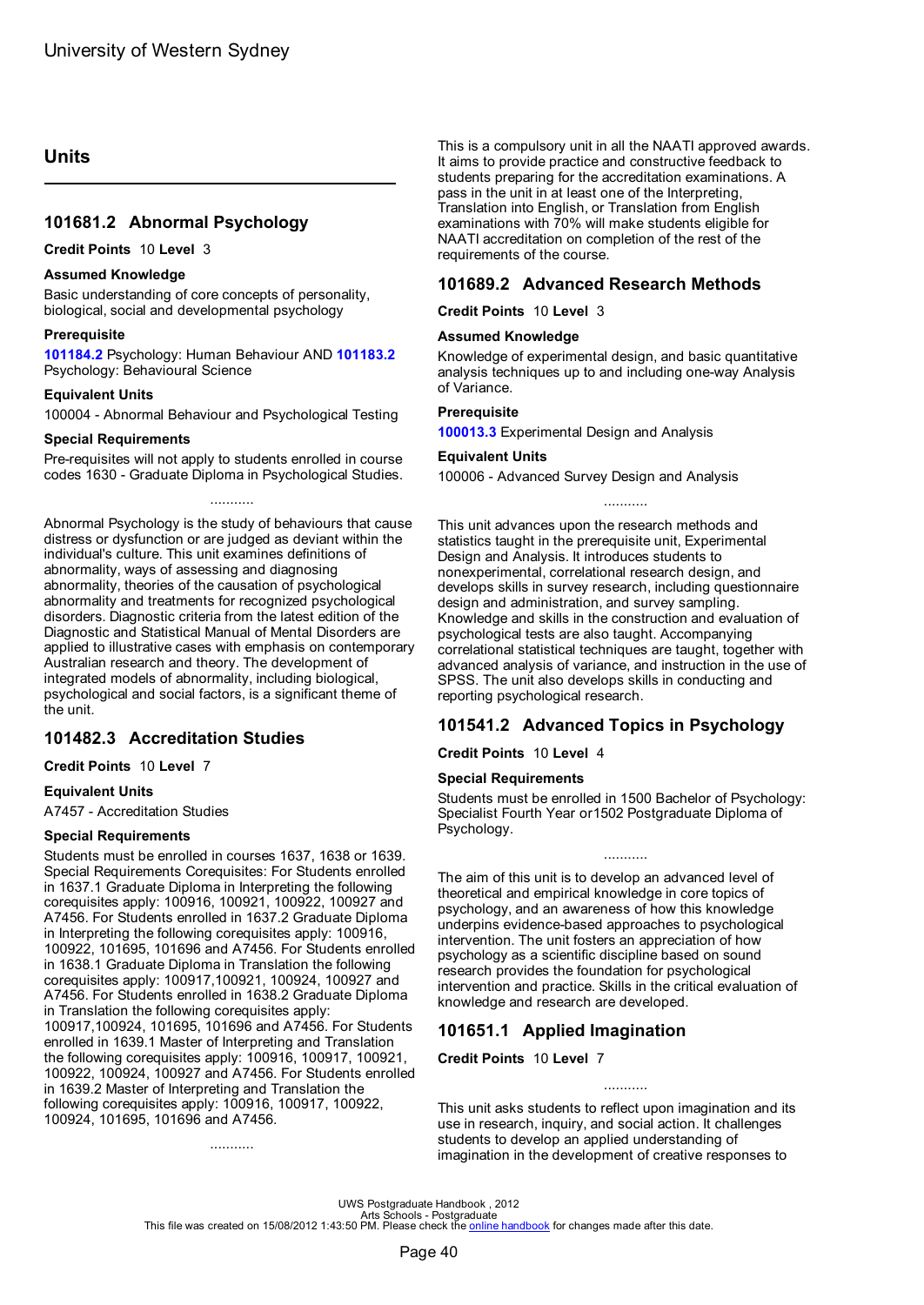# Units

## 101681.2 Abnormal Psychology

**Credit Points** 10 **Level** 3

**Assumed Knowledge**

Basic understanding of core concepts of personality, biological, social and developmental psychology

**Prerequisite**

**101184.2** Psychology: Human Behaviour AND **101183.2** Psychology: Behavioural Science

**Equivalent Units**

100004 - Abnormal Behaviour and Psychological Testing

**Special Requirements**

Pre-requisites will not apply to students enrolled in course codes 1630 - Graduate Diploma in Psychological Studies.

...........

Abnormal Psychology is the study of behaviours that cause distress or dysfunction or are judged as deviant within the individual's culture. This unit examines definitions of abnormality, ways of assessing and diagnosing abnormality, theories of the causation of psychological abnormality and treatments for recognized psychological disorders. Diagnostic criteria from the latest edition of the Diagnostic and Statistical Manual of Mental Disorders are applied to illustrative cases with emphasis on contemporary Australian research and theory. The development of integrated models of abnormality, including biological, psychological and social factors, is a significant theme of the unit.

## 101482.3 Accreditation Studies

**Credit Points** 10 **Level** 7

**Equivalent Units**

A7457 - Accreditation Studies

**Special Requirements**

Students must be enrolled in courses 1637, 1638 or 1639. Special Requirements Corequisites: For Students enrolled in 1637.1 Graduate Diploma in Interpreting the following corequisites apply: 100916, 100921, 100922, 100927 and A7456. For Students enrolled in 1637.2 Graduate Diploma in Interpreting the following corequisites apply: 100916, 100922, 101695, 101696 and A7456. For Students enrolled in 1638.1 Graduate Diploma in Translation the following corequisites apply: 100917,100921, 100924, 100927 and A7456. For Students enrolled in 1638.2 Graduate Diploma in Translation the following corequisites apply: 100917,100924, 101695, 101696 and A7456. For Students enrolled in 1639.1 Master of Interpreting and Translation the following corequisites apply: 100916, 100917, 100921, 100922, 100924, 100927 and A7456. For Students enrolled in 1639.2 Master of Interpreting and Translation the following corequisites apply: 100916, 100917, 100922, 100924, 101695, 101696 and A7456.

...........

This is a compulsory unit in all the NAATI approved awards. It aims to provide practice and constructive feedback to students preparing for the accreditation examinations. A pass in the unit in at least one of the Interpreting, Translation into English, or Translation from English examinations with 70% will make students eligible for NAATI accreditation on completion of the rest of the requirements of the course.

## 101689.2 Advanced Research Methods

**Credit Points** 10 **Level** 3

**Assumed Knowledge**

Knowledge of experimental design, and basic quantitative analysis techniques up to and including one-way Analysis of Variance.

**Prerequisite**

**100013.3** Experimental Design and Analysis

**Equivalent Units**

100006 - Advanced Survey Design and Analysis

...........

This unit advances upon the research methods and statistics taught in the prerequisite unit, Experimental Design and Analysis. It introduces students to nonexperimental, correlational research design, and develops skills in survey research, including questionnaire design and administration, and survey sampling. Knowledge and skills in the construction and evaluation of psychological tests are also taught. Accompanying correlational statistical techniques are taught, together with advanced analysis of variance, and instruction in the use of SPSS. The unit also develops skills in conducting and reporting psychological research.

## 101541.2 Advanced Topics in Psychology

**Credit Points** 10 **Level** 4

**Special Requirements**

Students must be enrolled in 1500 Bachelor of Psychology: Specialist Fourth Year or1502 Postgraduate Diploma of Psychology.

...........

The aim of this unit is to develop an advanced level of theoretical and empirical knowledge in core topics of psychology, and an awareness of how this knowledge underpins evidence-based approaches to psychological intervention. The unit fosters an appreciation of how psychology as a scientific discipline based on sound research provides the foundation for psychological intervention and practice. Skills in the critical evaluation of knowledge and research are developed.

## 101651.1 Applied Imagination

**Credit Points** 10 **Level** 7

...........

This unit asks students to reflect upon imagination and its use in research, inquiry, and social action. It challenges students to develop an applied understanding of imagination in the development of creative responses to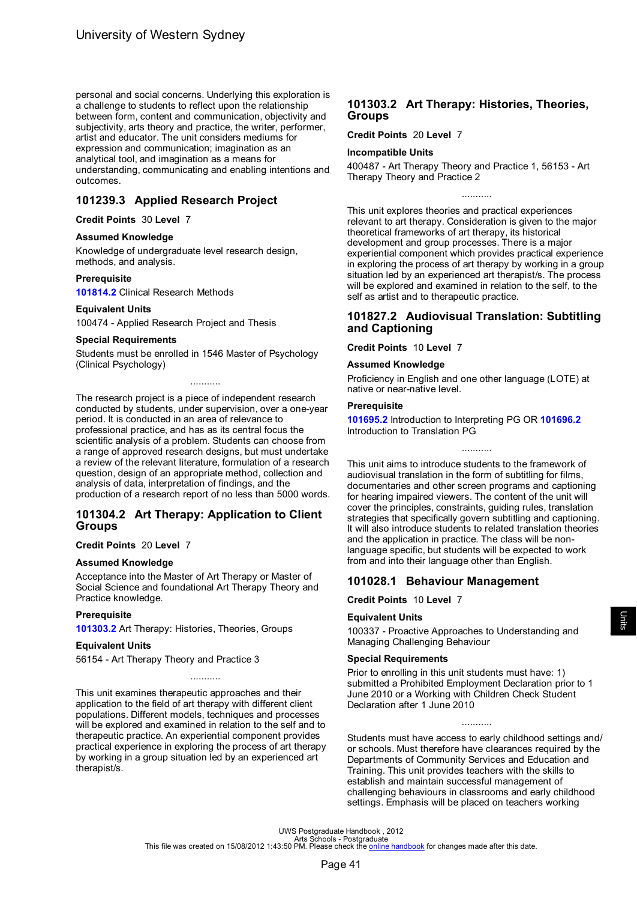personal and social concerns. Underlying this exploration is a challenge to students to reflect upon the relationship between form, content and communication, objectivity and subjectivity, arts theory and practice, the writer, performer, artist and educator. The unit considers mediums for expression and communication; imagination as an analytical tool, and imagination as a means for understanding, communicating and enabling intentions and outcomes.

## 101239.3 Applied Research Project

**Credit Points** 30 **Level** 7

### Assumed Knowledge

Knowledge of undergraduate level research design, methods, and analysis.

### Prerequisite

**101814.2** Clinical Research Methods

### Equivalent Units

100474 - Applied Research Project and Thesis

### Special Requirements

Students must be enrolled in 1546 Master of Psychology (Clinical Psychology)

...........

The research project is a piece of independent research conducted by students, under supervision, over a one-year period. It is conducted in an area of relevance to professional practice, and has as its central focus the scientific analysis of a problem. Students can choose from a range of approved research designs, but must undertake a review of the relevant literature, formulation of a research question, design of an appropriate method, collection and analysis of data, interpretation of findings, and the production of a research report of no less than 5000 words.

## 101304.2 Art Therapy: Application to Client Groups

**Credit Points** 20 **Level** 7

### Assumed Knowledge

Acceptance into the Master of Art Therapy or Master of Social Science and foundational Art Therapy Theory and Practice knowledge.

### Prerequisite

**101303.2** Art Therapy: Histories, Theories, Groups

### Equivalent Units

56154 - Art Therapy Theory and Practice 3

...........

This unit examines therapeutic approaches and their application to the field of art therapy with different client populations. Different models, techniques and processes will be explored and examined in relation to the self and to therapeutic practice. An experiential component provides practical experience in exploring the process of art therapy by working in a group situation led by an experienced art therapist/s.

## 101303.2 Art Therapy: Histories, Theories, Groups

**Credit Points** 20 **Level** 7

### Incompatible Units

400487 - Art Therapy Theory and Practice 1, 56153 - Art Therapy Theory and Practice 2

...........

This unit explores theories and practical experiences relevant to art therapy. Consideration is given to the major theoretical frameworks of art therapy, its historical development and group processes. There is a major experiential component which provides practical experience in exploring the process of art therapy by working in a group situation led by an experienced art therapist/s. The process will be explored and examined in relation to the self, to the self as artist and to therapeutic practice.

## 101827.2 Audiovisual Translation: Subtitling and Captioning

**Credit Points** 10 **Level** 7

### Assumed Knowledge

Proficiency in English and one other language (LOTE) at native or near-native level.

### Prerequisite

**101695.2** Introduction to Interpreting PG OR **101696.2** Introduction to Translation PG

...........

This unit aims to introduce students to the framework of audiovisual translation in the form of subtitling for films, documentaries and other screen programs and captioning for hearing impaired viewers. The content of the unit will cover the principles, constraints, guiding rules, translation strategies that specifically govern subtitling and captioning. It will also introduce students to related translation theories and the application in practice. The class will be non-language specific, but students will be expected to work from and into their language other than English.

## 101028.1 Behaviour Management

**Credit Points** 10 **Level** 7

### Equivalent Units

100337 - Proactive Approaches to Understanding and Managing Challenging Behaviour

### Special Requirements

Prior to enrolling in this unit students must have: 1) submitted a Prohibited Employment Declaration prior to 1 June 2010 or a Working with Children Check Student Declaration after 1 June 2010

...........

Students must have access to early childhood settings and/or schools. Must therefore have clearances required by the Departments of Community Services and Education and Training. This unit provides teachers with the skills to establish and maintain successful management of challenging behaviours in classrooms and early childhood settings. Emphasis will be placed on teachers working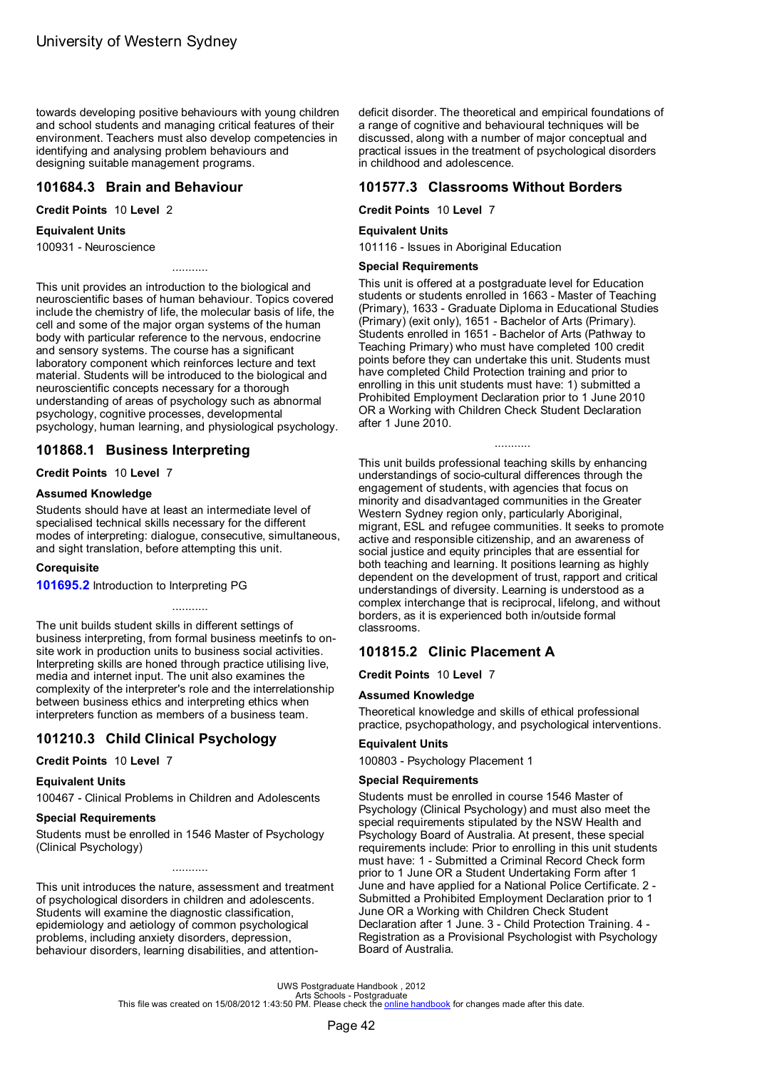towards developing positive behaviours with young children and school students and managing critical features of their environment. Teachers must also develop competencies in identifying and analysing problem behaviours and designing suitable management programs.

## 101684.3 Brain and Behaviour

**Credit Points** 10 **Level** 2

**Equivalent Units**

100931 - Neuroscience

...........

This unit provides an introduction to the biological and neuroscientific bases of human behaviour. Topics covered include the chemistry of life, the molecular basis of life, the cell and some of the major organ systems of the human body with particular reference to the nervous, endocrine and sensory systems. The course has a significant laboratory component which reinforces lecture and text material. Students will be introduced to the biological and neuroscientific concepts necessary for a thorough understanding of areas of psychology such as abnormal psychology, cognitive processes, developmental psychology, human learning, and physiological psychology.

## 101868.1 Business Interpreting

**Credit Points** 10 **Level** 7

**Assumed Knowledge**

Students should have at least an intermediate level of specialised technical skills necessary for the different modes of interpreting: dialogue, consecutive, simultaneous, and sight translation, before attempting this unit.

**Corequisite**

**101695.2** Introduction to Interpreting PG

...........

The unit builds student skills in different settings of business interpreting, from formal business meetinfs to on-site work in production units to business social activities. Interpreting skills are honed through practice utilising live, media and internet input. The unit also examines the complexity of the interpreter's role and the interrelationship between business ethics and interpreting ethics when interpreters function as members of a business team.

## 101210.3 Child Clinical Psychology

**Credit Points** 10 **Level** 7

**Equivalent Units**

100467 - Clinical Problems in Children and Adolescents

**Special Requirements**

Students must be enrolled in 1546 Master of Psychology (Clinical Psychology)

...........

This unit introduces the nature, assessment and treatment of psychological disorders in children and adolescents. Students will examine the diagnostic classification, epidemiology and aetiology of common psychological problems, including anxiety disorders, depression, behaviour disorders, learning disabilities, and attention-deficit disorder. The theoretical and empirical foundations of a range of cognitive and behavioural techniques will be discussed, along with a number of major conceptual and practical issues in the treatment of psychological disorders in childhood and adolescence.

## 101577.3 Classrooms Without Borders

**Credit Points** 10 **Level** 7

**Equivalent Units**

101116 - Issues in Aboriginal Education

**Special Requirements**

This unit is offered at a postgraduate level for Education students or students enrolled in 1663 - Master of Teaching (Primary), 1633 - Graduate Diploma in Educational Studies (Primary) (exit only), 1651 - Bachelor of Arts (Primary). Students enrolled in 1651 - Bachelor of Arts (Pathway to Teaching Primary) who must have completed 100 credit points before they can undertake this unit. Students must have completed Child Protection training and prior to enrolling in this unit students must have: 1) submitted a Prohibited Employment Declaration prior to 1 June 2010 OR a Working with Children Check Student Declaration after 1 June 2010.

...........

This unit builds professional teaching skills by enhancing understandings of socio-cultural differences through the engagement of students, with agencies that focus on minority and disadvantaged communities in the Greater Western Sydney region only, particularly Aboriginal, migrant, ESL and refugee communities. It seeks to promote active and responsible citizenship, and an awareness of social justice and equity principles that are essential for both teaching and learning. It positions learning as highly dependent on the development of trust, rapport and critical understandings of diversity. Learning is understood as a complex interchange that is reciprocal, lifelong, and without borders, as it is experienced both in/outside formal classrooms.

## 101815.2 Clinic Placement A

**Credit Points** 10 **Level** 7

**Assumed Knowledge**

Theoretical knowledge and skills of ethical professional practice, psychopathology, and psychological interventions.

**Equivalent Units**

100803 - Psychology Placement 1

**Special Requirements**

Students must be enrolled in course 1546 Master of Psychology (Clinical Psychology) and must also meet the special requirements stipulated by the NSW Health and Psychology Board of Australia. At present, these special requirements include: Prior to enrolling in this unit students must have: 1 - Submitted a Criminal Record Check form prior to 1 June OR a Student Undertaking Form after 1 June and have applied for a National Police Certificate. 2 - Submitted a Prohibited Employment Declaration prior to 1 June OR a Working with Children Check Student Declaration after 1 June. 3 - Child Protection Training. 4 - Registration as a Provisional Psychologist with Psychology Board of Australia.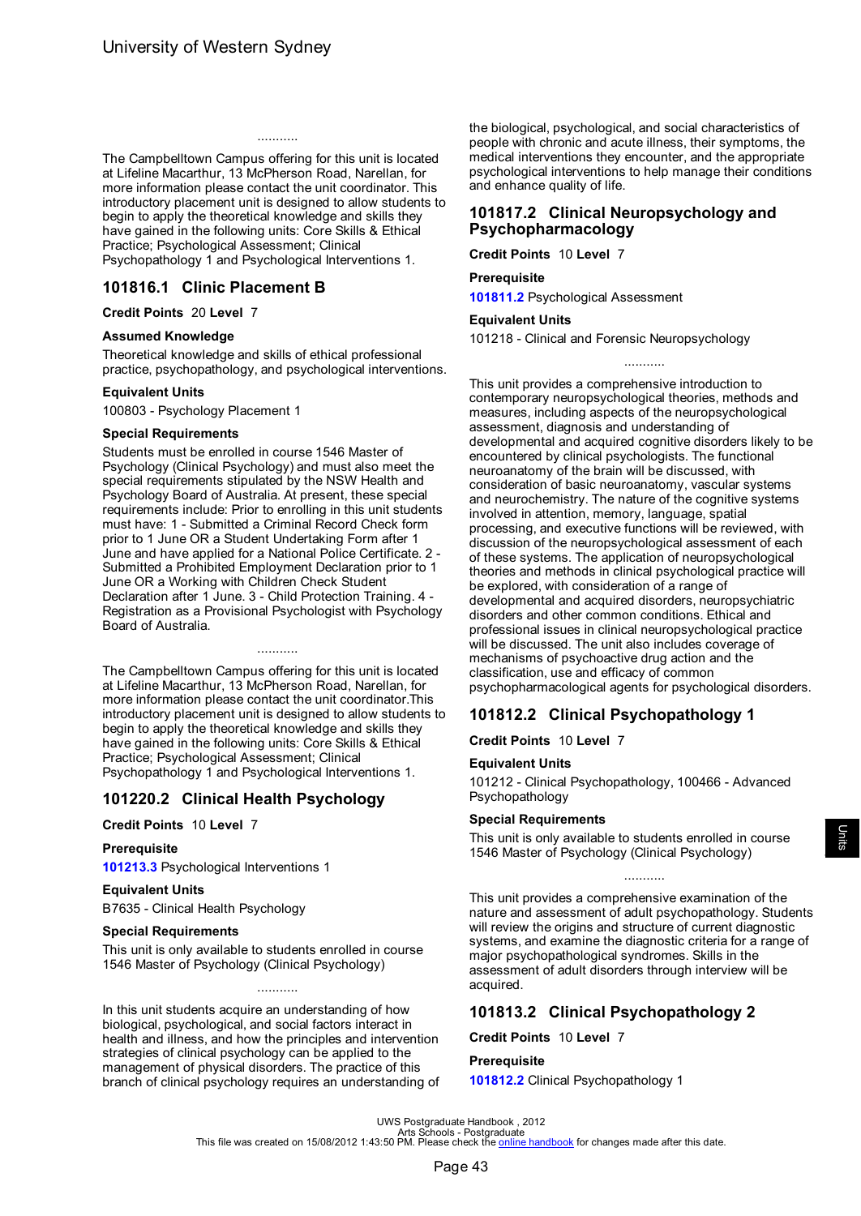...........

The Campbelltown Campus offering for this unit is located at Lifeline Macarthur, 13 McPherson Road, Narellan, for more information please contact the unit coordinator. This introductory placement unit is designed to allow students to begin to apply the theoretical knowledge and skills they have gained in the following units: Core Skills & Ethical Practice; Psychological Assessment; Clinical Psychopathology 1 and Psychological Interventions 1.

## 101816.1 Clinic Placement B

**Credit Points** 20 **Level** 7

### Assumed Knowledge

Theoretical knowledge and skills of ethical professional practice, psychopathology, and psychological interventions.

### Equivalent Units

100803 - Psychology Placement 1

### Special Requirements

Students must be enrolled in course 1546 Master of Psychology (Clinical Psychology) and must also meet the special requirements stipulated by the NSW Health and Psychology Board of Australia. At present, these special requirements include: Prior to enrolling in this unit students must have: 1 - Submitted a Criminal Record Check form prior to 1 June OR a Student Undertaking Form after 1 June and have applied for a National Police Certificate. 2 - Submitted a Prohibited Employment Declaration prior to 1 June OR a Working with Children Check Student Declaration after 1 June. 3 - Child Protection Training. 4 - Registration as a Provisional Psychologist with Psychology Board of Australia.

...........

The Campbelltown Campus offering for this unit is located at Lifeline Macarthur, 13 McPherson Road, Narellan, for more information please contact the unit coordinator.This introductory placement unit is designed to allow students to begin to apply the theoretical knowledge and skills they have gained in the following units: Core Skills & Ethical Practice; Psychological Assessment; Clinical Psychopathology 1 and Psychological Interventions 1.

## 101220.2 Clinical Health Psychology

**Credit Points** 10 **Level** 7

### Prerequisite

**101213.3** Psychological Interventions 1

### Equivalent Units

B7635 - Clinical Health Psychology

### Special Requirements

This unit is only available to students enrolled in course 1546 Master of Psychology (Clinical Psychology)

...........

In this unit students acquire an understanding of how biological, psychological, and social factors interact in health and illness, and how the principles and intervention strategies of clinical psychology can be applied to the management of physical disorders. The practice of this branch of clinical psychology requires an understanding of the biological, psychological, and social characteristics of people with chronic and acute illness, their symptoms, the medical interventions they encounter, and the appropriate psychological interventions to help manage their conditions and enhance quality of life.

## 101817.2 Clinical Neuropsychology and Psychopharmacology

**Credit Points** 10 **Level** 7

### Prerequisite

**101811.2** Psychological Assessment

### Equivalent Units

101218 - Clinical and Forensic Neuropsychology

...........

This unit provides a comprehensive introduction to contemporary neuropsychological theories, methods and measures, including aspects of the neuropsychological assessment, diagnosis and understanding of developmental and acquired cognitive disorders likely to be encountered by clinical psychologists. The functional neuroanatomy of the brain will be discussed, with consideration of basic neuroanatomy, vascular systems and neurochemistry. The nature of the cognitive systems involved in attention, memory, language, spatial processing, and executive functions will be reviewed, with discussion of the neuropsychological assessment of each of these systems. The application of neuropsychological theories and methods in clinical psychological practice will be explored, with consideration of a range of developmental and acquired disorders, neuropsychiatric disorders and other common conditions. Ethical and professional issues in clinical neuropsychological practice will be discussed. The unit also includes coverage of mechanisms of psychoactive drug action and the classification, use and efficacy of common psychopharmacological agents for psychological disorders.

## 101812.2 Clinical Psychopathology 1

**Credit Points** 10 **Level** 7

### Equivalent Units

101212 - Clinical Psychopathology, 100466 - Advanced Psychopathology

### Special Requirements

This unit is only available to students enrolled in course 1546 Master of Psychology (Clinical Psychology)

...........

This unit provides a comprehensive examination of the nature and assessment of adult psychopathology. Students will review the origins and structure of current diagnostic systems, and examine the diagnostic criteria for a range of major psychopathological syndromes. Skills in the assessment of adult disorders through interview will be acquired.

## 101813.2 Clinical Psychopathology 2

**Credit Points** 10 **Level** 7

### Prerequisite

**101812.2** Clinical Psychopathology 1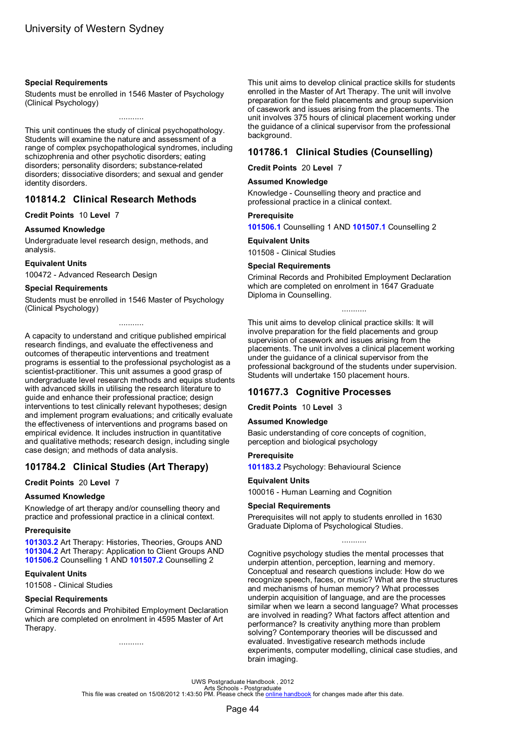#### Special Requirements

Students must be enrolled in 1546 Master of Psychology (Clinical Psychology)

...........

This unit continues the study of clinical psychopathology. Students will examine the nature and assessment of a range of complex psychopathological syndromes, including schizophrenia and other psychotic disorders; eating disorders; personality disorders; substance-related disorders; dissociative disorders; and sexual and gender identity disorders.

## 101814.2 Clinical Research Methods

**Credit Points** 10 **Level** 7

#### Assumed Knowledge

Undergraduate level research design, methods, and analysis.

#### Equivalent Units

100472 - Advanced Research Design

#### Special Requirements

Students must be enrolled in 1546 Master of Psychology (Clinical Psychology)

...........

A capacity to understand and critique published empirical research findings, and evaluate the effectiveness and outcomes of therapeutic interventions and treatment programs is essential to the professional psychologist as a scientist-practitioner. This unit assumes a good grasp of undergraduate level research methods and equips students with advanced skills in utilising the research literature to guide and enhance their professional practice; design interventions to test clinically relevant hypotheses; design and implement program evaluations; and critically evaluate the effectiveness of interventions and programs based on empirical evidence. It includes instruction in quantitative and qualitative methods; research design, including single case design; and methods of data analysis.

## 101784.2 Clinical Studies (Art Therapy)

**Credit Points** 20 **Level** 7

#### Assumed Knowledge

Knowledge of art therapy and/or counselling theory and practice and professional practice in a clinical context.

#### Prerequisite

**101303.2** Art Therapy: Histories, Theories, Groups AND **101304.2** Art Therapy: Application to Client Groups AND **101506.2** Counselling 1 AND **101507.2** Counselling 2

#### Equivalent Units

101508 - Clinical Studies

#### Special Requirements

Criminal Records and Prohibited Employment Declaration which are completed on enrolment in 4595 Master of Art Therapy.

...........

This unit aims to develop clinical practice skills for students enrolled in the Master of Art Therapy. The unit will involve preparation for the field placements and group supervision of casework and issues arising from the placements. The unit involves 375 hours of clinical placement working under the guidance of a clinical supervisor from the professional background.

## 101786.1 Clinical Studies (Counselling)

**Credit Points** 20 **Level** 7

#### Assumed Knowledge

Knowledge - Counselling theory and practice and professional practice in a clinical context.

#### Prerequisite

**101506.1** Counselling 1 AND **101507.1** Counselling 2

#### Equivalent Units

101508 - Clinical Studies

#### Special Requirements

Criminal Records and Prohibited Employment Declaration which are completed on enrolment in 1647 Graduate Diploma in Counselling.

...........

This unit aims to develop clinical practice skills: It will involve preparation for the field placements and group supervision of casework and issues arising from the placements. The unit involves a clinical placement working under the guidance of a clinical supervisor from the professional background of the students under supervision. Students will undertake 150 placement hours.

## 101677.3 Cognitive Processes

**Credit Points** 10 **Level** 3

#### Assumed Knowledge

Basic understanding of core concepts of cognition, perception and biological psychology

#### Prerequisite

**101183.2** Psychology: Behavioural Science

#### Equivalent Units

100016 - Human Learning and Cognition

#### Special Requirements

Prerequisites will not apply to students enrolled in 1630 Graduate Diploma of Psychological Studies.

...........

Cognitive psychology studies the mental processes that underpin attention, perception, learning and memory. Conceptual and research questions include: How do we recognize speech, faces, or music? What are the structures and mechanisms of human memory? What processes underpin acquisition of language, and are the processes similar when we learn a second language? What processes are involved in reading? What factors affect attention and performance? Is creativity anything more than problem solving? Contemporary theories will be discussed and evaluated. Investigative research methods include experiments, computer modelling, clinical case studies, and brain imaging.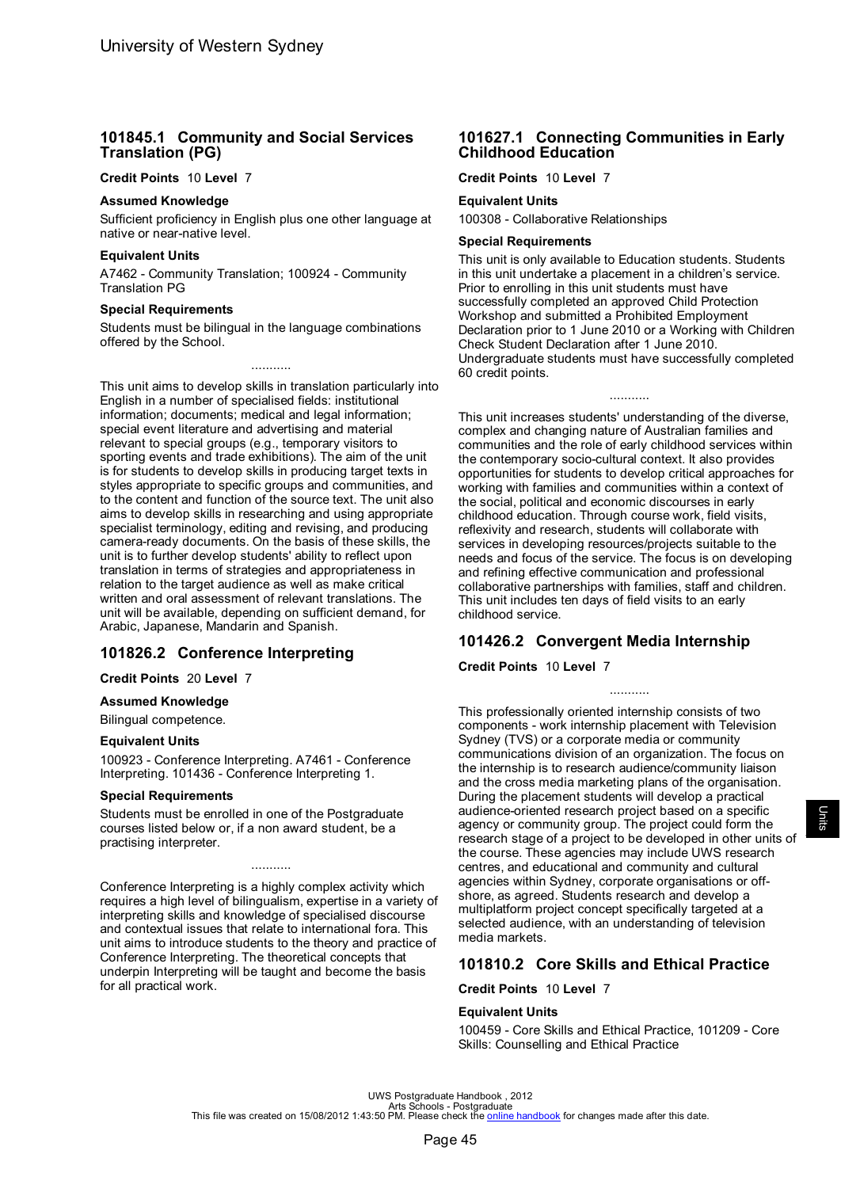## 101845.1 Community and Social Services Translation (PG)

**Credit Points** 10 **Level** 7

### Assumed Knowledge

Sufficient proficiency in English plus one other language at native or near-native level.

### Equivalent Units

A7462 - Community Translation; 100924 - Community Translation PG

### Special Requirements

Students must be bilingual in the language combinations offered by the School.

...........

This unit aims to develop skills in translation particularly into English in a number of specialised fields: institutional information; documents; medical and legal information; special event literature and advertising and material relevant to special groups (e.g., temporary visitors to sporting events and trade exhibitions). The aim of the unit is for students to develop skills in producing target texts in styles appropriate to specific groups and communities, and to the content and function of the source text. The unit also aims to develop skills in researching and using appropriate specialist terminology, editing and revising, and producing camera-ready documents. On the basis of these skills, the unit is to further develop students' ability to reflect upon translation in terms of strategies and appropriateness in relation to the target audience as well as make critical written and oral assessment of relevant translations. The unit will be available, depending on sufficient demand, for Arabic, Japanese, Mandarin and Spanish.

## 101826.2 Conference Interpreting

**Credit Points** 20 **Level** 7

### Assumed Knowledge

Bilingual competence.

### Equivalent Units

100923 - Conference Interpreting. A7461 - Conference Interpreting. 101436 - Conference Interpreting 1.

### Special Requirements

Students must be enrolled in one of the Postgraduate courses listed below or, if a non award student, be a practising interpreter.

...........

Conference Interpreting is a highly complex activity which requires a high level of bilingualism, expertise in a variety of interpreting skills and knowledge of specialised discourse and contextual issues that relate to international fora. This unit aims to introduce students to the theory and practice of Conference Interpreting. The theoretical concepts that underpin Interpreting will be taught and become the basis for all practical work.

## 101627.1 Connecting Communities in Early Childhood Education

**Credit Points** 10 **Level** 7

### Equivalent Units

100308 - Collaborative Relationships

### Special Requirements

This unit is only available to Education students. Students in this unit undertake a placement in a children's service. Prior to enrolling in this unit students must have successfully completed an approved Child Protection Workshop and submitted a Prohibited Employment Declaration prior to 1 June 2010 or a Working with Children Check Student Declaration after 1 June 2010. Undergraduate students must have successfully completed 60 credit points.

...........

This unit increases students' understanding of the diverse, complex and changing nature of Australian families and communities and the role of early childhood services within the contemporary socio-cultural context. It also provides opportunities for students to develop critical approaches for working with families and communities within a context of the social, political and economic discourses in early childhood education. Through course work, field visits, reflexivity and research, students will collaborate with services in developing resources/projects suitable to the needs and focus of the service. The focus is on developing and refining effective communication and professional collaborative partnerships with families, staff and children. This unit includes ten days of field visits to an early childhood service.

## 101426.2 Convergent Media Internship

**Credit Points** 10 **Level** 7

...........

This professionally oriented internship consists of two components - work internship placement with Television Sydney (TVS) or a corporate media or community communications division of an organization. The focus on the internship is to research audience/community liaison and the cross media marketing plans of the organisation. During the placement students will develop a practical audience-oriented research project based on a specific agency or community group. The project could form the research stage of a project to be developed in other units of the course. These agencies may include UWS research centres, and educational and community and cultural agencies within Sydney, corporate organisations or off-shore, as agreed. Students research and develop a multiplatform project concept specifically targeted at a selected audience, with an understanding of television media markets.

## 101810.2 Core Skills and Ethical Practice

**Credit Points** 10 **Level** 7

### Equivalent Units

100459 - Core Skills and Ethical Practice, 101209 - Core Skills: Counselling and Ethical Practice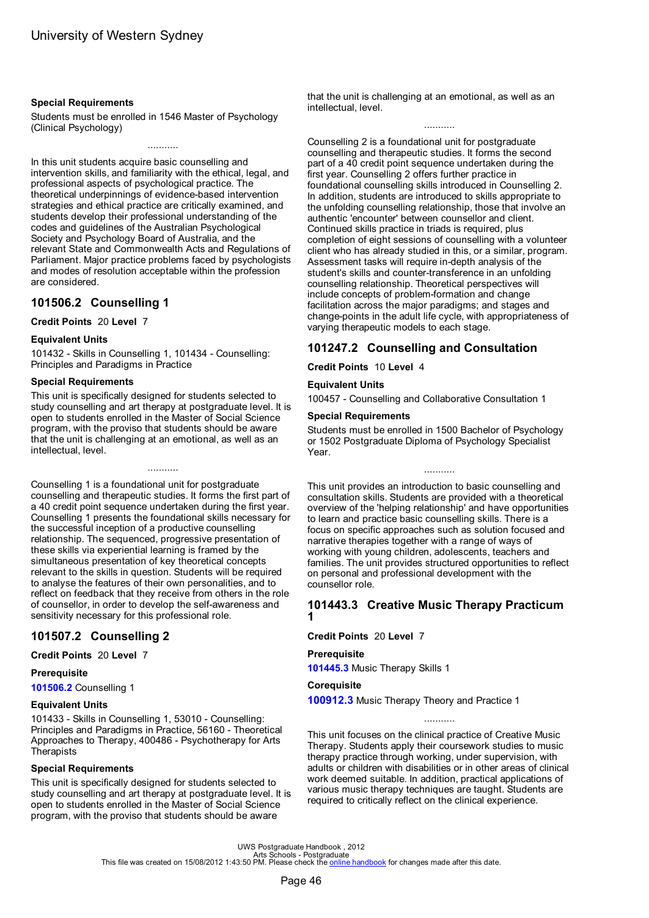**Special Requirements**

Students must be enrolled in 1546 Master of Psychology (Clinical Psychology)

...........

In this unit students acquire basic counselling and intervention skills, and familiarity with the ethical, legal, and professional aspects of psychological practice. The theoretical underpinnings of evidence-based intervention strategies and ethical practice are critically examined, and students develop their professional understanding of the codes and guidelines of the Australian Psychological Society and Psychology Board of Australia, and the relevant State and Commonwealth Acts and Regulations of Parliament. Major practice problems faced by psychologists and modes of resolution acceptable within the profession are considered.

## 101506.2 Counselling 1

**Credit Points** 20 **Level** 7

**Equivalent Units**

101432 - Skills in Counselling 1, 101434 - Counselling: Principles and Paradigms in Practice

**Special Requirements**

This unit is specifically designed for students selected to study counselling and art therapy at postgraduate level. It is open to students enrolled in the Master of Social Science program, with the proviso that students should be aware that the unit is challenging at an emotional, as well as an intellectual, level.

...........

Counselling 1 is a foundational unit for postgraduate counselling and therapeutic studies. It forms the first part of a 40 credit point sequence undertaken during the first year. Counselling 1 presents the foundational skills necessary for the successful inception of a productive counselling relationship. The sequenced, progressive presentation of these skills via experiential learning is framed by the simultaneous presentation of key theoretical concepts relevant to the skills in question. Students will be required to analyse the features of their own personalities, and to reflect on feedback that they receive from others in the role of counsellor, in order to develop the self-awareness and sensitivity necessary for this professional role.

## 101507.2 Counselling 2

**Credit Points** 20 **Level** 7

**Prerequisite**

**101506.2** Counselling 1

**Equivalent Units**

101433 - Skills in Counselling 1, 53010 - Counselling: Principles and Paradigms in Practice, 56160 - Theoretical Approaches to Therapy, 400486 - Psychotherapy for Arts Therapists

**Special Requirements**

This unit is specifically designed for students selected to study counselling and art therapy at postgraduate level. It is open to students enrolled in the Master of Social Science program, with the proviso that students should be aware that the unit is challenging at an emotional, as well as an intellectual, level.

...........

Counselling 2 is a foundational unit for postgraduate counselling and therapeutic studies. It forms the second part of a 40 credit point sequence undertaken during the first year. Counselling 2 offers further practice in foundational counselling skills introduced in Counselling 2. In addition, students are introduced to skills appropriate to the unfolding counselling relationship, those that involve an authentic 'encounter' between counsellor and client. Continued skills practice in triads is required, plus completion of eight sessions of counselling with a volunteer client who has already studied in this, or a similar, program. Assessment tasks will require in-depth analysis of the student's skills and counter-transference in an unfolding counselling relationship. Theoretical perspectives will include concepts of problem-formation and change facilitation across the major paradigms; and stages and change-points in the adult life cycle, with appropriateness of varying therapeutic models to each stage.

## 101247.2 Counselling and Consultation

**Credit Points** 10 **Level** 4

**Equivalent Units**

100457 - Counselling and Collaborative Consultation 1

**Special Requirements**

Students must be enrolled in 1500 Bachelor of Psychology or 1502 Postgraduate Diploma of Psychology Specialist Year.

...........

This unit provides an introduction to basic counselling and consultation skills. Students are provided with a theoretical overview of the 'helping relationship' and have opportunities to learn and practice basic counselling skills. There is a focus on specific approaches such as solution focused and narrative therapies together with a range of ways of working with young children, adolescents, teachers and families. The unit provides structured opportunities to reflect on personal and professional development with the counsellor role.

## 101443.3 Creative Music Therapy Practicum 1

**Credit Points** 20 **Level** 7

**Prerequisite**

**101445.3** Music Therapy Skills 1

**Corequisite**

**100912.3** Music Therapy Theory and Practice 1

...........

This unit focuses on the clinical practice of Creative Music Therapy. Students apply their coursework studies to music therapy practice through working, under supervision, with adults or children with disabilities or in other areas of clinical work deemed suitable. In addition, practical applications of various music therapy techniques are taught. Students are required to critically reflect on the clinical experience.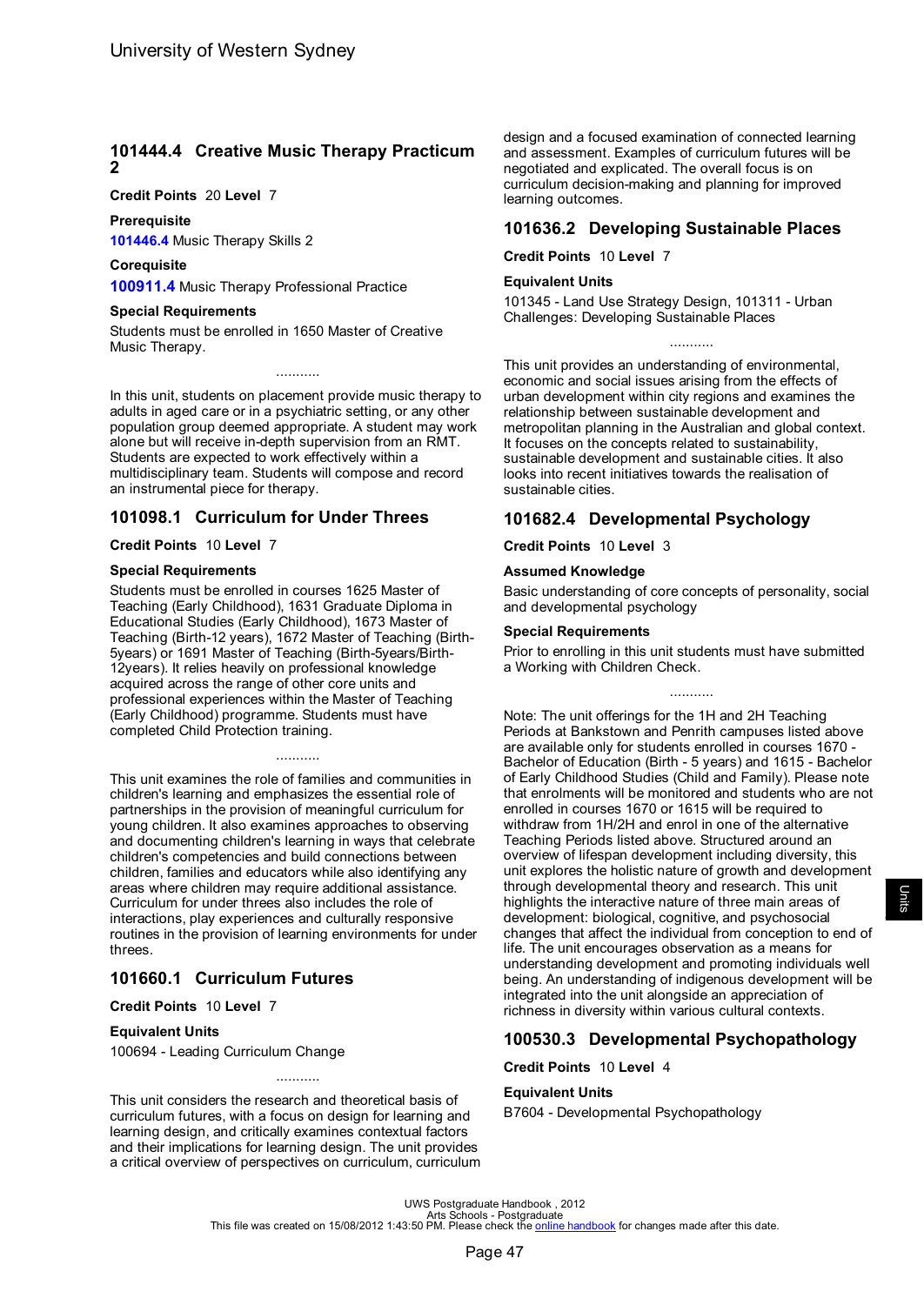## 101444.4 Creative Music Therapy Practicum 2

**Credit Points** 20 **Level** 7

### Prerequisite

**101446.4** Music Therapy Skills 2

### Corequisite

**100911.4** Music Therapy Professional Practice

### Special Requirements

Students must be enrolled in 1650 Master of Creative Music Therapy.

...........

In this unit, students on placement provide music therapy to adults in aged care or in a psychiatric setting, or any other population group deemed appropriate. A student may work alone but will receive in-depth supervision from an RMT. Students are expected to work effectively within a multidisciplinary team. Students will compose and record an instrumental piece for therapy.

## 101098.1 Curriculum for Under Threes

**Credit Points** 10 **Level** 7

### Special Requirements

Students must be enrolled in courses 1625 Master of Teaching (Early Childhood), 1631 Graduate Diploma in Educational Studies (Early Childhood), 1673 Master of Teaching (Birth-12 years), 1672 Master of Teaching (Birth-5years) or 1691 Master of Teaching (Birth-5years/Birth-12years). It relies heavily on professional knowledge acquired across the range of other core units and professional experiences within the Master of Teaching (Early Childhood) programme. Students must have completed Child Protection training.

...........

This unit examines the role of families and communities in children's learning and emphasizes the essential role of partnerships in the provision of meaningful curriculum for young children. It also examines approaches to observing and documenting children's learning in ways that celebrate children's competencies and build connections between children, families and educators while also identifying any areas where children may require additional assistance. Curriculum for under threes also includes the role of interactions, play experiences and culturally responsive routines in the provision of learning environments for under threes.

## 101660.1 Curriculum Futures

**Credit Points** 10 **Level** 7

### Equivalent Units

100694 - Leading Curriculum Change

...........

This unit considers the research and theoretical basis of curriculum futures, with a focus on design for learning and learning design, and critically examines contextual factors and their implications for learning design. The unit provides a critical overview of perspectives on curriculum, curriculum design and a focused examination of connected learning and assessment. Examples of curriculum futures will be negotiated and explicated. The overall focus is on curriculum decision-making and planning for improved learning outcomes.

## 101636.2 Developing Sustainable Places

**Credit Points** 10 **Level** 7

### Equivalent Units

101345 - Land Use Strategy Design, 101311 - Urban Challenges: Developing Sustainable Places

...........

This unit provides an understanding of environmental, economic and social issues arising from the effects of urban development within city regions and examines the relationship between sustainable development and metropolitan planning in the Australian and global context. It focuses on the concepts related to sustainability, sustainable development and sustainable cities. It also looks into recent initiatives towards the realisation of sustainable cities.

## 101682.4 Developmental Psychology

**Credit Points** 10 **Level** 3

### Assumed Knowledge

Basic understanding of core concepts of personality, social and developmental psychology

### Special Requirements

Prior to enrolling in this unit students must have submitted a Working with Children Check.

...........

Note: The unit offerings for the 1H and 2H Teaching Periods at Bankstown and Penrith campuses listed above are available only for students enrolled in courses 1670 - Bachelor of Education (Birth - 5 years) and 1615 - Bachelor of Early Childhood Studies (Child and Family). Please note that enrolments will be monitored and students who are not enrolled in courses 1670 or 1615 will be required to withdraw from 1H/2H and enrol in one of the alternative Teaching Periods listed above. Structured around an overview of lifespan development including diversity, this unit explores the holistic nature of growth and development through developmental theory and research. This unit highlights the interactive nature of three main areas of development: biological, cognitive, and psychosocial changes that affect the individual from conception to end of life. The unit encourages observation as a means for understanding development and promoting individuals well being. An understanding of indigenous development will be integrated into the unit alongside an appreciation of richness in diversity within various cultural contexts.

## 100530.3 Developmental Psychopathology

**Credit Points** 10 **Level** 4

### Equivalent Units

B7604 - Developmental Psychopathology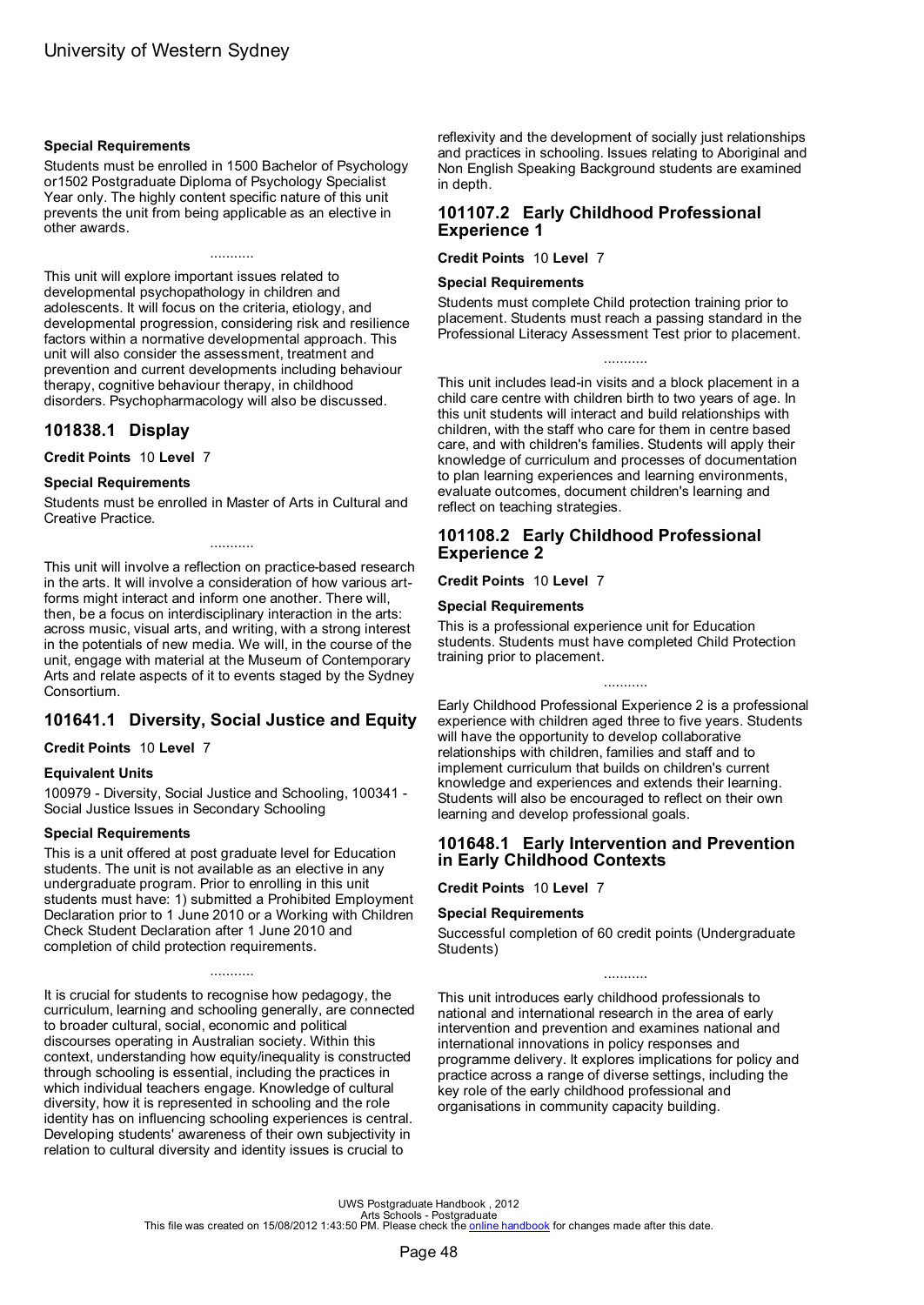#### Special Requirements

Students must be enrolled in 1500 Bachelor of Psychology or1502 Postgraduate Diploma of Psychology Specialist Year only. The highly content specific nature of this unit prevents the unit from being applicable as an elective in other awards.

...........

This unit will explore important issues related to developmental psychopathology in children and adolescents. It will focus on the criteria, etiology, and developmental progression, considering risk and resilience factors within a normative developmental approach. This unit will also consider the assessment, treatment and prevention and current developments including behaviour therapy, cognitive behaviour therapy, in childhood disorders. Psychopharmacology will also be discussed.

## 101838.1 Display

**Credit Points** 10 **Level** 7

#### Special Requirements

Students must be enrolled in Master of Arts in Cultural and Creative Practice.

...........

This unit will involve a reflection on practice-based research in the arts. It will involve a consideration of how various art-forms might interact and inform one another. There will, then, be a focus on interdisciplinary interaction in the arts: across music, visual arts, and writing, with a strong interest in the potentials of new media. We will, in the course of the unit, engage with material at the Museum of Contemporary Arts and relate aspects of it to events staged by the Sydney Consortium.

## 101641.1 Diversity, Social Justice and Equity

**Credit Points** 10 **Level** 7

#### Equivalent Units

100979 - Diversity, Social Justice and Schooling, 100341 - Social Justice Issues in Secondary Schooling

#### Special Requirements

This is a unit offered at post graduate level for Education students. The unit is not available as an elective in any undergraduate program. Prior to enrolling in this unit students must have: 1) submitted a Prohibited Employment Declaration prior to 1 June 2010 or a Working with Children Check Student Declaration after 1 June 2010 and completion of child protection requirements.

...........

It is crucial for students to recognise how pedagogy, the curriculum, learning and schooling generally, are connected to broader cultural, social, economic and political discourses operating in Australian society. Within this context, understanding how equity/inequality is constructed through schooling is essential, including the practices in which individual teachers engage. Knowledge of cultural diversity, how it is represented in schooling and the role identity has on influencing schooling experiences is central. Developing students' awareness of their own subjectivity in relation to cultural diversity and identity issues is crucial to reflexivity and the development of socially just relationships and practices in schooling. Issues relating to Aboriginal and Non English Speaking Background students are examined in depth.

## 101107.2 Early Childhood Professional Experience 1

**Credit Points** 10 **Level** 7

#### Special Requirements

Students must complete Child protection training prior to placement. Students must reach a passing standard in the Professional Literacy Assessment Test prior to placement.

...........

This unit includes lead-in visits and a block placement in a child care centre with children birth to two years of age. In this unit students will interact and build relationships with children, with the staff who care for them in centre based care, and with children's families. Students will apply their knowledge of curriculum and processes of documentation to plan learning experiences and learning environments, evaluate outcomes, document children's learning and reflect on teaching strategies.

## 101108.2 Early Childhood Professional Experience 2

**Credit Points** 10 **Level** 7

#### Special Requirements

This is a professional experience unit for Education students. Students must have completed Child Protection training prior to placement.

...........

Early Childhood Professional Experience 2 is a professional experience with children aged three to five years. Students will have the opportunity to develop collaborative relationships with children, families and staff and to implement curriculum that builds on children's current knowledge and experiences and extends their learning. Students will also be encouraged to reflect on their own learning and develop professional goals.

## 101648.1 Early Intervention and Prevention in Early Childhood Contexts

**Credit Points** 10 **Level** 7

#### Special Requirements

Successful completion of 60 credit points (Undergraduate Students)

...........

This unit introduces early childhood professionals to national and international research in the area of early intervention and prevention and examines national and international innovations in policy responses and programme delivery. It explores implications for policy and practice across a range of diverse settings, including the key role of the early childhood professional and organisations in community capacity building.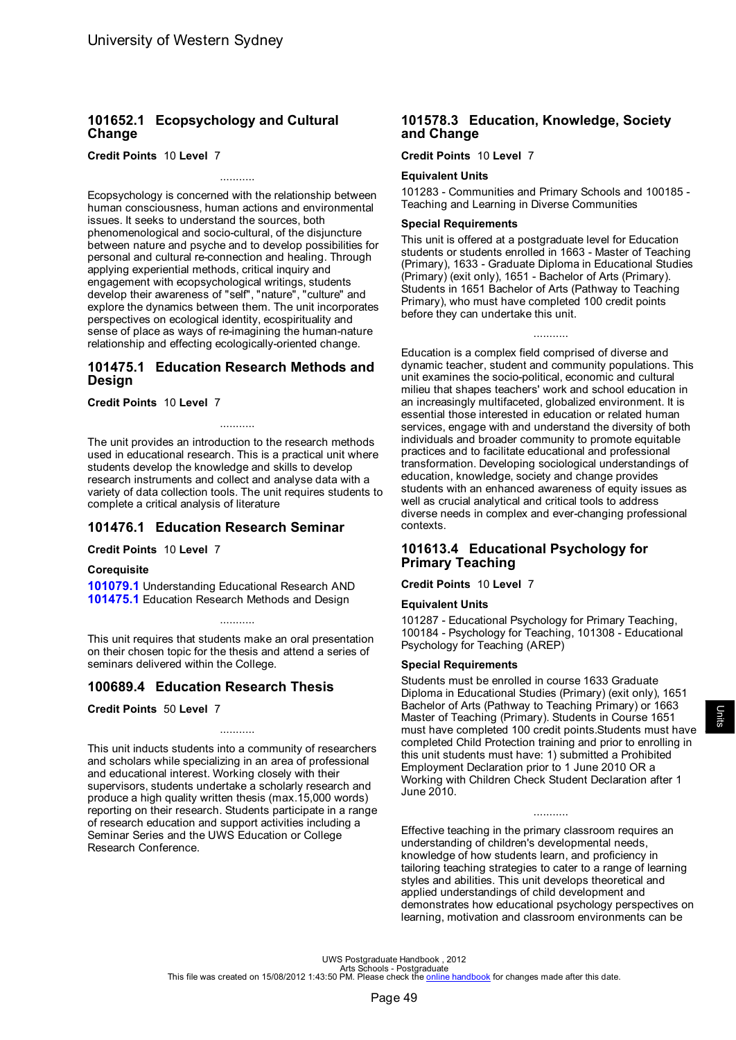## 101652.1 Ecopsychology and Cultural Change

**Credit Points** 10 **Level** 7

...........

Ecopsychology is concerned with the relationship between human consciousness, human actions and environmental issues. It seeks to understand the sources, both phenomenological and socio-cultural, of the disjuncture between nature and psyche and to develop possibilities for personal and cultural re-connection and healing. Through applying experiential methods, critical inquiry and engagement with ecopsychological writings, students develop their awareness of "self", "nature", "culture" and explore the dynamics between them. The unit incorporates perspectives on ecological identity, ecospirituality and sense of place as ways of re-imagining the human-nature relationship and effecting ecologically-oriented change.

## 101475.1 Education Research Methods and Design

**Credit Points** 10 **Level** 7

...........

The unit provides an introduction to the research methods used in educational research. This is a practical unit where students develop the knowledge and skills to develop research instruments and collect and analyse data with a variety of data collection tools. The unit requires students to complete a critical analysis of literature

## 101476.1 Education Research Seminar

**Credit Points** 10 **Level** 7

**Corequisite**

**101079.1** Understanding Educational Research AND
**101475.1** Education Research Methods and Design

...........

This unit requires that students make an oral presentation on their chosen topic for the thesis and attend a series of seminars delivered within the College.

## 100689.4 Education Research Thesis

**Credit Points** 50 **Level** 7

...........

This unit inducts students into a community of researchers and scholars while specializing in an area of professional and educational interest. Working closely with their supervisors, students undertake a scholarly research and produce a high quality written thesis (max.15,000 words) reporting on their research. Students participate in a range of research education and support activities including a Seminar Series and the UWS Education or College Research Conference.

## 101578.3 Education, Knowledge, Society and Change

**Credit Points** 10 **Level** 7

**Equivalent Units**

101283 - Communities and Primary Schools and 100185 - Teaching and Learning in Diverse Communities

**Special Requirements**

This unit is offered at a postgraduate level for Education students or students enrolled in 1663 - Master of Teaching (Primary), 1633 - Graduate Diploma in Educational Studies (Primary) (exit only), 1651 - Bachelor of Arts (Primary). Students in 1651 Bachelor of Arts (Pathway to Teaching Primary), who must have completed 100 credit points before they can undertake this unit.

...........

Education is a complex field comprised of diverse and dynamic teacher, student and community populations. This unit examines the socio-political, economic and cultural milieu that shapes teachers' work and school education in an increasingly multifaceted, globalized environment. It is essential those interested in education or related human services, engage with and understand the diversity of both individuals and broader community to promote equitable practices and to facilitate educational and professional transformation. Developing sociological understandings of education, knowledge, society and change provides students with an enhanced awareness of equity issues as well as crucial analytical and critical tools to address diverse needs in complex and ever-changing professional contexts.

## 101613.4 Educational Psychology for Primary Teaching

**Credit Points** 10 **Level** 7

**Equivalent Units**

101287 - Educational Psychology for Primary Teaching, 100184 - Psychology for Teaching, 101308 - Educational Psychology for Teaching (AREP)

**Special Requirements**

Students must be enrolled in course 1633 Graduate Diploma in Educational Studies (Primary) (exit only), 1651 Bachelor of Arts (Pathway to Teaching Primary) or 1663 Master of Teaching (Primary). Students in Course 1651 must have completed 100 credit points.Students must have completed Child Protection training and prior to enrolling in this unit students must have: 1) submitted a Prohibited Employment Declaration prior to 1 June 2010 OR a Working with Children Check Student Declaration after 1 June 2010.

...........

Effective teaching in the primary classroom requires an understanding of children's developmental needs, knowledge of how students learn, and proficiency in tailoring teaching strategies to cater to a range of learning styles and abilities. This unit develops theoretical and applied understandings of child development and demonstrates how educational psychology perspectives on learning, motivation and classroom environments can be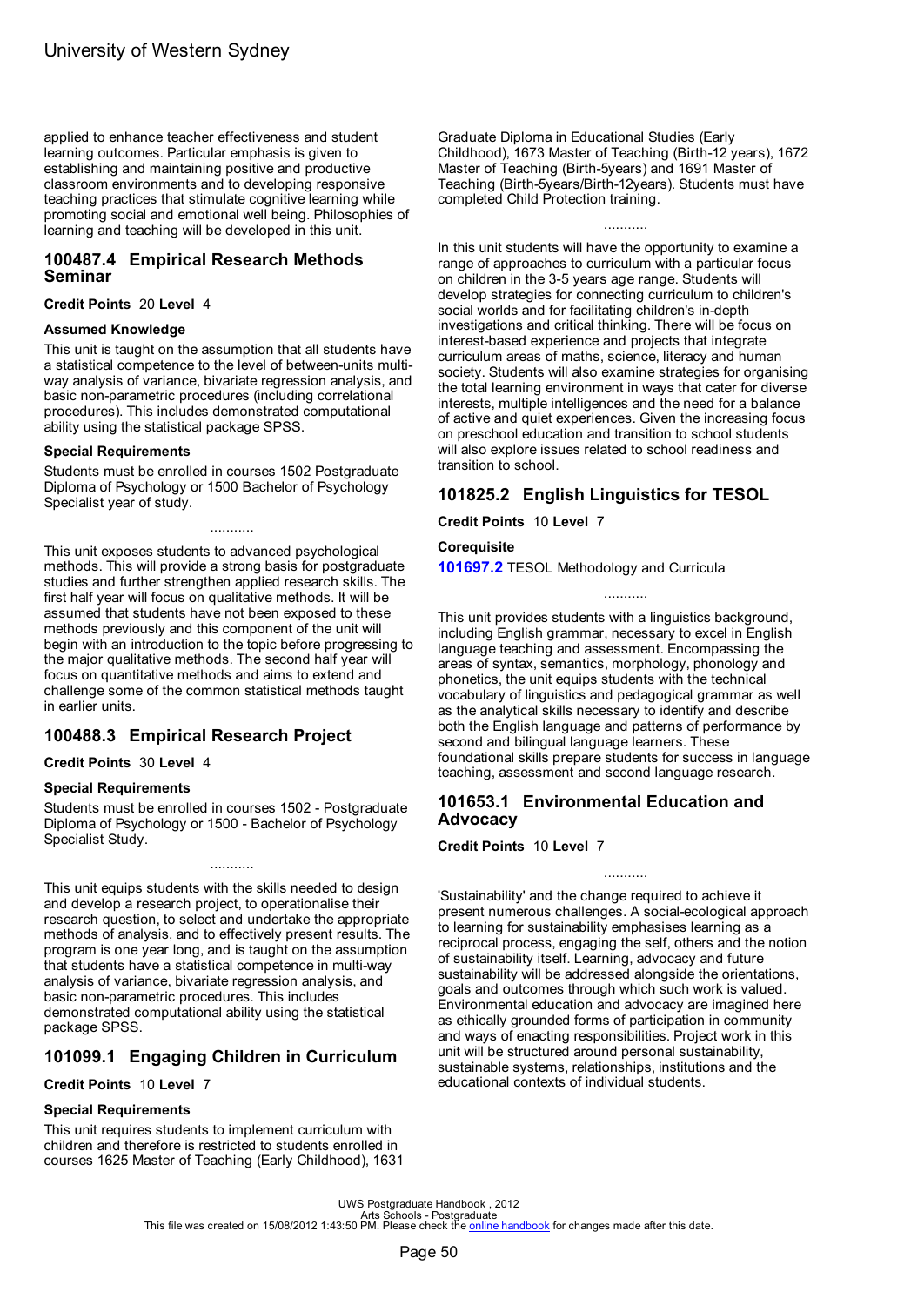applied to enhance teacher effectiveness and student learning outcomes. Particular emphasis is given to establishing and maintaining positive and productive classroom environments and to developing responsive teaching practices that stimulate cognitive learning while promoting social and emotional well being. Philosophies of learning and teaching will be developed in this unit.

## 100487.4 Empirical Research Methods Seminar

**Credit Points** 20 **Level** 4

**Assumed Knowledge**

This unit is taught on the assumption that all students have a statistical competence to the level of between-units multi-way analysis of variance, bivariate regression analysis, and basic non-parametric procedures (including correlational procedures). This includes demonstrated computational ability using the statistical package SPSS.

**Special Requirements**

Students must be enrolled in courses 1502 Postgraduate Diploma of Psychology or 1500 Bachelor of Psychology Specialist year of study.

...........

This unit exposes students to advanced psychological methods. This will provide a strong basis for postgraduate studies and further strengthen applied research skills. The first half year will focus on qualitative methods. It will be assumed that students have not been exposed to these methods previously and this component of the unit will begin with an introduction to the topic before progressing to the major qualitative methods. The second half year will focus on quantitative methods and aims to extend and challenge some of the common statistical methods taught in earlier units.

## 100488.3 Empirical Research Project

**Credit Points** 30 **Level** 4

**Special Requirements**

Students must be enrolled in courses 1502 - Postgraduate Diploma of Psychology or 1500 - Bachelor of Psychology Specialist Study.

...........

This unit equips students with the skills needed to design and develop a research project, to operationalise their research question, to select and undertake the appropriate methods of analysis, and to effectively present results. The program is one year long, and is taught on the assumption that students have a statistical competence in multi-way analysis of variance, bivariate regression analysis, and basic non-parametric procedures. This includes demonstrated computational ability using the statistical package SPSS.

## 101099.1 Engaging Children in Curriculum

**Credit Points** 10 **Level** 7

**Special Requirements**

This unit requires students to implement curriculum with children and therefore is restricted to students enrolled in courses 1625 Master of Teaching (Early Childhood), 1631 Graduate Diploma in Educational Studies (Early Childhood), 1673 Master of Teaching (Birth-12 years), 1672 Master of Teaching (Birth-5years) and 1691 Master of Teaching (Birth-5years/Birth-12years). Students must have completed Child Protection training.

...........

In this unit students will have the opportunity to examine a range of approaches to curriculum with a particular focus on children in the 3-5 years age range. Students will develop strategies for connecting curriculum to children's social worlds and for facilitating children's in-depth investigations and critical thinking. There will be focus on interest-based experience and projects that integrate curriculum areas of maths, science, literacy and human society. Students will also examine strategies for organising the total learning environment in ways that cater for diverse interests, multiple intelligences and the need for a balance of active and quiet experiences. Given the increasing focus on preschool education and transition to school students will also explore issues related to school readiness and transition to school.

## 101825.2 English Linguistics for TESOL

**Credit Points** 10 **Level** 7

**Corequisite**

**101697.2** TESOL Methodology and Curricula

...........

This unit provides students with a linguistics background, including English grammar, necessary to excel in English language teaching and assessment. Encompassing the areas of syntax, semantics, morphology, phonology and phonetics, the unit equips students with the technical vocabulary of linguistics and pedagogical grammar as well as the analytical skills necessary to identify and describe both the English language and patterns of performance by second and bilingual language learners. These foundational skills prepare students for success in language teaching, assessment and second language research.

## 101653.1 Environmental Education and Advocacy

**Credit Points** 10 **Level** 7

...........

'Sustainability' and the change required to achieve it present numerous challenges. A social-ecological approach to learning for sustainability emphasises learning as a reciprocal process, engaging the self, others and the notion of sustainability itself. Learning, advocacy and future sustainability will be addressed alongside the orientations, goals and outcomes through which such work is valued. Environmental education and advocacy are imagined here as ethically grounded forms of participation in community and ways of enacting responsibilities. Project work in this unit will be structured around personal sustainability, sustainable systems, relationships, institutions and the educational contexts of individual students.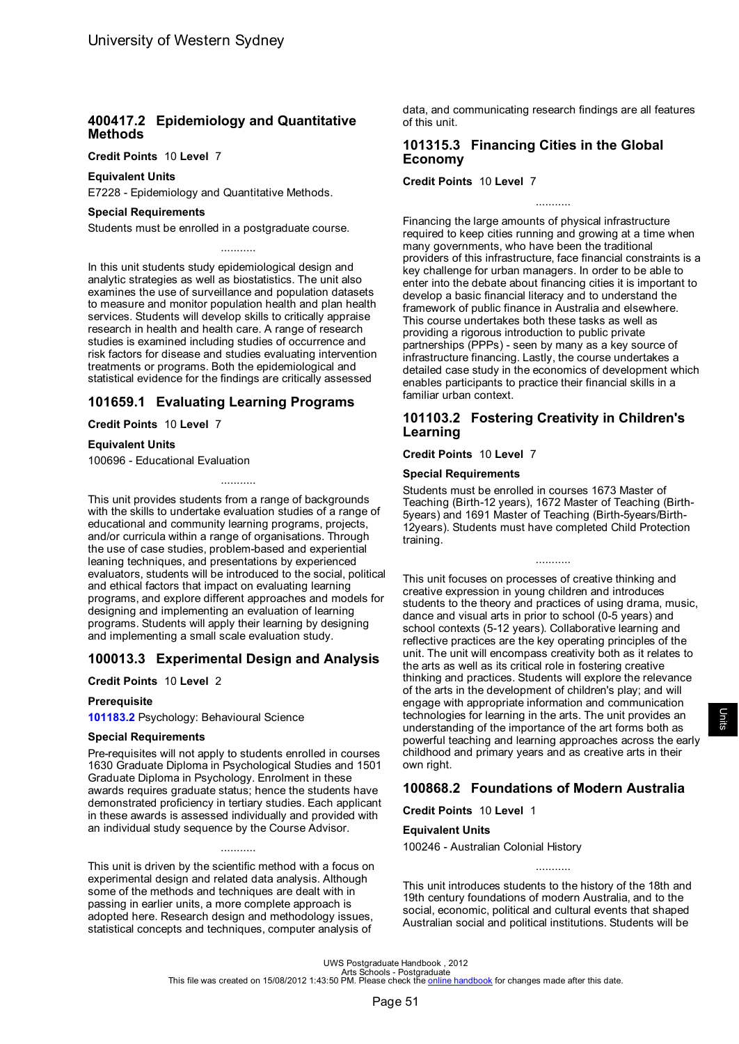## 400417.2 Epidemiology and Quantitative Methods

**Credit Points** 10 **Level** 7

**Equivalent Units**

E7228 - Epidemiology and Quantitative Methods.

**Special Requirements**

Students must be enrolled in a postgraduate course.

...........

In this unit students study epidemiological design and analytic strategies as well as biostatistics. The unit also examines the use of surveillance and population datasets to measure and monitor population health and plan health services. Students will develop skills to critically appraise research in health and health care. A range of research studies is examined including studies of occurrence and risk factors for disease and studies evaluating intervention treatments or programs. Both the epidemiological and statistical evidence for the findings are critically assessed

## 101659.1 Evaluating Learning Programs

**Credit Points** 10 **Level** 7

**Equivalent Units**

100696 - Educational Evaluation

...........

This unit provides students from a range of backgrounds with the skills to undertake evaluation studies of a range of educational and community learning programs, projects, and/or curricula within a range of organisations. Through the use of case studies, problem-based and experiential leaning techniques, and presentations by experienced evaluators, students will be introduced to the social, political and ethical factors that impact on evaluating learning programs, and explore different approaches and models for designing and implementing an evaluation of learning programs. Students will apply their learning by designing and implementing a small scale evaluation study.

## 100013.3 Experimental Design and Analysis

**Credit Points** 10 **Level** 2

**Prerequisite**

**101183.2** Psychology: Behavioural Science

**Special Requirements**

Pre-requisites will not apply to students enrolled in courses 1630 Graduate Diploma in Psychological Studies and 1501 Graduate Diploma in Psychology. Enrolment in these awards requires graduate status; hence the students have demonstrated proficiency in tertiary studies. Each applicant in these awards is assessed individually and provided with an individual study sequence by the Course Advisor.

...........

This unit is driven by the scientific method with a focus on experimental design and related data analysis. Although some of the methods and techniques are dealt with in passing in earlier units, a more complete approach is adopted here. Research design and methodology issues, statistical concepts and techniques, computer analysis of data, and communicating research findings are all features of this unit.

## 101315.3 Financing Cities in the Global Economy

**Credit Points** 10 **Level** 7

...........

Financing the large amounts of physical infrastructure required to keep cities running and growing at a time when many governments, who have been the traditional providers of this infrastructure, face financial constraints is a key challenge for urban managers. In order to be able to enter into the debate about financing cities it is important to develop a basic financial literacy and to understand the framework of public finance in Australia and elsewhere. This course undertakes both these tasks as well as providing a rigorous introduction to public private partnerships (PPPs) - seen by many as a key source of infrastructure financing. Lastly, the course undertakes a detailed case study in the economics of development which enables participants to practice their financial skills in a familiar urban context.

## 101103.2 Fostering Creativity in Children's Learning

**Credit Points** 10 **Level** 7

**Special Requirements**

Students must be enrolled in courses 1673 Master of Teaching (Birth-12 years), 1672 Master of Teaching (Birth-5years) and 1691 Master of Teaching (Birth-5years/Birth-12years). Students must have completed Child Protection training.

...........

This unit focuses on processes of creative thinking and creative expression in young children and introduces students to the theory and practices of using drama, music, dance and visual arts in prior to school (0-5 years) and school contexts (5-12 years). Collaborative learning and reflective practices are the key operating principles of the unit. The unit will encompass creativity both as it relates to the arts as well as its critical role in fostering creative thinking and practices. Students will explore the relevance of the arts in the development of children's play; and will engage with appropriate information and communication technologies for learning in the arts. The unit provides an understanding of the importance of the art forms both as powerful teaching and learning approaches across the early childhood and primary years and as creative arts in their own right.

## 100868.2 Foundations of Modern Australia

**Credit Points** 10 **Level** 1

**Equivalent Units**

100246 - Australian Colonial History

...........

This unit introduces students to the history of the 18th and 19th century foundations of modern Australia, and to the social, economic, political and cultural events that shaped Australian social and political institutions. Students will be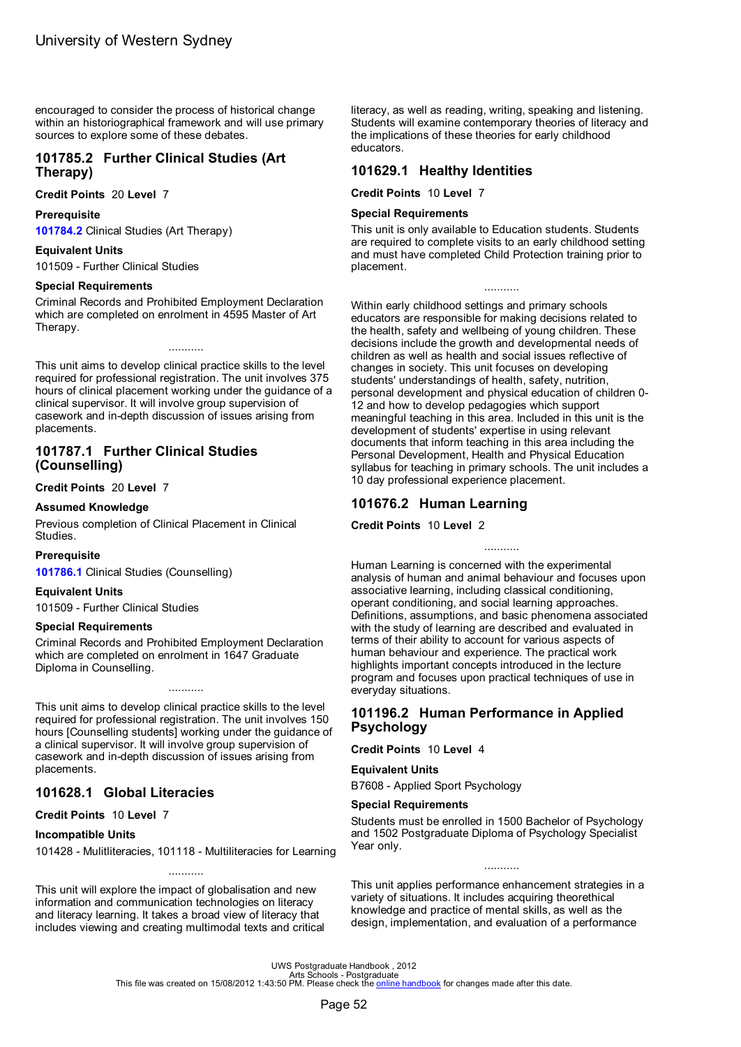encouraged to consider the process of historical change within an historiographical framework and will use primary sources to explore some of these debates.

## 101785.2 Further Clinical Studies (Art Therapy)

**Credit Points** 20 **Level** 7

**Prerequisite**

**101784.2** Clinical Studies (Art Therapy)

**Equivalent Units**

101509 - Further Clinical Studies

**Special Requirements**

Criminal Records and Prohibited Employment Declaration which are completed on enrolment in 4595 Master of Art Therapy.

...........

This unit aims to develop clinical practice skills to the level required for professional registration. The unit involves 375 hours of clinical placement working under the guidance of a clinical supervisor. It will involve group supervision of casework and in-depth discussion of issues arising from placements.

## 101787.1 Further Clinical Studies (Counselling)

**Credit Points** 20 **Level** 7

**Assumed Knowledge**

Previous completion of Clinical Placement in Clinical Studies.

**Prerequisite**

**101786.1** Clinical Studies (Counselling)

**Equivalent Units**

101509 - Further Clinical Studies

**Special Requirements**

Criminal Records and Prohibited Employment Declaration which are completed on enrolment in 1647 Graduate Diploma in Counselling.

...........

This unit aims to develop clinical practice skills to the level required for professional registration. The unit involves 150 hours [Counselling students] working under the guidance of a clinical supervisor. It will involve group supervision of casework and in-depth discussion of issues arising from placements.

## 101628.1 Global Literacies

**Credit Points** 10 **Level** 7

**Incompatible Units**

101428 - Mulitliteracies, 101118 - Multiliteracies for Learning

...........

This unit will explore the impact of globalisation and new information and communication technologies on literacy and literacy learning. It takes a broad view of literacy that includes viewing and creating multimodal texts and critical literacy, as well as reading, writing, speaking and listening. Students will examine contemporary theories of literacy and the implications of these theories for early childhood educators.

## 101629.1 Healthy Identities

**Credit Points** 10 **Level** 7

**Special Requirements**

This unit is only available to Education students. Students are required to complete visits to an early childhood setting and must have completed Child Protection training prior to placement.

...........

Within early childhood settings and primary schools educators are responsible for making decisions related to the health, safety and wellbeing of young children. These decisions include the growth and developmental needs of children as well as health and social issues reflective of changes in society. This unit focuses on developing students' understandings of health, safety, nutrition, personal development and physical education of children 0-12 and how to develop pedagogies which support meaningful teaching in this area. Included in this unit is the development of students' expertise in using relevant documents that inform teaching in this area including the Personal Development, Health and Physical Education syllabus for teaching in primary schools. The unit includes a 10 day professional experience placement.

## 101676.2 Human Learning

**Credit Points** 10 **Level** 2

...........

Human Learning is concerned with the experimental analysis of human and animal behaviour and focuses upon associative learning, including classical conditioning, operant conditioning, and social learning approaches. Definitions, assumptions, and basic phenomena associated with the study of learning are described and evaluated in terms of their ability to account for various aspects of human behaviour and experience. The practical work highlights important concepts introduced in the lecture program and focuses upon practical techniques of use in everyday situations.

## 101196.2 Human Performance in Applied Psychology

**Credit Points** 10 **Level** 4

**Equivalent Units**

B7608 - Applied Sport Psychology

**Special Requirements**

Students must be enrolled in 1500 Bachelor of Psychology and 1502 Postgraduate Diploma of Psychology Specialist Year only.

...........

This unit applies performance enhancement strategies in a variety of situations. It includes acquiring theorethical knowledge and practice of mental skills, as well as the design, implementation, and evaluation of a performance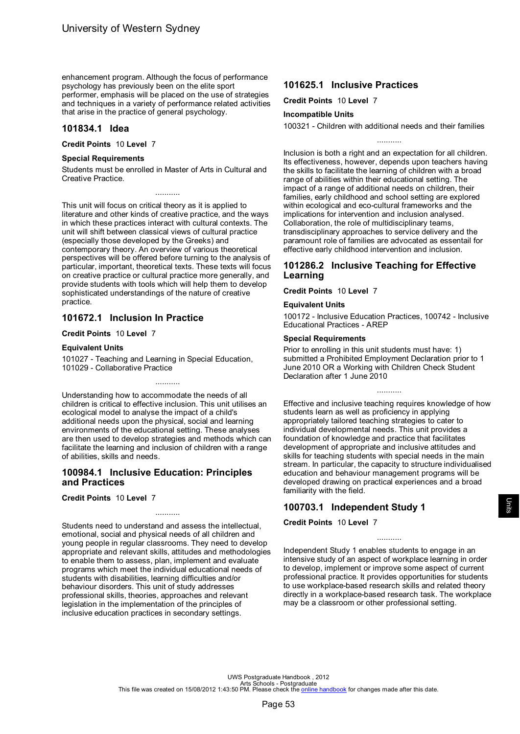enhancement program. Although the focus of performance psychology has previously been on the elite sport performer, emphasis will be placed on the use of strategies and techniques in a variety of performance related activities that arise in the practice of general psychology.

## 101834.1 Idea

**Credit Points** 10 **Level** 7

**Special Requirements**

Students must be enrolled in Master of Arts in Cultural and Creative Practice.

...........

This unit will focus on critical theory as it is applied to literature and other kinds of creative practice, and the ways in which these practices interact with cultural contexts. The unit will shift between classical views of cultural practice (especially those developed by the Greeks) and contemporary theory. An overview of various theoretical perspectives will be offered before turning to the analysis of particular, important, theoretical texts. These texts will focus on creative practice or cultural practice more generally, and provide students with tools which will help them to develop sophisticated understandings of the nature of creative practice.

## 101672.1 Inclusion In Practice

**Credit Points** 10 **Level** 7

**Equivalent Units**

101027 - Teaching and Learning in Special Education, 101029 - Collaborative Practice

...........

Understanding how to accommodate the needs of all children is critical to effective inclusion. This unit utilises an ecological model to analyse the impact of a child's additional needs upon the physical, social and learning environments of the educational setting. These analyses are then used to develop strategies and methods which can facilitate the learning and inclusion of children with a range of abilities, skills and needs.

## 100984.1 Inclusive Education: Principles and Practices

**Credit Points** 10 **Level** 7

...........

Students need to understand and assess the intellectual, emotional, social and physical needs of all children and young people in regular classrooms. They need to develop appropriate and relevant skills, attitudes and methodologies to enable them to assess, plan, implement and evaluate programs which meet the individual educational needs of students with disabilities, learning difficulties and/or behaviour disorders. This unit of study addresses professional skills, theories, approaches and relevant legislation in the implementation of the principles of inclusive education practices in secondary settings.

## 101625.1 Inclusive Practices

**Credit Points** 10 **Level** 7

**Incompatible Units**

100321 - Children with additional needs and their families

...........

Inclusion is both a right and an expectation for all children. Its effectiveness, however, depends upon teachers having the skills to facilitate the learning of children with a broad range of abilities within their educational setting. The impact of a range of additional needs on children, their families, early childhood and school setting are explored within ecological and eco-cultural frameworks and the implications for intervention and inclusion analysed. Collaboration, the role of multidisciplinary teams, transdisciplinary approaches to service delivery and the paramount role of families are advocated as essential for effective early childhood intervention and inclusion.

## 101286.2 Inclusive Teaching for Effective Learning

**Credit Points** 10 **Level** 7

**Equivalent Units**

100172 - Inclusive Education Practices, 100742 - Inclusive Educational Practices - AREP

**Special Requirements**

Prior to enrolling in this unit students must have: 1) submitted a Prohibited Employment Declaration prior to 1 June 2010 OR a Working with Children Check Student Declaration after 1 June 2010

...........

Effective and inclusive teaching requires knowledge of how students learn as well as proficiency in applying appropriately tailored teaching strategies to cater to individual developmental needs. This unit provides a foundation of knowledge and practice that facilitates development of appropriate and inclusive attitudes and skills for teaching students with special needs in the main stream. In particular, the capacity to structure individualised education and behaviour management programs will be developed drawing on practical experiences and a broad familiarity with the field.

## 100703.1 Independent Study 1

**Credit Points** 10 **Level** 7

...........

Independent Study 1 enables students to engage in an intensive study of an aspect of workplace learning in order to develop, implement or improve some aspect of current professional practice. It provides opportunities for students to use workplace-based research skills and related theory directly in a workplace-based research task. The workplace may be a classroom or other professional setting.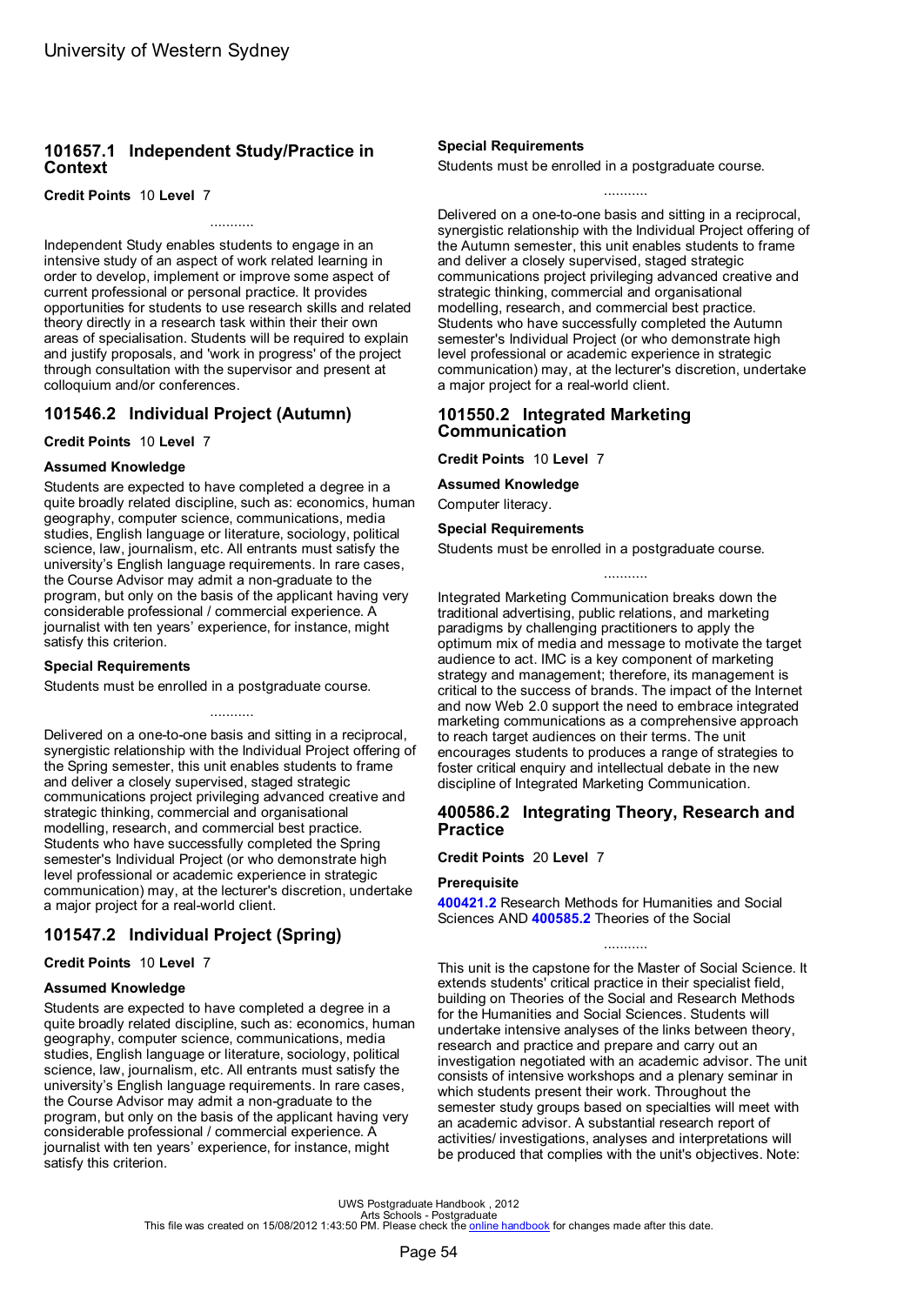## 101657.1 Independent Study/Practice in Context

**Credit Points** 10 **Level** 7

...........

Independent Study enables students to engage in an intensive study of an aspect of work related learning in order to develop, implement or improve some aspect of current professional or personal practice. It provides opportunities for students to use research skills and related theory directly in a research task within their their own areas of specialisation. Students will be required to explain and justify proposals, and 'work in progress' of the project through consultation with the supervisor and present at colloquium and/or conferences.

## 101546.2 Individual Project (Autumn)

**Credit Points** 10 **Level** 7

### Assumed Knowledge

Students are expected to have completed a degree in a quite broadly related discipline, such as: economics, human geography, computer science, communications, media studies, English language or literature, sociology, political science, law, journalism, etc. All entrants must satisfy the university's English language requirements. In rare cases, the Course Advisor may admit a non-graduate to the program, but only on the basis of the applicant having very considerable professional / commercial experience. A journalist with ten years' experience, for instance, might satisfy this criterion.

### Special Requirements

Students must be enrolled in a postgraduate course.

...........

Delivered on a one-to-one basis and sitting in a reciprocal, synergistic relationship with the Individual Project offering of the Spring semester, this unit enables students to frame and deliver a closely supervised, staged strategic communications project privileging advanced creative and strategic thinking, commercial and organisational modelling, research, and commercial best practice. Students who have successfully completed the Spring semester's Individual Project (or who demonstrate high level professional or academic experience in strategic communication) may, at the lecturer's discretion, undertake a major project for a real-world client.

## 101547.2 Individual Project (Spring)

**Credit Points** 10 **Level** 7

### Assumed Knowledge

Students are expected to have completed a degree in a quite broadly related discipline, such as: economics, human geography, computer science, communications, media studies, English language or literature, sociology, political science, law, journalism, etc. All entrants must satisfy the university's English language requirements. In rare cases, the Course Advisor may admit a non-graduate to the program, but only on the basis of the applicant having very considerable professional / commercial experience. A journalist with ten years' experience, for instance, might satisfy this criterion.

### Special Requirements

Students must be enrolled in a postgraduate course.

...........

Delivered on a one-to-one basis and sitting in a reciprocal, synergistic relationship with the Individual Project offering of the Autumn semester, this unit enables students to frame and deliver a closely supervised, staged strategic communications project privileging advanced creative and strategic thinking, commercial and organisational modelling, research, and commercial best practice. Students who have successfully completed the Autumn semester's Individual Project (or who demonstrate high level professional or academic experience in strategic communication) may, at the lecturer's discretion, undertake a major project for a real-world client.

## 101550.2 Integrated Marketing Communication

**Credit Points** 10 **Level** 7

### Assumed Knowledge

Computer literacy.

### Special Requirements

Students must be enrolled in a postgraduate course.

...........

Integrated Marketing Communication breaks down the traditional advertising, public relations, and marketing paradigms by challenging practitioners to apply the optimum mix of media and message to motivate the target audience to act. IMC is a key component of marketing strategy and management; therefore, its management is critical to the success of brands. The impact of the Internet and now Web 2.0 support the need to embrace integrated marketing communications as a comprehensive approach to reach target audiences on their terms. The unit encourages students to produces a range of strategies to foster critical enquiry and intellectual debate in the new discipline of Integrated Marketing Communication.

## 400586.2 Integrating Theory, Research and Practice

**Credit Points** 20 **Level** 7

### Prerequisite

**400421.2** Research Methods for Humanities and Social Sciences AND **400585.2** Theories of the Social

...........

This unit is the capstone for the Master of Social Science. It extends students' critical practice in their specialist field, building on Theories of the Social and Research Methods for the Humanities and Social Sciences. Students will undertake intensive analyses of the links between theory, research and practice and prepare and carry out an investigation negotiated with an academic advisor. The unit consists of intensive workshops and a plenary seminar in which students present their work. Throughout the semester study groups based on specialties will meet with an academic advisor. A substantial research report of activities/ investigations, analyses and interpretations will be produced that complies with the unit's objectives. Note: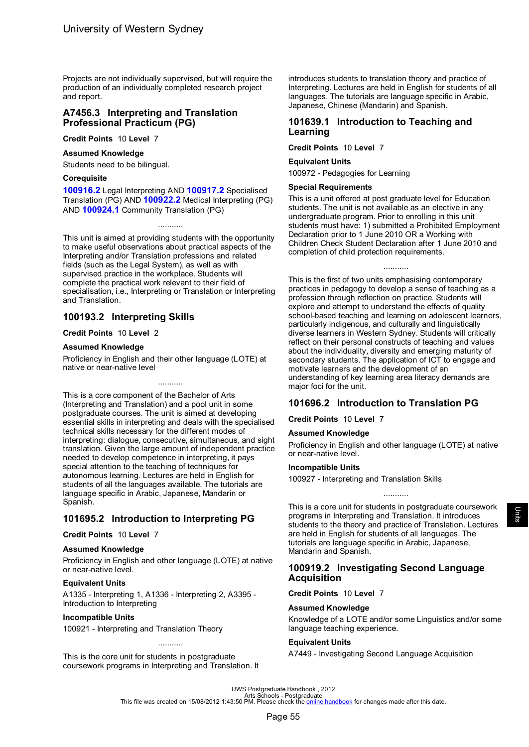Projects are not individually supervised, but will require the production of an individually completed research project and report.

## A7456.3 Interpreting and Translation Professional Practicum (PG)

**Credit Points** 10 **Level** 7

### Assumed Knowledge

Students need to be bilingual.

### Corequisite

**100916.2** Legal Interpreting AND **100917.2** Specialised Translation (PG) AND **100922.2** Medical Interpreting (PG) AND **100924.1** Community Translation (PG)

...........

This unit is aimed at providing students with the opportunity to make useful observations about practical aspects of the Interpreting and/or Translation professions and related fields (such as the Legal System), as well as with supervised practice in the workplace. Students will complete the practical work relevant to their field of specialisation, i.e., Interpreting or Translation or Interpreting and Translation.

## 100193.2 Interpreting Skills

**Credit Points** 10 **Level** 2

### Assumed Knowledge

Proficiency in English and their other language (LOTE) at native or near-native level

...........

This is a core component of the Bachelor of Arts (Interpreting and Translation) and a pool unit in some postgraduate courses. The unit is aimed at developing essential skills in interpreting and deals with the specialised technical skills necessary for the different modes of interpreting: dialogue, consecutive, simultaneous, and sight translation. Given the large amount of independent practice needed to develop competence in interpreting, it pays special attention to the teaching of techniques for autonomous learning. Lectures are held in English for students of all the languages available. The tutorials are language specific in Arabic, Japanese, Mandarin or Spanish.

## 101695.2 Introduction to Interpreting PG

**Credit Points** 10 **Level** 7

### Assumed Knowledge

Proficiency in English and other language (LOTE) at native or near-native level.

### Equivalent Units

A1335 - Interpreting 1, A1336 - Interpreting 2, A3395 - Introduction to Interpreting

### Incompatible Units

100921 - Interpreting and Translation Theory

...........

This is the core unit for students in postgraduate coursework programs in Interpreting and Translation. It introduces students to translation theory and practice of Interpreting. Lectures are held in English for students of all languages. The tutorials are language specific in Arabic, Japanese, Chinese (Mandarin) and Spanish.

## 101639.1 Introduction to Teaching and Learning

**Credit Points** 10 **Level** 7

### Equivalent Units

100972 - Pedagogies for Learning

### Special Requirements

This is a unit offered at post graduate level for Education students. The unit is not available as an elective in any undergraduate program. Prior to enrolling in this unit students must have: 1) submitted a Prohibited Employment Declaration prior to 1 June 2010 OR a Working with Children Check Student Declaration after 1 June 2010 and completion of child protection requirements.

...........

This is the first of two units emphasising contemporary practices in pedagogy to develop a sense of teaching as a profession through reflection on practice. Students will explore and attempt to understand the effects of quality school-based teaching and learning on adolescent learners, particularly indigenous, and culturally and linguistically diverse learners in Western Sydney. Students will critically reflect on their personal constructs of teaching and values about the individuality, diversity and emerging maturity of secondary students. The application of ICT to engage and motivate learners and the development of an understanding of key learning area literacy demands are major foci for the unit.

## 101696.2 Introduction to Translation PG

**Credit Points** 10 **Level** 7

### Assumed Knowledge

Proficiency in English and other language (LOTE) at native or near-native level.

### Incompatible Units

100927 - Interpreting and Translation Skills

...........

This is a core unit for students in postgraduate coursework programs in Interpreting and Translation. It introduces students to the theory and practice of Translation. Lectures are held in English for students of all languages. The tutorials are language specific in Arabic, Japanese, Mandarin and Spanish.

## 100919.2 Investigating Second Language Acquisition

**Credit Points** 10 **Level** 7

### Assumed Knowledge

Knowledge of a LOTE and/or some Linguistics and/or some language teaching experience.

### Equivalent Units

A7449 - Investigating Second Language Acquisition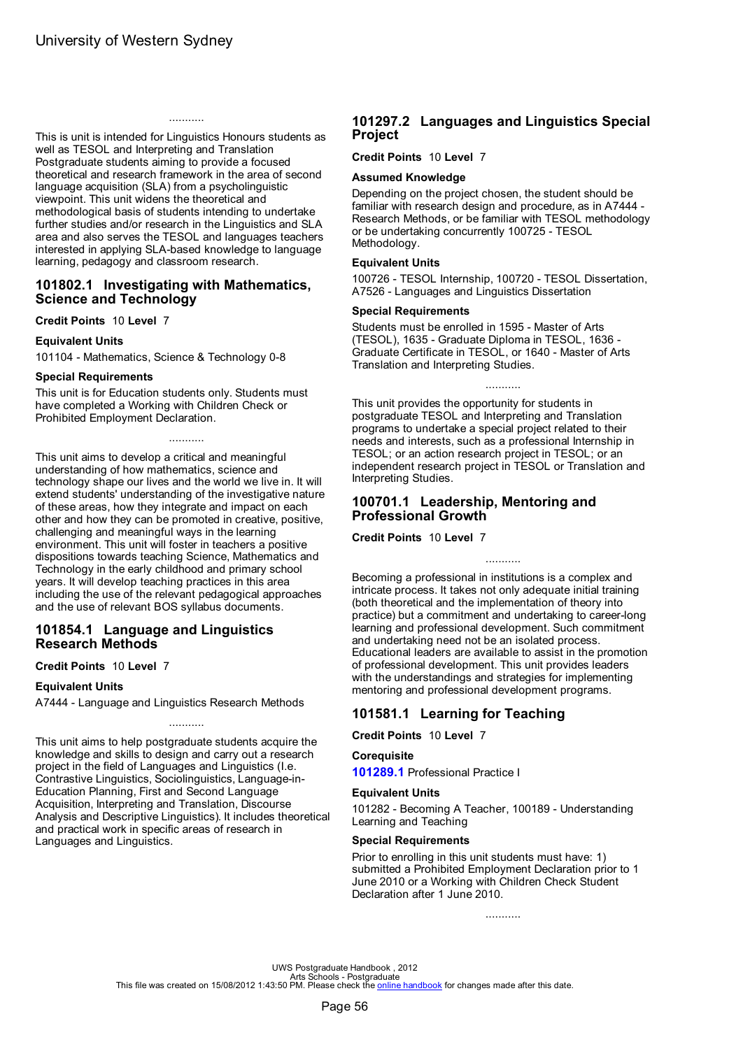...........

This is unit is intended for Linguistics Honours students as well as TESOL and Interpreting and Translation Postgraduate students aiming to provide a focused theoretical and research framework in the area of second language acquisition (SLA) from a psycholinguistic viewpoint. This unit widens the theoretical and methodological basis of students intending to undertake further studies and/or research in the Linguistics and SLA area and also serves the TESOL and languages teachers interested in applying SLA-based knowledge to language learning, pedagogy and classroom research.

## 101802.1 Investigating with Mathematics, Science and Technology

**Credit Points** 10 **Level** 7

### Equivalent Units

101104 - Mathematics, Science & Technology 0-8

### Special Requirements

This unit is for Education students only. Students must have completed a Working with Children Check or Prohibited Employment Declaration.

...........

This unit aims to develop a critical and meaningful understanding of how mathematics, science and technology shape our lives and the world we live in. It will extend students' understanding of the investigative nature of these areas, how they integrate and impact on each other and how they can be promoted in creative, positive, challenging and meaningful ways in the learning environment. This unit will foster in teachers a positive dispositions towards teaching Science, Mathematics and Technology in the early childhood and primary school years. It will develop teaching practices in this area including the use of the relevant pedagogical approaches and the use of relevant BOS syllabus documents.

## 101854.1 Language and Linguistics Research Methods

**Credit Points** 10 **Level** 7

### Equivalent Units

A7444 - Language and Linguistics Research Methods

...........

This unit aims to help postgraduate students acquire the knowledge and skills to design and carry out a research project in the field of Languages and Linguistics (I.e. Contrastive Linguistics, Sociolinguistics, Language-in-Education Planning, First and Second Language Acquisition, Interpreting and Translation, Discourse Analysis and Descriptive Linguistics). It includes theoretical and practical work in specific areas of research in Languages and Linguistics.

## 101297.2 Languages and Linguistics Special Project

**Credit Points** 10 **Level** 7

### Assumed Knowledge

Depending on the project chosen, the student should be familiar with research design and procedure, as in A7444 - Research Methods, or be familiar with TESOL methodology or be undertaking concurrently 100725 - TESOL Methodology.

### Equivalent Units

100726 - TESOL Internship, 100720 - TESOL Dissertation, A7526 - Languages and Linguistics Dissertation

### Special Requirements

Students must be enrolled in 1595 - Master of Arts (TESOL), 1635 - Graduate Diploma in TESOL, 1636 - Graduate Certificate in TESOL, or 1640 - Master of Arts Translation and Interpreting Studies.

...........

This unit provides the opportunity for students in postgraduate TESOL and Interpreting and Translation programs to undertake a special project related to their needs and interests, such as a professional Internship in TESOL; or an action research project in TESOL; or an independent research project in TESOL or Translation and Interpreting Studies.

## 100701.1 Leadership, Mentoring and Professional Growth

**Credit Points** 10 **Level** 7

...........

Becoming a professional in institutions is a complex and intricate process. It takes not only adequate initial training (both theoretical and the implementation of theory into practice) but a commitment and undertaking to career-long learning and professional development. Such commitment and undertaking need not be an isolated process. Educational leaders are available to assist in the promotion of professional development. This unit provides leaders with the understandings and strategies for implementing mentoring and professional development programs.

## 101581.1 Learning for Teaching

**Credit Points** 10 **Level** 7

### Corequisite

**101289.1** Professional Practice I

### Equivalent Units

101282 - Becoming A Teacher, 100189 - Understanding Learning and Teaching

### Special Requirements

Prior to enrolling in this unit students must have: 1) submitted a Prohibited Employment Declaration prior to 1 June 2010 or a Working with Children Check Student Declaration after 1 June 2010.

...........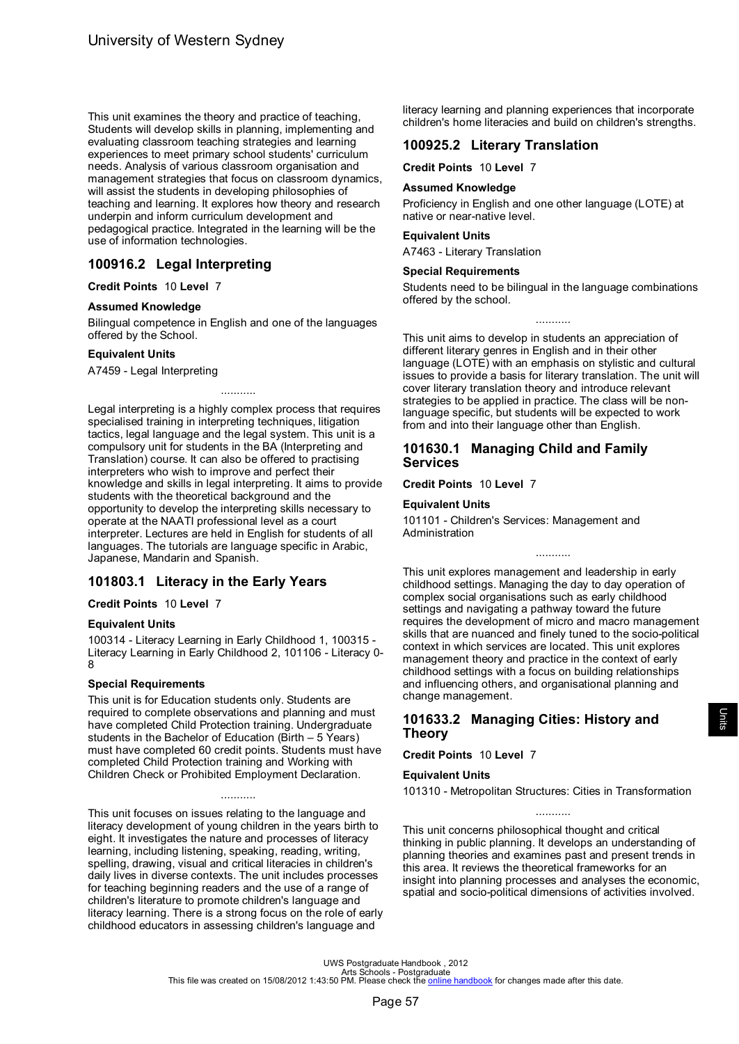This unit examines the theory and practice of teaching, Students will develop skills in planning, implementing and evaluating classroom teaching strategies and learning experiences to meet primary school students' curriculum needs. Analysis of various classroom organisation and management strategies that focus on classroom dynamics, will assist the students in developing philosophies of teaching and learning. It explores how theory and research underpin and inform curriculum development and pedagogical practice. Integrated in the learning will be the use of information technologies.

## 100916.2 Legal Interpreting

**Credit Points** 10 **Level** 7

#### Assumed Knowledge

Bilingual competence in English and one of the languages offered by the School.

#### Equivalent Units

A7459 - Legal Interpreting

...........

Legal interpreting is a highly complex process that requires specialised training in interpreting techniques, litigation tactics, legal language and the legal system. This unit is a compulsory unit for students in the BA (Interpreting and Translation) course. It can also be offered to practising interpreters who wish to improve and perfect their knowledge and skills in legal interpreting. It aims to provide students with the theoretical background and the opportunity to develop the interpreting skills necessary to operate at the NAATI professional level as a court interpreter. Lectures are held in English for students of all languages. The tutorials are language specific in Arabic, Japanese, Mandarin and Spanish.

## 101803.1 Literacy in the Early Years

**Credit Points** 10 **Level** 7

#### Equivalent Units

100314 - Literacy Learning in Early Childhood 1, 100315 - Literacy Learning in Early Childhood 2, 101106 - Literacy 0-8

#### Special Requirements

This unit is for Education students only. Students are required to complete observations and planning and must have completed Child Protection training. Undergraduate students in the Bachelor of Education (Birth – 5 Years) must have completed 60 credit points. Students must have completed Child Protection training and Working with Children Check or Prohibited Employment Declaration.

...........

This unit focuses on issues relating to the language and literacy development of young children in the years birth to eight. It investigates the nature and processes of literacy learning, including listening, speaking, reading, writing, spelling, drawing, visual and critical literacies in children's daily lives in diverse contexts. The unit includes processes for teaching beginning readers and the use of a range of children's literature to promote children's language and literacy learning. There is a strong focus on the role of early childhood educators in assessing children's language and literacy learning and planning experiences that incorporate children's home literacies and build on children's strengths.

## 100925.2 Literary Translation

**Credit Points** 10 **Level** 7

#### Assumed Knowledge

Proficiency in English and one other language (LOTE) at native or near-native level.

#### Equivalent Units

A7463 - Literary Translation

#### Special Requirements

Students need to be bilingual in the language combinations offered by the school.

...........

This unit aims to develop in students an appreciation of different literary genres in English and in their other language (LOTE) with an emphasis on stylistic and cultural issues to provide a basis for literary translation. The unit will cover literary translation theory and introduce relevant strategies to be applied in practice. The class will be non-language specific, but students will be expected to work from and into their language other than English.

## 101630.1 Managing Child and Family Services

**Credit Points** 10 **Level** 7

#### Equivalent Units

101101 - Children's Services: Management and Administration

...........

This unit explores management and leadership in early childhood settings. Managing the day to day operation of complex social organisations such as early childhood settings and navigating a pathway toward the future requires the development of micro and macro management skills that are nuanced and finely tuned to the socio-political context in which services are located. This unit explores management theory and practice in the context of early childhood settings with a focus on building relationships and influencing others, and organisational planning and change management.

## 101633.2 Managing Cities: History and Theory

**Credit Points** 10 **Level** 7

#### Equivalent Units

101310 - Metropolitan Structures: Cities in Transformation

...........

This unit concerns philosophical thought and critical thinking in public planning. It develops an understanding of planning theories and examines past and present trends in this area. It reviews the theoretical frameworks for an insight into planning processes and analyses the economic, spatial and socio-political dimensions of activities involved.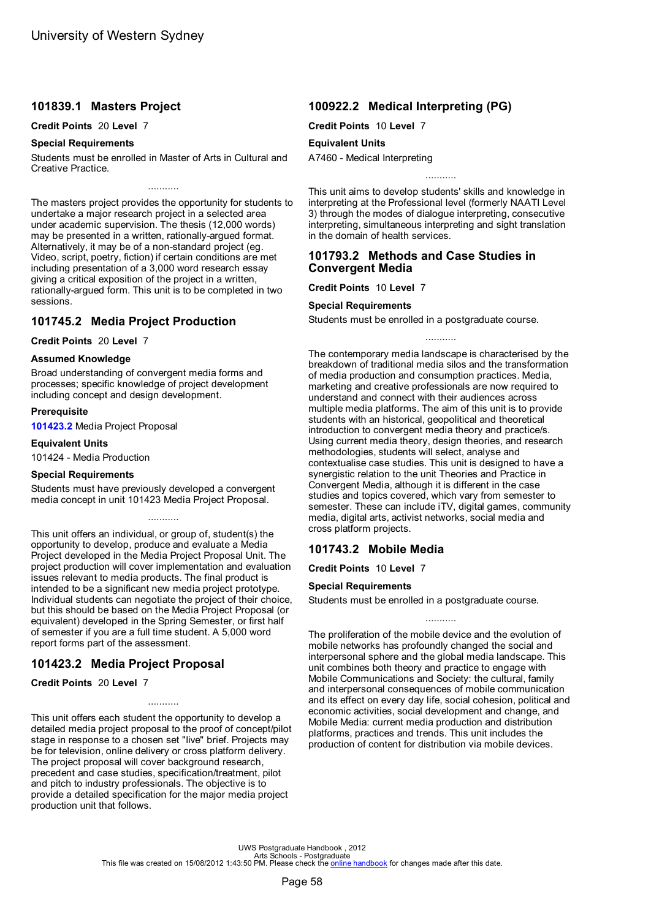## 101839.1 Masters Project

**Credit Points** 20 **Level** 7

### Special Requirements

Students must be enrolled in Master of Arts in Cultural and Creative Practice.

...........

The masters project provides the opportunity for students to undertake a major research project in a selected area under academic supervision. The thesis (12,000 words) may be presented in a written, rationally-argued format. Alternatively, it may be of a non-standard project (eg. Video, script, poetry, fiction) if certain conditions are met including presentation of a 3,000 word research essay giving a critical exposition of the project in a written, rationally-argued form. This unit is to be completed in two sessions.

## 101745.2 Media Project Production

**Credit Points** 20 **Level** 7

### Assumed Knowledge

Broad understanding of convergent media forms and processes; specific knowledge of project development including concept and design development.

### Prerequisite

**101423.2** Media Project Proposal

### Equivalent Units

101424 - Media Production

### Special Requirements

Students must have previously developed a convergent media concept in unit 101423 Media Project Proposal.

...........

This unit offers an individual, or group of, student(s) the opportunity to develop, produce and evaluate a Media Project developed in the Media Project Proposal Unit. The project production will cover implementation and evaluation issues relevant to media products. The final product is intended to be a significant new media project prototype. Individual students can negotiate the project of their choice, but this should be based on the Media Project Proposal (or equivalent) developed in the Spring Semester, or first half of semester if you are a full time student. A 5,000 word report forms part of the assessment.

## 101423.2 Media Project Proposal

**Credit Points** 20 **Level** 7

...........

This unit offers each student the opportunity to develop a detailed media project proposal to the proof of concept/pilot stage in response to a chosen set "live" brief. Projects may be for television, online delivery or cross platform delivery. The project proposal will cover background research, precedent and case studies, specification/treatment, pilot and pitch to industry professionals. The objective is to provide a detailed specification for the major media project production unit that follows.

## 100922.2 Medical Interpreting (PG)

**Credit Points** 10 **Level** 7

### Equivalent Units

A7460 - Medical Interpreting

...........

This unit aims to develop students' skills and knowledge in interpreting at the Professional level (formerly NAATI Level 3) through the modes of dialogue interpreting, consecutive interpreting, simultaneous interpreting and sight translation in the domain of health services.

## 101793.2 Methods and Case Studies in Convergent Media

**Credit Points** 10 **Level** 7

### Special Requirements

Students must be enrolled in a postgraduate course.

...........

The contemporary media landscape is characterised by the breakdown of traditional media silos and the transformation of media production and consumption practices. Media, marketing and creative professionals are now required to understand and connect with their audiences across multiple media platforms. The aim of this unit is to provide students with an historical, geopolitical and theoretical introduction to convergent media theory and practice/s. Using current media theory, design theories, and research methodologies, students will select, analyse and contextualise case studies. This unit is designed to have a synergistic relation to the unit Theories and Practice in Convergent Media, although it is different in the case studies and topics covered, which vary from semester to semester. These can include iTV, digital games, community media, digital arts, activist networks, social media and cross platform projects.

## 101743.2 Mobile Media

**Credit Points** 10 **Level** 7

### Special Requirements

Students must be enrolled in a postgraduate course.

...........

The proliferation of the mobile device and the evolution of mobile networks has profoundly changed the social and interpersonal sphere and the global media landscape. This unit combines both theory and practice to engage with Mobile Communications and Society: the cultural, family and interpersonal consequences of mobile communication and its effect on every day life, social cohesion, political and economic activities, social development and change, and Mobile Media: current media production and distribution platforms, practices and trends. This unit includes the production of content for distribution via mobile devices.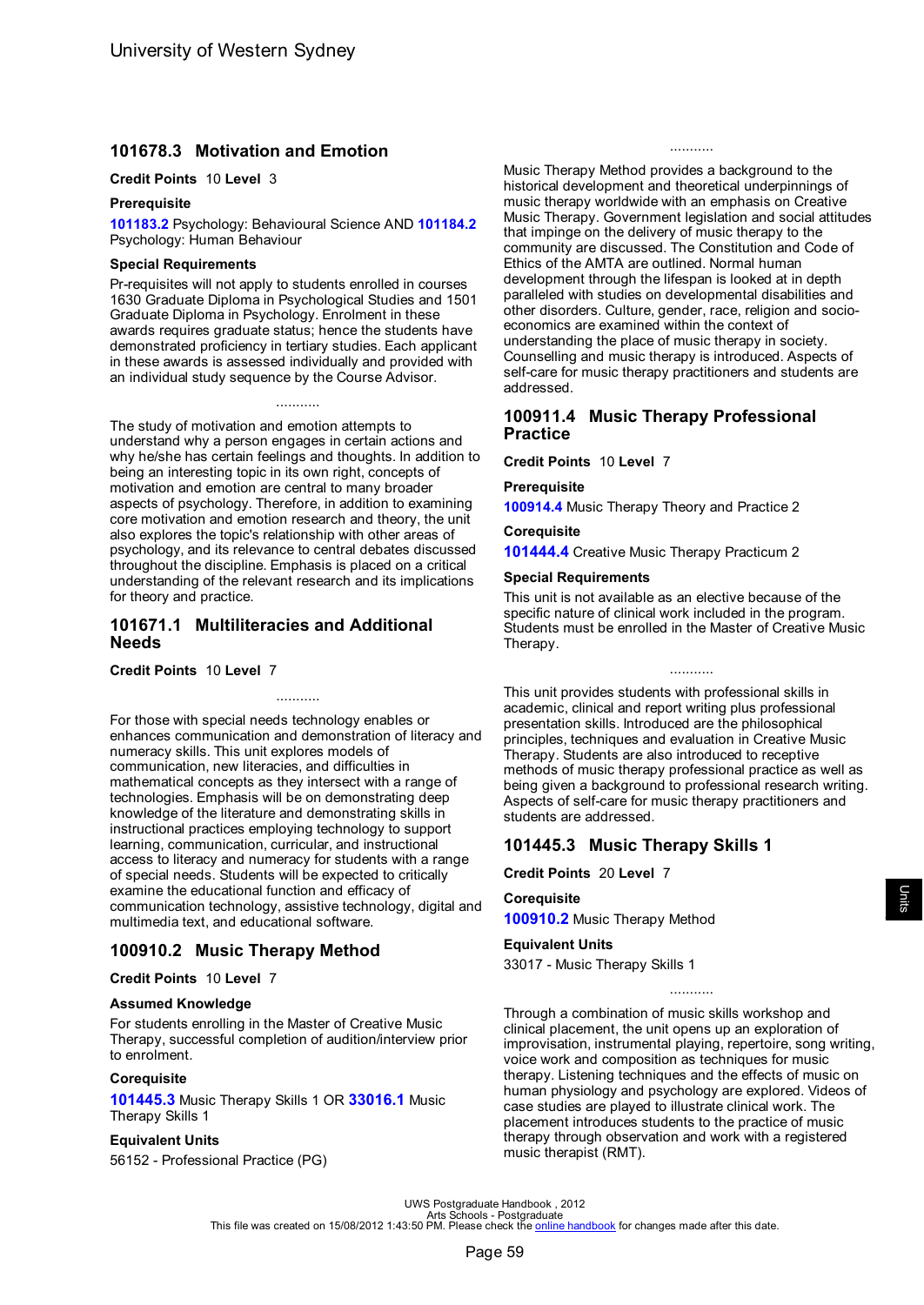## 101678.3 Motivation and Emotion

**Credit Points** 10 **Level** 3

**Prerequisite**

**101183.2** Psychology: Behavioural Science AND **101184.2** Psychology: Human Behaviour

**Special Requirements**

Pr-requisites will not apply to students enrolled in courses 1630 Graduate Diploma in Psychological Studies and 1501 Graduate Diploma in Psychology. Enrolment in these awards requires graduate status; hence the students have demonstrated proficiency in tertiary studies. Each applicant in these awards is assessed individually and provided with an individual study sequence by the Course Advisor.

...........

The study of motivation and emotion attempts to understand why a person engages in certain actions and why he/she has certain feelings and thoughts. In addition to being an interesting topic in its own right, concepts of motivation and emotion are central to many broader aspects of psychology. Therefore, in addition to examining core motivation and emotion research and theory, the unit also explores the topic's relationship with other areas of psychology, and its relevance to central debates discussed throughout the discipline. Emphasis is placed on a critical understanding of the relevant research and its implications for theory and practice.

## 101671.1 Multiliteracies and Additional Needs

**Credit Points** 10 **Level** 7

...........

For those with special needs technology enables or enhances communication and demonstration of literacy and numeracy skills. This unit explores models of communication, new literacies, and difficulties in mathematical concepts as they intersect with a range of technologies. Emphasis will be on demonstrating deep knowledge of the literature and demonstrating skills in instructional practices employing technology to support learning, communication, curricular, and instructional access to literacy and numeracy for students with a range of special needs. Students will be expected to critically examine the educational function and efficacy of communication technology, assistive technology, digital and multimedia text, and educational software.

## 100910.2 Music Therapy Method

**Credit Points** 10 **Level** 7

**Assumed Knowledge**

For students enrolling in the Master of Creative Music Therapy, successful completion of audition/interview prior to enrolment.

**Corequisite**

**101445.3** Music Therapy Skills 1 OR **33016.1** Music Therapy Skills 1

**Equivalent Units**

56152 - Professional Practice (PG)

...........

Music Therapy Method provides a background to the historical development and theoretical underpinnings of music therapy worldwide with an emphasis on Creative Music Therapy. Government legislation and social attitudes that impinge on the delivery of music therapy to the community are discussed. The Constitution and Code of Ethics of the AMTA are outlined. Normal human development through the lifespan is looked at in depth paralleled with studies on developmental disabilities and other disorders. Culture, gender, race, religion and socio-economics are examined within the context of understanding the place of music therapy in society. Counselling and music therapy is introduced. Aspects of self-care for music therapy practitioners and students are addressed.

## 100911.4 Music Therapy Professional Practice

**Credit Points** 10 **Level** 7

**Prerequisite**

**100914.4** Music Therapy Theory and Practice 2

**Corequisite**

**101444.4** Creative Music Therapy Practicum 2

**Special Requirements**

This unit is not available as an elective because of the specific nature of clinical work included in the program. Students must be enrolled in the Master of Creative Music Therapy.

...........

This unit provides students with professional skills in academic, clinical and report writing plus professional presentation skills. Introduced are the philosophical principles, techniques and evaluation in Creative Music Therapy. Students are also introduced to receptive methods of music therapy professional practice as well as being given a background to professional research writing. Aspects of self-care for music therapy practitioners and students are addressed.

## 101445.3 Music Therapy Skills 1

**Credit Points** 20 **Level** 7

**Corequisite**

**100910.2** Music Therapy Method

**Equivalent Units**

33017 - Music Therapy Skills 1

...........

Through a combination of music skills workshop and clinical placement, the unit opens up an exploration of improvisation, instrumental playing, repertoire, song writing, voice work and composition as techniques for music therapy. Listening techniques and the effects of music on human physiology and psychology are explored. Videos of case studies are played to illustrate clinical work. The placement introduces students to the practice of music therapy through observation and work with a registered music therapist (RMT).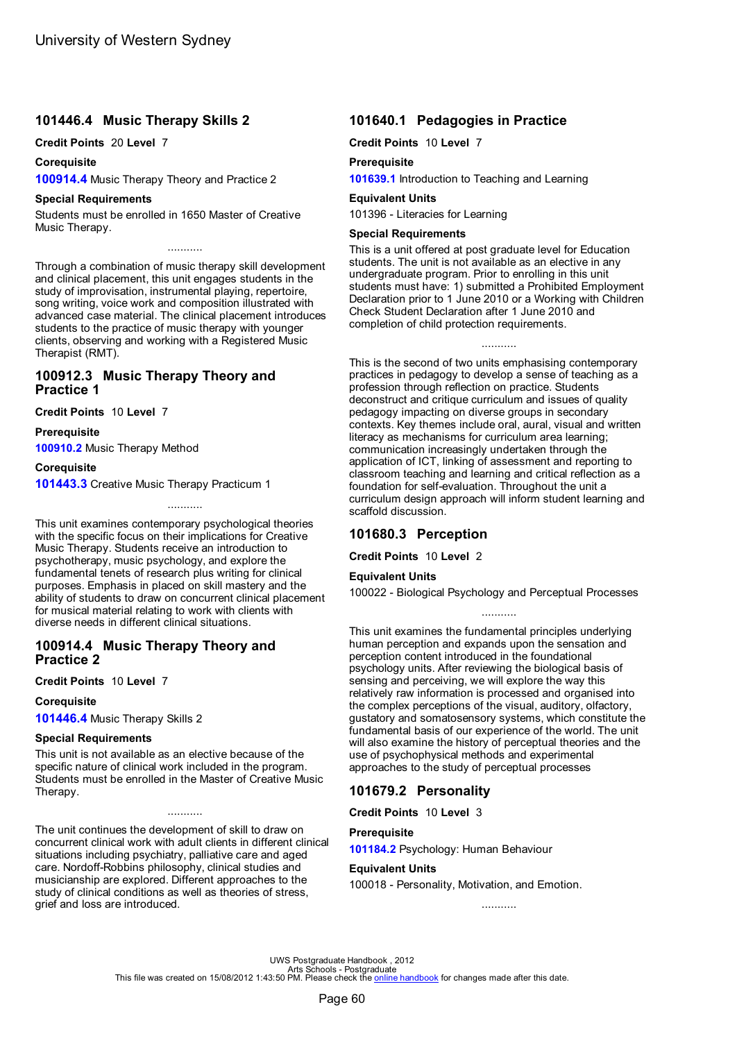## 101446.4 Music Therapy Skills 2

**Credit Points** 20 **Level** 7

**Corequisite**

**100914.4** Music Therapy Theory and Practice 2

**Special Requirements**

Students must be enrolled in 1650 Master of Creative Music Therapy.

...........

Through a combination of music therapy skill development and clinical placement, this unit engages students in the study of improvisation, instrumental playing, repertoire, song writing, voice work and composition illustrated with advanced case material. The clinical placement introduces students to the practice of music therapy with younger clients, observing and working with a Registered Music Therapist (RMT).

## 100912.3 Music Therapy Theory and Practice 1

**Credit Points** 10 **Level** 7

**Prerequisite**

**100910.2** Music Therapy Method

**Corequisite**

**101443.3** Creative Music Therapy Practicum 1

...........

This unit examines contemporary psychological theories with the specific focus on their implications for Creative Music Therapy. Students receive an introduction to psychotherapy, music psychology, and explore the fundamental tenets of research plus writing for clinical purposes. Emphasis in placed on skill mastery and the ability of students to draw on concurrent clinical placement for musical material relating to work with clients with diverse needs in different clinical situations.

## 100914.4 Music Therapy Theory and Practice 2

**Credit Points** 10 **Level** 7

**Corequisite**

**101446.4** Music Therapy Skills 2

**Special Requirements**

This unit is not available as an elective because of the specific nature of clinical work included in the program. Students must be enrolled in the Master of Creative Music Therapy.

...........

The unit continues the development of skill to draw on concurrent clinical work with adult clients in different clinical situations including psychiatry, palliative care and aged care. Nordoff-Robbins philosophy, clinical studies and musicianship are explored. Different approaches to the study of clinical conditions as well as theories of stress, grief and loss are introduced.

## 101640.1 Pedagogies in Practice

**Credit Points** 10 **Level** 7

**Prerequisite**

**101639.1** Introduction to Teaching and Learning

**Equivalent Units**

101396 - Literacies for Learning

**Special Requirements**

This is a unit offered at post graduate level for Education students. The unit is not available as an elective in any undergraduate program. Prior to enrolling in this unit students must have: 1) submitted a Prohibited Employment Declaration prior to 1 June 2010 or a Working with Children Check Student Declaration after 1 June 2010 and completion of child protection requirements.

...........

This is the second of two units emphasising contemporary practices in pedagogy to develop a sense of teaching as a profession through reflection on practice. Students deconstruct and critique curriculum and issues of quality pedagogy impacting on diverse groups in secondary contexts. Key themes include oral, aural, visual and written literacy as mechanisms for curriculum area learning; communication increasingly undertaken through the application of ICT, linking of assessment and reporting to classroom teaching and learning and critical reflection as a foundation for self-evaluation. Throughout the unit a curriculum design approach will inform student learning and scaffold discussion.

## 101680.3 Perception

**Credit Points** 10 **Level** 2

**Equivalent Units**

100022 - Biological Psychology and Perceptual Processes

...........

This unit examines the fundamental principles underlying human perception and expands upon the sensation and perception content introduced in the foundational psychology units. After reviewing the biological basis of sensing and perceiving, we will explore the way this relatively raw information is processed and organised into the complex perceptions of the visual, auditory, olfactory, gustatory and somatosensory systems, which constitute the fundamental basis of our experience of the world. The unit will also examine the history of perceptual theories and the use of psychophysical methods and experimental approaches to the study of perceptual processes

## 101679.2 Personality

**Credit Points** 10 **Level** 3

**Prerequisite**

**101184.2** Psychology: Human Behaviour

**Equivalent Units**

100018 - Personality, Motivation, and Emotion.

...........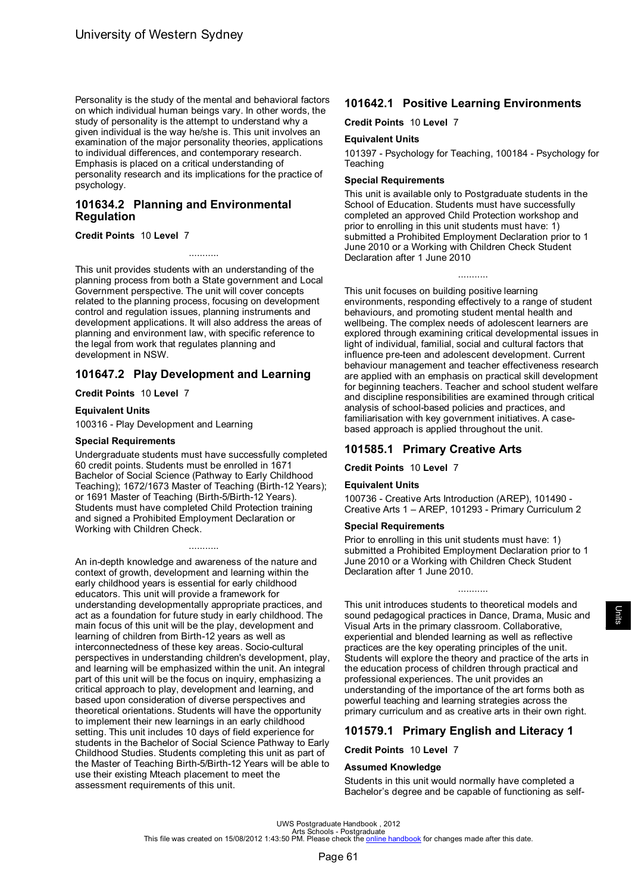Personality is the study of the mental and behavioral factors on which individual human beings vary. In other words, the study of personality is the attempt to understand why a given individual is the way he/she is. This unit involves an examination of the major personality theories, applications to individual differences, and contemporary research. Emphasis is placed on a critical understanding of personality research and its implications for the practice of psychology.

## 101634.2 Planning and Environmental Regulation

**Credit Points** 10 **Level** 7

...........

This unit provides students with an understanding of the planning process from both a State government and Local Government perspective. The unit will cover concepts related to the planning process, focusing on development control and regulation issues, planning instruments and development applications. It will also address the areas of planning and environment law, with specific reference to the legal from work that regulates planning and development in NSW.

## 101647.2 Play Development and Learning

**Credit Points** 10 **Level** 7

**Equivalent Units**

100316 - Play Development and Learning

**Special Requirements**

Undergraduate students must have successfully completed 60 credit points. Students must be enrolled in 1671 Bachelor of Social Science (Pathway to Early Childhood Teaching); 1672/1673 Master of Teaching (Birth-12 Years); or 1691 Master of Teaching (Birth-5/Birth-12 Years). Students must have completed Child Protection training and signed a Prohibited Employment Declaration or Working with Children Check.

...........

An in-depth knowledge and awareness of the nature and context of growth, development and learning within the early childhood years is essential for early childhood educators. This unit will provide a framework for understanding developmentally appropriate practices, and act as a foundation for future study in early childhood. The main focus of this unit will be the play, development and learning of children from Birth-12 years as well as interconnectedness of these key areas. Socio-cultural perspectives in understanding children's development, play, and learning will be emphasized within the unit. An integral part of this unit will be the focus on inquiry, emphasizing a critical approach to play, development and learning, and based upon consideration of diverse perspectives and theoretical orientations. Students will have the opportunity to implement their new learnings in an early childhood setting. This unit includes 10 days of field experience for students in the Bachelor of Social Science Pathway to Early Childhood Studies. Students completing this unit as part of the Master of Teaching Birth-5/Birth-12 Years will be able to use their existing Mteach placement to meet the assessment requirements of this unit.

## 101642.1 Positive Learning Environments

**Credit Points** 10 **Level** 7

**Equivalent Units**

101397 - Psychology for Teaching, 100184 - Psychology for Teaching

**Special Requirements**

This unit is available only to Postgraduate students in the School of Education. Students must have successfully completed an approved Child Protection workshop and prior to enrolling in this unit students must have: 1) submitted a Prohibited Employment Declaration prior to 1 June 2010 or a Working with Children Check Student Declaration after 1 June 2010

...........

This unit focuses on building positive learning environments, responding effectively to a range of student behaviours, and promoting student mental health and wellbeing. The complex needs of adolescent learners are explored through examining critical developmental issues in light of individual, familial, social and cultural factors that influence pre-teen and adolescent development. Current behaviour management and teacher effectiveness research are applied with an emphasis on practical skill development for beginning teachers. Teacher and school student welfare and discipline responsibilities are examined through critical analysis of school-based policies and practices, and familiarisation with key government initiatives. A case-based approach is applied throughout the unit.

## 101585.1 Primary Creative Arts

**Credit Points** 10 **Level** 7

**Equivalent Units**

100736 - Creative Arts Introduction (AREP), 101490 - Creative Arts 1 – AREP, 101293 - Primary Curriculum 2

**Special Requirements**

Prior to enrolling in this unit students must have: 1) submitted a Prohibited Employment Declaration prior to 1 June 2010 or a Working with Children Check Student Declaration after 1 June 2010.

...........

This unit introduces students to theoretical models and sound pedagogical practices in Dance, Drama, Music and Visual Arts in the primary classroom. Collaborative, experiential and blended learning as well as reflective practices are the key operating principles of the unit. Students will explore the theory and practice of the arts in the education process of children through practical and professional experiences. The unit provides an understanding of the importance of the art forms both as powerful teaching and learning strategies across the primary curriculum and as creative arts in their own right.

## 101579.1 Primary English and Literacy 1

**Credit Points** 10 **Level** 7

**Assumed Knowledge**

Students in this unit would normally have completed a Bachelor's degree and be capable of functioning as self-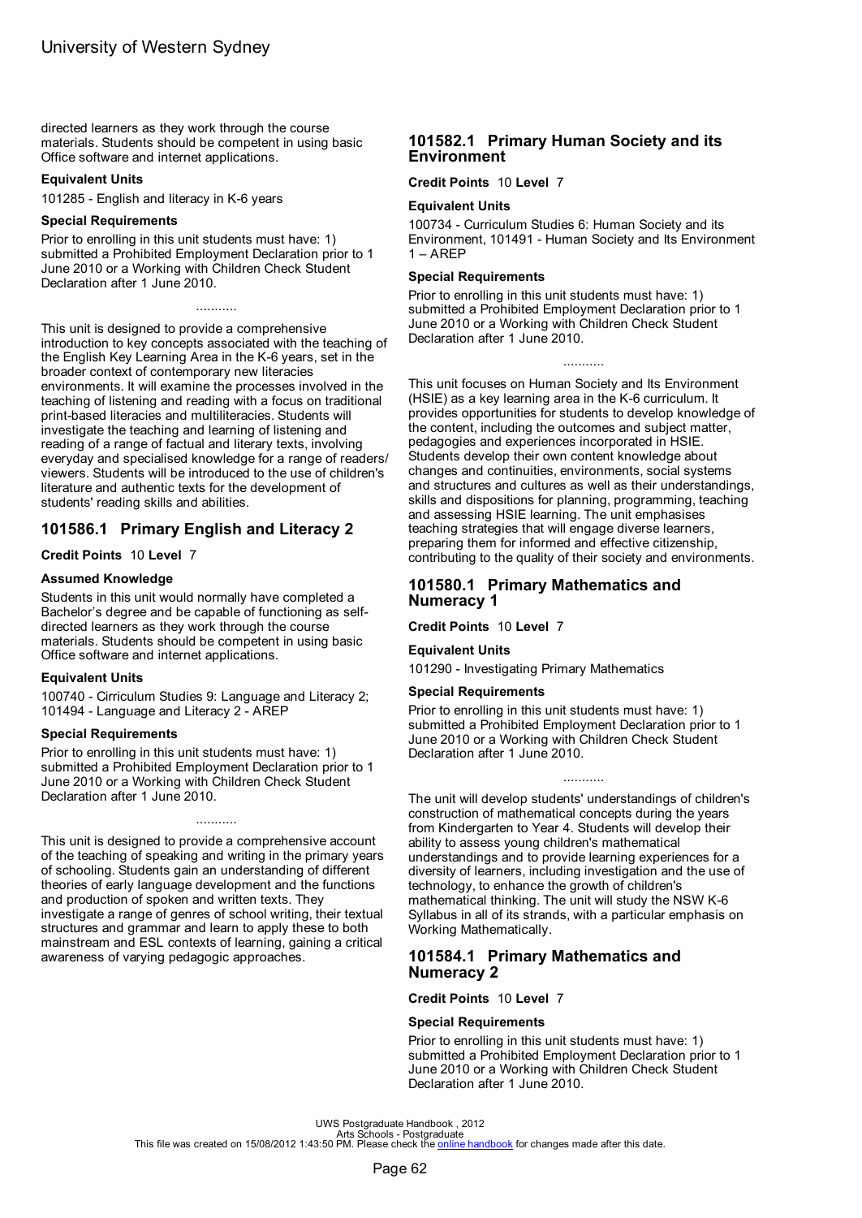directed learners as they work through the course materials. Students should be competent in using basic Office software and internet applications.

**Equivalent Units**

101285 - English and literacy in K-6 years

**Special Requirements**

Prior to enrolling in this unit students must have: 1) submitted a Prohibited Employment Declaration prior to 1 June 2010 or a Working with Children Check Student Declaration after 1 June 2010.

...........

This unit is designed to provide a comprehensive introduction to key concepts associated with the teaching of the English Key Learning Area in the K-6 years, set in the broader context of contemporary new literacies environments. It will examine the processes involved in the teaching of listening and reading with a focus on traditional print-based literacies and multiliteracies. Students will investigate the teaching and learning of listening and reading of a range of factual and literary texts, involving everyday and specialised knowledge for a range of readers/ viewers. Students will be introduced to the use of children's literature and authentic texts for the development of students' reading skills and abilities.

## 101586.1 Primary English and Literacy 2

**Credit Points** 10 **Level** 7

**Assumed Knowledge**

Students in this unit would normally have completed a Bachelor's degree and be capable of functioning as self-directed learners as they work through the course materials. Students should be competent in using basic Office software and internet applications.

**Equivalent Units**

100740 - Cirriculum Studies 9: Language and Literacy 2; 101494 - Language and Literacy 2 - AREP

**Special Requirements**

Prior to enrolling in this unit students must have: 1) submitted a Prohibited Employment Declaration prior to 1 June 2010 or a Working with Children Check Student Declaration after 1 June 2010.

...........

This unit is designed to provide a comprehensive account of the teaching of speaking and writing in the primary years of schooling. Students gain an understanding of different theories of early language development and the functions and production of spoken and written texts. They investigate a range of genres of school writing, their textual structures and grammar and learn to apply these to both mainstream and ESL contexts of learning, gaining a critical awareness of varying pedagogic approaches.

## 101582.1 Primary Human Society and its Environment

**Credit Points** 10 **Level** 7

**Equivalent Units**

100734 - Curriculum Studies 6: Human Society and its Environment, 101491 - Human Society and Its Environment 1 – AREP

**Special Requirements**

Prior to enrolling in this unit students must have: 1) submitted a Prohibited Employment Declaration prior to 1 June 2010 or a Working with Children Check Student Declaration after 1 June 2010.

...........

This unit focuses on Human Society and Its Environment (HSIE) as a key learning area in the K-6 curriculum. It provides opportunities for students to develop knowledge of the content, including the outcomes and subject matter, pedagogies and experiences incorporated in HSIE. Students develop their own content knowledge about changes and continuities, environments, social systems and structures and cultures as well as their understandings, skills and dispositions for planning, programming, teaching and assessing HSIE learning. The unit emphasises teaching strategies that will engage diverse learners, preparing them for informed and effective citizenship, contributing to the quality of their society and environments.

## 101580.1 Primary Mathematics and Numeracy 1

**Credit Points** 10 **Level** 7

**Equivalent Units**

101290 - Investigating Primary Mathematics

**Special Requirements**

Prior to enrolling in this unit students must have: 1) submitted a Prohibited Employment Declaration prior to 1 June 2010 or a Working with Children Check Student Declaration after 1 June 2010.

...........

The unit will develop students' understandings of children's construction of mathematical concepts during the years from Kindergarten to Year 4. Students will develop their ability to assess young children's mathematical understandings and to provide learning experiences for a diversity of learners, including investigation and the use of technology, to enhance the growth of children's mathematical thinking. The unit will study the NSW K-6 Syllabus in all of its strands, with a particular emphasis on Working Mathematically.

## 101584.1 Primary Mathematics and Numeracy 2

**Credit Points** 10 **Level** 7

**Special Requirements**

Prior to enrolling in this unit students must have: 1) submitted a Prohibited Employment Declaration prior to 1 June 2010 or a Working with Children Check Student Declaration after 1 June 2010.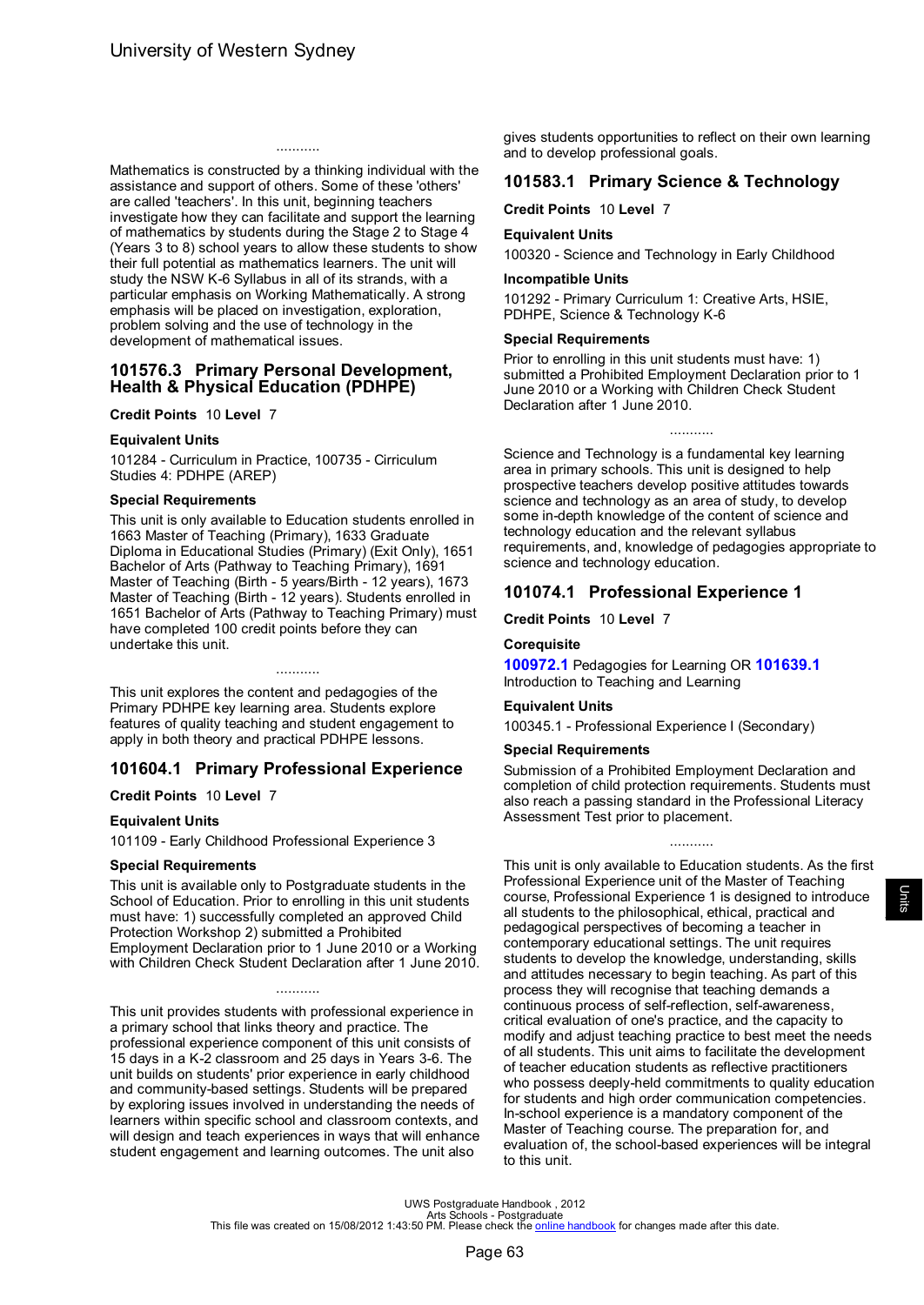...........

Mathematics is constructed by a thinking individual with the assistance and support of others. Some of these 'others' are called 'teachers'. In this unit, beginning teachers investigate how they can facilitate and support the learning of mathematics by students during the Stage 2 to Stage 4 (Years 3 to 8) school years to allow these students to show their full potential as mathematics learners. The unit will study the NSW K-6 Syllabus in all of its strands, with a particular emphasis on Working Mathematically. A strong emphasis will be placed on investigation, exploration, problem solving and the use of technology in the development of mathematical issues.

## 101576.3 Primary Personal Development, Health & Physical Education (PDHPE)

**Credit Points** 10 **Level** 7

### Equivalent Units

101284 - Curriculum in Practice, 100735 - Cirriculum Studies 4: PDHPE (AREP)

### Special Requirements

This unit is only available to Education students enrolled in 1663 Master of Teaching (Primary), 1633 Graduate Diploma in Educational Studies (Primary) (Exit Only), 1651 Bachelor of Arts (Pathway to Teaching Primary), 1691 Master of Teaching (Birth - 5 years/Birth - 12 years), 1673 Master of Teaching (Birth - 12 years). Students enrolled in 1651 Bachelor of Arts (Pathway to Teaching Primary) must have completed 100 credit points before they can undertake this unit.

...........

This unit explores the content and pedagogies of the Primary PDHPE key learning area. Students explore features of quality teaching and student engagement to apply in both theory and practical PDHPE lessons.

## 101604.1 Primary Professional Experience

**Credit Points** 10 **Level** 7

### Equivalent Units

101109 - Early Childhood Professional Experience 3

### Special Requirements

This unit is available only to Postgraduate students in the School of Education. Prior to enrolling in this unit students must have: 1) successfully completed an approved Child Protection Workshop 2) submitted a Prohibited Employment Declaration prior to 1 June 2010 or a Working with Children Check Student Declaration after 1 June 2010.

...........

This unit provides students with professional experience in a primary school that links theory and practice. The professional experience component of this unit consists of 15 days in a K-2 classroom and 25 days in Years 3-6. The unit builds on students' prior experience in early childhood and community-based settings. Students will be prepared by exploring issues involved in understanding the needs of learners within specific school and classroom contexts, and will design and teach experiences in ways that will enhance student engagement and learning outcomes. The unit also gives students opportunities to reflect on their own learning and to develop professional goals.

## 101583.1 Primary Science & Technology

**Credit Points** 10 **Level** 7

### Equivalent Units

100320 - Science and Technology in Early Childhood

### Incompatible Units

101292 - Primary Curriculum 1: Creative Arts, HSIE, PDHPE, Science & Technology K-6

### Special Requirements

Prior to enrolling in this unit students must have: 1) submitted a Prohibited Employment Declaration prior to 1 June 2010 or a Working with Children Check Student Declaration after 1 June 2010.

...........

Science and Technology is a fundamental key learning area in primary schools. This unit is designed to help prospective teachers develop positive attitudes towards science and technology as an area of study, to develop some in-depth knowledge of the content of science and technology education and the relevant syllabus requirements, and, knowledge of pedagogies appropriate to science and technology education.

## 101074.1 Professional Experience 1

**Credit Points** 10 **Level** 7

### Corequisite

**100972.1** Pedagogies for Learning OR **101639.1** Introduction to Teaching and Learning

### Equivalent Units

100345.1 - Professional Experience I (Secondary)

### Special Requirements

Submission of a Prohibited Employment Declaration and completion of child protection requirements. Students must also reach a passing standard in the Professional Literacy Assessment Test prior to placement.

...........

This unit is only available to Education students. As the first Professional Experience unit of the Master of Teaching course, Professional Experience 1 is designed to introduce all students to the philosophical, ethical, practical and pedagogical perspectives of becoming a teacher in contemporary educational settings. The unit requires students to develop the knowledge, understanding, skills and attitudes necessary to begin teaching. As part of this process they will recognise that teaching demands a continuous process of self-reflection, self-awareness, critical evaluation of one's practice, and the capacity to modify and adjust teaching practice to best meet the needs of all students. This unit aims to facilitate the development of teacher education students as reflective practitioners who possess deeply-held commitments to quality education for students and high order communication competencies. In-school experience is a mandatory component of the Master of Teaching course. The preparation for, and evaluation of, the school-based experiences will be integral to this unit.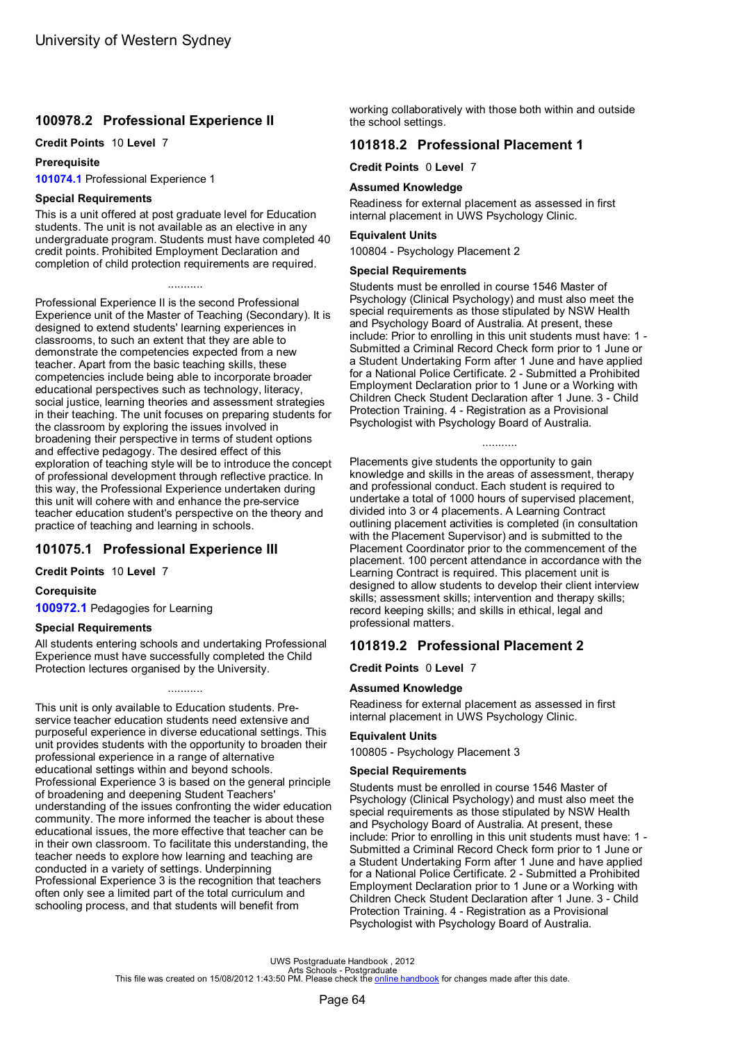## 100978.2 Professional Experience II

**Credit Points** 10 **Level** 7

**Prerequisite**

**101074.1** Professional Experience 1

**Special Requirements**

This is a unit offered at post graduate level for Education students. The unit is not available as an elective in any undergraduate program. Students must have completed 40 credit points. Prohibited Employment Declaration and completion of child protection requirements are required.

...........

Professional Experience II is the second Professional Experience unit of the Master of Teaching (Secondary). It is designed to extend students' learning experiences in classrooms, to such an extent that they are able to demonstrate the competencies expected from a new teacher. Apart from the basic teaching skills, these competencies include being able to incorporate broader educational perspectives such as technology, literacy, social justice, learning theories and assessment strategies in their teaching. The unit focuses on preparing students for the classroom by exploring the issues involved in broadening their perspective in terms of student options and effective pedagogy. The desired effect of this exploration of teaching style will be to introduce the concept of professional development through reflective practice. In this way, the Professional Experience undertaken during this unit will cohere with and enhance the pre-service teacher education student's perspective on the theory and practice of teaching and learning in schools.

## 101075.1 Professional Experience III

**Credit Points** 10 **Level** 7

**Corequisite**

**100972.1** Pedagogies for Learning

**Special Requirements**

All students entering schools and undertaking Professional Experience must have successfully completed the Child Protection lectures organised by the University.

...........

This unit is only available to Education students. Pre-service teacher education students need extensive and purposeful experience in diverse educational settings. This unit provides students with the opportunity to broaden their professional experience in a range of alternative educational settings within and beyond schools. Professional Experience 3 is based on the general principle of broadening and deepening Student Teachers' understanding of the issues confronting the wider education community. The more informed the teacher is about these educational issues, the more effective that teacher can be in their own classroom. To facilitate this understanding, the teacher needs to explore how learning and teaching are conducted in a variety of settings. Underpinning Professional Experience 3 is the recognition that teachers often only see a limited part of the total curriculum and schooling process, and that students will benefit from working collaboratively with those both within and outside the school settings.

## 101818.2 Professional Placement 1

**Credit Points** 0 **Level** 7

**Assumed Knowledge**

Readiness for external placement as assessed in first internal placement in UWS Psychology Clinic.

**Equivalent Units**

100804 - Psychology Placement 2

**Special Requirements**

Students must be enrolled in course 1546 Master of Psychology (Clinical Psychology) and must also meet the special requirements as those stipulated by NSW Health and Psychology Board of Australia. At present, these include: Prior to enrolling in this unit students must have: 1 - Submitted a Criminal Record Check form prior to 1 June or a Student Undertaking Form after 1 June and have applied for a National Police Certificate. 2 - Submitted a Prohibited Employment Declaration prior to 1 June or a Working with Children Check Student Declaration after 1 June. 3 - Child Protection Training. 4 - Registration as a Provisional Psychologist with Psychology Board of Australia.

...........

Placements give students the opportunity to gain knowledge and skills in the areas of assessment, therapy and professional conduct. Each student is required to undertake a total of 1000 hours of supervised placement, divided into 3 or 4 placements. A Learning Contract outlining placement activities is completed (in consultation with the Placement Supervisor) and is submitted to the Placement Coordinator prior to the commencement of the placement. 100 percent attendance in accordance with the Learning Contract is required. This placement unit is designed to allow students to develop their client interview skills; assessment skills; intervention and therapy skills; record keeping skills; and skills in ethical, legal and professional matters.

## 101819.2 Professional Placement 2

**Credit Points** 0 **Level** 7

**Assumed Knowledge**

Readiness for external placement as assessed in first internal placement in UWS Psychology Clinic.

**Equivalent Units**

100805 - Psychology Placement 3

**Special Requirements**

Students must be enrolled in course 1546 Master of Psychology (Clinical Psychology) and must also meet the special requirements as those stipulated by NSW Health and Psychology Board of Australia. At present, these include: Prior to enrolling in this unit students must have: 1 - Submitted a Criminal Record Check form prior to 1 June or a Student Undertaking Form after 1 June and have applied for a National Police Certificate. 2 - Submitted a Prohibited Employment Declaration prior to 1 June or a Working with Children Check Student Declaration after 1 June. 3 - Child Protection Training. 4 - Registration as a Provisional Psychologist with Psychology Board of Australia.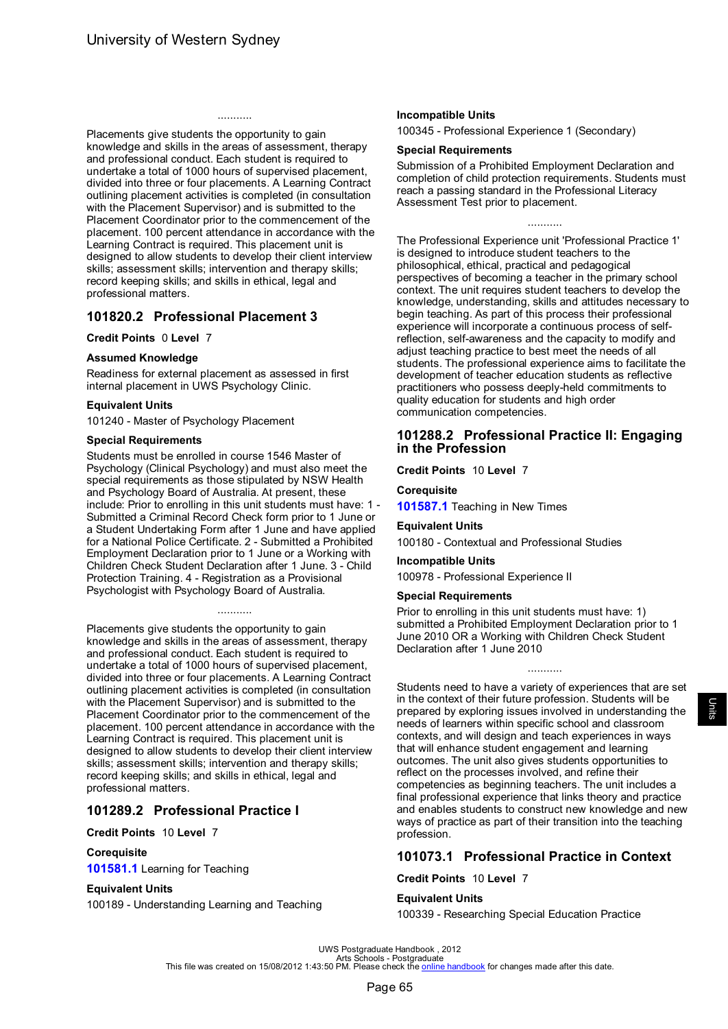...........

Placements give students the opportunity to gain knowledge and skills in the areas of assessment, therapy and professional conduct. Each student is required to undertake a total of 1000 hours of supervised placement, divided into three or four placements. A Learning Contract outlining placement activities is completed (in consultation with the Placement Supervisor) and is submitted to the Placement Coordinator prior to the commencement of the placement. 100 percent attendance in accordance with the Learning Contract is required. This placement unit is designed to allow students to develop their client interview skills; assessment skills; intervention and therapy skills; record keeping skills; and skills in ethical, legal and professional matters.

## 101820.2 Professional Placement 3

**Credit Points** 0 **Level** 7

**Assumed Knowledge**

Readiness for external placement as assessed in first internal placement in UWS Psychology Clinic.

**Equivalent Units**

101240 - Master of Psychology Placement

**Special Requirements**

Students must be enrolled in course 1546 Master of Psychology (Clinical Psychology) and must also meet the special requirements as those stipulated by NSW Health and Psychology Board of Australia. At present, these include: Prior to enrolling in this unit students must have: 1 - Submitted a Criminal Record Check form prior to 1 June or a Student Undertaking Form after 1 June and have applied for a National Police Certificate. 2 - Submitted a Prohibited Employment Declaration prior to 1 June or a Working with Children Check Student Declaration after 1 June. 3 - Child Protection Training. 4 - Registration as a Provisional Psychologist with Psychology Board of Australia.

...........

Placements give students the opportunity to gain knowledge and skills in the areas of assessment, therapy and professional conduct. Each student is required to undertake a total of 1000 hours of supervised placement, divided into three or four placements. A Learning Contract outlining placement activities is completed (in consultation with the Placement Supervisor) and is submitted to the Placement Coordinator prior to the commencement of the placement. 100 percent attendance in accordance with the Learning Contract is required. This placement unit is designed to allow students to develop their client interview skills; assessment skills; intervention and therapy skills; record keeping skills; and skills in ethical, legal and professional matters.

## 101289.2 Professional Practice I

**Credit Points** 10 **Level** 7

**Corequisite**

**101581.1** Learning for Teaching

**Equivalent Units**

100189 - Understanding Learning and Teaching

**Incompatible Units**

100345 - Professional Experience 1 (Secondary)

**Special Requirements**

Submission of a Prohibited Employment Declaration and completion of child protection requirements. Students must reach a passing standard in the Professional Literacy Assessment Test prior to placement.

...........

The Professional Experience unit 'Professional Practice 1' is designed to introduce student teachers to the philosophical, ethical, practical and pedagogical perspectives of becoming a teacher in the primary school context. The unit requires student teachers to develop the knowledge, understanding, skills and attitudes necessary to begin teaching. As part of this process their professional experience will incorporate a continuous process of self-reflection, self-awareness and the capacity to modify and adjust teaching practice to best meet the needs of all students. The professional experience aims to facilitate the development of teacher education students as reflective practitioners who possess deeply-held commitments to quality education for students and high order communication competencies.

## 101288.2 Professional Practice II: Engaging in the Profession

**Credit Points** 10 **Level** 7

**Corequisite**

**101587.1** Teaching in New Times

**Equivalent Units**

100180 - Contextual and Professional Studies

**Incompatible Units**

100978 - Professional Experience II

**Special Requirements**

Prior to enrolling in this unit students must have: 1) submitted a Prohibited Employment Declaration prior to 1 June 2010 OR a Working with Children Check Student Declaration after 1 June 2010

...........

Students need to have a variety of experiences that are set in the context of their future profession. Students will be prepared by exploring issues involved in understanding the needs of learners within specific school and classroom contexts, and will design and teach experiences in ways that will enhance student engagement and learning outcomes. The unit also gives students opportunities to reflect on the processes involved, and refine their competencies as beginning teachers. The unit includes a final professional experience that links theory and practice and enables students to construct new knowledge and new ways of practice as part of their transition into the teaching profession.

## 101073.1 Professional Practice in Context

**Credit Points** 10 **Level** 7

**Equivalent Units**

100339 - Researching Special Education Practice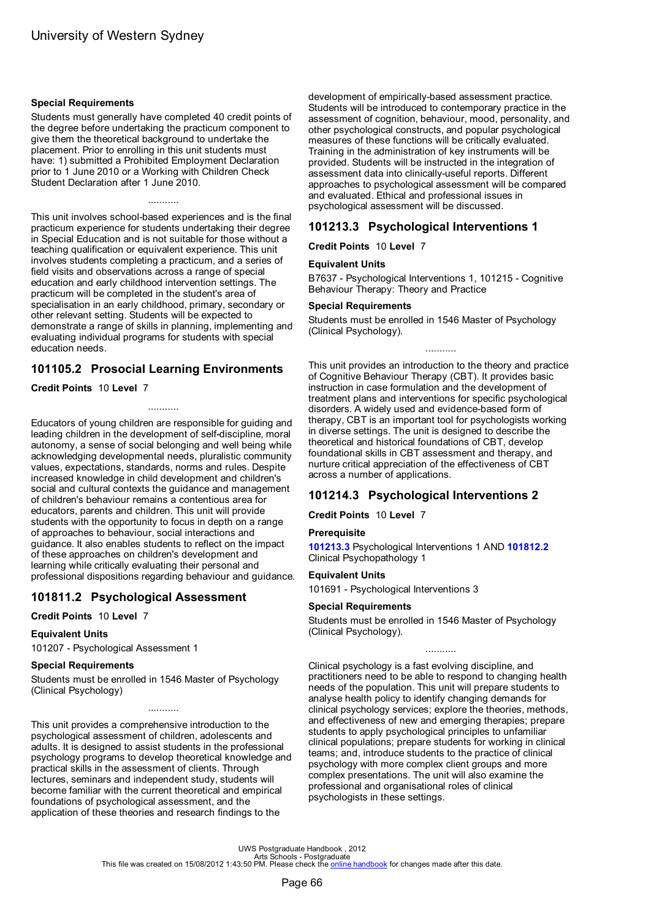#### Special Requirements

Students must generally have completed 40 credit points of the degree before undertaking the practicum component to give them the theoretical background to undertake the placement. Prior to enrolling in this unit students must have: 1) submitted a Prohibited Employment Declaration prior to 1 June 2010 or a Working with Children Check Student Declaration after 1 June 2010.

...........

This unit involves school-based experiences and is the final practicum experience for students undertaking their degree in Special Education and is not suitable for those without a teaching qualification or equivalent experience. This unit involves students completing a practicum, and a series of field visits and observations across a range of special education and early childhood intervention settings. The practicum will be completed in the student's area of specialisation in an early childhood, primary, secondary or other relevant setting. Students will be expected to demonstrate a range of skills in planning, implementing and evaluating individual programs for students with special education needs.

## 101105.2 Prosocial Learning Environments

**Credit Points** 10 **Level** 7

...........

Educators of young children are responsible for guiding and leading children in the development of self-discipline, moral autonomy, a sense of social belonging and well being while acknowledging developmental needs, pluralistic community values, expectations, standards, norms and rules. Despite increased knowledge in child development and children's social and cultural contexts the guidance and management of children's behaviour remains a contentious area for educators, parents and children. This unit will provide students with the opportunity to focus in depth on a range of approaches to behaviour, social interactions and guidance. It also enables students to reflect on the impact of these approaches on children's development and learning while critically evaluating their personal and professional dispositions regarding behaviour and guidance.

## 101811.2 Psychological Assessment

**Credit Points** 10 **Level** 7

#### Equivalent Units

101207 - Psychological Assessment 1

#### Special Requirements

Students must be enrolled in 1546 Master of Psychology (Clinical Psychology)

...........

This unit provides a comprehensive introduction to the psychological assessment of children, adolescents and adults. It is designed to assist students in the professional psychology programs to develop theoretical knowledge and practical skills in the assessment of clients. Through lectures, seminars and independent study, students will become familiar with the current theoretical and empirical foundations of psychological assessment, and the application of these theories and research findings to the development of empirically-based assessment practice. Students will be introduced to contemporary practice in the assessment of cognition, behaviour, mood, personality, and other psychological constructs, and popular psychological measures of these functions will be critically evaluated. Training in the administration of key instruments will be provided. Students will be instructed in the integration of assessment data into clinically-useful reports. Different approaches to psychological assessment will be compared and evaluated. Ethical and professional issues in psychological assessment will be discussed.

## 101213.3 Psychological Interventions 1

**Credit Points** 10 **Level** 7

#### Equivalent Units

B7637 - Psychological Interventions 1, 101215 - Cognitive Behaviour Therapy: Theory and Practice

#### Special Requirements

Students must be enrolled in 1546 Master of Psychology (Clinical Psychology).

...........

This unit provides an introduction to the theory and practice of Cognitive Behaviour Therapy (CBT). It provides basic instruction in case formulation and the development of treatment plans and interventions for specific psychological disorders. A widely used and evidence-based form of therapy, CBT is an important tool for psychologists working in diverse settings. The unit is designed to describe the theoretical and historical foundations of CBT, develop foundational skills in CBT assessment and therapy, and nurture critical appreciation of the effectiveness of CBT across a number of applications.

## 101214.3 Psychological Interventions 2

**Credit Points** 10 **Level** 7

#### Prerequisite

**101213.3** Psychological Interventions 1 AND **101812.2** Clinical Psychopathology 1

#### Equivalent Units

101691 - Psychological Interventions 3

#### Special Requirements

Students must be enrolled in 1546 Master of Psychology (Clinical Psychology).

...........

Clinical psychology is a fast evolving discipline, and practitioners need to be able to respond to changing health needs of the population. This unit will prepare students to analyse health policy to identify changing demands for clinical psychology services; explore the theories, methods, and effectiveness of new and emerging therapies; prepare students to apply psychological principles to unfamiliar clinical populations; prepare students for working in clinical teams; and, introduce students to the practice of clinical psychology with more complex client groups and more complex presentations. The unit will also examine the professional and organisational roles of clinical psychologists in these settings.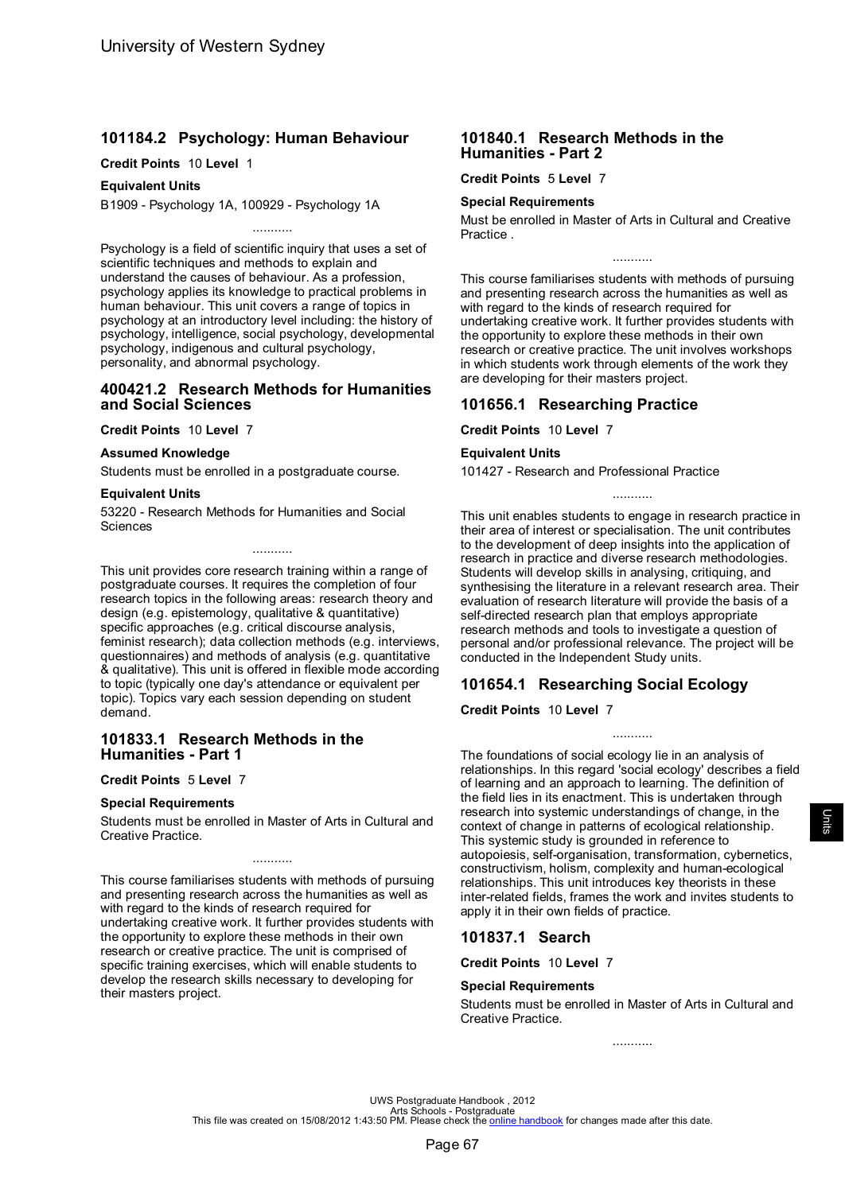## 101184.2 Psychology: Human Behaviour

**Credit Points** 10 **Level** 1

**Equivalent Units**

B1909 - Psychology 1A, 100929 - Psychology 1A

...........

Psychology is a field of scientific inquiry that uses a set of scientific techniques and methods to explain and understand the causes of behaviour. As a profession, psychology applies its knowledge to practical problems in human behaviour. This unit covers a range of topics in psychology at an introductory level including: the history of psychology, intelligence, social psychology, developmental psychology, indigenous and cultural psychology, personality, and abnormal psychology.

## 400421.2 Research Methods for Humanities and Social Sciences

**Credit Points** 10 **Level** 7

**Assumed Knowledge**

Students must be enrolled in a postgraduate course.

**Equivalent Units**

53220 - Research Methods for Humanities and Social Sciences

...........

This unit provides core research training within a range of postgraduate courses. It requires the completion of four research topics in the following areas: research theory and design (e.g. epistemology, qualitative & quantitative) specific approaches (e.g. critical discourse analysis, feminist research); data collection methods (e.g. interviews, questionnaires) and methods of analysis (e.g. quantitative & qualitative). This unit is offered in flexible mode according to topic (typically one day's attendance or equivalent per topic). Topics vary each session depending on student demand.

## 101833.1 Research Methods in the Humanities - Part 1

**Credit Points** 5 **Level** 7

**Special Requirements**

Students must be enrolled in Master of Arts in Cultural and Creative Practice.

...........

This course familiarises students with methods of pursuing and presenting research across the humanities as well as with regard to the kinds of research required for undertaking creative work. It further provides students with the opportunity to explore these methods in their own research or creative practice. The unit is comprised of specific training exercises, which will enable students to develop the research skills necessary to developing for their masters project.

## 101840.1 Research Methods in the Humanities - Part 2

**Credit Points** 5 **Level** 7

**Special Requirements**

Must be enrolled in Master of Arts in Cultural and Creative Practice .

...........

This course familiarises students with methods of pursuing and presenting research across the humanities as well as with regard to the kinds of research required for undertaking creative work. It further provides students with the opportunity to explore these methods in their own research or creative practice. The unit involves workshops in which students work through elements of the work they are developing for their masters project.

## 101656.1 Researching Practice

**Credit Points** 10 **Level** 7

**Equivalent Units**

101427 - Research and Professional Practice

...........

This unit enables students to engage in research practice in their area of interest or specialisation. The unit contributes to the development of deep insights into the application of research in practice and diverse research methodologies. Students will develop skills in analysing, critiquing, and synthesising the literature in a relevant research area. Their evaluation of research literature will provide the basis of a self-directed research plan that employs appropriate research methods and tools to investigate a question of personal and/or professional relevance. The project will be conducted in the Independent Study units.

## 101654.1 Researching Social Ecology

**Credit Points** 10 **Level** 7

...........

The foundations of social ecology lie in an analysis of relationships. In this regard 'social ecology' describes a field of learning and an approach to learning. The definition of the field lies in its enactment. This is undertaken through research into systemic understandings of change, in the context of change in patterns of ecological relationship. This systemic study is grounded in reference to autopoiesis, self-organisation, transformation, cybernetics, constructivism, holism, complexity and human-ecological relationships. This unit introduces key theorists in these inter-related fields, frames the work and invites students to apply it in their own fields of practice.

## 101837.1 Search

**Credit Points** 10 **Level** 7

**Special Requirements**

Students must be enrolled in Master of Arts in Cultural and Creative Practice.

...........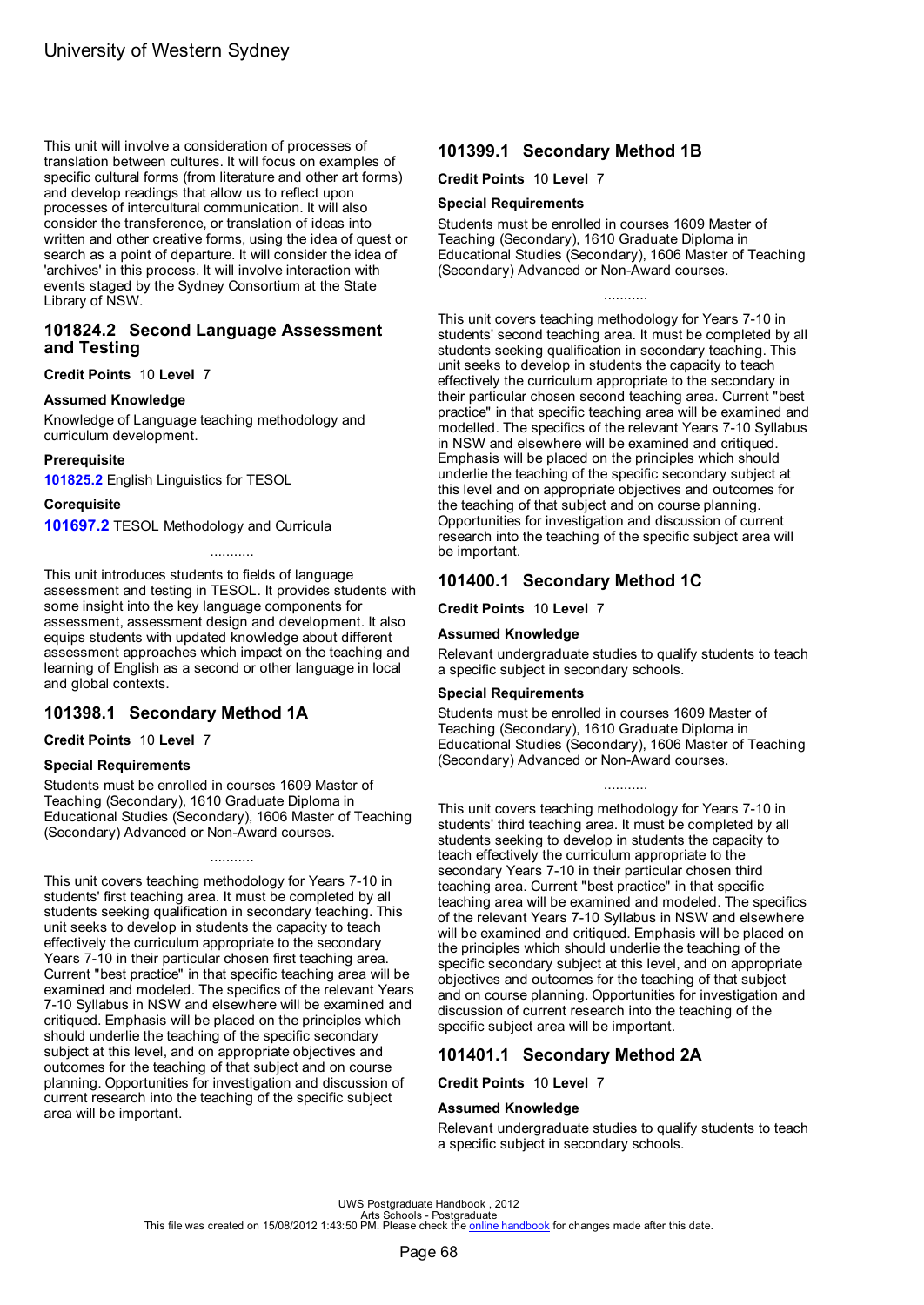This unit will involve a consideration of processes of translation between cultures. It will focus on examples of specific cultural forms (from literature and other art forms) and develop readings that allow us to reflect upon processes of intercultural communication. It will also consider the transference, or translation of ideas into written and other creative forms, using the idea of quest or search as a point of departure. It will consider the idea of 'archives' in this process. It will involve interaction with events staged by the Sydney Consortium at the State Library of NSW.

## 101824.2 Second Language Assessment and Testing

**Credit Points** 10 **Level** 7

### Assumed Knowledge

Knowledge of Language teaching methodology and curriculum development.

### Prerequisite

**101825.2** English Linguistics for TESOL

### Corequisite

**101697.2** TESOL Methodology and Curricula

...........

This unit introduces students to fields of language assessment and testing in TESOL. It provides students with some insight into the key language components for assessment, assessment design and development. It also equips students with updated knowledge about different assessment approaches which impact on the teaching and learning of English as a second or other language in local and global contexts.

## 101398.1 Secondary Method 1A

**Credit Points** 10 **Level** 7

### Special Requirements

Students must be enrolled in courses 1609 Master of Teaching (Secondary), 1610 Graduate Diploma in Educational Studies (Secondary), 1606 Master of Teaching (Secondary) Advanced or Non-Award courses.

...........

This unit covers teaching methodology for Years 7-10 in students' first teaching area. It must be completed by all students seeking qualification in secondary teaching. This unit seeks to develop in students the capacity to teach effectively the curriculum appropriate to the secondary Years 7-10 in their particular chosen first teaching area. Current "best practice" in that specific teaching area will be examined and modeled. The specifics of the relevant Years 7-10 Syllabus in NSW and elsewhere will be examined and critiqued. Emphasis will be placed on the principles which should underlie the teaching of the specific secondary subject at this level, and on appropriate objectives and outcomes for the teaching of that subject and on course planning. Opportunities for investigation and discussion of current research into the teaching of the specific subject area will be important.

## 101399.1 Secondary Method 1B

**Credit Points** 10 **Level** 7

### Special Requirements

Students must be enrolled in courses 1609 Master of Teaching (Secondary), 1610 Graduate Diploma in Educational Studies (Secondary), 1606 Master of Teaching (Secondary) Advanced or Non-Award courses.

...........

This unit covers teaching methodology for Years 7-10 in students' second teaching area. It must be completed by all students seeking qualification in secondary teaching. This unit seeks to develop in students the capacity to teach effectively the curriculum appropriate to the secondary in their particular chosen second teaching area. Current "best practice" in that specific teaching area will be examined and modelled. The specifics of the relevant Years 7-10 Syllabus in NSW and elsewhere will be examined and critiqued. Emphasis will be placed on the principles which should underlie the teaching of the specific secondary subject at this level and on appropriate objectives and outcomes for the teaching of that subject and on course planning. Opportunities for investigation and discussion of current research into the teaching of the specific subject area will be important.

## 101400.1 Secondary Method 1C

**Credit Points** 10 **Level** 7

### Assumed Knowledge

Relevant undergraduate studies to qualify students to teach a specific subject in secondary schools.

### Special Requirements

Students must be enrolled in courses 1609 Master of Teaching (Secondary), 1610 Graduate Diploma in Educational Studies (Secondary), 1606 Master of Teaching (Secondary) Advanced or Non-Award courses.

...........

This unit covers teaching methodology for Years 7-10 in students' third teaching area. It must be completed by all students seeking to develop in students the capacity to teach effectively the curriculum appropriate to the secondary Years 7-10 in their particular chosen third teaching area. Current "best practice" in that specific teaching area will be examined and modeled. The specifics of the relevant Years 7-10 Syllabus in NSW and elsewhere will be examined and critiqued. Emphasis will be placed on the principles which should underlie the teaching of the specific secondary subject at this level, and on appropriate objectives and outcomes for the teaching of that subject and on course planning. Opportunities for investigation and discussion of current research into the teaching of the specific subject area will be important.

## 101401.1 Secondary Method 2A

**Credit Points** 10 **Level** 7

### Assumed Knowledge

Relevant undergraduate studies to qualify students to teach a specific subject in secondary schools.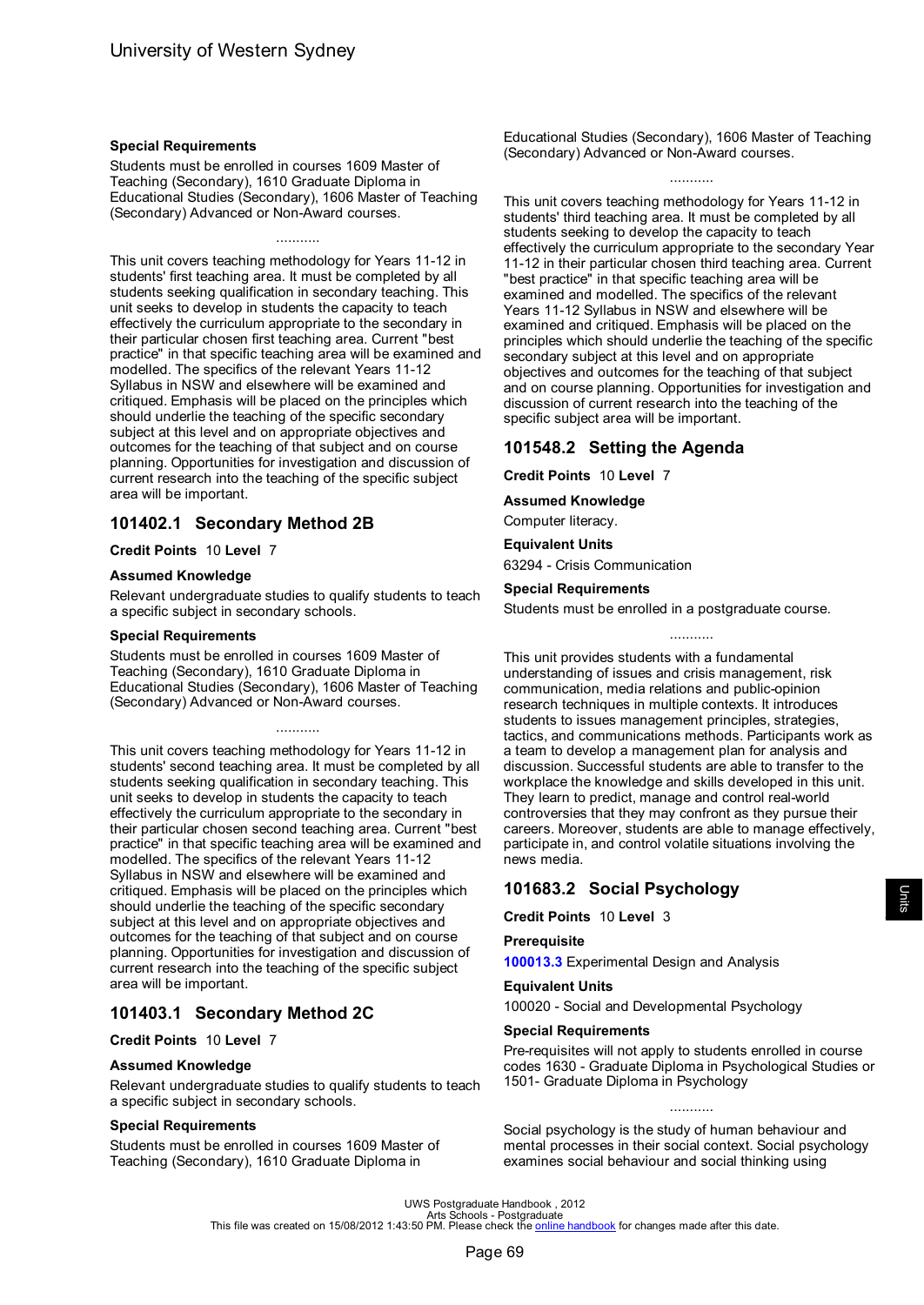### Special Requirements

Students must be enrolled in courses 1609 Master of Teaching (Secondary), 1610 Graduate Diploma in Educational Studies (Secondary), 1606 Master of Teaching (Secondary) Advanced or Non-Award courses.

...........

This unit covers teaching methodology for Years 11-12 in students' first teaching area. It must be completed by all students seeking qualification in secondary teaching. This unit seeks to develop in students the capacity to teach effectively the curriculum appropriate to the secondary in their particular chosen first teaching area. Current "best practice" in that specific teaching area will be examined and modelled. The specifics of the relevant Years 11-12 Syllabus in NSW and elsewhere will be examined and critiqued. Emphasis will be placed on the principles which should underlie the teaching of the specific secondary subject at this level and on appropriate objectives and outcomes for the teaching of that subject and on course planning. Opportunities for investigation and discussion of current research into the teaching of the specific subject area will be important.

## 101402.1 Secondary Method 2B

**Credit Points** 10 **Level** 7

### Assumed Knowledge

Relevant undergraduate studies to qualify students to teach a specific subject in secondary schools.

### Special Requirements

Students must be enrolled in courses 1609 Master of Teaching (Secondary), 1610 Graduate Diploma in Educational Studies (Secondary), 1606 Master of Teaching (Secondary) Advanced or Non-Award courses.

...........

This unit covers teaching methodology for Years 11-12 in students' second teaching area. It must be completed by all students seeking qualification in secondary teaching. This unit seeks to develop in students the capacity to teach effectively the curriculum appropriate to the secondary in their particular chosen second teaching area. Current "best practice" in that specific teaching area will be examined and modelled. The specifics of the relevant Years 11-12 Syllabus in NSW and elsewhere will be examined and critiqued. Emphasis will be placed on the principles which should underlie the teaching of the specific secondary subject at this level and on appropriate objectives and outcomes for the teaching of that subject and on course planning. Opportunities for investigation and discussion of current research into the teaching of the specific subject area will be important.

## 101403.1 Secondary Method 2C

**Credit Points** 10 **Level** 7

### Assumed Knowledge

Relevant undergraduate studies to qualify students to teach a specific subject in secondary schools.

### Special Requirements

Students must be enrolled in courses 1609 Master of Teaching (Secondary), 1610 Graduate Diploma in Educational Studies (Secondary), 1606 Master of Teaching (Secondary) Advanced or Non-Award courses.

...........

This unit covers teaching methodology for Years 11-12 in students' third teaching area. It must be completed by all students seeking to develop the capacity to teach effectively the curriculum appropriate to the secondary Year 11-12 in their particular chosen third teaching area. Current "best practice" in that specific teaching area will be examined and modelled. The specifics of the relevant Years 11-12 Syllabus in NSW and elsewhere will be examined and critiqued. Emphasis will be placed on the principles which should underlie the teaching of the specific secondary subject at this level and on appropriate objectives and outcomes for the teaching of that subject and on course planning. Opportunities for investigation and discussion of current research into the teaching of the specific subject area will be important.

## 101548.2 Setting the Agenda

**Credit Points** 10 **Level** 7

### Assumed Knowledge

Computer literacy.

### Equivalent Units

63294 - Crisis Communication

### Special Requirements

Students must be enrolled in a postgraduate course.

...........

This unit provides students with a fundamental understanding of issues and crisis management, risk communication, media relations and public-opinion research techniques in multiple contexts. It introduces students to issues management principles, strategies, tactics, and communications methods. Participants work as a team to develop a management plan for analysis and discussion. Successful students are able to transfer to the workplace the knowledge and skills developed in this unit. They learn to predict, manage and control real-world controversies that they may confront as they pursue their careers. Moreover, students are able to manage effectively, participate in, and control volatile situations involving the news media.

## 101683.2 Social Psychology

**Credit Points** 10 **Level** 3

### Prerequisite

**100013.3** Experimental Design and Analysis

### Equivalent Units

100020 - Social and Developmental Psychology

### Special Requirements

Pre-requisites will not apply to students enrolled in course codes 1630 - Graduate Diploma in Psychological Studies or 1501- Graduate Diploma in Psychology

...........

Social psychology is the study of human behaviour and mental processes in their social context. Social psychology examines social behaviour and social thinking using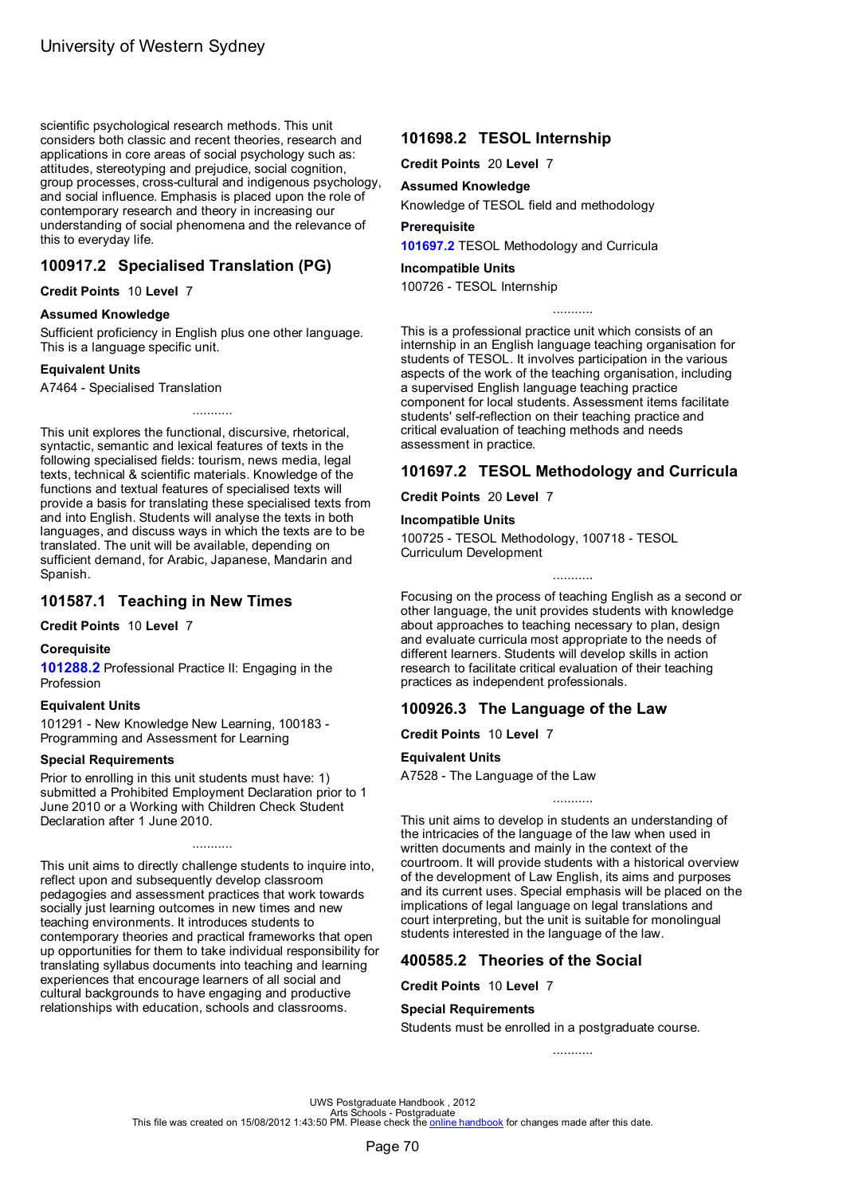scientific psychological research methods. This unit considers both classic and recent theories, research and applications in core areas of social psychology such as: attitudes, stereotyping and prejudice, social cognition, group processes, cross-cultural and indigenous psychology, and social influence. Emphasis is placed upon the role of contemporary research and theory in increasing our understanding of social phenomena and the relevance of this to everyday life.

## 100917.2 Specialised Translation (PG)

**Credit Points** 10 **Level** 7

**Assumed Knowledge**

Sufficient proficiency in English plus one other language. This is a language specific unit.

**Equivalent Units**

A7464 - Specialised Translation

...........

This unit explores the functional, discursive, rhetorical, syntactic, semantic and lexical features of texts in the following specialised fields: tourism, news media, legal texts, technical & scientific materials. Knowledge of the functions and textual features of specialised texts will provide a basis for translating these specialised texts from and into English. Students will analyse the texts in both languages, and discuss ways in which the texts are to be translated. The unit will be available, depending on sufficient demand, for Arabic, Japanese, Mandarin and Spanish.

## 101587.1 Teaching in New Times

**Credit Points** 10 **Level** 7

**Corequisite**

**101288.2** Professional Practice II: Engaging in the Profession

**Equivalent Units**

101291 - New Knowledge New Learning, 100183 - Programming and Assessment for Learning

**Special Requirements**

Prior to enrolling in this unit students must have: 1) submitted a Prohibited Employment Declaration prior to 1 June 2010 or a Working with Children Check Student Declaration after 1 June 2010.

...........

This unit aims to directly challenge students to inquire into, reflect upon and subsequently develop classroom pedagogies and assessment practices that work towards socially just learning outcomes in new times and new teaching environments. It introduces students to contemporary theories and practical frameworks that open up opportunities for them to take individual responsibility for translating syllabus documents into teaching and learning experiences that encourage learners of all social and cultural backgrounds to have engaging and productive relationships with education, schools and classrooms.

## 101698.2 TESOL Internship

**Credit Points** 20 **Level** 7

**Assumed Knowledge**

Knowledge of TESOL field and methodology

**Prerequisite**

**101697.2** TESOL Methodology and Curricula

**Incompatible Units**

100726 - TESOL Internship

...........

This is a professional practice unit which consists of an internship in an English language teaching organisation for students of TESOL. It involves participation in the various aspects of the work of the teaching organisation, including a supervised English language teaching practice component for local students. Assessment items facilitate students' self-reflection on their teaching practice and critical evaluation of teaching methods and needs assessment in practice.

## 101697.2 TESOL Methodology and Curricula

**Credit Points** 20 **Level** 7

**Incompatible Units**

100725 - TESOL Methodology, 100718 - TESOL Curriculum Development

...........

Focusing on the process of teaching English as a second or other language, the unit provides students with knowledge about approaches to teaching necessary to plan, design and evaluate curricula most appropriate to the needs of different learners. Students will develop skills in action research to facilitate critical evaluation of their teaching practices as independent professionals.

## 100926.3 The Language of the Law

**Credit Points** 10 **Level** 7

**Equivalent Units**

A7528 - The Language of the Law

...........

This unit aims to develop in students an understanding of the intricacies of the language of the law when used in written documents and mainly in the context of the courtroom. It will provide students with a historical overview of the development of Law English, its aims and purposes and its current uses. Special emphasis will be placed on the implications of legal language on legal translations and court interpreting, but the unit is suitable for monolingual students interested in the language of the law.

## 400585.2 Theories of the Social

**Credit Points** 10 **Level** 7

**Special Requirements**

Students must be enrolled in a postgraduate course.

...........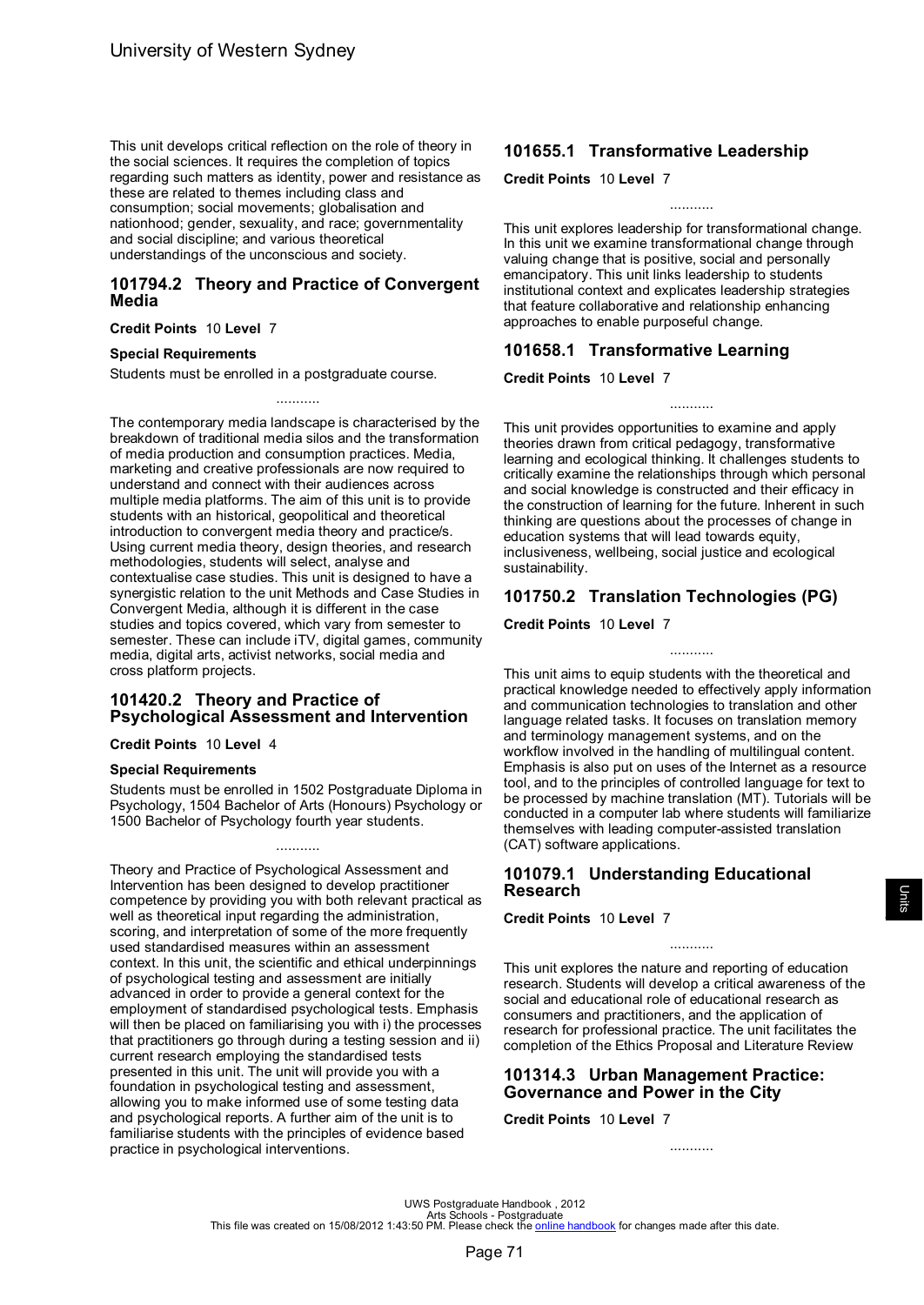This unit develops critical reflection on the role of theory in the social sciences. It requires the completion of topics regarding such matters as identity, power and resistance as these are related to themes including class and consumption; social movements; globalisation and nationhood; gender, sexuality, and race; governmentality and social discipline; and various theoretical understandings of the unconscious and society.

## 101794.2 Theory and Practice of Convergent Media

**Credit Points** 10 **Level** 7

**Special Requirements**

Students must be enrolled in a postgraduate course.

...........

The contemporary media landscape is characterised by the breakdown of traditional media silos and the transformation of media production and consumption practices. Media, marketing and creative professionals are now required to understand and connect with their audiences across multiple media platforms. The aim of this unit is to provide students with an historical, geopolitical and theoretical introduction to convergent media theory and practice/s. Using current media theory, design theories, and research methodologies, students will select, analyse and contextualise case studies. This unit is designed to have a synergistic relation to the unit Methods and Case Studies in Convergent Media, although it is different in the case studies and topics covered, which vary from semester to semester. These can include iTV, digital games, community media, digital arts, activist networks, social media and cross platform projects.

## 101420.2 Theory and Practice of Psychological Assessment and Intervention

**Credit Points** 10 **Level** 4

**Special Requirements**

Students must be enrolled in 1502 Postgraduate Diploma in Psychology, 1504 Bachelor of Arts (Honours) Psychology or 1500 Bachelor of Psychology fourth year students.

...........

Theory and Practice of Psychological Assessment and Intervention has been designed to develop practitioner competence by providing you with both relevant practical as well as theoretical input regarding the administration, scoring, and interpretation of some of the more frequently used standardised measures within an assessment context. In this unit, the scientific and ethical underpinnings of psychological testing and assessment are initially advanced in order to provide a general context for the employment of standardised psychological tests. Emphasis will then be placed on familiarising you with i) the processes that practitioners go through during a testing session and ii) current research employing the standardised tests presented in this unit. The unit will provide you with a foundation in psychological testing and assessment, allowing you to make informed use of some testing data and psychological reports. A further aim of the unit is to familiarise students with the principles of evidence based practice in psychological interventions.

## 101655.1 Transformative Leadership

**Credit Points** 10 **Level** 7

...........

This unit explores leadership for transformational change. In this unit we examine transformational change through valuing change that is positive, social and personally emancipatory. This unit links leadership to students institutional context and explicates leadership strategies that feature collaborative and relationship enhancing approaches to enable purposeful change.

## 101658.1 Transformative Learning

**Credit Points** 10 **Level** 7

...........

This unit provides opportunities to examine and apply theories drawn from critical pedagogy, transformative learning and ecological thinking. It challenges students to critically examine the relationships through which personal and social knowledge is constructed and their efficacy in the construction of learning for the future. Inherent in such thinking are questions about the processes of change in education systems that will lead towards equity, inclusiveness, wellbeing, social justice and ecological sustainability.

## 101750.2 Translation Technologies (PG)

**Credit Points** 10 **Level** 7

...........

This unit aims to equip students with the theoretical and practical knowledge needed to effectively apply information and communication technologies to translation and other language related tasks. It focuses on translation memory and terminology management systems, and on the workflow involved in the handling of multilingual content. Emphasis is also put on uses of the Internet as a resource tool, and to the principles of controlled language for text to be processed by machine translation (MT). Tutorials will be conducted in a computer lab where students will familiarize themselves with leading computer-assisted translation (CAT) software applications.

## 101079.1 Understanding Educational Research

**Credit Points** 10 **Level** 7

...........

This unit explores the nature and reporting of education research. Students will develop a critical awareness of the social and educational role of educational research as consumers and practitioners, and the application of research for professional practice. The unit facilitates the completion of the Ethics Proposal and Literature Review

## 101314.3 Urban Management Practice: Governance and Power in the City

**Credit Points** 10 **Level** 7

...........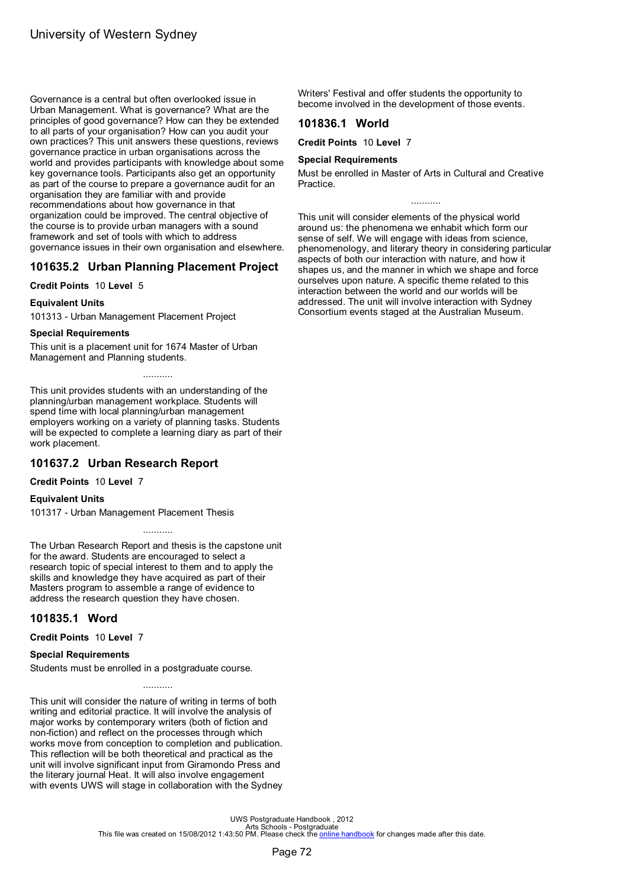Governance is a central but often overlooked issue in Urban Management. What is governance? What are the principles of good governance? How can they be extended to all parts of your organisation? How can you audit your own practices? This unit answers these questions, reviews governance practice in urban organisations across the world and provides participants with knowledge about some key governance tools. Participants also get an opportunity as part of the course to prepare a governance audit for an organisation they are familiar with and provide recommendations about how governance in that organization could be improved. The central objective of the course is to provide urban managers with a sound framework and set of tools with which to address governance issues in their own organisation and elsewhere.

## 101635.2 Urban Planning Placement Project

**Credit Points** 10 **Level** 5

### Equivalent Units

101313 - Urban Management Placement Project

### Special Requirements

This unit is a placement unit for 1674 Master of Urban Management and Planning students.

...........

This unit provides students with an understanding of the planning/urban management workplace. Students will spend time with local planning/urban management employers working on a variety of planning tasks. Students will be expected to complete a learning diary as part of their work placement.

## 101637.2 Urban Research Report

**Credit Points** 10 **Level** 7

### Equivalent Units

101317 - Urban Management Placement Thesis

...........

The Urban Research Report and thesis is the capstone unit for the award. Students are encouraged to select a research topic of special interest to them and to apply the skills and knowledge they have acquired as part of their Masters program to assemble a range of evidence to address the research question they have chosen.

## 101835.1 Word

**Credit Points** 10 **Level** 7

### Special Requirements

Students must be enrolled in a postgraduate course.

...........

This unit will consider the nature of writing in terms of both writing and editorial practice. It will involve the analysis of major works by contemporary writers (both of fiction and non-fiction) and reflect on the processes through which works move from conception to completion and publication. This reflection will be both theoretical and practical as the unit will involve significant input from Giramondo Press and the literary journal Heat. It will also involve engagement with events UWS will stage in collaboration with the Sydney Writers' Festival and offer students the opportunity to become involved in the development of those events.

## 101836.1 World

**Credit Points** 10 **Level** 7

### Special Requirements

Must be enrolled in Master of Arts in Cultural and Creative Practice.

...........

This unit will consider elements of the physical world around us: the phenomena we enhabit which form our sense of self. We will engage with ideas from science, phenomenology, and literary theory in considering particular aspects of both our interaction with nature, and how it shapes us, and the manner in which we shape and force ourselves upon nature. A specific theme related to this interaction between the world and our worlds will be addressed. The unit will involve interaction with Sydney Consortium events staged at the Australian Museum.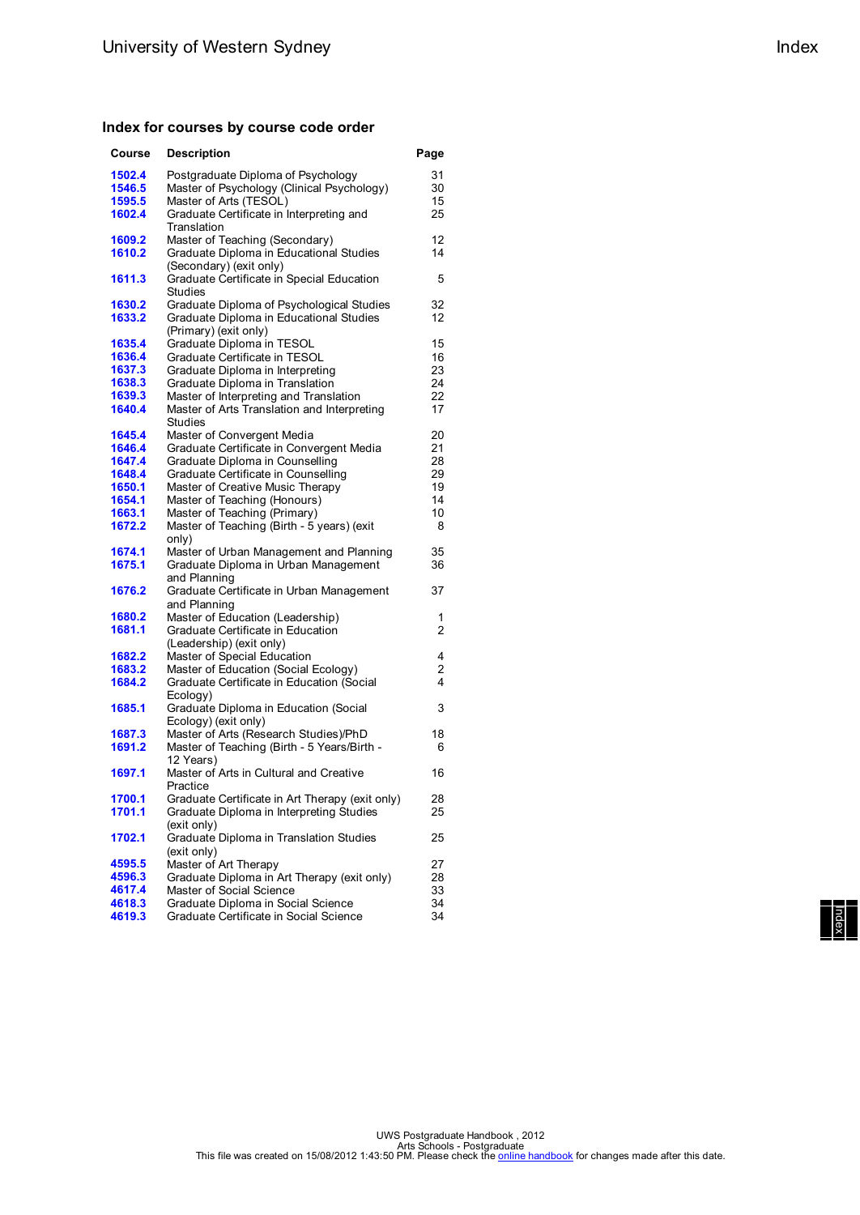## Index for courses by course code order

| Course | Description | Page |
|---|---|---|
| 1502.4 | Postgraduate Diploma of Psychology | 31 |
| 1546.5 | Master of Psychology (Clinical Psychology) | 30 |
| 1595.5 | Master of Arts (TESOL) | 15 |
| 1602.4 | Graduate Certificate in Interpreting and Translation | 25 |
| 1609.2 | Master of Teaching (Secondary) | 12 |
| 1610.2 | Graduate Diploma in Educational Studies (Secondary) (exit only) | 14 |
| 1611.3 | Graduate Certificate in Special Education Studies | 5 |
| 1630.2 | Graduate Diploma of Psychological Studies | 32 |
| 1633.2 | Graduate Diploma in Educational Studies (Primary) (exit only) | 12 |
| 1635.4 | Graduate Diploma in TESOL | 15 |
| 1636.4 | Graduate Certificate in TESOL | 16 |
| 1637.3 | Graduate Diploma in Interpreting | 23 |
| 1638.3 | Graduate Diploma in Translation | 24 |
| 1639.3 | Master of Interpreting and Translation | 22 |
| 1640.4 | Master of Arts Translation and Interpreting Studies | 17 |
| 1645.4 | Master of Convergent Media | 20 |
| 1646.4 | Graduate Certificate in Convergent Media | 21 |
| 1647.4 | Graduate Diploma in Counselling | 28 |
| 1648.4 | Graduate Certificate in Counselling | 29 |
| 1650.1 | Master of Creative Music Therapy | 19 |
| 1654.1 | Master of Teaching (Honours) | 14 |
| 1663.1 | Master of Teaching (Primary) | 10 |
| 1672.2 | Master of Teaching (Birth - 5 years) (exit only) | 8 |
| 1674.1 | Master of Urban Management and Planning | 35 |
| 1675.1 | Graduate Diploma in Urban Management and Planning | 36 |
| 1676.2 | Graduate Certificate in Urban Management and Planning | 37 |
| 1680.2 | Master of Education (Leadership) | 1 |
| 1681.1 | Graduate Certificate in Education (Leadership) (exit only) | 2 |
| 1682.2 | Master of Special Education | 4 |
| 1683.2 | Master of Education (Social Ecology) | 2 |
| 1684.2 | Graduate Certificate in Education (Social Ecology) | 4 |
| 1685.1 | Graduate Diploma in Education (Social Ecology) (exit only) | 3 |
| 1687.3 | Master of Arts (Research Studies)/PhD | 18 |
| 1691.2 | Master of Teaching (Birth - 5 Years/Birth - 12 Years) | 6 |
| 1697.1 | Master of Arts in Cultural and Creative Practice | 16 |
| 1700.1 | Graduate Certificate in Art Therapy (exit only) | 28 |
| 1701.1 | Graduate Diploma in Interpreting Studies (exit only) | 25 |
| 1702.1 | Graduate Diploma in Translation Studies (exit only) | 25 |
| 4595.5 | Master of Art Therapy | 27 |
| 4596.3 | Graduate Diploma in Art Therapy (exit only) | 28 |
| 4617.4 | Master of Social Science | 33 |
| 4618.3 | Graduate Diploma in Social Science | 34 |
| 4619.3 | Graduate Certificate in Social Science | 34 |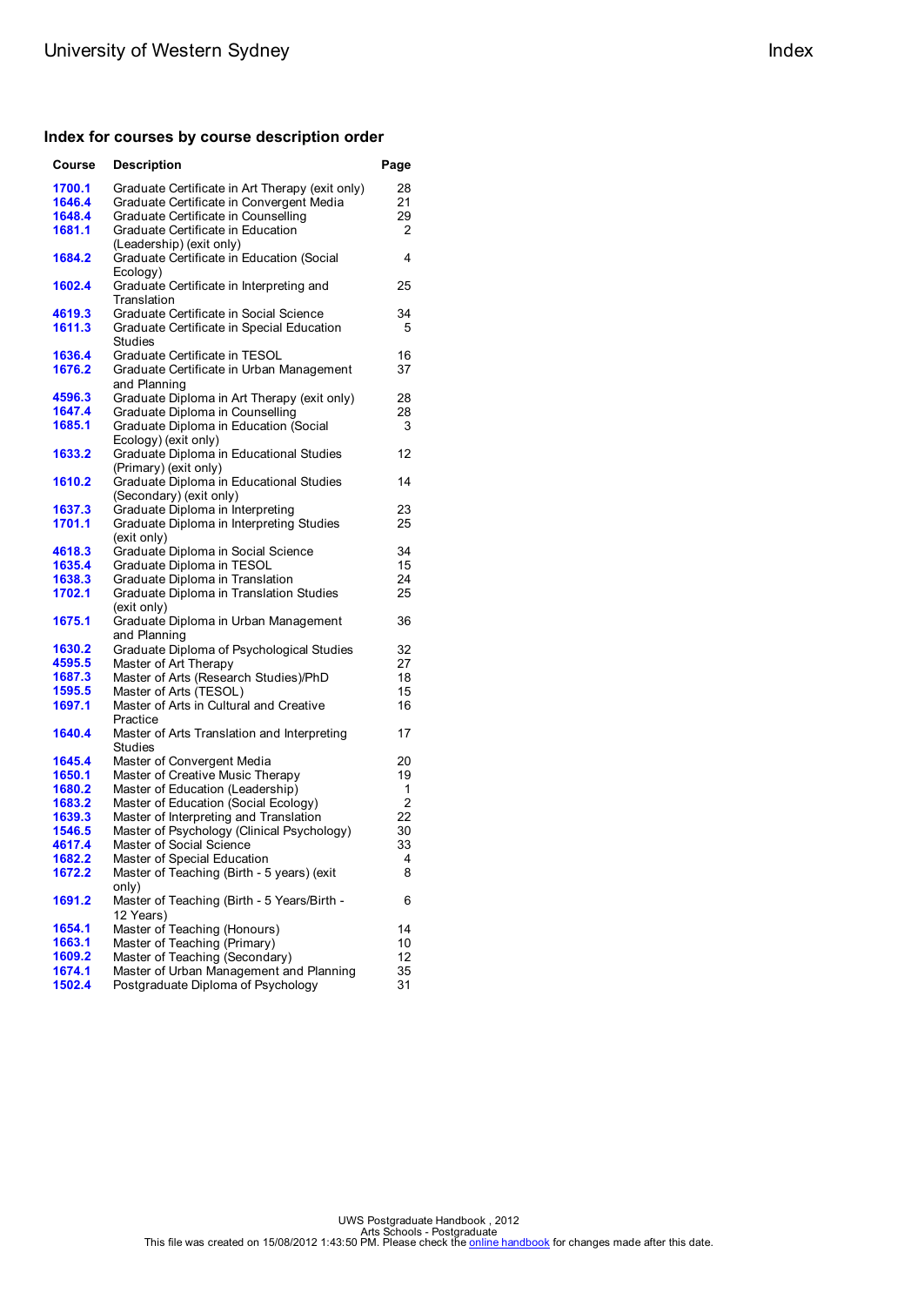## Index for courses by course description order

| Course | Description | Page |
|---|---|---|
| 1700.1 | Graduate Certificate in Art Therapy (exit only) | 28 |
| 1646.4 | Graduate Certificate in Convergent Media | 21 |
| 1648.4 | Graduate Certificate in Counselling | 29 |
| 1681.1 | Graduate Certificate in Education (Leadership) (exit only) | 2 |
| 1684.2 | Graduate Certificate in Education (Social Ecology) | 4 |
| 1602.4 | Graduate Certificate in Interpreting and Translation | 25 |
| 4619.3 | Graduate Certificate in Social Science | 34 |
| 1611.3 | Graduate Certificate in Special Education Studies | 5 |
| 1636.4 | Graduate Certificate in TESOL | 16 |
| 1676.2 | Graduate Certificate in Urban Management and Planning | 37 |
| 4596.3 | Graduate Diploma in Art Therapy (exit only) | 28 |
| 1647.4 | Graduate Diploma in Counselling | 28 |
| 1685.1 | Graduate Diploma in Education (Social Ecology) (exit only) | 3 |
| 1633.2 | Graduate Diploma in Educational Studies (Primary) (exit only) | 12 |
| 1610.2 | Graduate Diploma in Educational Studies (Secondary) (exit only) | 14 |
| 1637.3 | Graduate Diploma in Interpreting | 23 |
| 1701.1 | Graduate Diploma in Interpreting Studies (exit only) | 25 |
| 4618.3 | Graduate Diploma in Social Science | 34 |
| 1635.4 | Graduate Diploma in TESOL | 15 |
| 1638.3 | Graduate Diploma in Translation | 24 |
| 1702.1 | Graduate Diploma in Translation Studies (exit only) | 25 |
| 1675.1 | Graduate Diploma in Urban Management and Planning | 36 |
| 1630.2 | Graduate Diploma of Psychological Studies | 32 |
| 4595.5 | Master of Art Therapy | 27 |
| 1687.3 | Master of Arts (Research Studies)/PhD | 18 |
| 1595.5 | Master of Arts (TESOL) | 15 |
| 1697.1 | Master of Arts in Cultural and Creative Practice | 16 |
| 1640.4 | Master of Arts Translation and Interpreting Studies | 17 |
| 1645.4 | Master of Convergent Media | 20 |
| 1650.1 | Master of Creative Music Therapy | 19 |
| 1680.2 | Master of Education (Leadership) | 1 |
| 1683.2 | Master of Education (Social Ecology) | 2 |
| 1639.3 | Master of Interpreting and Translation | 22 |
| 1546.5 | Master of Psychology (Clinical Psychology) | 30 |
| 4617.4 | Master of Social Science | 33 |
| 1682.2 | Master of Special Education | 4 |
| 1672.2 | Master of Teaching (Birth - 5 years) (exit only) | 8 |
| 1691.2 | Master of Teaching (Birth - 5 Years/Birth - 12 Years) | 6 |
| 1654.1 | Master of Teaching (Honours) | 14 |
| 1663.1 | Master of Teaching (Primary) | 10 |
| 1609.2 | Master of Teaching (Secondary) | 12 |
| 1674.1 | Master of Urban Management and Planning | 35 |
| 1502.4 | Postgraduate Diploma of Psychology | 31 |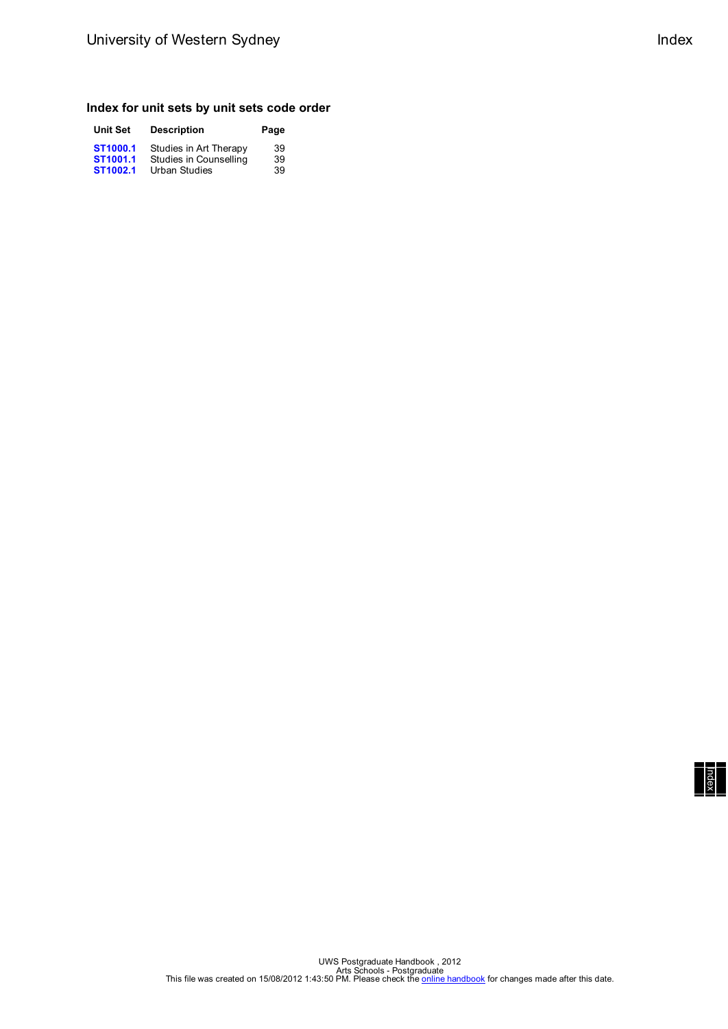### Index for unit sets by unit sets code order

| Unit Set | Description | Page |
|---|---|---|
| **ST1000.1** | Studies in Art Therapy | 39 |
| **ST1001.1** | Studies in Counselling | 39 |
| **ST1002.1** | Urban Studies | 39 |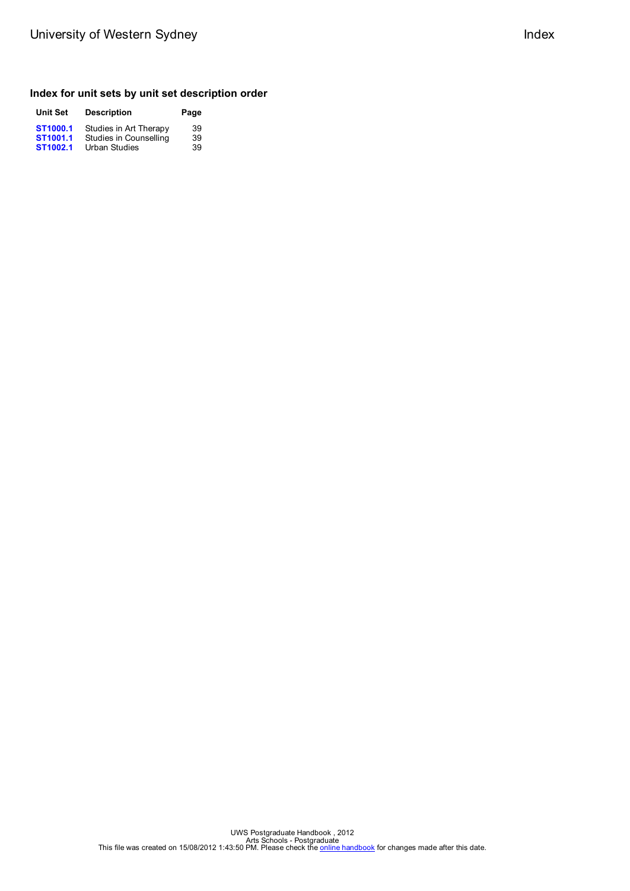## Index for unit sets by unit set description order

| Unit Set | Description | Page |
| --- | --- | --- |
| **ST1000.1** | Studies in Art Therapy | 39 |
| **ST1001.1** | Studies in Counselling | 39 |
| **ST1002.1** | Urban Studies | 39 |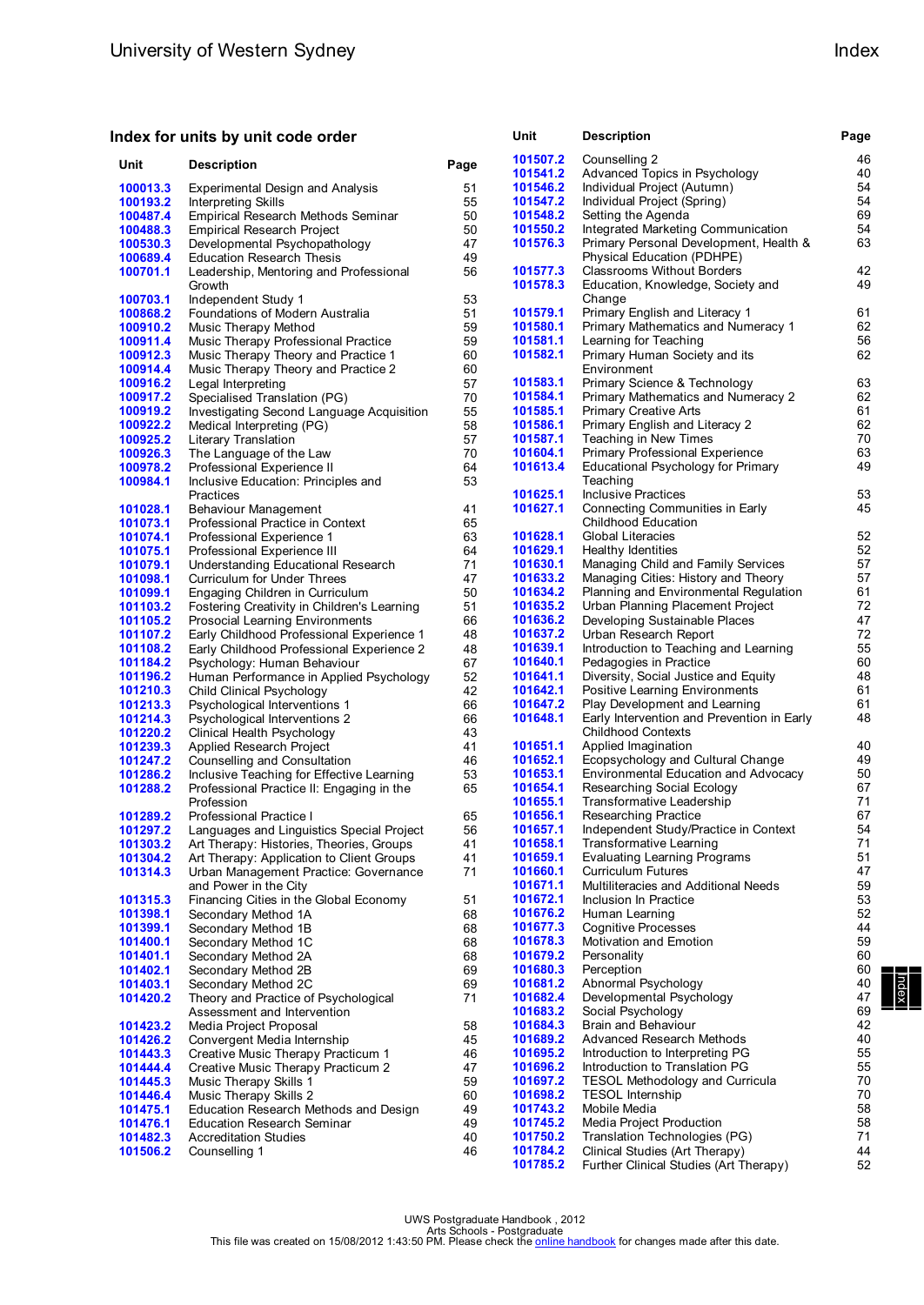## Index for units by unit code order

| Unit | Description | Page |
|---|---|---|
| 100013.3 | Experimental Design and Analysis | 51 |
| 100193.2 | Interpreting Skills | 55 |
| 100487.4 | Empirical Research Methods Seminar | 50 |
| 100488.3 | Empirical Research Project | 50 |
| 100530.3 | Developmental Psychopathology | 47 |
| 100689.4 | Education Research Thesis | 49 |
| 100701.1 | Leadership, Mentoring and Professional Growth | 56 |
| 100703.1 | Independent Study 1 | 53 |
| 100868.2 | Foundations of Modern Australia | 51 |
| 100910.2 | Music Therapy Method | 59 |
| 100911.4 | Music Therapy Professional Practice | 59 |
| 100912.3 | Music Therapy Theory and Practice 1 | 60 |
| 100914.4 | Music Therapy Theory and Practice 2 | 60 |
| 100916.2 | Legal Interpreting | 57 |
| 100917.2 | Specialised Translation (PG) | 70 |
| 100919.2 | Investigating Second Language Acquisition | 55 |
| 100922.2 | Medical Interpreting (PG) | 58 |
| 100925.2 | Literary Translation | 57 |
| 100926.3 | The Language of the Law | 70 |
| 100978.2 | Professional Experience II | 64 |
| 100984.1 | Inclusive Education: Principles and Practices | 53 |
| 101028.1 | Behaviour Management | 41 |
| 101073.1 | Professional Practice in Context | 65 |
| 101074.1 | Professional Experience 1 | 63 |
| 101075.1 | Professional Experience III | 64 |
| 101079.1 | Understanding Educational Research | 71 |
| 101098.1 | Curriculum for Under Threes | 47 |
| 101099.1 | Engaging Children in Curriculum | 50 |
| 101103.2 | Fostering Creativity in Children's Learning | 51 |
| 101105.2 | Prosocial Learning Environments | 66 |
| 101107.2 | Early Childhood Professional Experience 1 | 48 |
| 101108.2 | Early Childhood Professional Experience 2 | 48 |
| 101184.2 | Psychology: Human Behaviour | 67 |
| 101196.2 | Human Performance in Applied Psychology | 52 |
| 101210.3 | Child Clinical Psychology | 42 |
| 101213.3 | Psychological Interventions 1 | 66 |
| 101214.3 | Psychological Interventions 2 | 66 |
| 101220.2 | Clinical Health Psychology | 43 |
| 101239.3 | Applied Research Project | 41 |
| 101247.2 | Counselling and Consultation | 46 |
| 101286.2 | Inclusive Teaching for Effective Learning | 53 |
| 101288.2 | Professional Practice II: Engaging in the Profession | 65 |
| 101289.2 | Professional Practice I | 65 |
| 101297.2 | Languages and Linguistics Special Project | 56 |
| 101303.2 | Art Therapy: Histories, Theories, Groups | 41 |
| 101304.2 | Art Therapy: Application to Client Groups | 41 |
| 101314.3 | Urban Management Practice: Governance and Power in the City | 71 |
| 101315.3 | Financing Cities in the Global Economy | 51 |
| 101398.1 | Secondary Method 1A | 68 |
| 101399.1 | Secondary Method 1B | 68 |
| 101400.1 | Secondary Method 1C | 68 |
| 101401.1 | Secondary Method 2A | 68 |
| 101402.1 | Secondary Method 2B | 69 |
| 101403.1 | Secondary Method 2C | 69 |
| 101420.2 | Theory and Practice of Psychological Assessment and Intervention | 71 |
| 101423.2 | Media Project Proposal | 58 |
| 101426.2 | Convergent Media Internship | 45 |
| 101443.3 | Creative Music Therapy Practicum 1 | 46 |
| 101444.4 | Creative Music Therapy Practicum 2 | 47 |
| 101445.3 | Music Therapy Skills 1 | 59 |
| 101446.4 | Music Therapy Skills 2 | 60 |
| 101475.1 | Education Research Methods and Design | 49 |
| 101476.1 | Education Research Seminar | 49 |
| 101482.3 | Accreditation Studies | 40 |
| 101506.2 | Counselling 1 | 46 |
| 101507.2 | Counselling 2 | 46 |
| 101541.2 | Advanced Topics in Psychology | 40 |
| 101546.2 | Individual Project (Autumn) | 54 |
| 101547.2 | Individual Project (Spring) | 54 |
| 101548.2 | Setting the Agenda | 69 |
| 101550.2 | Integrated Marketing Communication | 54 |
| 101576.3 | Primary Personal Development, Health & Physical Education (PDHPE) | 63 |
| 101577.3 | Classrooms Without Borders | 42 |
| 101578.3 | Education, Knowledge, Society and Change | 49 |
| 101579.1 | Primary English and Literacy 1 | 61 |
| 101580.1 | Primary Mathematics and Numeracy 1 | 62 |
| 101581.1 | Learning for Teaching | 56 |
| 101582.1 | Primary Human Society and its Environment | 62 |
| 101583.1 | Primary Science & Technology | 63 |
| 101584.1 | Primary Mathematics and Numeracy 2 | 62 |
| 101585.1 | Primary Creative Arts | 61 |
| 101586.1 | Primary English and Literacy 2 | 62 |
| 101587.1 | Teaching in New Times | 70 |
| 101604.1 | Primary Professional Experience | 63 |
| 101613.4 | Educational Psychology for Primary Teaching | 49 |
| 101625.1 | Inclusive Practices | 53 |
| 101627.1 | Connecting Communities in Early Childhood Education | 45 |
| 101628.1 | Global Literacies | 52 |
| 101629.1 | Healthy Identities | 52 |
| 101630.1 | Managing Child and Family Services | 57 |
| 101633.2 | Managing Cities: History and Theory | 57 |
| 101634.2 | Planning and Environmental Regulation | 61 |
| 101635.2 | Urban Planning Placement Project | 72 |
| 101636.2 | Developing Sustainable Places | 47 |
| 101637.2 | Urban Research Report | 72 |
| 101639.1 | Introduction to Teaching and Learning | 55 |
| 101640.1 | Pedagogies in Practice | 60 |
| 101641.1 | Diversity, Social Justice and Equity | 48 |
| 101642.1 | Positive Learning Environments | 61 |
| 101647.2 | Play Development and Learning | 61 |
| 101648.1 | Early Intervention and Prevention in Early Childhood Contexts | 48 |
| 101651.1 | Applied Imagination | 40 |
| 101652.1 | Ecopsychology and Cultural Change | 49 |
| 101653.1 | Environmental Education and Advocacy | 50 |
| 101654.1 | Researching Social Ecology | 67 |
| 101655.1 | Transformative Leadership | 71 |
| 101656.1 | Researching Practice | 67 |
| 101657.1 | Independent Study/Practice in Context | 54 |
| 101658.1 | Transformative Learning | 71 |
| 101659.1 | Evaluating Learning Programs | 51 |
| 101660.1 | Curriculum Futures | 47 |
| 101671.1 | Multiliteracies and Additional Needs | 59 |
| 101672.1 | Inclusion In Practice | 53 |
| 101676.2 | Human Learning | 52 |
| 101677.3 | Cognitive Processes | 44 |
| 101678.3 | Motivation and Emotion | 59 |
| 101679.2 | Personality | 60 |
| 101680.3 | Perception | 60 |
| 101681.2 | Abnormal Psychology | 40 |
| 101682.4 | Developmental Psychology | 47 |
| 101683.2 | Social Psychology | 69 |
| 101684.3 | Brain and Behaviour | 42 |
| 101689.2 | Advanced Research Methods | 40 |
| 101695.2 | Introduction to Interpreting PG | 55 |
| 101696.2 | Introduction to Translation PG | 55 |
| 101697.2 | TESOL Methodology and Curricula | 70 |
| 101698.2 | TESOL Internship | 70 |
| 101743.2 | Mobile Media | 58 |
| 101745.2 | Media Project Production | 58 |
| 101750.2 | Translation Technologies (PG) | 71 |
| 101784.2 | Clinical Studies (Art Therapy) | 44 |
| 101785.2 | Further Clinical Studies (Art Therapy) | 52 |

UWS Postgraduate Handbook , 2012
Arts Schools - Postgraduate
This file was created on 15/08/2012 1:43:50 PM. Please check the online handbook for changes made after this date.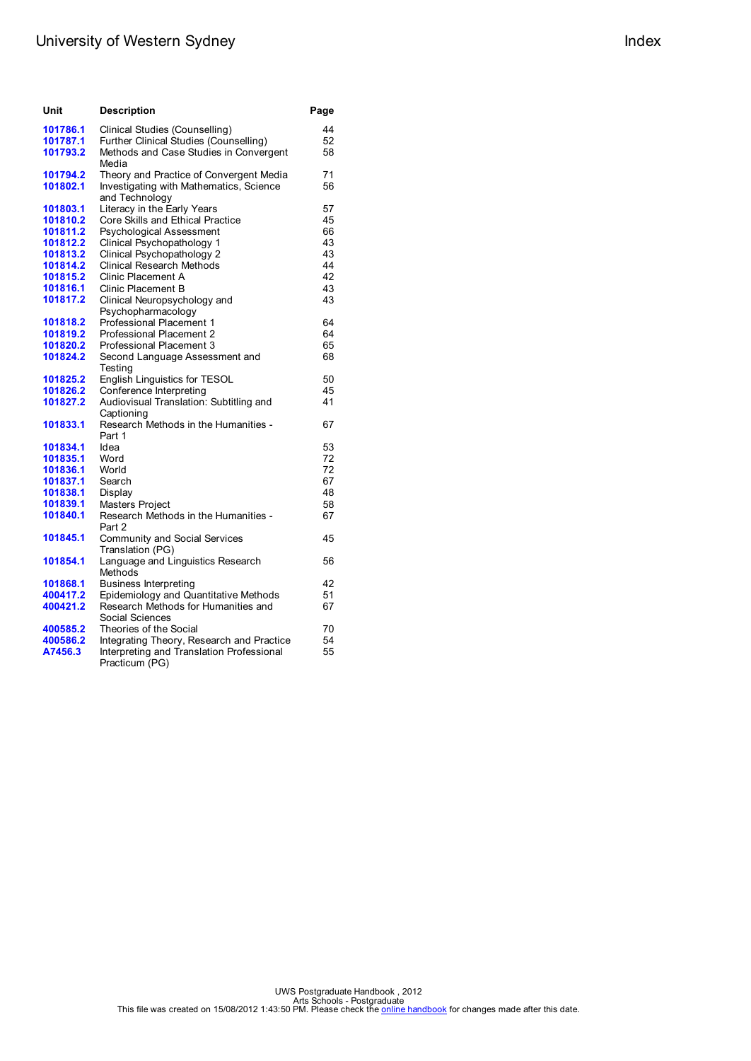| Unit | Description | Page |
|---|---|---|
| 101786.1 | Clinical Studies (Counselling) | 44 |
| 101787.1 | Further Clinical Studies (Counselling) | 52 |
| 101793.2 | Methods and Case Studies in Convergent Media | 58 |
| 101794.2 | Theory and Practice of Convergent Media | 71 |
| 101802.1 | Investigating with Mathematics, Science and Technology | 56 |
| 101803.1 | Literacy in the Early Years | 57 |
| 101810.2 | Core Skills and Ethical Practice | 45 |
| 101811.2 | Psychological Assessment | 66 |
| 101812.2 | Clinical Psychopathology 1 | 43 |
| 101813.2 | Clinical Psychopathology 2 | 43 |
| 101814.2 | Clinical Research Methods | 44 |
| 101815.2 | Clinic Placement A | 42 |
| 101816.1 | Clinic Placement B | 43 |
| 101817.2 | Clinical Neuropsychology and Psychopharmacology | 43 |
| 101818.2 | Professional Placement 1 | 64 |
| 101819.2 | Professional Placement 2 | 64 |
| 101820.2 | Professional Placement 3 | 65 |
| 101824.2 | Second Language Assessment and Testing | 68 |
| 101825.2 | English Linguistics for TESOL | 50 |
| 101826.2 | Conference Interpreting | 45 |
| 101827.2 | Audiovisual Translation: Subtitling and Captioning | 41 |
| 101833.1 | Research Methods in the Humanities - Part 1 | 67 |
| 101834.1 | Idea | 53 |
| 101835.1 | Word | 72 |
| 101836.1 | World | 72 |
| 101837.1 | Search | 67 |
| 101838.1 | Display | 48 |
| 101839.1 | Masters Project | 58 |
| 101840.1 | Research Methods in the Humanities - Part 2 | 67 |
| 101845.1 | Community and Social Services Translation (PG) | 45 |
| 101854.1 | Language and Linguistics Research Methods | 56 |
| 101868.1 | Business Interpreting | 42 |
| 400417.2 | Epidemiology and Quantitative Methods | 51 |
| 400421.2 | Research Methods for Humanities and Social Sciences | 67 |
| 400585.2 | Theories of the Social | 70 |
| 400586.2 | Integrating Theory, Research and Practice | 54 |
| A7456.3 | Interpreting and Translation Professional Practicum (PG) | 55 |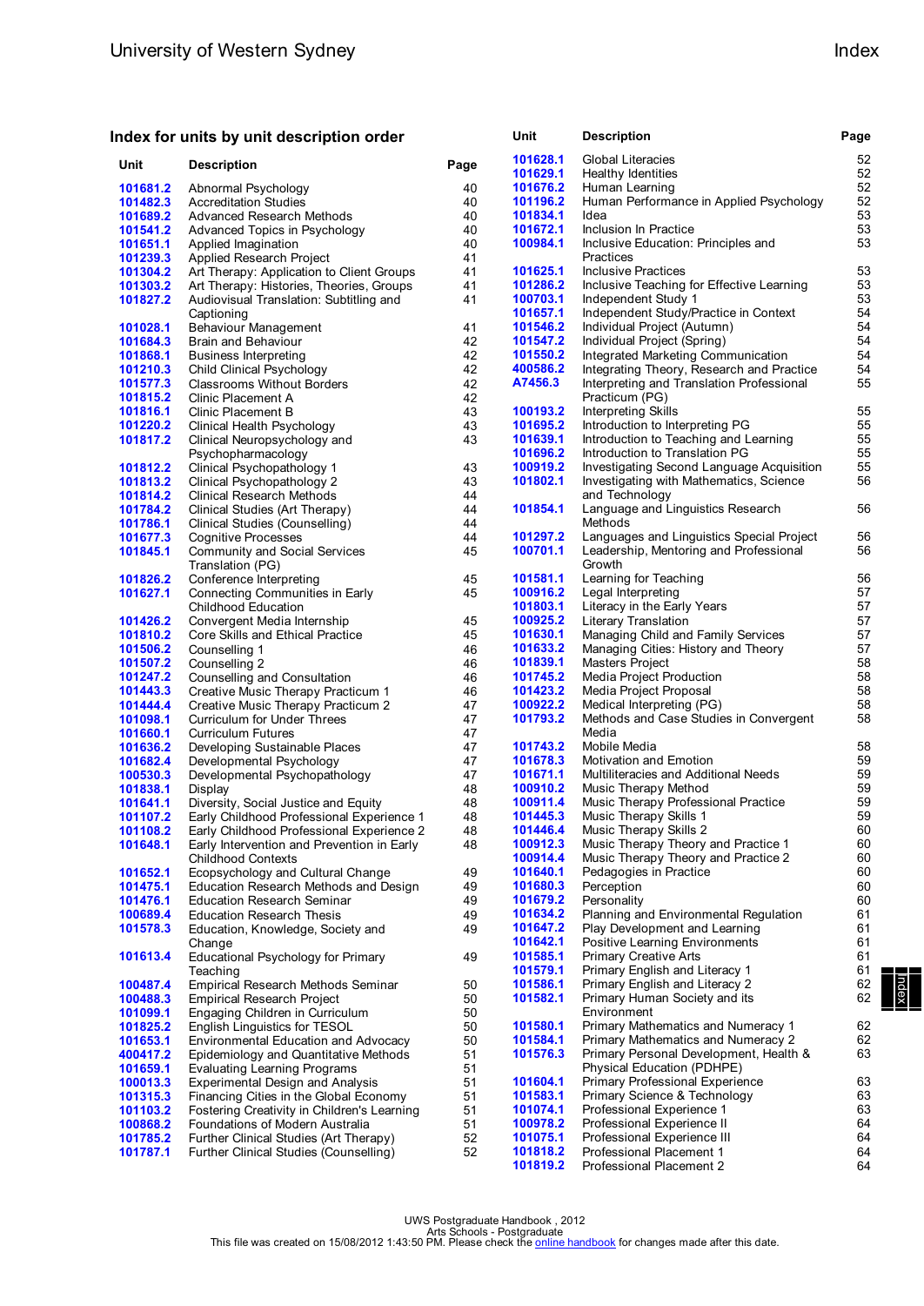## Index for units by unit description order

| Unit | Description | Page |
|---|---|---|
| 101681.2 | Abnormal Psychology | 40 |
| 101482.3 | Accreditation Studies | 40 |
| 101689.2 | Advanced Research Methods | 40 |
| 101541.2 | Advanced Topics in Psychology | 40 |
| 101651.1 | Applied Imagination | 40 |
| 101239.3 | Applied Research Project | 41 |
| 101304.2 | Art Therapy: Application to Client Groups | 41 |
| 101303.2 | Art Therapy: Histories, Theories, Groups | 41 |
| 101827.2 | Audiovisual Translation: Subtitling and Captioning | 41 |
| 101028.1 | Behaviour Management | 41 |
| 101684.3 | Brain and Behaviour | 42 |
| 101868.1 | Business Interpreting | 42 |
| 101210.3 | Child Clinical Psychology | 42 |
| 101577.3 | Classrooms Without Borders | 42 |
| 101815.2 | Clinic Placement A | 42 |
| 101816.1 | Clinic Placement B | 43 |
| 101220.2 | Clinical Health Psychology | 43 |
| 101817.2 | Clinical Neuropsychology and Psychopharmacology | 43 |
| 101812.2 | Clinical Psychopathology 1 | 43 |
| 101813.2 | Clinical Psychopathology 2 | 43 |
| 101814.2 | Clinical Research Methods | 44 |
| 101784.2 | Clinical Studies (Art Therapy) | 44 |
| 101786.1 | Clinical Studies (Counselling) | 44 |
| 101677.3 | Cognitive Processes | 44 |
| 101845.1 | Community and Social Services Translation (PG) | 45 |
| 101826.2 | Conference Interpreting | 45 |
| 101627.1 | Connecting Communities in Early Childhood Education | 45 |
| 101426.2 | Convergent Media Internship | 45 |
| 101810.2 | Core Skills and Ethical Practice | 45 |
| 101506.2 | Counselling 1 | 46 |
| 101507.2 | Counselling 2 | 46 |
| 101247.2 | Counselling and Consultation | 46 |
| 101443.3 | Creative Music Therapy Practicum 1 | 46 |
| 101444.4 | Creative Music Therapy Practicum 2 | 47 |
| 101098.1 | Curriculum for Under Threes | 47 |
| 101660.1 | Curriculum Futures | 47 |
| 101636.2 | Developing Sustainable Places | 47 |
| 101682.4 | Developmental Psychology | 47 |
| 100530.3 | Developmental Psychopathology | 47 |
| 101838.1 | Display | 48 |
| 101641.1 | Diversity, Social Justice and Equity | 48 |
| 101107.2 | Early Childhood Professional Experience 1 | 48 |
| 101108.2 | Early Childhood Professional Experience 2 | 48 |
| 101648.1 | Early Intervention and Prevention in Early Childhood Contexts | 48 |
| 101652.1 | Ecopsychology and Cultural Change | 49 |
| 101475.1 | Education Research Methods and Design | 49 |
| 101476.1 | Education Research Seminar | 49 |
| 100689.4 | Education Research Thesis | 49 |
| 101578.3 | Education, Knowledge, Society and Change | 49 |
| 101613.4 | Educational Psychology for Primary Teaching | 49 |
| 100487.4 | Empirical Research Methods Seminar | 50 |
| 100488.3 | Empirical Research Project | 50 |
| 101099.1 | Engaging Children in Curriculum | 50 |
| 101825.2 | English Linguistics for TESOL | 50 |
| 101653.1 | Environmental Education and Advocacy | 50 |
| 400417.2 | Epidemiology and Quantitative Methods | 51 |
| 101659.1 | Evaluating Learning Programs | 51 |
| 100013.3 | Experimental Design and Analysis | 51 |
| 101315.3 | Financing Cities in the Global Economy | 51 |
| 101103.2 | Fostering Creativity in Children's Learning | 51 |
| 100868.2 | Foundations of Modern Australia | 51 |
| 101785.2 | Further Clinical Studies (Art Therapy) | 52 |
| 101787.1 | Further Clinical Studies (Counselling) | 52 |
| 101628.1 | Global Literacies | 52 |
| 101629.1 | Healthy Identities | 52 |
| 101676.2 | Human Learning | 52 |
| 101196.2 | Human Performance in Applied Psychology | 52 |
| 101834.1 | Idea | 53 |
| 101672.1 | Inclusion In Practice | 53 |
| 100984.1 | Inclusive Education: Principles and Practices | 53 |
| 101625.1 | Inclusive Practices | 53 |
| 101286.2 | Inclusive Teaching for Effective Learning | 53 |
| 100703.1 | Independent Study 1 | 53 |
| 101657.1 | Independent Study/Practice in Context | 54 |
| 101546.2 | Individual Project (Autumn) | 54 |
| 101547.2 | Individual Project (Spring) | 54 |
| 101550.2 | Integrated Marketing Communication | 54 |
| 400586.2 | Integrating Theory, Research and Practice | 54 |
| A7456.3 | Interpreting and Translation Professional Practicum (PG) | 55 |
| 100193.2 | Interpreting Skills | 55 |
| 101695.2 | Introduction to Interpreting PG | 55 |
| 101639.1 | Introduction to Teaching and Learning | 55 |
| 101696.2 | Introduction to Translation PG | 55 |
| 100919.2 | Investigating Second Language Acquisition | 55 |
| 101802.1 | Investigating with Mathematics, Science and Technology | 56 |
| 101854.1 | Language and Linguistics Research Methods | 56 |
| 101297.2 | Languages and Linguistics Special Project | 56 |
| 100701.1 | Leadership, Mentoring and Professional Growth | 56 |
| 101581.1 | Learning for Teaching | 56 |
| 100916.2 | Legal Interpreting | 57 |
| 101803.1 | Literacy in the Early Years | 57 |
| 100925.2 | Literary Translation | 57 |
| 101630.1 | Managing Child and Family Services | 57 |
| 101633.2 | Managing Cities: History and Theory | 57 |
| 101839.1 | Masters Project | 58 |
| 101745.2 | Media Project Production | 58 |
| 101423.2 | Media Project Proposal | 58 |
| 100922.2 | Medical Interpreting (PG) | 58 |
| 101793.2 | Methods and Case Studies in Convergent Media | 58 |
| 101743.2 | Mobile Media | 58 |
| 101678.3 | Motivation and Emotion | 59 |
| 101671.1 | Multiliteracies and Additional Needs | 59 |
| 100910.2 | Music Therapy Method | 59 |
| 100911.4 | Music Therapy Professional Practice | 59 |
| 101445.3 | Music Therapy Skills 1 | 59 |
| 101446.4 | Music Therapy Skills 2 | 60 |
| 100912.3 | Music Therapy Theory and Practice 1 | 60 |
| 100914.4 | Music Therapy Theory and Practice 2 | 60 |
| 101640.1 | Pedagogies in Practice | 60 |
| 101680.3 | Perception | 60 |
| 101679.2 | Personality | 60 |
| 101634.2 | Planning and Environmental Regulation | 61 |
| 101647.2 | Play Development and Learning | 61 |
| 101642.1 | Positive Learning Environments | 61 |
| 101585.1 | Primary Creative Arts | 61 |
| 101579.1 | Primary English and Literacy 1 | 61 |
| 101586.1 | Primary English and Literacy 2 | 62 |
| 101582.1 | Primary Human Society and its Environment | 62 |
| 101580.1 | Primary Mathematics and Numeracy 1 | 62 |
| 101584.1 | Primary Mathematics and Numeracy 2 | 62 |
| 101576.3 | Primary Personal Development, Health & Physical Education (PDHPE) | 63 |
| 101604.1 | Primary Professional Experience | 63 |
| 101583.1 | Primary Science & Technology | 63 |
| 101074.1 | Professional Experience 1 | 63 |
| 100978.2 | Professional Experience II | 64 |
| 101075.1 | Professional Experience III | 64 |
| 101818.2 | Professional Placement 1 | 64 |
| 101819.2 | Professional Placement 2 | 64 |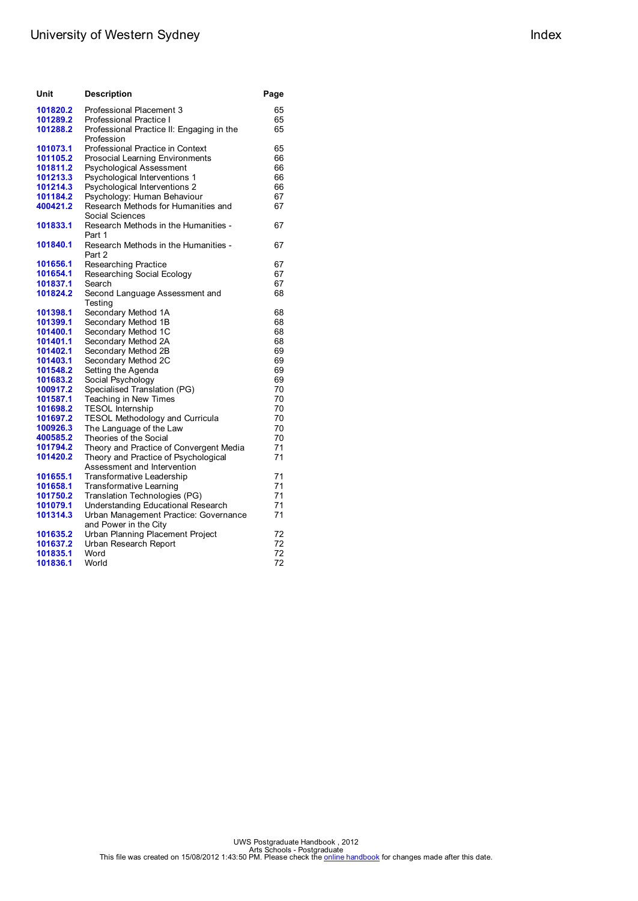| Unit | Description | Page |
| --- | --- | --- |
| 101820.2 | Professional Placement 3 | 65 |
| 101289.2 | Professional Practice I | 65 |
| 101288.2 | Professional Practice II: Engaging in the Profession | 65 |
| 101073.1 | Professional Practice in Context | 65 |
| 101105.2 | Prosocial Learning Environments | 66 |
| 101811.2 | Psychological Assessment | 66 |
| 101213.3 | Psychological Interventions 1 | 66 |
| 101214.3 | Psychological Interventions 2 | 66 |
| 101184.2 | Psychology: Human Behaviour | 67 |
| 400421.2 | Research Methods for Humanities and Social Sciences | 67 |
| 101833.1 | Research Methods in the Humanities - Part 1 | 67 |
| 101840.1 | Research Methods in the Humanities - Part 2 | 67 |
| 101656.1 | Researching Practice | 67 |
| 101654.1 | Researching Social Ecology | 67 |
| 101837.1 | Search | 67 |
| 101824.2 | Second Language Assessment and Testing | 68 |
| 101398.1 | Secondary Method 1A | 68 |
| 101399.1 | Secondary Method 1B | 68 |
| 101400.1 | Secondary Method 1C | 68 |
| 101401.1 | Secondary Method 2A | 68 |
| 101402.1 | Secondary Method 2B | 69 |
| 101403.1 | Secondary Method 2C | 69 |
| 101548.2 | Setting the Agenda | 69 |
| 101683.2 | Social Psychology | 69 |
| 100917.2 | Specialised Translation (PG) | 70 |
| 101587.1 | Teaching in New Times | 70 |
| 101698.2 | TESOL Internship | 70 |
| 101697.2 | TESOL Methodology and Curricula | 70 |
| 100926.3 | The Language of the Law | 70 |
| 400585.2 | Theories of the Social | 70 |
| 101794.2 | Theory and Practice of Convergent Media | 71 |
| 101420.2 | Theory and Practice of Psychological Assessment and Intervention | 71 |
| 101655.1 | Transformative Leadership | 71 |
| 101658.1 | Transformative Learning | 71 |
| 101750.2 | Translation Technologies (PG) | 71 |
| 101079.1 | Understanding Educational Research | 71 |
| 101314.3 | Urban Management Practice: Governance and Power in the City | 71 |
| 101635.2 | Urban Planning Placement Project | 72 |
| 101637.2 | Urban Research Report | 72 |
| 101835.1 | Word | 72 |
| 101836.1 | World | 72 |